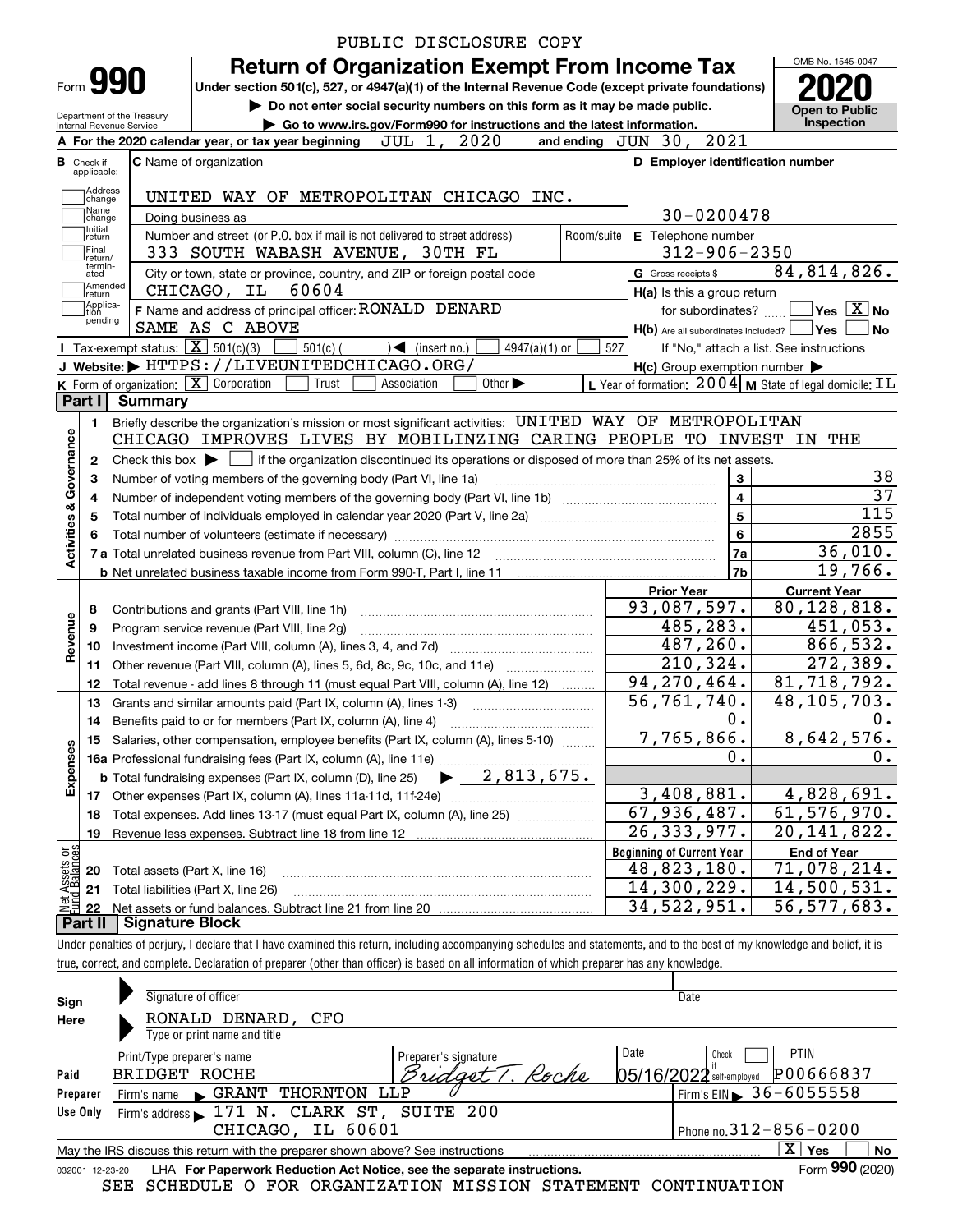PUBLIC DISCLOSURE COPY

# Form 990 — Return of Organization Exempt From Income Tax

Under section 501(c), 527, or 4947(a)(1) of the Internal Revenue Code (except private foundations)

▶ Do not enter social security numbers on this form as it may be made public.

▶ Go to www.irs.gov/Form990 for instructions and the latest information.

Department of the Treasury
Internal Revenue Service

OMB No. 1545-0047

**2020**

**Open to Public Inspection**

**A** For the 2020 calendar year, or tax year beginning JUL 1, 2020 and ending JUN 30, 2021

**B** Check if applicable: Address change, Name change, Initial return, Final return/terminated, Amended return, Application pending

**C** Name of organization: UNITED WAY OF METROPOLITAN CHICAGO INC.

Doing business as

Number and street (or P.O. box if mail is not delivered to street address): 333 SOUTH WABASH AVENUE, 30TH FL — Room/suite

City or town, state or province, country, and ZIP or foreign postal code: CHICAGO, IL 60604

**D** Employer identification number: 30-0200478

**E** Telephone number: 312-906-2350

**G** Gross receipts $ 84,814,826.

**F** Name and address of principal officer: RONALD DENARD
SAME AS C ABOVE

**H(a)** Is this a group return for subordinates? ☐ Yes ☒ No

**H(b)** Are all subordinates included? ☐ Yes ☐ No
If "No," attach a list. See instructions

**H(c)** Group exemption number ▶

**I** Tax-exempt status: ☒ 501(c)(3) ☐ 501(c) ( ) ◀ (insert no.) ☐ 4947(a)(1) or ☐ 527

**J** Website: ▶ HTTPS://LIVEUNITEDCHICAGO.ORG/

**K** Form of organization: ☒ Corporation ☐ Trust ☐ Association ☐ Other ▶

**L** Year of formation: 2004 **M** State of legal domicile: IL

## Part I Summary

**Activities & Governance**

1. Briefly describe the organization's mission or most significant activities: UNITED WAY OF METROPOLITAN CHICAGO IMPROVES LIVES BY MOBILINZING CARING PEOPLE TO INVEST IN THE
2. Check this box ▶ ☐ if the organization discontinued its operations or disposed of more than 25% of its net assets.

| | | | |
|---|---|---|---|
| 3 | Number of voting members of the governing body (Part VI, line 1a) | 3 | 38 |
| 4 | Number of independent voting members of the governing body (Part VI, line 1b) | 4 | 37 |
| 5 | Total number of individuals employed in calendar year 2020 (Part V, line 2a) | 5 | 115 |
| 6 | Total number of volunteers (estimate if necessary) | 6 | 2855 |
| 7a | Total unrelated business revenue from Part VIII, column (C), line 12 | 7a | 36,010. |
| 7b | Net unrelated business taxable income from Form 990-T, Part I, line 11 | 7b | 19,766. |

| | | Prior Year | Current Year |
|---|---|---|---|
| **Revenue** | | | |
| 8 | Contributions and grants (Part VIII, line 1h) | 93,087,597. | 80,128,818. |
| 9 | Program service revenue (Part VIII, line 2g) | 485,283. | 451,053. |
| 10 | Investment income (Part VIII, column (A), lines 3, 4, and 7d) | 487,260. | 866,532. |
| 11 | Other revenue (Part VIII, column (A), lines 5, 6d, 8c, 9c, 10c, and 11e) | 210,324. | 272,389. |
| 12 | Total revenue - add lines 8 through 11 (must equal Part VIII, column (A), line 12) | 94,270,464. | 81,718,792. |
| **Expenses** | | | |
| 13 | Grants and similar amounts paid (Part IX, column (A), lines 1-3) | 56,761,740. | 48,105,703. |
| 14 | Benefits paid to or for members (Part IX, column (A), line 4) | 0. | 0. |
| 15 | Salaries, other compensation, employee benefits (Part IX, column (A), lines 5-10) | 7,765,866. | 8,642,576. |
| 16a | Professional fundraising fees (Part IX, column (A), line 11e) | 0. | 0. |
| b | Total fundraising expenses (Part IX, column (D), line 25) ▶ 2,813,675. | | |
| 17 | Other expenses (Part IX, column (A), lines 11a-11d, 11f-24e) | 3,408,881. | 4,828,691. |
| 18 | Total expenses. Add lines 13-17 (must equal Part IX, column (A), line 25) | 67,936,487. | 61,576,970. |
| 19 | Revenue less expenses. Subtract line 18 from line 12 | 26,333,977. | 20,141,822. |

| **Net Assets or Fund Balances** | | Beginning of Current Year | End of Year |
|---|---|---|---|
| 20 | Total assets (Part X, line 16) | 48,823,180. | 71,078,214. |
| 21 | Total liabilities (Part X, line 26) | 14,300,229. | 14,500,531. |
| 22 | Net assets or fund balances. Subtract line 21 from line 20 | 34,522,951. | 56,577,683. |

## Part II Signature Block

Under penalties of perjury, I declare that I have examined this return, including accompanying schedules and statements, and to the best of my knowledge and belief, it is true, correct, and complete. Declaration of preparer (other than officer) is based on all information of which preparer has any knowledge.

**Sign Here**

Signature of officer — Date

RONALD DENARD, CFO
Type or print name and title

**Paid Preparer Use Only**

| Print/Type preparer's name | Preparer's signature | Date | Check ☐ if self-employed | PTIN |
|---|---|---|---|---|
| BRIDGET ROCHE | Bridget T. Roche | 05/16/2022 | | P00666837 |

Firm's name ▶ GRANT THORNTON LLP — Firm's EIN ▶ 36-6055558

Firm's address ▶ 171 N. CLARK ST, SUITE 200, CHICAGO, IL 60601 — Phone no. 312-856-0200

May the IRS discuss this return with the preparer shown above? See instructions ☒ Yes ☐ No

032001 12-23-20 LHA For Paperwork Reduction Act Notice, see the separate instructions. Form **990** (2020)

SEE SCHEDULE O FOR ORGANIZATION MISSION STATEMENT CONTINUATION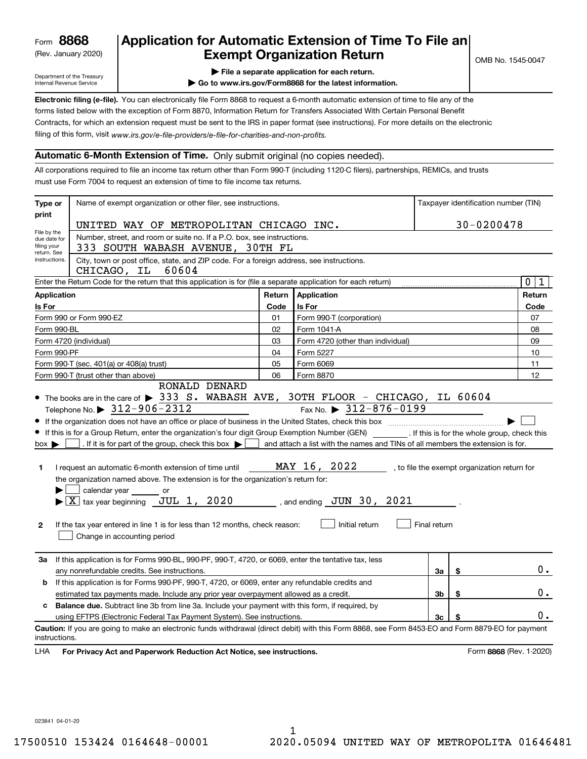Form **8868**
(Rev. January 2020)

Department of the Treasury
Internal Revenue Service

# Application for Automatic Extension of Time To File an Exempt Organization Return

▶ File a separate application for each return.
▶ Go to www.irs.gov/Form8868 for the latest information.

OMB No. 1545-0047

**Electronic filing (e-file).** You can electronically file Form 8868 to request a 6-month automatic extension of time to file any of the forms listed below with the exception of Form 8870, Information Return for Transfers Associated With Certain Personal Benefit Contracts, for which an extension request must be sent to the IRS in paper format (see instructions). For more details on the electronic filing of this form, visit *www.irs.gov/e-file-providers/e-file-for-charities-and-non-profits.*

## Automatic 6-Month Extension of Time. Only submit original (no copies needed).

All corporations required to file an income tax return other than Form 990-T (including 1120-C filers), partnerships, REMICs, and trusts must use Form 7004 to request an extension of time to file income tax returns.

| Type or print | Name of exempt organization or other filer, see instructions. | Taxpayer identification number (TIN) |
|---|---|---|
| File by the due date for filing your return. See instructions. | UNITED WAY OF METROPOLITAN CHICAGO INC. | 30-0200478 |
| | Number, street, and room or suite no. If a P.O. box, see instructions. 333 SOUTH WABASH AVENUE, 30TH FL | |
| | City, town or post office, state, and ZIP code. For a foreign address, see instructions. CHICAGO, IL 60604 | |

Enter the Return Code for the return that this application is for (file a separate application for each return) .......... 0 1

| Application Is For | Return Code | Application Is For | Return Code |
|---|---|---|---|
| Form 990 or Form 990-EZ | 01 | Form 990-T (corporation) | 07 |
| Form 990-BL | 02 | Form 1041-A | 08 |
| Form 4720 (individual) | 03 | Form 4720 (other than individual) | 09 |
| Form 990-PF | 04 | Form 5227 | 10 |
| Form 990-T (sec. 401(a) or 408(a) trust) | 05 | Form 6069 | 11 |
| Form 990-T (trust other than above) | 06 | Form 8870 | 12 |

- The books are in the care of ▶ RONALD DENARD 333 S. WABASH AVE, 30TH FLOOR - CHICAGO, IL 60604
  Telephone No. ▶ 312-906-2312    Fax No. ▶ 312-876-0199
- If the organization does not have an office or place of business in the United States, check this box .......... ▶ ☐
- If this is for a Group Return, enter the organization's four digit Group Exemption Number (GEN) ______. If this is for the whole group, check this box ▶ ☐. If it is for part of the group, check this box ▶ ☐ and attach a list with the names and TINs of all members the extension is for.

**1** I request an automatic 6-month extension of time until MAY 16, 2022, to file the exempt organization return for the organization named above. The extension is for the organization's return for:
▶ ☐ calendar year ______ or
▶ ☒ tax year beginning JUL 1, 2020, and ending JUN 30, 2021.

**2** If the tax year entered in line 1 is for less than 12 months, check reason: ☐ Initial return ☐ Final return
☐ Change in accounting period

| | | | |
|---|---|---|---|
| **3a** | If this application is for Forms 990-BL, 990-PF, 990-T, 4720, or 6069, enter the tentative tax, less any nonrefundable credits. See instructions. | 3a | $ 0. |
| **b** | If this application is for Forms 990-PF, 990-T, 4720, or 6069, enter any refundable credits and estimated tax payments made. Include any prior year overpayment allowed as a credit. | 3b | $ 0. |
| **c** | **Balance due.** Subtract line 3b from line 3a. Include your payment with this form, if required, by using EFTPS (Electronic Federal Tax Payment System). See instructions. | 3c | $ 0. |

**Caution:** If you are going to make an electronic funds withdrawal (direct debit) with this Form 8868, see Form 8453-EO and Form 8879-EO for payment instructions.

LHA **For Privacy Act and Paperwork Reduction Act Notice, see instructions.** Form **8868** (Rev. 1-2020)

023841 04-01-20

17500510 153424 0164648-00001    2020.05094 UNITED WAY OF METROPOLITA 01646481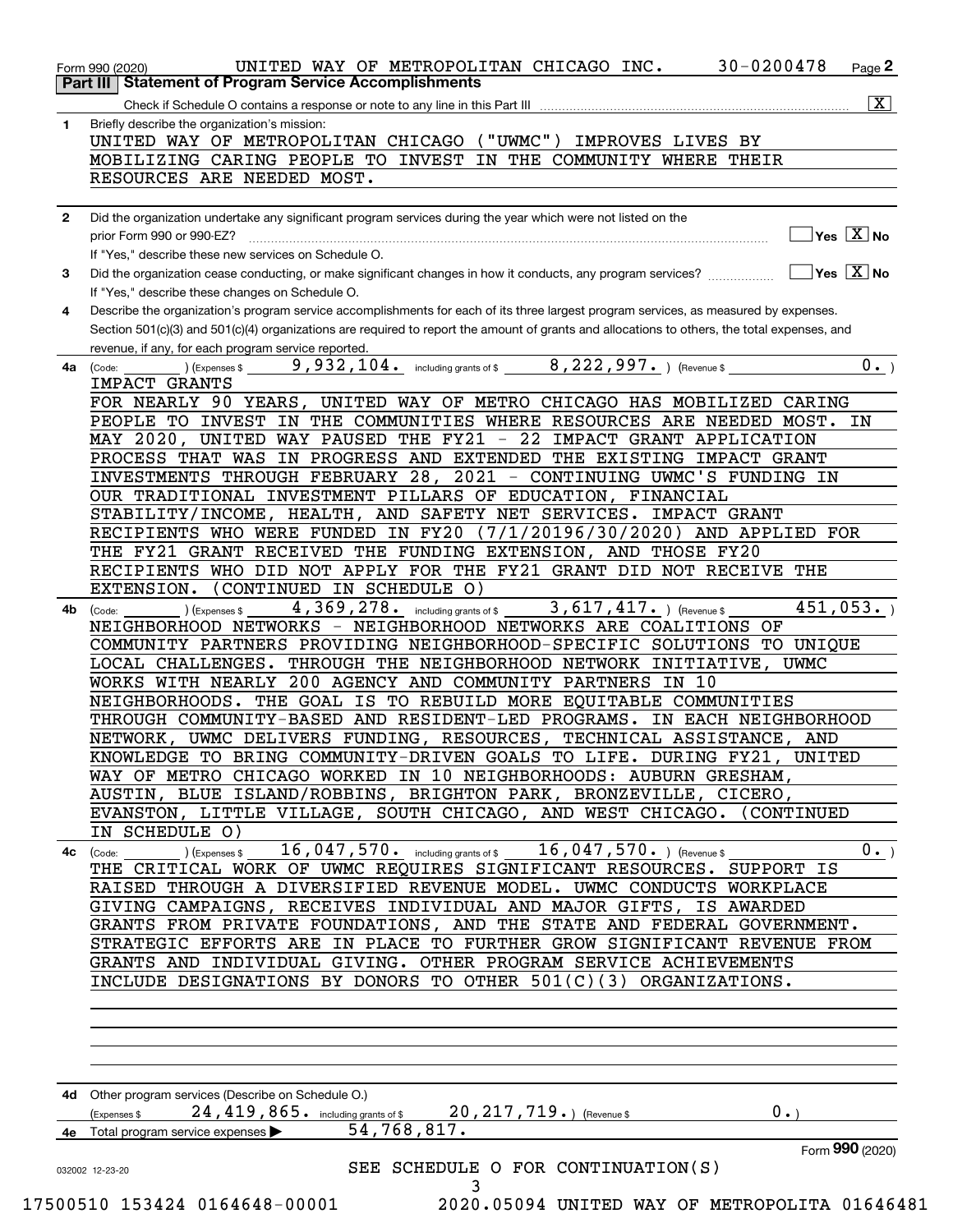Form 990 (2020) UNITED WAY OF METROPOLITAN CHICAGO INC. 30-0200478 Page 2

## Part III Statement of Program Service Accomplishments

Check if Schedule O contains a response or note to any line in this Part III [X]

**1** Briefly describe the organization's mission:

UNITED WAY OF METROPOLITAN CHICAGO ("UWMC") IMPROVES LIVES BY MOBILIZING CARING PEOPLE TO INVEST IN THE COMMUNITY WHERE THEIR RESOURCES ARE NEEDED MOST.

**2** Did the organization undertake any significant program services during the year which were not listed on the prior Form 990 or 990-EZ? [ ] Yes [X] No

If "Yes," describe these new services on Schedule O.

**3** Did the organization cease conducting, or make significant changes in how it conducts, any program services? [ ] Yes [X] No

If "Yes," describe these changes on Schedule O.

**4** Describe the organization's program service accomplishments for each of its three largest program services, as measured by expenses. Section 501(c)(3) and 501(c)(4) organizations are required to report the amount of grants and allocations to others, the total expenses, and revenue, if any, for each program service reported.

**4a** (Code: ) (Expenses $ 9,932,104. including grants of $ 8,222,997. ) (Revenue $ 0. )

IMPACT GRANTS

FOR NEARLY 90 YEARS, UNITED WAY OF METRO CHICAGO HAS MOBILIZED CARING PEOPLE TO INVEST IN THE COMMUNITIES WHERE RESOURCES ARE NEEDED MOST. IN MAY 2020, UNITED WAY PAUSED THE FY21 - 22 IMPACT GRANT APPLICATION PROCESS THAT WAS IN PROGRESS AND EXTENDED THE EXISTING IMPACT GRANT INVESTMENTS THROUGH FEBRUARY 28, 2021 - CONTINUING UWMC'S FUNDING IN OUR TRADITIONAL INVESTMENT PILLARS OF EDUCATION, FINANCIAL STABILITY/INCOME, HEALTH, AND SAFETY NET SERVICES. IMPACT GRANT RECIPIENTS WHO WERE FUNDED IN FY20 (7/1/20196/30/2020) AND APPLIED FOR THE FY21 GRANT RECEIVED THE FUNDING EXTENSION, AND THOSE FY20 RECIPIENTS WHO DID NOT APPLY FOR THE FY21 GRANT DID NOT RECEIVE THE EXTENSION. (CONTINUED IN SCHEDULE O)

**4b** (Code: ) (Expenses $ 4,369,278. including grants of $ 3,617,417. ) (Revenue $ 451,053. )

NEIGHBORHOOD NETWORKS - NEIGHBORHOOD NETWORKS ARE COALITIONS OF COMMUNITY PARTNERS PROVIDING NEIGHBORHOOD-SPECIFIC SOLUTIONS TO UNIQUE LOCAL CHALLENGES. THROUGH THE NEIGHBORHOOD NETWORK INITIATIVE, UWMC WORKS WITH NEARLY 200 AGENCY AND COMMUNITY PARTNERS IN 10 NEIGHBORHOODS. THE GOAL IS TO REBUILD MORE EQUITABLE COMMUNITIES THROUGH COMMUNITY-BASED AND RESIDENT-LED PROGRAMS. IN EACH NEIGHBORHOOD NETWORK, UWMC DELIVERS FUNDING, RESOURCES, TECHNICAL ASSISTANCE, AND KNOWLEDGE TO BRING COMMUNITY-DRIVEN GOALS TO LIFE. DURING FY21, UNITED WAY OF METRO CHICAGO WORKED IN 10 NEIGHBORHOODS: AUBURN GRESHAM, AUSTIN, BLUE ISLAND/ROBBINS, BRIGHTON PARK, BRONZEVILLE, CICERO, EVANSTON, LITTLE VILLAGE, SOUTH CHICAGO, AND WEST CHICAGO. (CONTINUED IN SCHEDULE O)

**4c** (Code: ) (Expenses $ 16,047,570. including grants of $ 16,047,570. ) (Revenue $ 0. )

THE CRITICAL WORK OF UWMC REQUIRES SIGNIFICANT RESOURCES. SUPPORT IS RAISED THROUGH A DIVERSIFIED REVENUE MODEL. UWMC CONDUCTS WORKPLACE GIVING CAMPAIGNS, RECEIVES INDIVIDUAL AND MAJOR GIFTS, IS AWARDED GRANTS FROM PRIVATE FOUNDATIONS, AND THE STATE AND FEDERAL GOVERNMENT. STRATEGIC EFFORTS ARE IN PLACE TO FURTHER GROW SIGNIFICANT REVENUE FROM GRANTS AND INDIVIDUAL GIVING. OTHER PROGRAM SERVICE ACHIEVEMENTS INCLUDE DESIGNATIONS BY DONORS TO OTHER 501(C)(3) ORGANIZATIONS.

**4d** Other program services (Describe on Schedule O.)

(Expenses $ 24,419,865. including grants of $ 20,217,719. ) (Revenue $ 0. )

**4e** Total program service expenses ▶ 54,768,817.

Form **990** (2020)

SEE SCHEDULE O FOR CONTINUATION(S)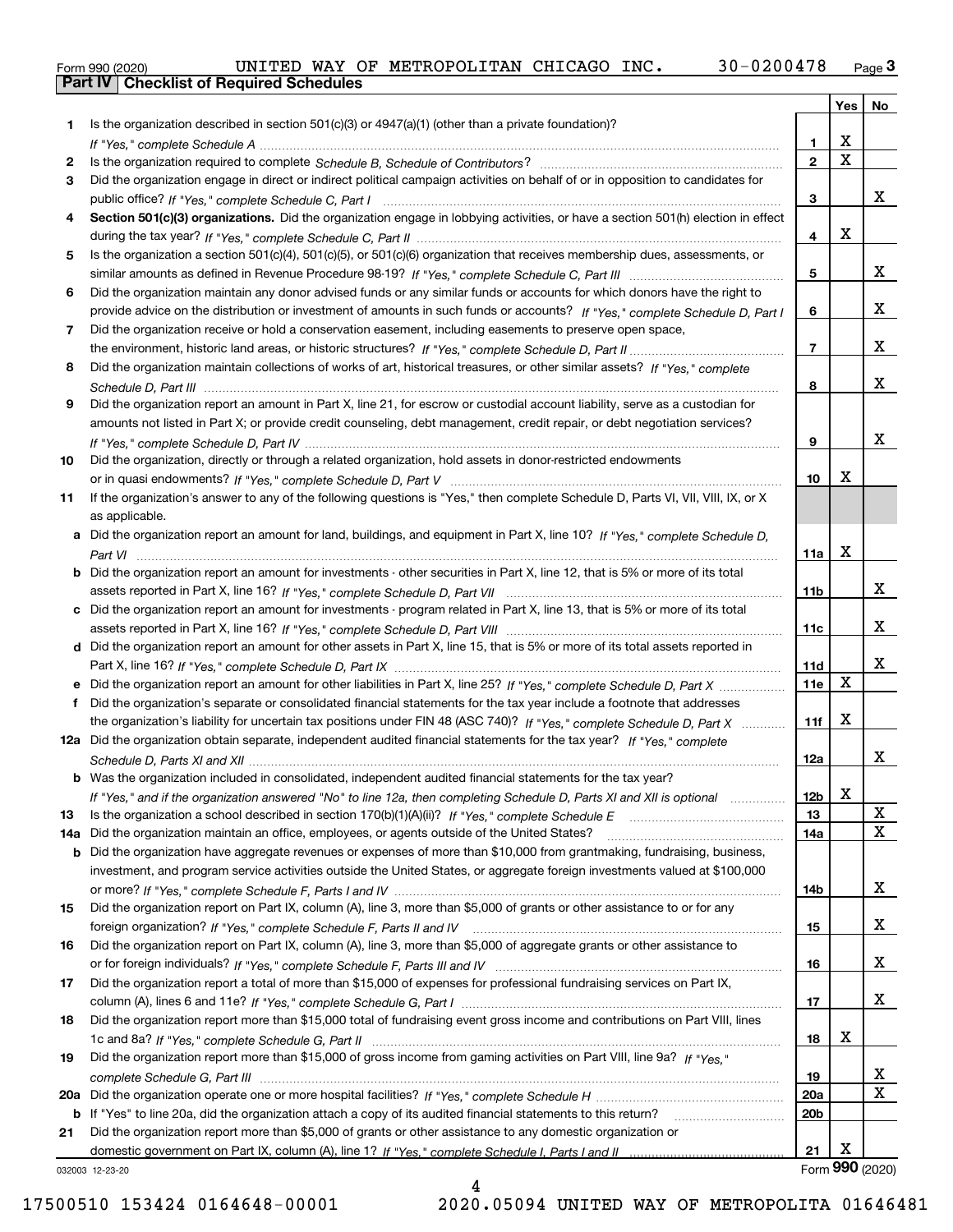Form 990 (2020) UNITED WAY OF METROPOLITAN CHICAGO INC. 30-0200478 Page 3

**Part IV Checklist of Required Schedules**

| | | | Yes | No |
|---|---|---|---|---|
| 1 | Is the organization described in section 501(c)(3) or 4947(a)(1) (other than a private foundation)? *If "Yes," complete Schedule A* | 1 | X | |
| 2 | Is the organization required to complete *Schedule B, Schedule of Contributors*? | 2 | X | |
| 3 | Did the organization engage in direct or indirect political campaign activities on behalf of or in opposition to candidates for public office? *If "Yes," complete Schedule C, Part I* | 3 | | X |
| 4 | **Section 501(c)(3) organizations.** Did the organization engage in lobbying activities, or have a section 501(h) election in effect during the tax year? *If "Yes," complete Schedule C, Part II* | 4 | X | |
| 5 | Is the organization a section 501(c)(4), 501(c)(5), or 501(c)(6) organization that receives membership dues, assessments, or similar amounts as defined in Revenue Procedure 98-19? *If "Yes," complete Schedule C, Part III* | 5 | | X |
| 6 | Did the organization maintain any donor advised funds or any similar funds or accounts for which donors have the right to provide advice on the distribution or investment of amounts in such funds or accounts? *If "Yes," complete Schedule D, Part I* | 6 | | X |
| 7 | Did the organization receive or hold a conservation easement, including easements to preserve open space, the environment, historic land areas, or historic structures? *If "Yes," complete Schedule D, Part II* | 7 | | X |
| 8 | Did the organization maintain collections of works of art, historical treasures, or other similar assets? *If "Yes," complete Schedule D, Part III* | 8 | | X |
| 9 | Did the organization report an amount in Part X, line 21, for escrow or custodial account liability, serve as a custodian for amounts not listed in Part X; or provide credit counseling, debt management, credit repair, or debt negotiation services? *If "Yes," complete Schedule D, Part IV* | 9 | | X |
| 10 | Did the organization, directly or through a related organization, hold assets in donor-restricted endowments or in quasi endowments? *If "Yes," complete Schedule D, Part V* | 10 | X | |
| 11 | If the organization's answer to any of the following questions is "Yes," then complete Schedule D, Parts VI, VII, VIII, IX, or X as applicable. | | | |
| a | Did the organization report an amount for land, buildings, and equipment in Part X, line 10? *If "Yes," complete Schedule D, Part VI* | 11a | X | |
| b | Did the organization report an amount for investments - other securities in Part X, line 12, that is 5% or more of its total assets reported in Part X, line 16? *If "Yes," complete Schedule D, Part VII* | 11b | | X |
| c | Did the organization report an amount for investments - program related in Part X, line 13, that is 5% or more of its total assets reported in Part X, line 16? *If "Yes," complete Schedule D, Part VIII* | 11c | | X |
| d | Did the organization report an amount for other assets in Part X, line 15, that is 5% or more of its total assets reported in Part X, line 16? *If "Yes," complete Schedule D, Part IX* | 11d | | X |
| e | Did the organization report an amount for other liabilities in Part X, line 25? *If "Yes," complete Schedule D, Part X* | 11e | X | |
| f | Did the organization's separate or consolidated financial statements for the tax year include a footnote that addresses the organization's liability for uncertain tax positions under FIN 48 (ASC 740)? *If "Yes," complete Schedule D, Part X* | 11f | X | |
| 12a | Did the organization obtain separate, independent audited financial statements for the tax year? *If "Yes," complete Schedule D, Parts XI and XII* | 12a | | X |
| b | Was the organization included in consolidated, independent audited financial statements for the tax year? *If "Yes," and if the organization answered "No" to line 12a, then completing Schedule D, Parts XI and XII is optional* | 12b | X | |
| 13 | Is the organization a school described in section 170(b)(1)(A)(ii)? *If "Yes," complete Schedule E* | 13 | | X |
| 14a | Did the organization maintain an office, employees, or agents outside of the United States? | 14a | | X |
| b | Did the organization have aggregate revenues or expenses of more than $10,000 from grantmaking, fundraising, business, investment, and program service activities outside the United States, or aggregate foreign investments valued at $100,000 or more? *If "Yes," complete Schedule F, Parts I and IV* | 14b | | X |
| 15 | Did the organization report on Part IX, column (A), line 3, more than $5,000 of grants or other assistance to or for any foreign organization? *If "Yes," complete Schedule F, Parts II and IV* | 15 | | X |
| 16 | Did the organization report on Part IX, column (A), line 3, more than $5,000 of aggregate grants or other assistance to or for foreign individuals? *If "Yes," complete Schedule F, Parts III and IV* | 16 | | X |
| 17 | Did the organization report a total of more than $15,000 of expenses for professional fundraising services on Part IX, column (A), lines 6 and 11e? *If "Yes," complete Schedule G, Part I* | 17 | | X |
| 18 | Did the organization report more than $15,000 total of fundraising event gross income and contributions on Part VIII, lines 1c and 8a? *If "Yes," complete Schedule G, Part II* | 18 | X | |
| 19 | Did the organization report more than $15,000 of gross income from gaming activities on Part VIII, line 9a? *If "Yes," complete Schedule G, Part III* | 19 | | X |
| 20a | Did the organization operate one or more hospital facilities? *If "Yes," complete Schedule H* | 20a | | X |
| b | If "Yes" to line 20a, did the organization attach a copy of its audited financial statements to this return? | 20b | | |
| 21 | Did the organization report more than $5,000 of grants or other assistance to any domestic organization or domestic government on Part IX, column (A), line 1? *If "Yes," complete Schedule I, Parts I and II* | 21 | X | |

032003 12-23-20 Form **990** (2020)

17500510 153424 0164648-00001 2020.05094 UNITED WAY OF METROPOLITA 01646481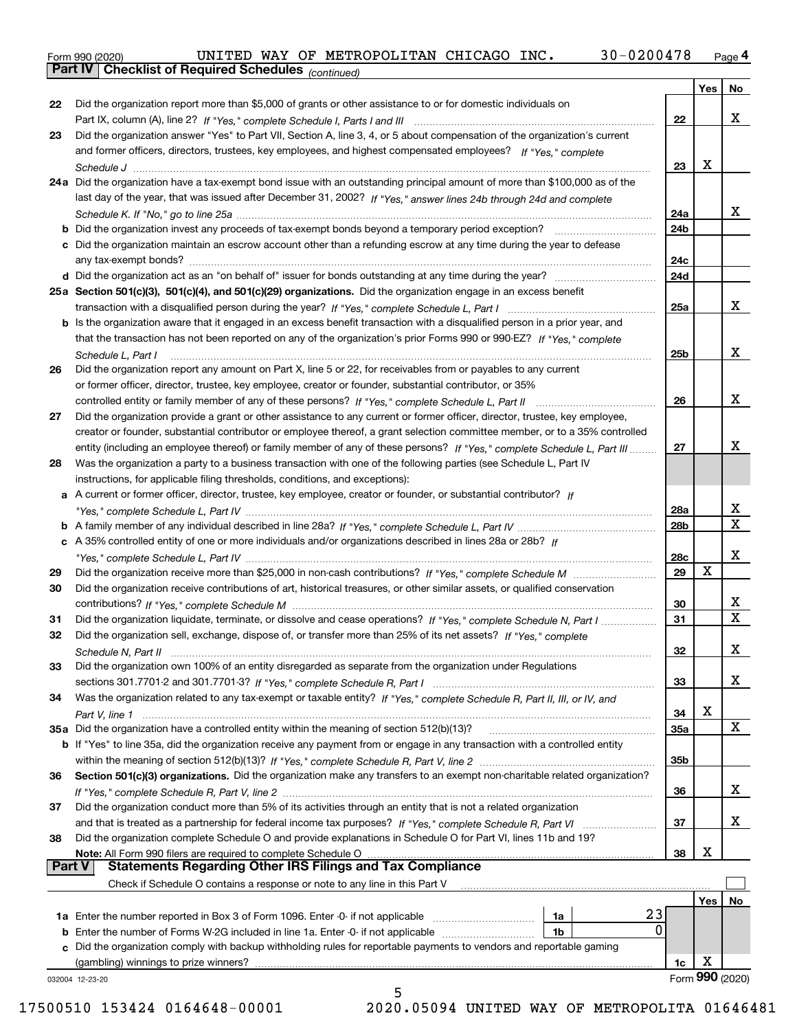Form 990 (2020) UNITED WAY OF METROPOLITAN CHICAGO INC. 30-0200478 Page 4

**Part IV Checklist of Required Schedules** *(continued)*

| | | | Yes | No |
|---|---|---|---|---|
| 22 | Did the organization report more than $5,000 of grants or other assistance to or for domestic individuals on Part IX, column (A), line 2? *If "Yes," complete Schedule I, Parts I and III* | 22 | | X |
| 23 | Did the organization answer "Yes" to Part VII, Section A, line 3, 4, or 5 about compensation of the organization's current and former officers, directors, trustees, key employees, and highest compensated employees? *If "Yes," complete Schedule J* | 23 | X | |
| 24a | Did the organization have a tax-exempt bond issue with an outstanding principal amount of more than $100,000 as of the last day of the year, that was issued after December 31, 2002? *If "Yes," answer lines 24b through 24d and complete Schedule K. If "No," go to line 25a* | 24a | | X |
| b | Did the organization invest any proceeds of tax-exempt bonds beyond a temporary period exception? | 24b | | |
| c | Did the organization maintain an escrow account other than a refunding escrow at any time during the year to defease any tax-exempt bonds? | 24c | | |
| d | Did the organization act as an "on behalf of" issuer for bonds outstanding at any time during the year? | 24d | | |
| 25a | **Section 501(c)(3), 501(c)(4), and 501(c)(29) organizations.** Did the organization engage in an excess benefit transaction with a disqualified person during the year? *If "Yes," complete Schedule L, Part I* | 25a | | X |
| b | Is the organization aware that it engaged in an excess benefit transaction with a disqualified person in a prior year, and that the transaction has not been reported on any of the organization's prior Forms 990 or 990-EZ? *If "Yes," complete Schedule L, Part I* | 25b | | X |
| 26 | Did the organization report any amount on Part X, line 5 or 22, for receivables from or payables to any current or former officer, director, trustee, key employee, creator or founder, substantial contributor, or 35% controlled entity or family member of any of these persons? *If "Yes," complete Schedule L, Part II* | 26 | | X |
| 27 | Did the organization provide a grant or other assistance to any current or former officer, director, trustee, key employee, creator or founder, substantial contributor or employee thereof, a grant selection committee member, or to a 35% controlled entity (including an employee thereof) or family member of any of these persons? *If "Yes," complete Schedule L, Part III* | 27 | | X |
| 28 | Was the organization a party to a business transaction with one of the following parties (see Schedule L, Part IV instructions, for applicable filing thresholds, conditions, and exceptions): | | | |
| a | A current or former officer, director, trustee, key employee, creator or founder, or substantial contributor? *If "Yes," complete Schedule L, Part IV* | 28a | | X |
| b | A family member of any individual described in line 28a? *If "Yes," complete Schedule L, Part IV* | 28b | | X |
| c | A 35% controlled entity of one or more individuals and/or organizations described in lines 28a or 28b? *If "Yes," complete Schedule L, Part IV* | 28c | | X |
| 29 | Did the organization receive more than $25,000 in non-cash contributions? *If "Yes," complete Schedule M* | 29 | X | |
| 30 | Did the organization receive contributions of art, historical treasures, or other similar assets, or qualified conservation contributions? *If "Yes," complete Schedule M* | 30 | | X |
| 31 | Did the organization liquidate, terminate, or dissolve and cease operations? *If "Yes," complete Schedule N, Part I* | 31 | | X |
| 32 | Did the organization sell, exchange, dispose of, or transfer more than 25% of its net assets? *If "Yes," complete Schedule N, Part II* | 32 | | X |
| 33 | Did the organization own 100% of an entity disregarded as separate from the organization under Regulations sections 301.7701-2 and 301.7701-3? *If "Yes," complete Schedule R, Part I* | 33 | | X |
| 34 | Was the organization related to any tax-exempt or taxable entity? *If "Yes," complete Schedule R, Part II, III, or IV, and Part V, line 1* | 34 | X | |
| 35a | Did the organization have a controlled entity within the meaning of section 512(b)(13)? | 35a | | X |
| b | If "Yes" to line 35a, did the organization receive any payment from or engage in any transaction with a controlled entity within the meaning of section 512(b)(13)? *If "Yes," complete Schedule R, Part V, line 2* | 35b | | |
| 36 | **Section 501(c)(3) organizations.** Did the organization make any transfers to an exempt non-charitable related organization? *If "Yes," complete Schedule R, Part V, line 2* | 36 | | X |
| 37 | Did the organization conduct more than 5% of its activities through an entity that is not a related organization and that is treated as a partnership for federal income tax purposes? *If "Yes," complete Schedule R, Part VI* | 37 | | X |
| 38 | Did the organization complete Schedule O and provide explanations in Schedule O for Part VI, lines 11b and 19? **Note:** All Form 990 filers are required to complete Schedule O | 38 | X | |

**Part V Statements Regarding Other IRS Filings and Tax Compliance**

Check if Schedule O contains a response or note to any line in this Part V ☐

| | | | | | Yes | No |
|---|---|---|---|---|---|---|
| 1a | Enter the number reported in Box 3 of Form 1096. Enter -0- if not applicable | 1a | 23 | | | |
| b | Enter the number of Forms W-2G included in line 1a. Enter -0- if not applicable | 1b | 0 | | | |
| c | Did the organization comply with backup withholding rules for reportable payments to vendors and reportable gaming (gambling) winnings to prize winners? | | | 1c | X | |

032004 12-23-20

Form **990** (2020)

17500510 153424 0164648-00001 2020.05094 UNITED WAY OF METROPOLITA 01646481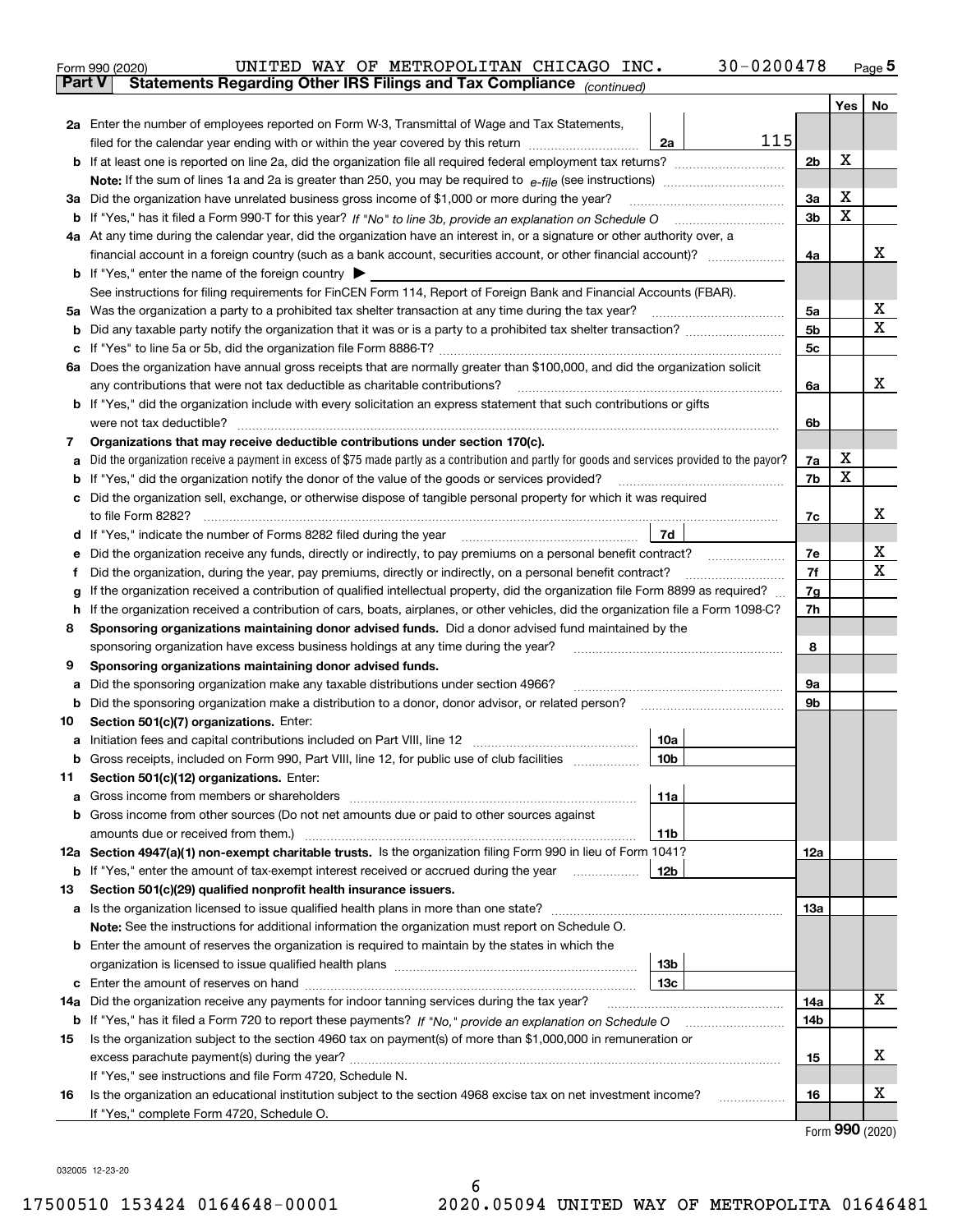Form 990 (2020) UNITED WAY OF METROPOLITAN CHICAGO INC. 30-0200478 Page 5

**Part V Statements Regarding Other IRS Filings and Tax Compliance** *(continued)*

| | | | | Yes | No |
|---|---|---|---|---|---|
| **2a** | Enter the number of employees reported on Form W-3, Transmittal of Wage and Tax Statements, filed for the calendar year ending with or within the year covered by this return | 2a 115 | | | |
| **b** | If at least one is reported on line 2a, did the organization file all required federal employment tax returns? | | 2b | X | |
| | Note: If the sum of lines 1a and 2a is greater than 250, you may be required to e-file (see instructions) | | | | |
| **3a** | Did the organization have unrelated business gross income of $1,000 or more during the year? | | 3a | X | |
| **b** | If "Yes," has it filed a Form 990-T for this year? *If "No" to line 3b, provide an explanation on Schedule O* | | 3b | X | |
| **4a** | At any time during the calendar year, did the organization have an interest in, or a signature or other authority over, a financial account in a foreign country (such as a bank account, securities account, or other financial account)? | | 4a | | X |
| **b** | If "Yes," enter the name of the foreign country ▶ | | | | |
| | See instructions for filing requirements for FinCEN Form 114, Report of Foreign Bank and Financial Accounts (FBAR). | | | | |
| **5a** | Was the organization a party to a prohibited tax shelter transaction at any time during the tax year? | | 5a | | X |
| **b** | Did any taxable party notify the organization that it was or is a party to a prohibited tax shelter transaction? | | 5b | | X |
| **c** | If "Yes" to line 5a or 5b, did the organization file Form 8886-T? | | 5c | | |
| **6a** | Does the organization have annual gross receipts that are normally greater than $100,000, and did the organization solicit any contributions that were not tax deductible as charitable contributions? | | 6a | | X |
| **b** | If "Yes," did the organization include with every solicitation an express statement that such contributions or gifts were not tax deductible? | | 6b | | |
| **7** | **Organizations that may receive deductible contributions under section 170(c).** | | | | |
| **a** | Did the organization receive a payment in excess of $75 made partly as a contribution and partly for goods and services provided to the payor? | | 7a | X | |
| **b** | If "Yes," did the organization notify the donor of the value of the goods or services provided? | | 7b | X | |
| **c** | Did the organization sell, exchange, or otherwise dispose of tangible personal property for which it was required to file Form 8282? | | 7c | | X |
| **d** | If "Yes," indicate the number of Forms 8282 filed during the year | 7d | | | |
| **e** | Did the organization receive any funds, directly or indirectly, to pay premiums on a personal benefit contract? | | 7e | | X |
| **f** | Did the organization, during the year, pay premiums, directly or indirectly, on a personal benefit contract? | | 7f | | X |
| **g** | If the organization received a contribution of qualified intellectual property, did the organization file Form 8899 as required? | | 7g | | |
| **h** | If the organization received a contribution of cars, boats, airplanes, or other vehicles, did the organization file a Form 1098-C? | | 7h | | |
| **8** | **Sponsoring organizations maintaining donor advised funds.** Did a donor advised fund maintained by the sponsoring organization have excess business holdings at any time during the year? | | 8 | | |
| **9** | **Sponsoring organizations maintaining donor advised funds.** | | | | |
| **a** | Did the sponsoring organization make any taxable distributions under section 4966? | | 9a | | |
| **b** | Did the sponsoring organization make a distribution to a donor, donor advisor, or related person? | | 9b | | |
| **10** | **Section 501(c)(7) organizations.** Enter: | | | | |
| **a** | Initiation fees and capital contributions included on Part VIII, line 12 | 10a | | | |
| **b** | Gross receipts, included on Form 990, Part VIII, line 12, for public use of club facilities | 10b | | | |
| **11** | **Section 501(c)(12) organizations.** Enter: | | | | |
| **a** | Gross income from members or shareholders | 11a | | | |
| **b** | Gross income from other sources (Do not net amounts due or paid to other sources against amounts due or received from them.) | 11b | | | |
| **12a** | **Section 4947(a)(1) non-exempt charitable trusts.** Is the organization filing Form 990 in lieu of Form 1041? | | 12a | | |
| **b** | If "Yes," enter the amount of tax-exempt interest received or accrued during the year | 12b | | | |
| **13** | **Section 501(c)(29) qualified nonprofit health insurance issuers.** | | | | |
| **a** | Is the organization licensed to issue qualified health plans in more than one state? | | 13a | | |
| | Note: See the instructions for additional information the organization must report on Schedule O. | | | | |
| **b** | Enter the amount of reserves the organization is required to maintain by the states in which the organization is licensed to issue qualified health plans | 13b | | | |
| **c** | Enter the amount of reserves on hand | 13c | | | |
| **14a** | Did the organization receive any payments for indoor tanning services during the tax year? | | 14a | | X |
| **b** | If "Yes," has it filed a Form 720 to report these payments? *If "No," provide an explanation on Schedule O* | | 14b | | |
| **15** | Is the organization subject to the section 4960 tax on payment(s) of more than $1,000,000 in remuneration or excess parachute payment(s) during the year? | | 15 | | X |
| | If "Yes," see instructions and file Form 4720, Schedule N. | | | | |
| **16** | Is the organization an educational institution subject to the section 4968 excise tax on net investment income? | | 16 | | X |
| | If "Yes," complete Form 4720, Schedule O. | | | | |

Form **990** (2020)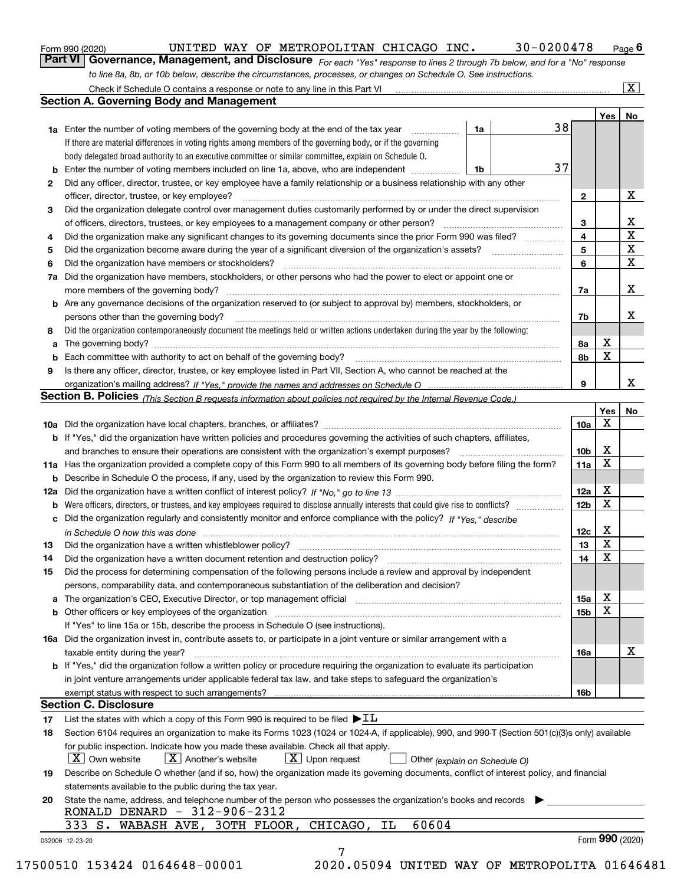Form 990 (2020) UNITED WAY OF METROPOLITAN CHICAGO INC. 30-0200478 Page **6**

## Part VI Governance, Management, and Disclosure

*For each "Yes" response to lines 2 through 7b below, and for a "No" response to line 8a, 8b, or 10b below, describe the circumstances, processes, or changes on Schedule O. See instructions.*

Check if Schedule O contains a response or note to any line in this Part VI ..... [X]

### Section A. Governing Body and Management

| | | | | Yes | No |
|---|---|---|---|---|---|
| **1a** | Enter the number of voting members of the governing body at the end of the tax year ..... **1a** 38. If there are material differences in voting rights among members of the governing body, or if the governing body delegated broad authority to an executive committee or similar committee, explain on Schedule O. | | | | |
| **b** | Enter the number of voting members included on line 1a, above, who are independent ..... **1b** 37 | | | | |
| **2** | Did any officer, director, trustee, or key employee have a family relationship or a business relationship with any other officer, director, trustee, or key employee? | **2** | | | X |
| **3** | Did the organization delegate control over management duties customarily performed by or under the direct supervision of officers, directors, trustees, or key employees to a management company or other person? | **3** | | | X |
| **4** | Did the organization make any significant changes to its governing documents since the prior Form 990 was filed? | **4** | | | X |
| **5** | Did the organization become aware during the year of a significant diversion of the organization's assets? | **5** | | | X |
| **6** | Did the organization have members or stockholders? | **6** | | | X |
| **7a** | Did the organization have members, stockholders, or other persons who had the power to elect or appoint one or more members of the governing body? | **7a** | | | X |
| **b** | Are any governance decisions of the organization reserved to (or subject to approval by) members, stockholders, or persons other than the governing body? | **7b** | | | X |
| **8** | Did the organization contemporaneously document the meetings held or written actions undertaken during the year by the following: | | | | |
| **a** | The governing body? | **8a** | | X | |
| **b** | Each committee with authority to act on behalf of the governing body? | **8b** | | X | |
| **9** | Is there any officer, director, trustee, or key employee listed in Part VII, Section A, who cannot be reached at the organization's mailing address? *If "Yes," provide the names and addresses on Schedule O* | **9** | | | X |

### Section B. Policies *(This Section B requests information about policies not required by the Internal Revenue Code.)*

| | | | Yes | No |
|---|---|---|---|---|
| **10a** | Did the organization have local chapters, branches, or affiliates? | **10a** | X | |
| **b** | If "Yes," did the organization have written policies and procedures governing the activities of such chapters, affiliates, and branches to ensure their operations are consistent with the organization's exempt purposes? | **10b** | X | |
| **11a** | Has the organization provided a complete copy of this Form 990 to all members of its governing body before filing the form? | **11a** | X | |
| **b** | Describe in Schedule O the process, if any, used by the organization to review this Form 990. | | | |
| **12a** | Did the organization have a written conflict of interest policy? *If "No," go to line 13* | **12a** | X | |
| **b** | Were officers, directors, or trustees, and key employees required to disclose annually interests that could give rise to conflicts? | **12b** | X | |
| **c** | Did the organization regularly and consistently monitor and enforce compliance with the policy? *If "Yes," describe in Schedule O how this was done* | **12c** | X | |
| **13** | Did the organization have a written whistleblower policy? | **13** | X | |
| **14** | Did the organization have a written document retention and destruction policy? | **14** | X | |
| **15** | Did the process for determining compensation of the following persons include a review and approval by independent persons, comparability data, and contemporaneous substantiation of the deliberation and decision? | | | |
| **a** | The organization's CEO, Executive Director, or top management official | **15a** | X | |
| **b** | Other officers or key employees of the organization | **15b** | X | |
| | If "Yes" to line 15a or 15b, describe the process in Schedule O (see instructions). | | | |
| **16a** | Did the organization invest in, contribute assets to, or participate in a joint venture or similar arrangement with a taxable entity during the year? | **16a** | | X |
| **b** | If "Yes," did the organization follow a written policy or procedure requiring the organization to evaluate its participation in joint venture arrangements under applicable federal tax law, and take steps to safeguard the organization's exempt status with respect to such arrangements? | **16b** | | |

### Section C. Disclosure

**17** List the states with which a copy of this Form 990 is required to be filed ▶IL

**18** Section 6104 requires an organization to make its Forms 1023 (1024 or 1024-A, if applicable), 990, and 990-T (Section 501(c)(3)s only) available for public inspection. Indicate how you made these available. Check all that apply.

[X] Own website [X] Another's website [X] Upon request [ ] Other *(explain on Schedule O)*

**19** Describe on Schedule O whether (and if so, how) the organization made its governing documents, conflict of interest policy, and financial statements available to the public during the tax year.

**20** State the name, address, and telephone number of the person who possesses the organization's books and records ▶

RONALD DENARD - 312-906-2312
333 S. WABASH AVE, 30TH FLOOR, CHICAGO, IL 60604

032006 12-23-20 Form **990** (2020)

17500510 153424 0164648-00001 2020.05094 UNITED WAY OF METROPOLITA 01646481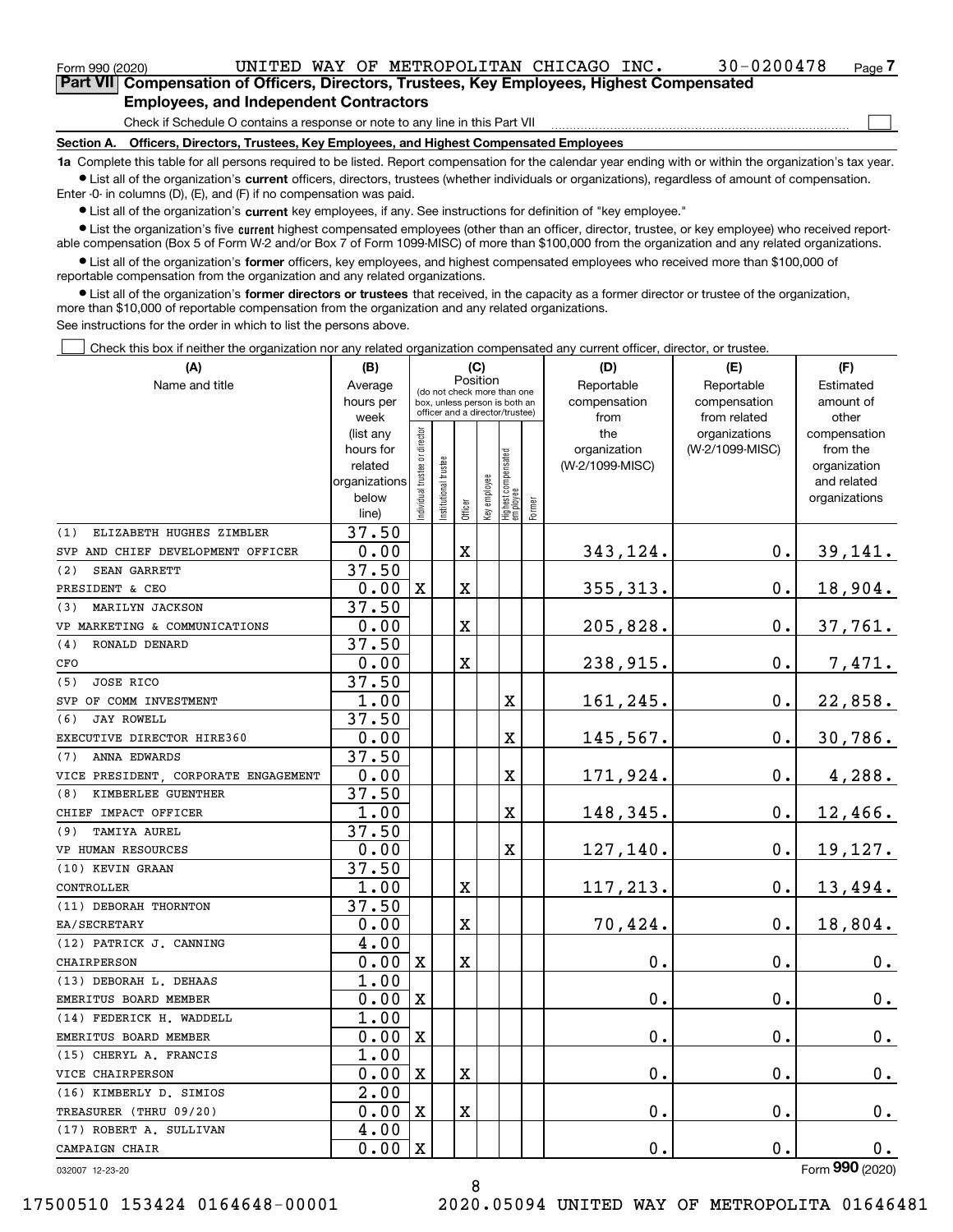Form 990 (2020) UNITED WAY OF METROPOLITAN CHICAGO INC. 30-0200478 Page 7

**Part VII Compensation of Officers, Directors, Trustees, Key Employees, Highest Compensated Employees, and Independent Contractors**

Check if Schedule O contains a response or note to any line in this Part VII ☐

**Section A. Officers, Directors, Trustees, Key Employees, and Highest Compensated Employees**

**1a** Complete this table for all persons required to be listed. Report compensation for the calendar year ending with or within the organization's tax year.

- List all of the organization's **current** officers, directors, trustees (whether individuals or organizations), regardless of amount of compensation. Enter -0- in columns (D), (E), and (F) if no compensation was paid.
- List all of the organization's **current** key employees, if any. See instructions for definition of "key employee."
- List the organization's five **current** highest compensated employees (other than an officer, director, trustee, or key employee) who received reportable compensation (Box 5 of Form W-2 and/or Box 7 of Form 1099-MISC) of more than $100,000 from the organization and any related organizations.
- List all of the organization's **former** officers, key employees, and highest compensated employees who received more than $100,000 of reportable compensation from the organization and any related organizations.
- List all of the organization's **former directors or trustees** that received, in the capacity as a former director or trustee of the organization, more than $10,000 of reportable compensation from the organization and any related organizations.

See instructions for the order in which to list the persons above.

☐ Check this box if neither the organization nor any related organization compensated any current officer, director, or trustee.

| (A) Name and title | (B) Average hours per week (list any hours for related organizations below line) | (C) Position: Individual trustee or director | Institutional trustee | Officer | Key employee | Highest compensated employee | Former | (D) Reportable compensation from the organization (W-2/1099-MISC) | (E) Reportable compensation from related organizations (W-2/1099-MISC) | (F) Estimated amount of other compensation from the organization and related organizations |
|---|---|---|---|---|---|---|---|---|---|---|
| (1) ELIZABETH HUGHES ZIMBLER<br>SVP AND CHIEF DEVELOPMENT OFFICER | 37.50<br>0.00 | | | X | | | | 343,124. | 0. | 39,141. |
| (2) SEAN GARRETT<br>PRESIDENT & CEO | 37.50<br>0.00 | X | | X | | | | 355,313. | 0. | 18,904. |
| (3) MARILYN JACKSON<br>VP MARKETING & COMMUNICATIONS | 37.50<br>0.00 | | | X | | | | 205,828. | 0. | 37,761. |
| (4) RONALD DENARD<br>CFO | 37.50<br>0.00 | | | X | | | | 238,915. | 0. | 7,471. |
| (5) JOSE RICO<br>SVP OF COMM INVESTMENT | 37.50<br>1.00 | | | | | X | | 161,245. | 0. | 22,858. |
| (6) JAY ROWELL<br>EXECUTIVE DIRECTOR HIRE360 | 37.50<br>0.00 | | | | | X | | 145,567. | 0. | 30,786. |
| (7) ANNA EDWARDS<br>VICE PRESIDENT, CORPORATE ENGAGEMENT | 37.50<br>0.00 | | | | | X | | 171,924. | 0. | 4,288. |
| (8) KIMBERLEE GUENTHER<br>CHIEF IMPACT OFFICER | 37.50<br>1.00 | | | | | X | | 148,345. | 0. | 12,466. |
| (9) TAMIYA AUREL<br>VP HUMAN RESOURCES | 37.50<br>0.00 | | | | | X | | 127,140. | 0. | 19,127. |
| (10) KEVIN GRAAN<br>CONTROLLER | 37.50<br>1.00 | | | X | | | | 117,213. | 0. | 13,494. |
| (11) DEBORAH THORNTON<br>EA/SECRETARY | 37.50<br>0.00 | | | X | | | | 70,424. | 0. | 18,804. |
| (12) PATRICK J. CANNING<br>CHAIRPERSON | 4.00<br>0.00 | X | | X | | | | 0. | 0. | 0. |
| (13) DEBORAH L. DEHAAS<br>EMERITUS BOARD MEMBER | 1.00<br>0.00 | X | | | | | | 0. | 0. | 0. |
| (14) FEDERICK H. WADDELL<br>EMERITUS BOARD MEMBER | 1.00<br>0.00 | X | | | | | | 0. | 0. | 0. |
| (15) CHERYL A. FRANCIS<br>VICE CHAIRPERSON | 1.00<br>0.00 | X | | X | | | | 0. | 0. | 0. |
| (16) KIMBERLY D. SIMIOS<br>TREASURER (THRU 09/20) | 2.00<br>0.00 | X | | X | | | | 0. | 0. | 0. |
| (17) ROBERT A. SULLIVAN<br>CAMPAIGN CHAIR | 4.00<br>0.00 | X | | | | | | 0. | 0. | 0. |

032007 12-23-20 Form **990** (2020)

17500510 153424 0164648-00001 2020.05094 UNITED WAY OF METROPOLITA 01646481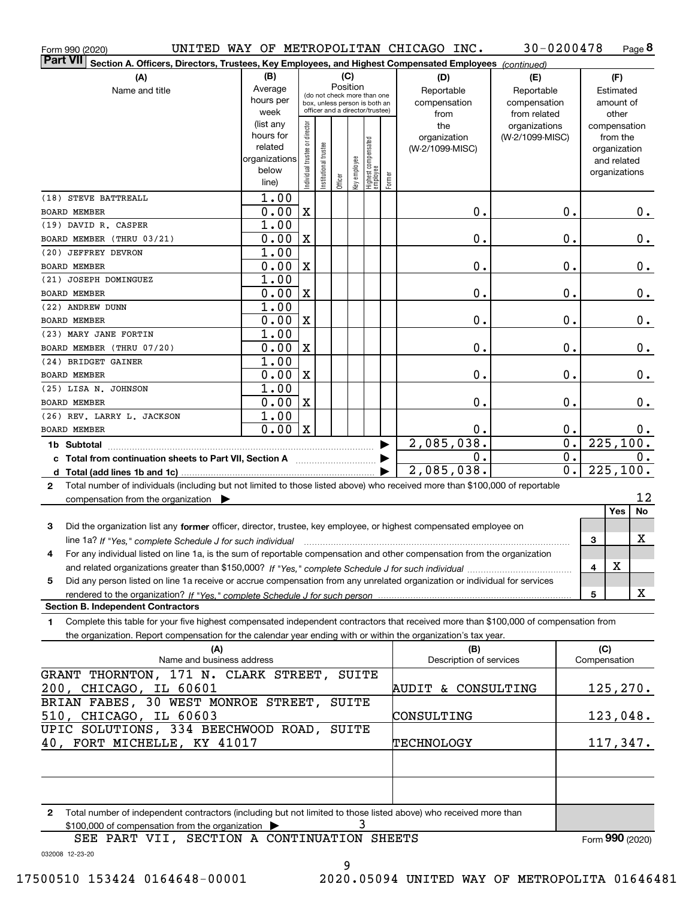Form 990 (2020) UNITED WAY OF METROPOLITAN CHICAGO INC. 30-0200478 Page 8

**Part VII** Section A. Officers, Directors, Trustees, Key Employees, and Highest Compensated Employees *(continued)*

| (A) Name and title | (B) Average hours per week (list any hours for related organizations below line) | (C) Position: Individual trustee or director | Institutional trustee | Officer | Key employee | Highest compensated employee | Former | (D) Reportable compensation from the organization (W-2/1099-MISC) | (E) Reportable compensation from related organizations (W-2/1099-MISC) | (F) Estimated amount of other compensation from the organization and related organizations |
|---|---|---|---|---|---|---|---|---|---|---|
| (18) STEVE BATTREALL<br>BOARD MEMBER | 1.00<br>0.00 | X | | | | | | 0. | 0. | 0. |
| (19) DAVID R. CASPER<br>BOARD MEMBER (THRU 03/21) | 1.00<br>0.00 | X | | | | | | 0. | 0. | 0. |
| (20) JEFFREY DEVRON<br>BOARD MEMBER | 1.00<br>0.00 | X | | | | | | 0. | 0. | 0. |
| (21) JOSEPH DOMINGUEZ<br>BOARD MEMBER | 1.00<br>0.00 | X | | | | | | 0. | 0. | 0. |
| (22) ANDREW DUNN<br>BOARD MEMBER | 1.00<br>0.00 | X | | | | | | 0. | 0. | 0. |
| (23) MARY JANE FORTIN<br>BOARD MEMBER (THRU 07/20) | 1.00<br>0.00 | X | | | | | | 0. | 0. | 0. |
| (24) BRIDGET GAINER<br>BOARD MEMBER | 1.00<br>0.00 | X | | | | | | 0. | 0. | 0. |
| (25) LISA N. JOHNSON<br>BOARD MEMBER | 1.00<br>0.00 | X | | | | | | 0. | 0. | 0. |
| (26) REV. LARRY L. JACKSON<br>BOARD MEMBER | 1.00<br>0.00 | X | | | | | | 0. | 0. | 0. |
| **1b Subtotal** | | | | | | | | 2,085,038. | 0. | 225,100. |
| **c Total from continuation sheets to Part VII, Section A** | | | | | | | | 0. | 0. | 0. |
| **d Total (add lines 1b and 1c)** | | | | | | | | 2,085,038. | 0. | 225,100. |

2 Total number of individuals (including but not limited to those listed above) who received more than $100,000 of reportable compensation from the organization ▶ 12

| | | Yes | No |
|---|---|---|---|
| 3 Did the organization list any **former** officer, director, trustee, key employee, or highest compensated employee on line 1a? *If "Yes," complete Schedule J for such individual* | 3 | | X |
| 4 For any individual listed on line 1a, is the sum of reportable compensation and other compensation from the organization and related organizations greater than $150,000? *If "Yes," complete Schedule J for such individual* | 4 | X | |
| 5 Did any person listed on line 1a receive or accrue compensation from any unrelated organization or individual for services rendered to the organization? *If "Yes," complete Schedule J for such person* | 5 | | X |

**Section B. Independent Contractors**

1 Complete this table for your five highest compensated independent contractors that received more than $100,000 of compensation from the organization. Report compensation for the calendar year ending with or within the organization's tax year.

| (A) Name and business address | (B) Description of services | (C) Compensation |
|---|---|---|
| GRANT THORNTON, 171 N. CLARK STREET, SUITE 200, CHICAGO, IL 60601 | AUDIT & CONSULTING | 125,270. |
| BRIAN FABES, 30 WEST MONROE STREET, SUITE 510, CHICAGO, IL 60603 | CONSULTING | 123,048. |
| UPIC SOLUTIONS, 334 BEECHWOOD ROAD, SUITE 40, FORT MICHELLE, KY 41017 | TECHNOLOGY | 117,347. |
| | | |
| | | |

2 Total number of independent contractors (including but not limited to those listed above) who received more than $100,000 of compensation from the organization ▶ 3

SEE PART VII, SECTION A CONTINUATION SHEETS

Form **990** (2020)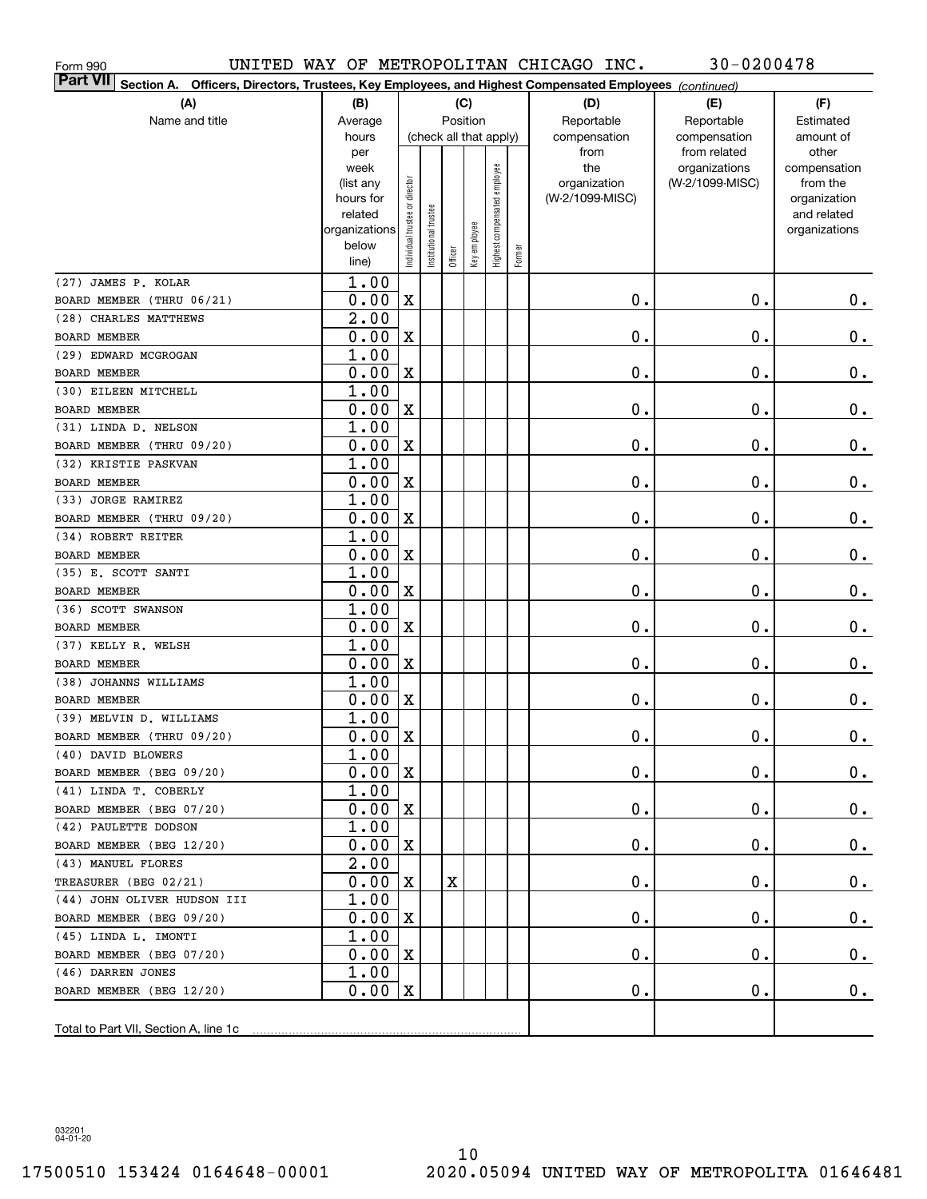Form 990 UNITED WAY OF METROPOLITAN CHICAGO INC. 30-0200478

**Part VII Section A. Officers, Directors, Trustees, Key Employees, and Highest Compensated Employees** *(continued)*

| (A) Name and title | (B) Average hours per week (list any hours for related organizations below line) | (C) Position (check all that apply): Individual trustee or director | Institutional trustee | Officer | Key employee | Highest compensated employee | Former | (D) Reportable compensation from the organization (W-2/1099-MISC) | (E) Reportable compensation from related organizations (W-2/1099-MISC) | (F) Estimated amount of other compensation from the organization and related organizations |
|---|---|---|---|---|---|---|---|---|---|---|
| (27) JAMES P. KOLAR<br>BOARD MEMBER (THRU 06/21) | 1.00<br>0.00 | X | | | | | | 0. | 0. | 0. |
| (28) CHARLES MATTHEWS<br>BOARD MEMBER | 2.00<br>0.00 | X | | | | | | 0. | 0. | 0. |
| (29) EDWARD MCGROGAN<br>BOARD MEMBER | 1.00<br>0.00 | X | | | | | | 0. | 0. | 0. |
| (30) EILEEN MITCHELL<br>BOARD MEMBER | 1.00<br>0.00 | X | | | | | | 0. | 0. | 0. |
| (31) LINDA D. NELSON<br>BOARD MEMBER (THRU 09/20) | 1.00<br>0.00 | X | | | | | | 0. | 0. | 0. |
| (32) KRISTIE PASKVAN<br>BOARD MEMBER | 1.00<br>0.00 | X | | | | | | 0. | 0. | 0. |
| (33) JORGE RAMIREZ<br>BOARD MEMBER (THRU 09/20) | 1.00<br>0.00 | X | | | | | | 0. | 0. | 0. |
| (34) ROBERT REITER<br>BOARD MEMBER | 1.00<br>0.00 | X | | | | | | 0. | 0. | 0. |
| (35) E. SCOTT SANTI<br>BOARD MEMBER | 1.00<br>0.00 | X | | | | | | 0. | 0. | 0. |
| (36) SCOTT SWANSON<br>BOARD MEMBER | 1.00<br>0.00 | X | | | | | | 0. | 0. | 0. |
| (37) KELLY R. WELSH<br>BOARD MEMBER | 1.00<br>0.00 | X | | | | | | 0. | 0. | 0. |
| (38) JOHANNS WILLIAMS<br>BOARD MEMBER | 1.00<br>0.00 | X | | | | | | 0. | 0. | 0. |
| (39) MELVIN D. WILLIAMS<br>BOARD MEMBER (THRU 09/20) | 1.00<br>0.00 | X | | | | | | 0. | 0. | 0. |
| (40) DAVID BLOWERS<br>BOARD MEMBER (BEG 09/20) | 1.00<br>0.00 | X | | | | | | 0. | 0. | 0. |
| (41) LINDA T. COBERLY<br>BOARD MEMBER (BEG 07/20) | 1.00<br>0.00 | X | | | | | | 0. | 0. | 0. |
| (42) PAULETTE DODSON<br>BOARD MEMBER (BEG 12/20) | 1.00<br>0.00 | X | | | | | | 0. | 0. | 0. |
| (43) MANUEL FLORES<br>TREASURER (BEG 02/21) | 2.00<br>0.00 | X | | X | | | | 0. | 0. | 0. |
| (44) JOHN OLIVER HUDSON III<br>BOARD MEMBER (BEG 09/20) | 1.00<br>0.00 | X | | | | | | 0. | 0. | 0. |
| (45) LINDA L. IMONTI<br>BOARD MEMBER (BEG 07/20) | 1.00<br>0.00 | X | | | | | | 0. | 0. | 0. |
| (46) DARREN JONES<br>BOARD MEMBER (BEG 12/20) | 1.00<br>0.00 | X | | | | | | 0. | 0. | 0. |
| Total to Part VII, Section A, line 1c | | | | | | | | | | |

032201 04-01-20

17500510 153424 0164648-00001 2020.05094 UNITED WAY OF METROPOLITA 01646481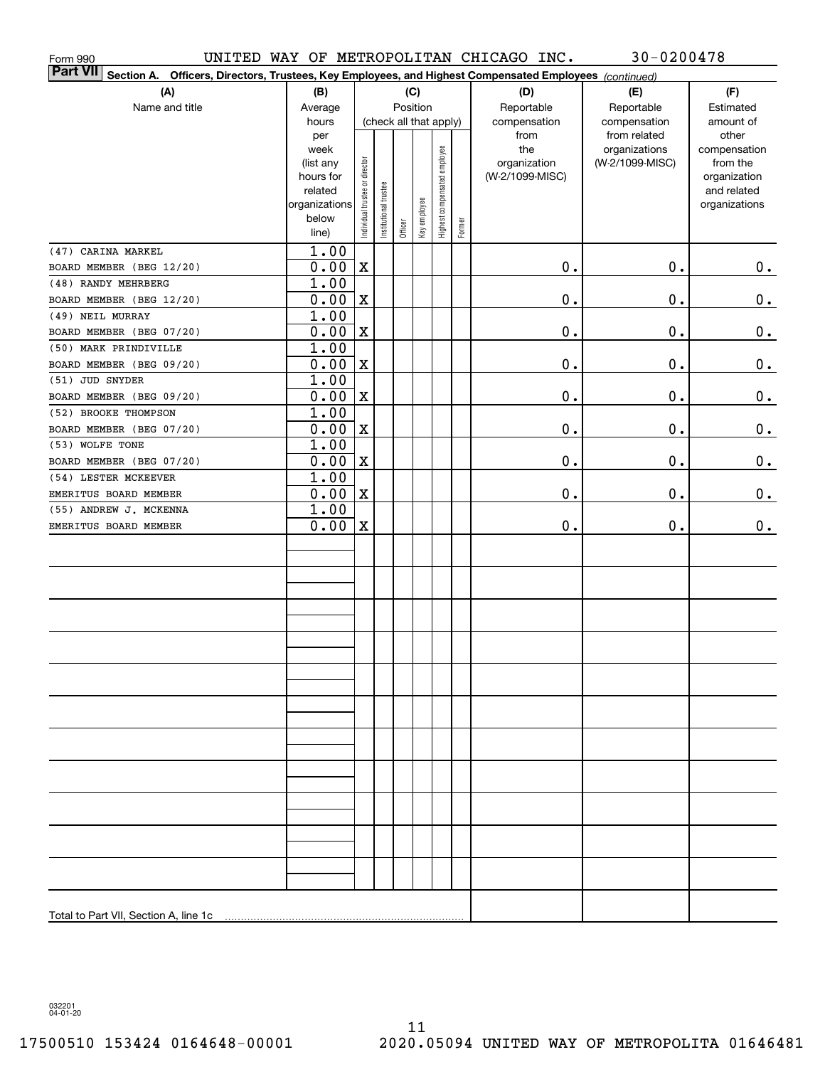Form 990 UNITED WAY OF METROPOLITAN CHICAGO INC. 30-0200478

**Part VII Section A. Officers, Directors, Trustees, Key Employees, and Highest Compensated Employees** *(continued)*

| (A) Name and title | (B) Average hours per week (list any hours for related organizations below line) | (C) Position (check all that apply): Individual trustee or director | Institutional trustee | Officer | Key employee | Highest compensated employee | Former | (D) Reportable compensation from the organization (W-2/1099-MISC) | (E) Reportable compensation from related organizations (W-2/1099-MISC) | (F) Estimated amount of other compensation from the organization and related organizations |
|---|---|---|---|---|---|---|---|---|---|---|
| (47) CARINA MARKEL<br>BOARD MEMBER (BEG 12/20) | 1.00<br>0.00 | X | | | | | | 0. | 0. | 0. |
| (48) RANDY MEHRBERG<br>BOARD MEMBER (BEG 12/20) | 1.00<br>0.00 | X | | | | | | 0. | 0. | 0. |
| (49) NEIL MURRAY<br>BOARD MEMBER (BEG 07/20) | 1.00<br>0.00 | X | | | | | | 0. | 0. | 0. |
| (50) MARK PRINDIVILLE<br>BOARD MEMBER (BEG 09/20) | 1.00<br>0.00 | X | | | | | | 0. | 0. | 0. |
| (51) JUD SNYDER<br>BOARD MEMBER (BEG 09/20) | 1.00<br>0.00 | X | | | | | | 0. | 0. | 0. |
| (52) BROOKE THOMPSON<br>BOARD MEMBER (BEG 07/20) | 1.00<br>0.00 | X | | | | | | 0. | 0. | 0. |
| (53) WOLFE TONE<br>BOARD MEMBER (BEG 07/20) | 1.00<br>0.00 | X | | | | | | 0. | 0. | 0. |
| (54) LESTER MCKEEVER<br>EMERITUS BOARD MEMBER | 1.00<br>0.00 | X | | | | | | 0. | 0. | 0. |
| (55) ANDREW J. MCKENNA<br>EMERITUS BOARD MEMBER | 1.00<br>0.00 | X | | | | | | 0. | 0. | 0. |
| Total to Part VII, Section A, line 1c | | | | | | | | | | |

032201 04-01-20

17500510 153424 0164648-00001 2020.05094 UNITED WAY OF METROPOLITA 01646481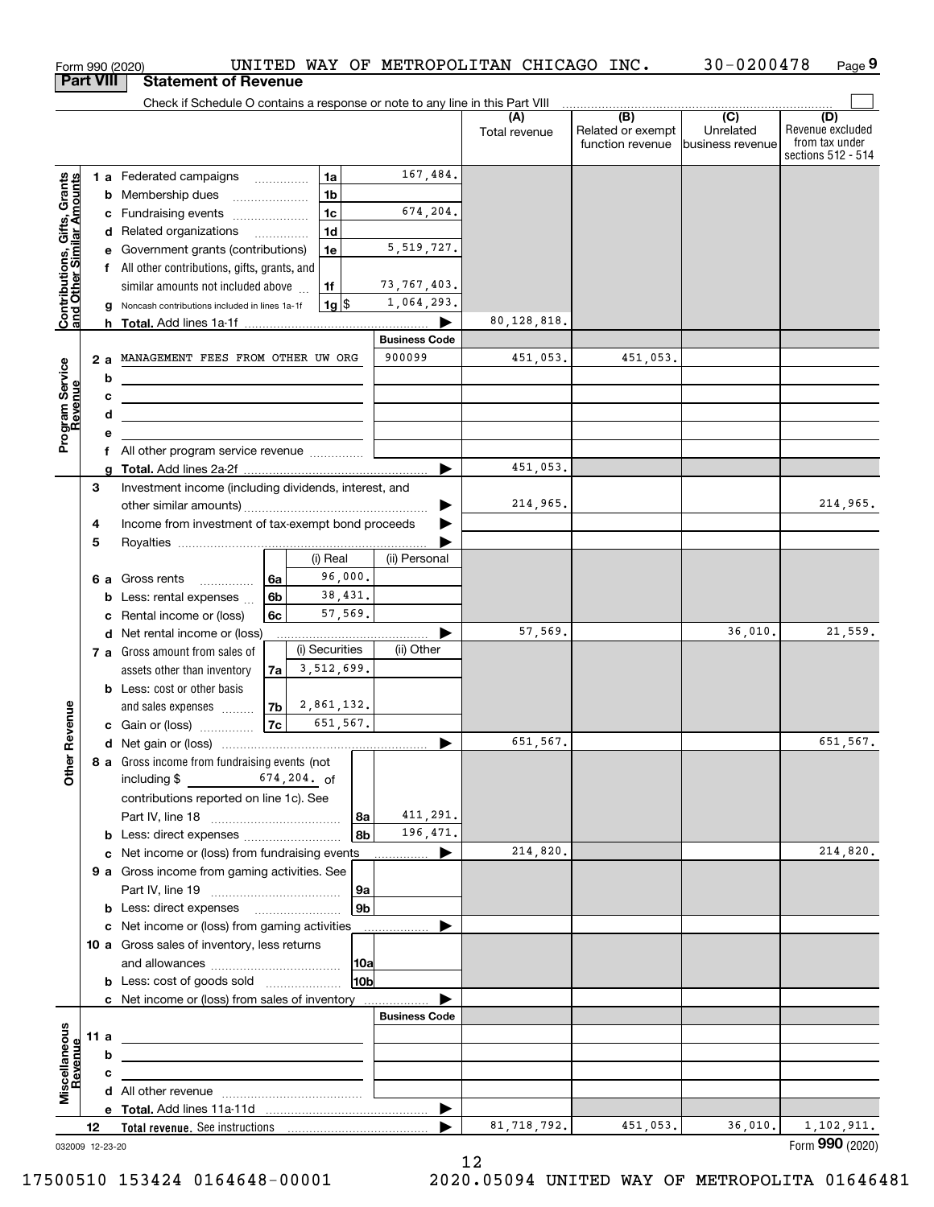Form 990 (2020) UNITED WAY OF METROPOLITAN CHICAGO INC. 30-0200478 Page 9

## Part VIII Statement of Revenue

Check if Schedule O contains a response or note to any line in this Part VIII

| | | | (A) Total revenue | (B) Related or exempt function revenue | (C) Unrelated business revenue | (D) Revenue excluded from tax under sections 512 - 514 |
|---|---|---|---|---|---|---|
| **Contributions, Gifts, Grants and Other Similar Amounts** | 1 a Federated campaigns 1a | 167,484. | | | | |
| | b Membership dues 1b | | | | | |
| | c Fundraising events 1c | 674,204. | | | | |
| | d Related organizations 1d | | | | | |
| | e Government grants (contributions) 1e | 5,519,727. | | | | |
| | f All other contributions, gifts, grants, and similar amounts not included above 1f | 73,767,403. | | | | |
| | g Noncash contributions included in lines 1a-1f 1g $ | 1,064,293. | | | | |
| | h **Total.** Add lines 1a-1f | | 80,128,818. | | | |
| **Program Service Revenue** | | **Business Code** | | | | |
| | 2 a MANAGEMENT FEES FROM OTHER UW ORG | 900099 | 451,053. | 451,053. | | |
| | b | | | | | |
| | c | | | | | |
| | d | | | | | |
| | e | | | | | |
| | f All other program service revenue | | | | | |
| | g **Total.** Add lines 2a-2f | | 451,053. | | | |
| **Other Revenue** | 3 Investment income (including dividends, interest, and other similar amounts) | | 214,965. | | | 214,965. |
| | 4 Income from investment of tax-exempt bond proceeds | | | | | |
| | 5 Royalties | | | | | |
| | 6 a Gross rents 6a — (i) Real: 96,000. | (ii) Personal: | | | | |
| | b Less: rental expenses 6b — (i) Real: 38,431. | | | | | |
| | c Rental income or (loss) 6c — (i) Real: 57,569. | | | | | |
| | d Net rental income or (loss) | | 57,569. | | 36,010. | 21,559. |
| | 7 a Gross amount from sales of assets other than inventory 7a — (i) Securities: 3,512,699. | (ii) Other: | | | | |
| | b Less: cost or other basis and sales expenses 7b — (i) Securities: 2,861,132. | | | | | |
| | c Gain or (loss) 7c — (i) Securities: 651,567. | | | | | |
| | d Net gain or (loss) | | 651,567. | | | 651,567. |
| | 8 a Gross income from fundraising events (not including $ 674,204. of contributions reported on line 1c). See Part IV, line 18 8a | 411,291. | | | | |
| | b Less: direct expenses 8b | 196,471. | | | | |
| | c Net income or (loss) from fundraising events | | 214,820. | | | 214,820. |
| | 9 a Gross income from gaming activities. See Part IV, line 19 9a | | | | | |
| | b Less: direct expenses 9b | | | | | |
| | c Net income or (loss) from gaming activities | | | | | |
| | 10 a Gross sales of inventory, less returns and allowances 10a | | | | | |
| | b Less: cost of goods sold 10b | | | | | |
| | c Net income or (loss) from sales of inventory | | | | | |
| **Miscellaneous Revenue** | | **Business Code** | | | | |
| | 11 a | | | | | |
| | b | | | | | |
| | c | | | | | |
| | d All other revenue | | | | | |
| | e **Total.** Add lines 11a-11d | | | | | |
| | 12 **Total revenue.** See instructions | | 81,718,792. | 451,053. | 36,010. | 1,102,911. |

032009 12-23-20 Form **990** (2020)

17500510 153424 0164648-00001 2020.05094 UNITED WAY OF METROPOLITA 01646481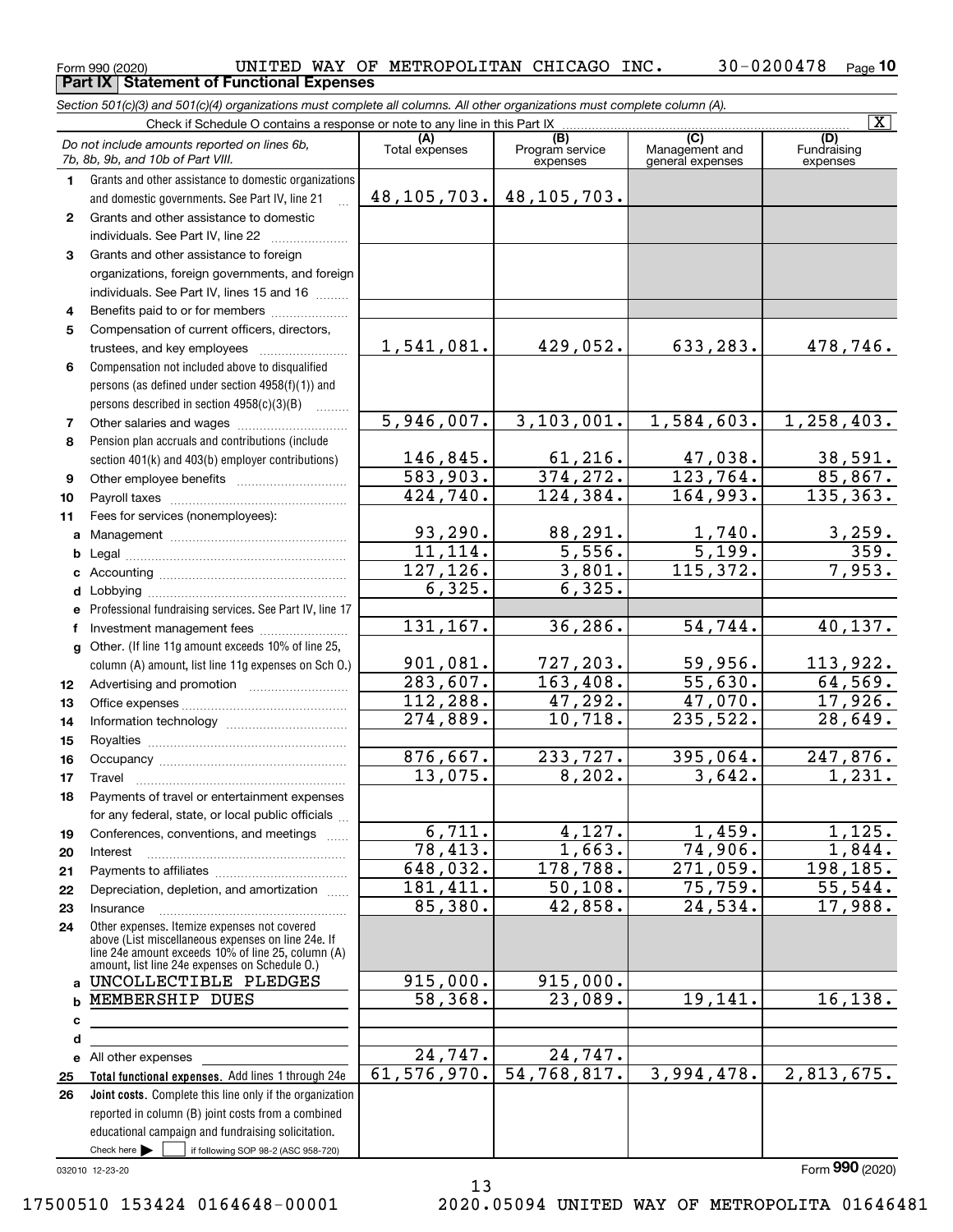Form 990 (2020) UNITED WAY OF METROPOLITAN CHICAGO INC. 30-0200478 Page 10

## Part IX Statement of Functional Expenses

*Section 501(c)(3) and 501(c)(4) organizations must complete all columns. All other organizations must complete column (A).*

Check if Schedule O contains a response or note to any line in this Part IX [X]

| | *Do not include amounts reported on lines 6b, 7b, 8b, 9b, and 10b of Part VIII.* | (A) Total expenses | (B) Program service expenses | (C) Management and general expenses | (D) Fundraising expenses |
|---|---|---|---|---|---|
| 1 | Grants and other assistance to domestic organizations and domestic governments. See Part IV, line 21 | 48,105,703. | 48,105,703. | | |
| 2 | Grants and other assistance to domestic individuals. See Part IV, line 22 | | | | |
| 3 | Grants and other assistance to foreign organizations, foreign governments, and foreign individuals. See Part IV, lines 15 and 16 | | | | |
| 4 | Benefits paid to or for members | | | | |
| 5 | Compensation of current officers, directors, trustees, and key employees | 1,541,081. | 429,052. | 633,283. | 478,746. |
| 6 | Compensation not included above to disqualified persons (as defined under section 4958(f)(1)) and persons described in section 4958(c)(3)(B) | | | | |
| 7 | Other salaries and wages | 5,946,007. | 3,103,001. | 1,584,603. | 1,258,403. |
| 8 | Pension plan accruals and contributions (include section 401(k) and 403(b) employer contributions) | 146,845. | 61,216. | 47,038. | 38,591. |
| 9 | Other employee benefits | 583,903. | 374,272. | 123,764. | 85,867. |
| 10 | Payroll taxes | 424,740. | 124,384. | 164,993. | 135,363. |
| 11 | Fees for services (nonemployees): | | | | |
| a | Management | 93,290. | 88,291. | 1,740. | 3,259. |
| b | Legal | 11,114. | 5,556. | 5,199. | 359. |
| c | Accounting | 127,126. | 3,801. | 115,372. | 7,953. |
| d | Lobbying | 6,325. | 6,325. | | |
| e | Professional fundraising services. See Part IV, line 17 | | | | |
| f | Investment management fees | 131,167. | 36,286. | 54,744. | 40,137. |
| g | Other. (If line 11g amount exceeds 10% of line 25, column (A) amount, list line 11g expenses on Sch O.) | 901,081. | 727,203. | 59,956. | 113,922. |
| 12 | Advertising and promotion | 283,607. | 163,408. | 55,630. | 64,569. |
| 13 | Office expenses | 112,288. | 47,292. | 47,070. | 17,926. |
| 14 | Information technology | 274,889. | 10,718. | 235,522. | 28,649. |
| 15 | Royalties | | | | |
| 16 | Occupancy | 876,667. | 233,727. | 395,064. | 247,876. |
| 17 | Travel | 13,075. | 8,202. | 3,642. | 1,231. |
| 18 | Payments of travel or entertainment expenses for any federal, state, or local public officials | | | | |
| 19 | Conferences, conventions, and meetings | 6,711. | 4,127. | 1,459. | 1,125. |
| 20 | Interest | 78,413. | 1,663. | 74,906. | 1,844. |
| 21 | Payments to affiliates | 648,032. | 178,788. | 271,059. | 198,185. |
| 22 | Depreciation, depletion, and amortization | 181,411. | 50,108. | 75,759. | 55,544. |
| 23 | Insurance | 85,380. | 42,858. | 24,534. | 17,988. |
| 24 | Other expenses. Itemize expenses not covered above (List miscellaneous expenses on line 24e. If line 24e amount exceeds 10% of line 25, column (A) amount, list line 24e expenses on Schedule O.) | | | | |
| a | UNCOLLECTIBLE PLEDGES | 915,000. | 915,000. | | |
| b | MEMBERSHIP DUES | 58,368. | 23,089. | 19,141. | 16,138. |
| c | | | | | |
| d | | | | | |
| e | All other expenses | 24,747. | 24,747. | | |
| 25 | **Total functional expenses.** Add lines 1 through 24e | 61,576,970. | 54,768,817. | 3,994,478. | 2,813,675. |
| 26 | **Joint costs.** Complete this line only if the organization reported in column (B) joint costs from a combined educational campaign and fundraising solicitation. Check here [ ] if following SOP 98-2 (ASC 958-720) | | | | |

032010 12-23-20 Form **990** (2020)

17500510 153424 0164648-00001 2020.05094 UNITED WAY OF METROPOLITA 01646481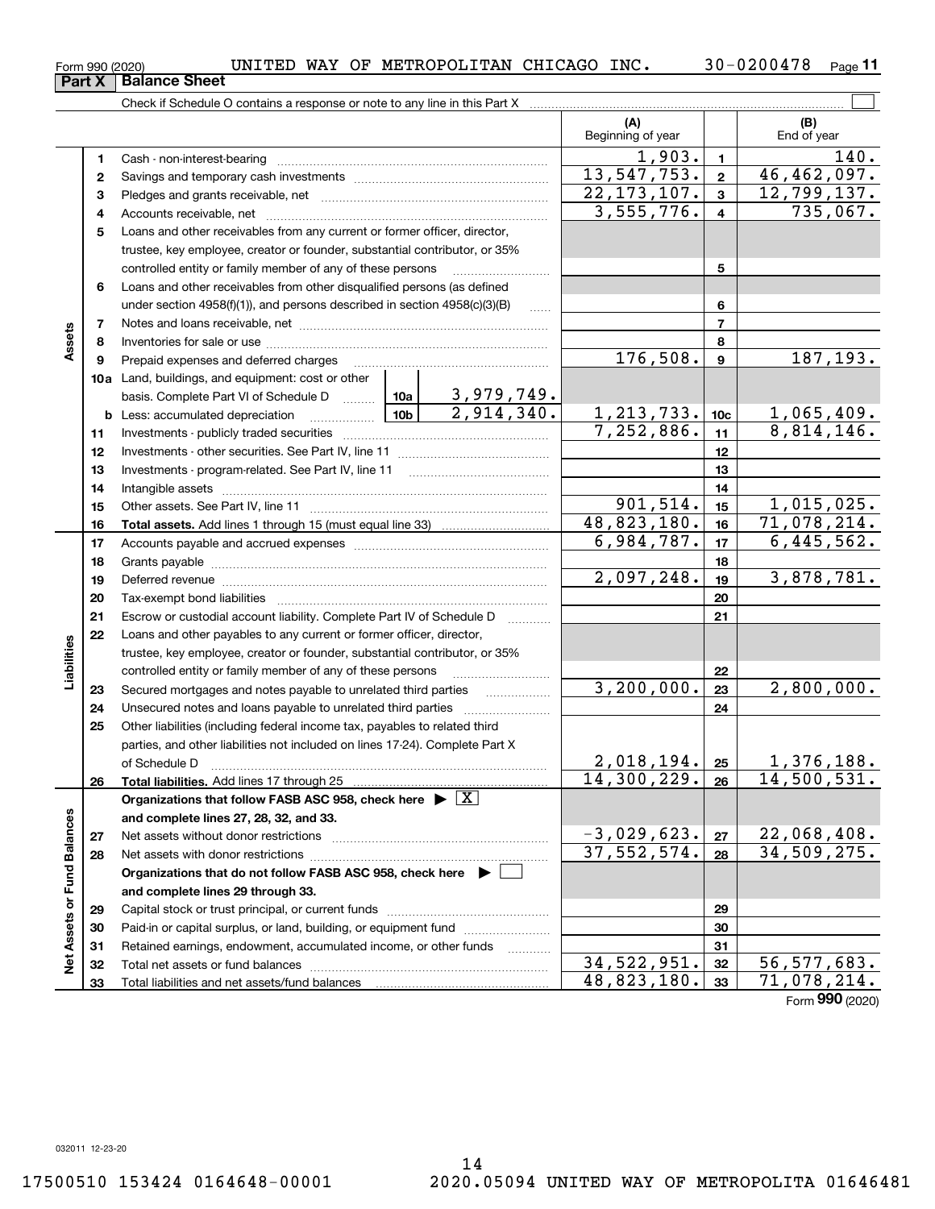Form 990 (2020) UNITED WAY OF METROPOLITAN CHICAGO INC. 30-0200478 Page 11

## Part X Balance Sheet

Check if Schedule O contains a response or note to any line in this Part X ☐

| Section | Line | Description | | | (A) Beginning of year | Line | (B) End of year |
|---|---|---|---|---|---|---|---|
| Assets | 1 | Cash - non-interest-bearing | | | 1,903. | 1 | 140. |
| | 2 | Savings and temporary cash investments | | | 13,547,753. | 2 | 46,462,097. |
| | 3 | Pledges and grants receivable, net | | | 22,173,107. | 3 | 12,799,137. |
| | 4 | Accounts receivable, net | | | 3,555,776. | 4 | 735,067. |
| | 5 | Loans and other receivables from any current or former officer, director, trustee, key employee, creator or founder, substantial contributor, or 35% controlled entity or family member of any of these persons | | | | 5 | |
| | 6 | Loans and other receivables from other disqualified persons (as defined under section 4958(f)(1)), and persons described in section 4958(c)(3)(B) | | | | 6 | |
| | 7 | Notes and loans receivable, net | | | | 7 | |
| | 8 | Inventories for sale or use | | | | 8 | |
| | 9 | Prepaid expenses and deferred charges | | | 176,508. | 9 | 187,193. |
| | 10a | Land, buildings, and equipment: cost or other basis. Complete Part VI of Schedule D | 10a | 3,979,749. | | | |
| | b | Less: accumulated depreciation | 10b | 2,914,340. | 1,213,733. | 10c | 1,065,409. |
| | 11 | Investments - publicly traded securities | | | 7,252,886. | 11 | 8,814,146. |
| | 12 | Investments - other securities. See Part IV, line 11 | | | | 12 | |
| | 13 | Investments - program-related. See Part IV, line 11 | | | | 13 | |
| | 14 | Intangible assets | | | | 14 | |
| | 15 | Other assets. See Part IV, line 11 | | | 901,514. | 15 | 1,015,025. |
| | 16 | **Total assets.** Add lines 1 through 15 (must equal line 33) | | | 48,823,180. | 16 | 71,078,214. |
| Liabilities | 17 | Accounts payable and accrued expenses | | | 6,984,787. | 17 | 6,445,562. |
| | 18 | Grants payable | | | | 18 | |
| | 19 | Deferred revenue | | | 2,097,248. | 19 | 3,878,781. |
| | 20 | Tax-exempt bond liabilities | | | | 20 | |
| | 21 | Escrow or custodial account liability. Complete Part IV of Schedule D | | | | 21 | |
| | 22 | Loans and other payables to any current or former officer, director, trustee, key employee, creator or founder, substantial contributor, or 35% controlled entity or family member of any of these persons | | | | 22 | |
| | 23 | Secured mortgages and notes payable to unrelated third parties | | | 3,200,000. | 23 | 2,800,000. |
| | 24 | Unsecured notes and loans payable to unrelated third parties | | | | 24 | |
| | 25 | Other liabilities (including federal income tax, payables to related third parties, and other liabilities not included on lines 17-24). Complete Part X of Schedule D | | | 2,018,194. | 25 | 1,376,188. |
| | 26 | **Total liabilities.** Add lines 17 through 25 | | | 14,300,229. | 26 | 14,500,531. |
| Net Assets or Fund Balances | | **Organizations that follow FASB ASC 958, check here** ☒ **and complete lines 27, 28, 32, and 33.** | | | | | |
| | 27 | Net assets without donor restrictions | | | -3,029,623. | 27 | 22,068,408. |
| | 28 | Net assets with donor restrictions | | | 37,552,574. | 28 | 34,509,275. |
| | | **Organizations that do not follow FASB ASC 958, check here** ☐ **and complete lines 29 through 33.** | | | | | |
| | 29 | Capital stock or trust principal, or current funds | | | | 29 | |
| | 30 | Paid-in or capital surplus, or land, building, or equipment fund | | | | 30 | |
| | 31 | Retained earnings, endowment, accumulated income, or other funds | | | | 31 | |
| | 32 | Total net assets or fund balances | | | 34,522,951. | 32 | 56,577,683. |
| | 33 | Total liabilities and net assets/fund balances | | | 48,823,180. | 33 | 71,078,214. |

Form **990** (2020)

032011 12-23-20

17500510 153424 0164648-00001 2020.05094 UNITED WAY OF METROPOLITA 01646481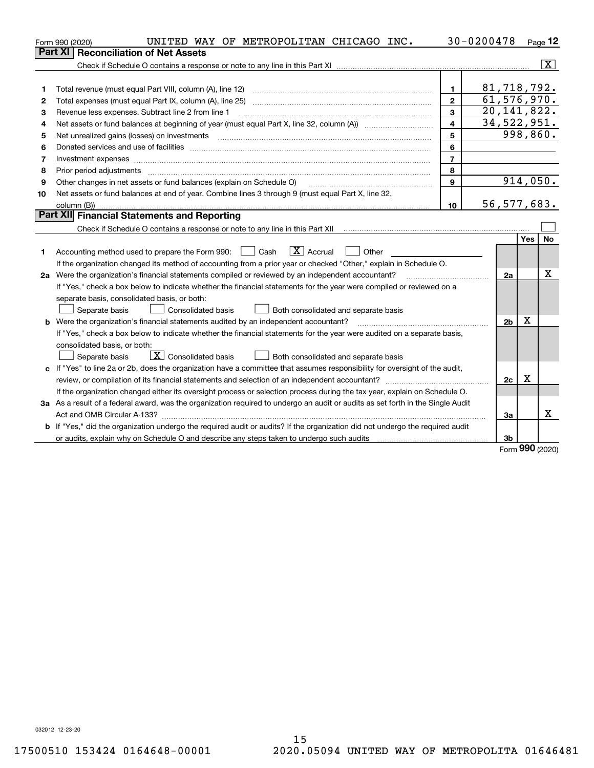Form 990 (2020) UNITED WAY OF METROPOLITAN CHICAGO INC. 30-0200478 Page 12

## Part XI Reconciliation of Net Assets

Check if Schedule O contains a response or note to any line in this Part XI ..... [X]

| | | | |
|---|---|---|---|
| 1 | Total revenue (must equal Part VIII, column (A), line 12) | 1 | 81,718,792. |
| 2 | Total expenses (must equal Part IX, column (A), line 25) | 2 | 61,576,970. |
| 3 | Revenue less expenses. Subtract line 2 from line 1 | 3 | 20,141,822. |
| 4 | Net assets or fund balances at beginning of year (must equal Part X, line 32, column (A)) | 4 | 34,522,951. |
| 5 | Net unrealized gains (losses) on investments | 5 | 998,860. |
| 6 | Donated services and use of facilities | 6 | |
| 7 | Investment expenses | 7 | |
| 8 | Prior period adjustments | 8 | |
| 9 | Other changes in net assets or fund balances (explain on Schedule O) | 9 | 914,050. |
| 10 | Net assets or fund balances at end of year. Combine lines 3 through 9 (must equal Part X, line 32, column (B)) | 10 | 56,577,683. |

## Part XII Financial Statements and Reporting

Check if Schedule O contains a response or note to any line in this Part XII ..... [ ]

| | | | Yes | No |
|---|---|---|---|---|
| 1 | Accounting method used to prepare the Form 990: [ ] Cash [X] Accrual [ ] Other ______ <br> If the organization changed its method of accounting from a prior year or checked "Other," explain in Schedule O. | | | |
| 2a | Were the organization's financial statements compiled or reviewed by an independent accountant? | 2a | | X |
| | If "Yes," check a box below to indicate whether the financial statements for the year were compiled or reviewed on a separate basis, consolidated basis, or both: <br> [ ] Separate basis [ ] Consolidated basis [ ] Both consolidated and separate basis | | | |
| b | Were the organization's financial statements audited by an independent accountant? | 2b | X | |
| | If "Yes," check a box below to indicate whether the financial statements for the year were audited on a separate basis, consolidated basis, or both: <br> [ ] Separate basis [X] Consolidated basis [ ] Both consolidated and separate basis | | | |
| c | If "Yes" to line 2a or 2b, does the organization have a committee that assumes responsibility for oversight of the audit, review, or compilation of its financial statements and selection of an independent accountant? | 2c | X | |
| | If the organization changed either its oversight process or selection process during the tax year, explain on Schedule O. | | | |
| 3a | As a result of a federal award, was the organization required to undergo an audit or audits as set forth in the Single Audit Act and OMB Circular A-133? | 3a | | X |
| b | If "Yes," did the organization undergo the required audit or audits? If the organization did not undergo the required audit or audits, explain why on Schedule O and describe any steps taken to undergo such audits | 3b | | |

Form 990 (2020)

032012 12-23-20

17500510 153424 0164648-00001 2020.05094 UNITED WAY OF METROPOLITA 01646481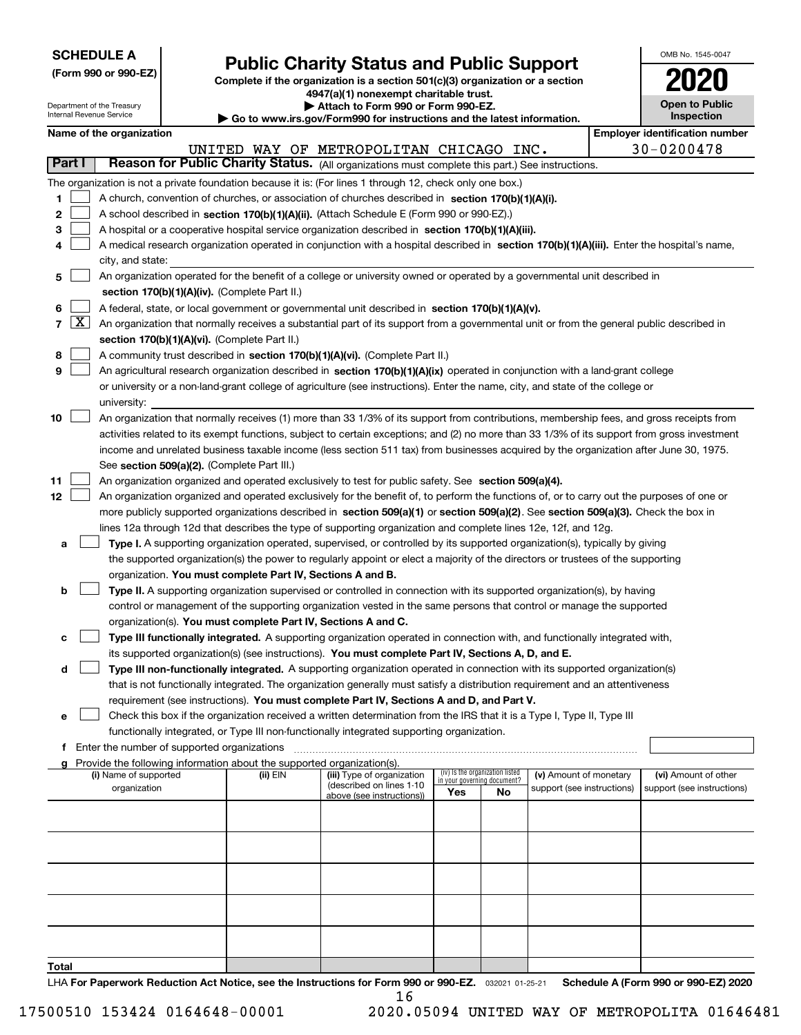**SCHEDULE A**
**(Form 990 or 990-EZ)**

Department of the Treasury
Internal Revenue Service

# Public Charity Status and Public Support

**Complete if the organization is a section 501(c)(3) organization or a section 4947(a)(1) nonexempt charitable trust.**
**▶ Attach to Form 990 or Form 990-EZ.**
**▶ Go to www.irs.gov/Form990 for instructions and the latest information.**

OMB No. 1545-0047

**2020**

**Open to Public Inspection**

**Name of the organization:** UNITED WAY OF METROPOLITAN CHICAGO INC.
**Employer identification number:** 30-0200478

## Part I — Reason for Public Charity Status. (All organizations must complete this part.) See instructions.

The organization is not a private foundation because it is: (For lines 1 through 12, check only one box.)

1. ☐ A church, convention of churches, or association of churches described in **section 170(b)(1)(A)(i).**
2. ☐ A school described in **section 170(b)(1)(A)(ii).** (Attach Schedule E (Form 990 or 990-EZ).)
3. ☐ A hospital or a cooperative hospital service organization described in **section 170(b)(1)(A)(iii).**
4. ☐ A medical research organization operated in conjunction with a hospital described in **section 170(b)(1)(A)(iii).** Enter the hospital's name, city, and state:
5. ☐ An organization operated for the benefit of a college or university owned or operated by a governmental unit described in **section 170(b)(1)(A)(iv).** (Complete Part II.)
6. ☐ A federal, state, or local government or governmental unit described in **section 170(b)(1)(A)(v).**
7. ☒ An organization that normally receives a substantial part of its support from a governmental unit or from the general public described in **section 170(b)(1)(A)(vi).** (Complete Part II.)
8. ☐ A community trust described in **section 170(b)(1)(A)(vi).** (Complete Part II.)
9. ☐ An agricultural research organization described in **section 170(b)(1)(A)(ix)** operated in conjunction with a land-grant college or university or a non-land-grant college of agriculture (see instructions). Enter the name, city, and state of the college or university:
10. ☐ An organization that normally receives (1) more than 33 1/3% of its support from contributions, membership fees, and gross receipts from activities related to its exempt functions, subject to certain exceptions; and (2) no more than 33 1/3% of its support from gross investment income and unrelated business taxable income (less section 511 tax) from businesses acquired by the organization after June 30, 1975. See **section 509(a)(2).** (Complete Part III.)
11. ☐ An organization organized and operated exclusively to test for public safety. See **section 509(a)(4).**
12. ☐ An organization organized and operated exclusively for the benefit of, to perform the functions of, or to carry out the purposes of one or more publicly supported organizations described in **section 509(a)(1)** or **section 509(a)(2)**. See **section 509(a)(3).** Check the box in lines 12a through 12d that describes the type of supporting organization and complete lines 12e, 12f, and 12g.
   - **a** ☐ **Type I.** A supporting organization operated, supervised, or controlled by its supported organization(s), typically by giving the supported organization(s) the power to regularly appoint or elect a majority of the directors or trustees of the supporting organization. **You must complete Part IV, Sections A and B.**
   - **b** ☐ **Type II.** A supporting organization supervised or controlled in connection with its supported organization(s), by having control or management of the supporting organization vested in the same persons that control or manage the supported organization(s). **You must complete Part IV, Sections A and C.**
   - **c** ☐ **Type III functionally integrated.** A supporting organization operated in connection with, and functionally integrated with, its supported organization(s) (see instructions). **You must complete Part IV, Sections A, D, and E.**
   - **d** ☐ **Type III non-functionally integrated.** A supporting organization operated in connection with its supported organization(s) that is not functionally integrated. The organization generally must satisfy a distribution requirement and an attentiveness requirement (see instructions). **You must complete Part IV, Sections A and D, and Part V.**
   - **e** ☐ Check this box if the organization received a written determination from the IRS that it is a Type I, Type II, Type III functionally integrated, or Type III non-functionally integrated supporting organization.
   - **f** Enter the number of supported organizations
   - **g** Provide the following information about the supported organization(s).

| (i) Name of supported organization | (ii) EIN | (iii) Type of organization (described on lines 1-10 above (see instructions)) | (iv) Is the organization listed in your governing document? Yes | No | (v) Amount of monetary support (see instructions) | (vi) Amount of other support (see instructions) |
|---|---|---|---|---|---|---|
| | | | | | | |
| | | | | | | |
| | | | | | | |
| | | | | | | |
| | | | | | | |
| **Total** | | | | | | |

LHA **For Paperwork Reduction Act Notice, see the Instructions for Form 990 or 990-EZ.** 032021 01-25-21 **Schedule A (Form 990 or 990-EZ) 2020**

17500510 153424 0164648-00001 2020.05094 UNITED WAY OF METROPOLITA 01646481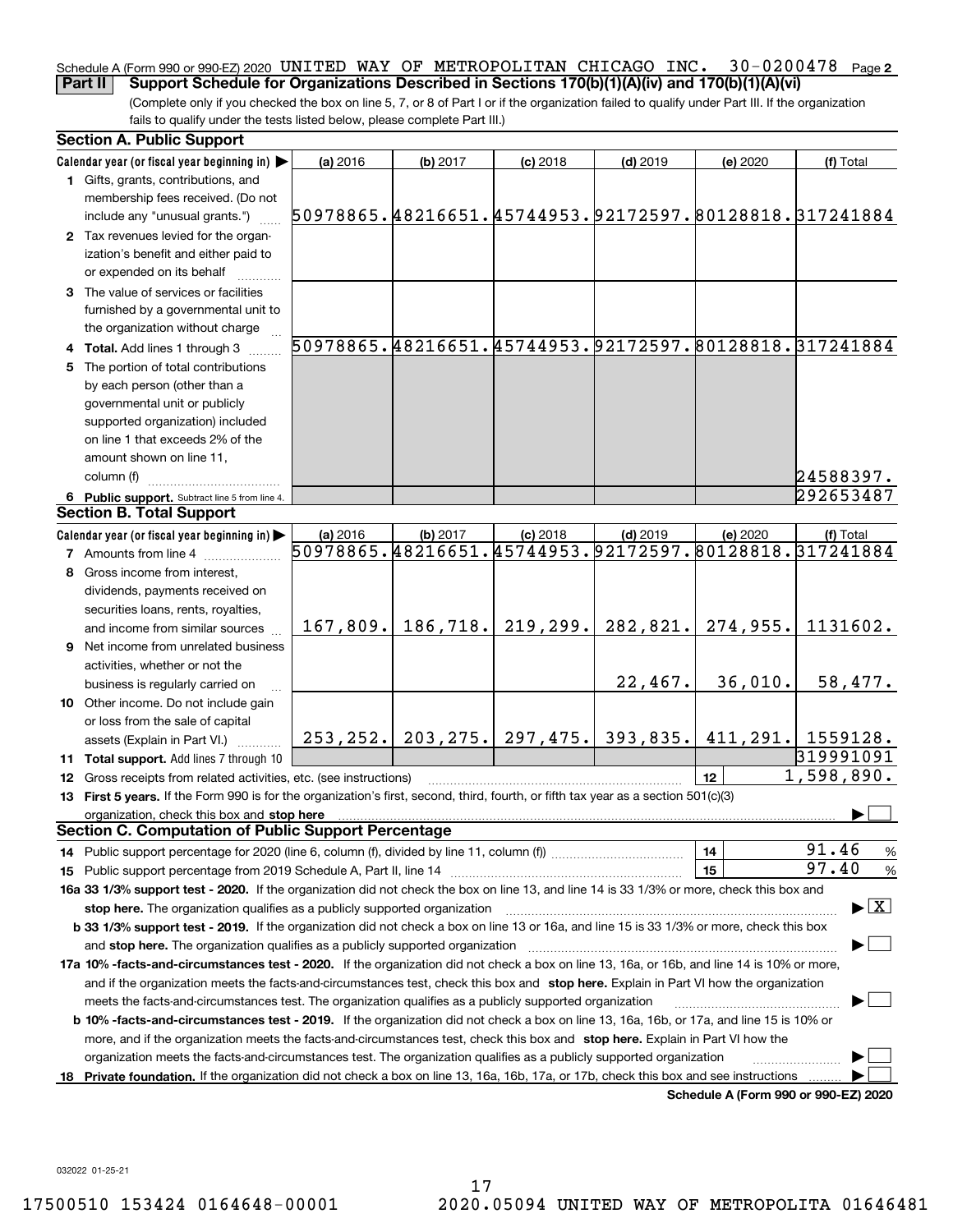Schedule A (Form 990 or 990-EZ) 2020 UNITED WAY OF METROPOLITAN CHICAGO INC. 30-0200478 Page 2

**Part II Support Schedule for Organizations Described in Sections 170(b)(1)(A)(iv) and 170(b)(1)(A)(vi)**

(Complete only if you checked the box on line 5, 7, or 8 of Part I or if the organization failed to qualify under Part III. If the organization fails to qualify under the tests listed below, please complete Part III.)

### Section A. Public Support

| Calendar year (or fiscal year beginning in) ▶ | (a) 2016 | (b) 2017 | (c) 2018 | (d) 2019 | (e) 2020 | (f) Total |
|---|---|---|---|---|---|---|
| 1 Gifts, grants, contributions, and membership fees received. (Do not include any "unusual grants.") | 50978865. | 48216651. | 45744953. | 92172597. | 80128818. | 317241884 |
| 2 Tax revenues levied for the organization's benefit and either paid to or expended on its behalf | | | | | | |
| 3 The value of services or facilities furnished by a governmental unit to the organization without charge | | | | | | |
| 4 Total. Add lines 1 through 3 | 50978865. | 48216651. | 45744953. | 92172597. | 80128818. | 317241884 |
| 5 The portion of total contributions by each person (other than a governmental unit or publicly supported organization) included on line 1 that exceeds 2% of the amount shown on line 11, column (f) | | | | | | 24588397. |
| 6 Public support. Subtract line 5 from line 4. | | | | | | 292653487 |

### Section B. Total Support

| Calendar year (or fiscal year beginning in) ▶ | (a) 2016 | (b) 2017 | (c) 2018 | (d) 2019 | (e) 2020 | (f) Total |
|---|---|---|---|---|---|---|
| 7 Amounts from line 4 | 50978865. | 48216651. | 45744953. | 92172597. | 80128818. | 317241884 |
| 8 Gross income from interest, dividends, payments received on securities loans, rents, royalties, and income from similar sources | 167,809. | 186,718. | 219,299. | 282,821. | 274,955. | 1131602. |
| 9 Net income from unrelated business activities, whether or not the business is regularly carried on | | | | 22,467. | 36,010. | 58,477. |
| 10 Other income. Do not include gain or loss from the sale of capital assets (Explain in Part VI.) | 253,252. | 203,275. | 297,475. | 393,835. | 411,291. | 1559128. |
| 11 Total support. Add lines 7 through 10 | | | | | | 319991091 |

12 Gross receipts from related activities, etc. (see instructions) | 12 | 1,598,890.

13 **First 5 years.** If the Form 990 is for the organization's first, second, third, fourth, or fifth tax year as a section 501(c)(3) organization, check this box and **stop here** ▶ ☐

### Section C. Computation of Public Support Percentage

14 Public support percentage for 2020 (line 6, column (f), divided by line 11, column (f)) | 14 | 91.46 %

15 Public support percentage from 2019 Schedule A, Part II, line 14 | 15 | 97.40 %

**16a 33 1/3% support test - 2020.** If the organization did not check the box on line 13, and line 14 is 33 1/3% or more, check this box and **stop here.** The organization qualifies as a publicly supported organization ▶ ☒

**b 33 1/3% support test - 2019.** If the organization did not check a box on line 13 or 16a, and line 15 is 33 1/3% or more, check this box and **stop here.** The organization qualifies as a publicly supported organization ▶ ☐

**17a 10% -facts-and-circumstances test - 2020.** If the organization did not check a box on line 13, 16a, or 16b, and line 14 is 10% or more, and if the organization meets the facts-and-circumstances test, check this box and **stop here.** Explain in Part VI how the organization meets the facts-and-circumstances test. The organization qualifies as a publicly supported organization ▶ ☐

**b 10% -facts-and-circumstances test - 2019.** If the organization did not check a box on line 13, 16a, 16b, or 17a, and line 15 is 10% or more, and if the organization meets the facts-and-circumstances test, check this box and **stop here.** Explain in Part VI how the organization meets the facts-and-circumstances test. The organization qualifies as a publicly supported organization ▶ ☐

**18 Private foundation.** If the organization did not check a box on line 13, 16a, 16b, 17a, or 17b, check this box and see instructions ▶ ☐

**Schedule A (Form 990 or 990-EZ) 2020**

032022 01-25-21

17500510 153424 0164648-00001 2020.05094 UNITED WAY OF METROPOLITA 01646481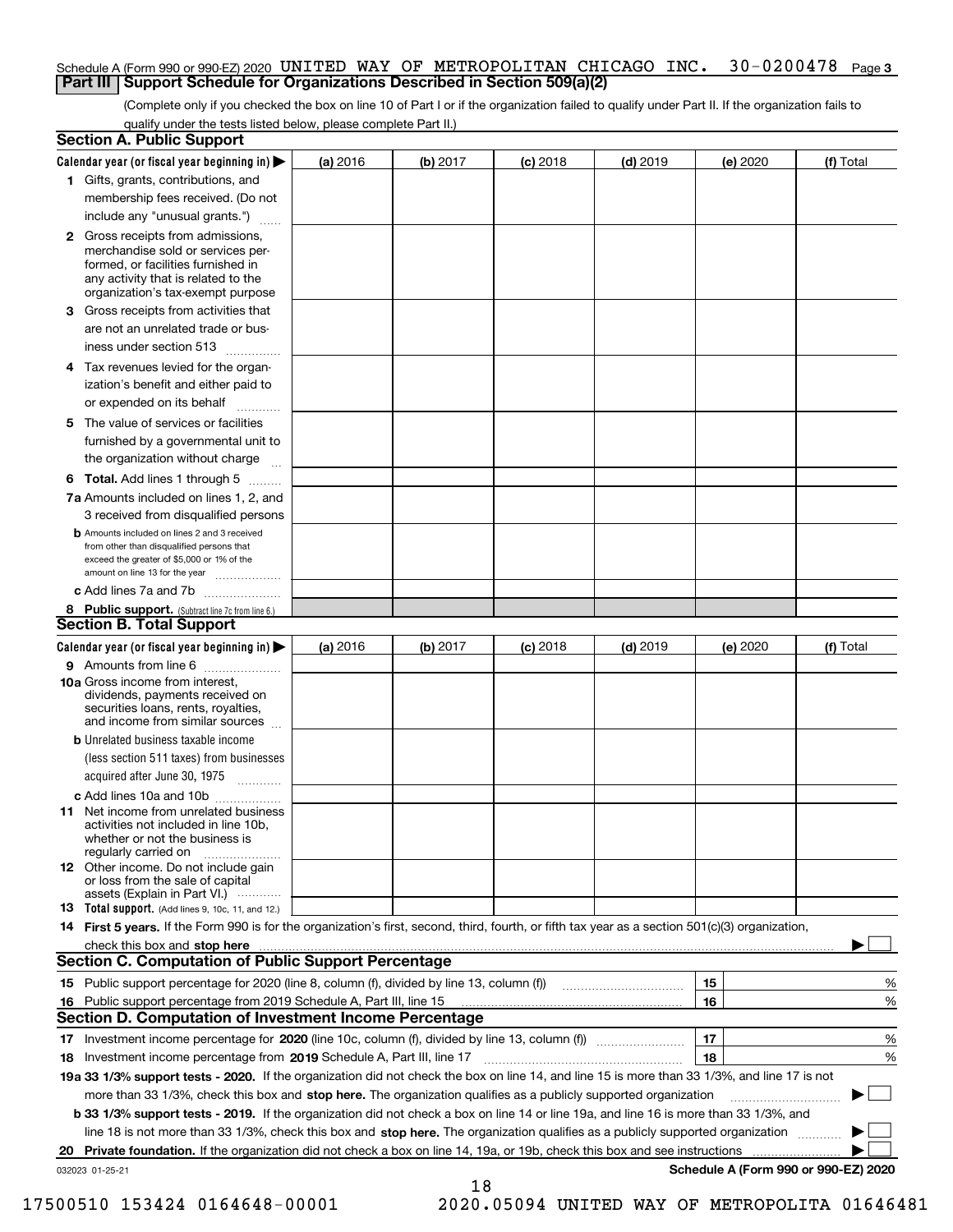Schedule A (Form 990 or 990-EZ) 2020 UNITED WAY OF METROPOLITAN CHICAGO INC. 30-0200478 Page 3

## Part III Support Schedule for Organizations Described in Section 509(a)(2)

(Complete only if you checked the box on line 10 of Part I or if the organization failed to qualify under Part II. If the organization fails to qualify under the tests listed below, please complete Part II.)

### Section A. Public Support

| Calendar year (or fiscal year beginning in) ▶ | (a) 2016 | (b) 2017 | (c) 2018 | (d) 2019 | (e) 2020 | (f) Total |
|---|---|---|---|---|---|---|
| 1 Gifts, grants, contributions, and membership fees received. (Do not include any "unusual grants.") | | | | | | |
| 2 Gross receipts from admissions, merchandise sold or services performed, or facilities furnished in any activity that is related to the organization's tax-exempt purpose | | | | | | |
| 3 Gross receipts from activities that are not an unrelated trade or business under section 513 | | | | | | |
| 4 Tax revenues levied for the organization's benefit and either paid to or expended on its behalf | | | | | | |
| 5 The value of services or facilities furnished by a governmental unit to the organization without charge | | | | | | |
| 6 **Total.** Add lines 1 through 5 | | | | | | |
| 7a Amounts included on lines 1, 2, and 3 received from disqualified persons | | | | | | |
| b Amounts included on lines 2 and 3 received from other than disqualified persons that exceed the greater of $5,000 or 1% of the amount on line 13 for the year | | | | | | |
| c Add lines 7a and 7b | | | | | | |
| 8 **Public support.** (Subtract line 7c from line 6.) | | | | | | |

### Section B. Total Support

| Calendar year (or fiscal year beginning in) ▶ | (a) 2016 | (b) 2017 | (c) 2018 | (d) 2019 | (e) 2020 | (f) Total |
|---|---|---|---|---|---|---|
| 9 Amounts from line 6 | | | | | | |
| 10a Gross income from interest, dividends, payments received on securities loans, rents, royalties, and income from similar sources | | | | | | |
| b Unrelated business taxable income (less section 511 taxes) from businesses acquired after June 30, 1975 | | | | | | |
| c Add lines 10a and 10b | | | | | | |
| 11 Net income from unrelated business activities not included in line 10b, whether or not the business is regularly carried on | | | | | | |
| 12 Other income. Do not include gain or loss from the sale of capital assets (Explain in Part VI.) | | | | | | |
| 13 **Total support.** (Add lines 9, 10c, 11, and 12.) | | | | | | |

14 **First 5 years.** If the Form 990 is for the organization's first, second, third, fourth, or fifth tax year as a section 501(c)(3) organization, check this box and **stop here** ▶ ☐

### Section C. Computation of Public Support Percentage

| | | | |
|---|---|---|---|
| 15 | Public support percentage for 2020 (line 8, column (f), divided by line 13, column (f)) | 15 | % |
| 16 | Public support percentage from 2019 Schedule A, Part III, line 15 | 16 | % |

### Section D. Computation of Investment Income Percentage

| | | | |
|---|---|---|---|
| 17 | Investment income percentage for **2020** (line 10c, column (f), divided by line 13, column (f)) | 17 | % |
| 18 | Investment income percentage from **2019** Schedule A, Part III, line 17 | 18 | % |

**19a 33 1/3% support tests - 2020.** If the organization did not check the box on line 14, and line 15 is more than 33 1/3%, and line 17 is not more than 33 1/3%, check this box and **stop here.** The organization qualifies as a publicly supported organization ▶ ☐

**b 33 1/3% support tests - 2019.** If the organization did not check a box on line 14 or line 19a, and line 16 is more than 33 1/3%, and line 18 is not more than 33 1/3%, check this box and **stop here.** The organization qualifies as a publicly supported organization ▶ ☐

**20 Private foundation.** If the organization did not check a box on line 14, 19a, or 19b, check this box and see instructions ▶ ☐

032023 01-25-21 **Schedule A (Form 990 or 990-EZ) 2020**

17500510 153424 0164648-00001 2020.05094 UNITED WAY OF METROPOLITA 01646481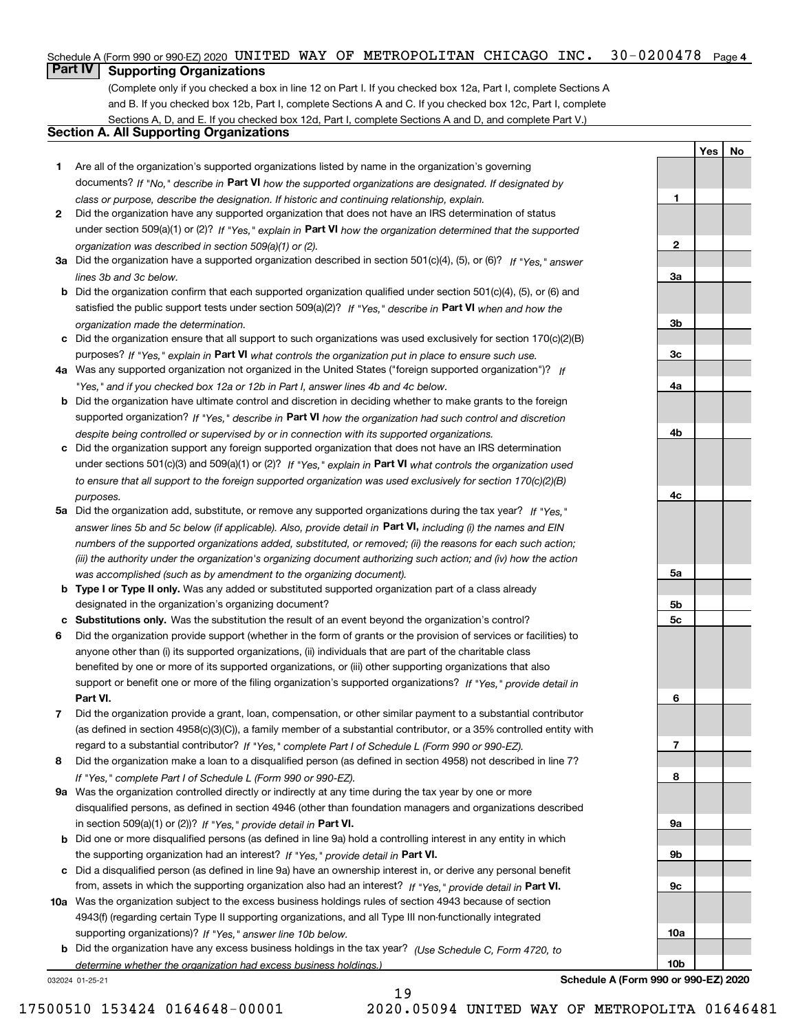Schedule A (Form 990 or 990-EZ) 2020 UNITED WAY OF METROPOLITAN CHICAGO INC. 30-0200478 Page 4

## Part IV Supporting Organizations

(Complete only if you checked a box in line 12 on Part I. If you checked box 12a, Part I, complete Sections A and B. If you checked box 12b, Part I, complete Sections A and C. If you checked box 12c, Part I, complete Sections A, D, and E. If you checked box 12d, Part I, complete Sections A and D, and complete Part V.)

### Section A. All Supporting Organizations

| | | Line | Yes | No |
|---|---|---|---|---|
| **1** | Are all of the organization's supported organizations listed by name in the organization's governing documents? *If "No," describe in* **Part VI** *how the supported organizations are designated. If designated by class or purpose, describe the designation. If historic and continuing relationship, explain.* | 1 | | |
| **2** | Did the organization have any supported organization that does not have an IRS determination of status under section 509(a)(1) or (2)? *If "Yes," explain in* **Part VI** *how the organization determined that the supported organization was described in section 509(a)(1) or (2).* | 2 | | |
| **3a** | Did the organization have a supported organization described in section 501(c)(4), (5), or (6)? *If "Yes," answer lines 3b and 3c below.* | 3a | | |
| **b** | Did the organization confirm that each supported organization qualified under section 501(c)(4), (5), or (6) and satisfied the public support tests under section 509(a)(2)? *If "Yes," describe in* **Part VI** *when and how the organization made the determination.* | 3b | | |
| **c** | Did the organization ensure that all support to such organizations was used exclusively for section 170(c)(2)(B) purposes? *If "Yes," explain in* **Part VI** *what controls the organization put in place to ensure such use.* | 3c | | |
| **4a** | Was any supported organization not organized in the United States ("foreign supported organization")? *If "Yes," and if you checked box 12a or 12b in Part I, answer lines 4b and 4c below.* | 4a | | |
| **b** | Did the organization have ultimate control and discretion in deciding whether to make grants to the foreign supported organization? *If "Yes," describe in* **Part VI** *how the organization had such control and discretion despite being controlled or supervised by or in connection with its supported organizations.* | 4b | | |
| **c** | Did the organization support any foreign supported organization that does not have an IRS determination under sections 501(c)(3) and 509(a)(1) or (2)? *If "Yes," explain in* **Part VI** *what controls the organization used to ensure that all support to the foreign supported organization was used exclusively for section 170(c)(2)(B) purposes.* | 4c | | |
| **5a** | Did the organization add, substitute, or remove any supported organizations during the tax year? *If "Yes," answer lines 5b and 5c below (if applicable). Also, provide detail in* **Part VI,** *including (i) the names and EIN numbers of the supported organizations added, substituted, or removed; (ii) the reasons for each such action; (iii) the authority under the organization's organizing document authorizing such action; and (iv) how the action was accomplished (such as by amendment to the organizing document).* | 5a | | |
| **b** | **Type I or Type II only.** Was any added or substituted supported organization part of a class already designated in the organization's organizing document? | 5b | | |
| **c** | **Substitutions only.** Was the substitution the result of an event beyond the organization's control? | 5c | | |
| **6** | Did the organization provide support (whether in the form of grants or the provision of services or facilities) to anyone other than (i) its supported organizations, (ii) individuals that are part of the charitable class benefited by one or more of its supported organizations, or (iii) other supporting organizations that also support or benefit one or more of the filing organization's supported organizations? *If "Yes," provide detail in* **Part VI.** | 6 | | |
| **7** | Did the organization provide a grant, loan, compensation, or other similar payment to a substantial contributor (as defined in section 4958(c)(3)(C)), a family member of a substantial contributor, or a 35% controlled entity with regard to a substantial contributor? *If "Yes," complete Part I of Schedule L (Form 990 or 990-EZ).* | 7 | | |
| **8** | Did the organization make a loan to a disqualified person (as defined in section 4958) not described in line 7? *If "Yes," complete Part I of Schedule L (Form 990 or 990-EZ).* | 8 | | |
| **9a** | Was the organization controlled directly or indirectly at any time during the tax year by one or more disqualified persons, as defined in section 4946 (other than foundation managers and organizations described in section 509(a)(1) or (2))? *If "Yes," provide detail in* **Part VI.** | 9a | | |
| **b** | Did one or more disqualified persons (as defined in line 9a) hold a controlling interest in any entity in which the supporting organization had an interest? *If "Yes," provide detail in* **Part VI.** | 9b | | |
| **c** | Did a disqualified person (as defined in line 9a) have an ownership interest in, or derive any personal benefit from, assets in which the supporting organization also had an interest? *If "Yes," provide detail in* **Part VI.** | 9c | | |
| **10a** | Was the organization subject to the excess business holdings rules of section 4943 because of section 4943(f) (regarding certain Type II supporting organizations, and all Type III non-functionally integrated supporting organizations)? *If "Yes," answer line 10b below.* | 10a | | |
| **b** | Did the organization have any excess business holdings in the tax year? *(Use Schedule C, Form 4720, to determine whether the organization had excess business holdings.)* | 10b | | |

032024 01-25-21

**Schedule A (Form 990 or 990-EZ) 2020**

17500510 153424 0164648-00001 2020.05094 UNITED WAY OF METROPOLITA 01646481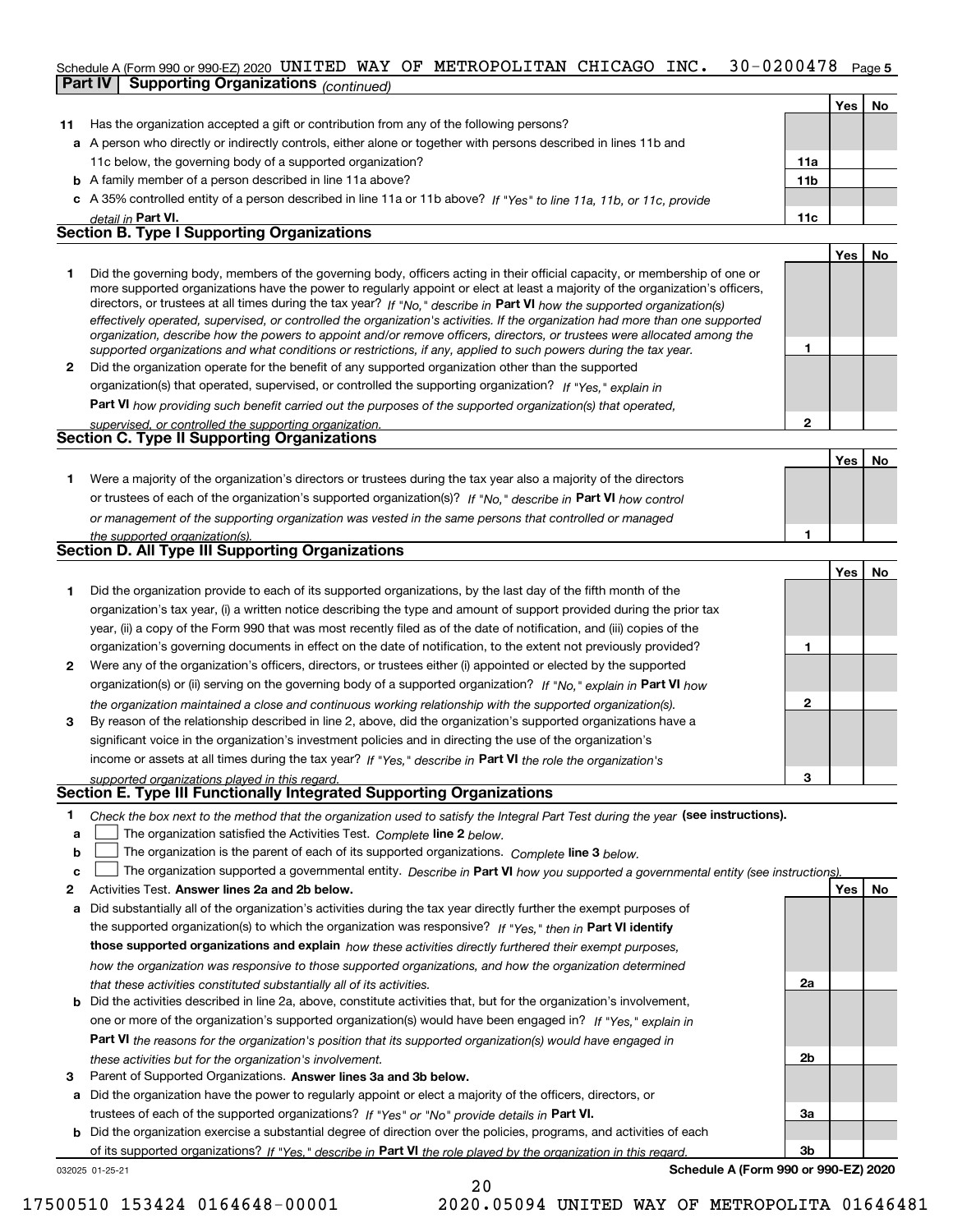Schedule A (Form 990 or 990-EZ) 2020 UNITED WAY OF METROPOLITAN CHICAGO INC. 30-0200478 Page 5

**Part IV | Supporting Organizations** *(continued)*

| | | | Yes | No |
|---|---|---|---|---|
| **11** | Has the organization accepted a gift or contribution from any of the following persons? | | | |
| **a** | A person who directly or indirectly controls, either alone or together with persons described in lines 11b and 11c below, the governing body of a supported organization? | 11a | | |
| **b** | A family member of a person described in line 11a above? | 11b | | |
| **c** | A 35% controlled entity of a person described in line 11a or 11b above? *If "Yes" to line 11a, 11b, or 11c, provide detail in* **Part VI.** | 11c | | |

**Section B. Type I Supporting Organizations**

| | | | Yes | No |
|---|---|---|---|---|
| **1** | Did the governing body, members of the governing body, officers acting in their official capacity, or membership of one or more supported organizations have the power to regularly appoint or elect at least a majority of the organization's officers, directors, or trustees at all times during the tax year? *If "No," describe in* **Part VI** *how the supported organization(s) effectively operated, supervised, or controlled the organization's activities. If the organization had more than one supported organization, describe how the powers to appoint and/or remove officers, directors, or trustees were allocated among the supported organizations and what conditions or restrictions, if any, applied to such powers during the tax year.* | 1 | | |
| **2** | Did the organization operate for the benefit of any supported organization other than the supported organization(s) that operated, supervised, or controlled the supporting organization? *If "Yes," explain in* **Part VI** *how providing such benefit carried out the purposes of the supported organization(s) that operated, supervised, or controlled the supporting organization.* | 2 | | |

**Section C. Type II Supporting Organizations**

| | | | Yes | No |
|---|---|---|---|---|
| **1** | Were a majority of the organization's directors or trustees during the tax year also a majority of the directors or trustees of each of the organization's supported organization(s)? *If "No," describe in* **Part VI** *how control or management of the supporting organization was vested in the same persons that controlled or managed the supported organization(s).* | 1 | | |

**Section D. All Type III Supporting Organizations**

| | | | Yes | No |
|---|---|---|---|---|
| **1** | Did the organization provide to each of its supported organizations, by the last day of the fifth month of the organization's tax year, (i) a written notice describing the type and amount of support provided during the prior tax year, (ii) a copy of the Form 990 that was most recently filed as of the date of notification, and (iii) copies of the organization's governing documents in effect on the date of notification, to the extent not previously provided? | 1 | | |
| **2** | Were any of the organization's officers, directors, or trustees either (i) appointed or elected by the supported organization(s) or (ii) serving on the governing body of a supported organization? *If "No," explain in* **Part VI** *how the organization maintained a close and continuous working relationship with the supported organization(s).* | 2 | | |
| **3** | By reason of the relationship described in line 2, above, did the organization's supported organizations have a significant voice in the organization's investment policies and in directing the use of the organization's income or assets at all times during the tax year? *If "Yes," describe in* **Part VI** *the role the organization's supported organizations played in this regard.* | 3 | | |

**Section E. Type III Functionally Integrated Supporting Organizations**

**1** *Check the box next to the method that the organization used to satisfy the Integral Part Test during the year* **(see instructions).**

**a** ☐ The organization satisfied the Activities Test. *Complete* **line 2** *below.*

**b** ☐ The organization is the parent of each of its supported organizations. *Complete* **line 3** *below.*

**c** ☐ The organization supported a governmental entity. *Describe in* **Part VI** *how you supported a governmental entity (see instructions).*

| | | | Yes | No |
|---|---|---|---|---|
| **2** | Activities Test. **Answer lines 2a and 2b below.** | | | |
| **a** | Did substantially all of the organization's activities during the tax year directly further the exempt purposes of the supported organization(s) to which the organization was responsive? *If "Yes," then in* **Part VI identify those supported organizations and explain** *how these activities directly furthered their exempt purposes, how the organization was responsive to those supported organizations, and how the organization determined that these activities constituted substantially all of its activities.* | 2a | | |
| **b** | Did the activities described in line 2a, above, constitute activities that, but for the organization's involvement, one or more of the organization's supported organization(s) would have been engaged in? *If "Yes," explain in* **Part VI** *the reasons for the organization's position that its supported organization(s) would have engaged in these activities but for the organization's involvement.* | 2b | | |
| **3** | Parent of Supported Organizations. **Answer lines 3a and 3b below.** | | | |
| **a** | Did the organization have the power to regularly appoint or elect a majority of the officers, directors, or trustees of each of the supported organizations? *If "Yes" or "No" provide details in* **Part VI.** | 3a | | |
| **b** | Did the organization exercise a substantial degree of direction over the policies, programs, and activities of each of its supported organizations? *If "Yes," describe in* **Part VI** *the role played by the organization in this regard.* | 3b | | |

032025 01-25-21 **Schedule A (Form 990 or 990-EZ) 2020**

17500510 153424 0164648-00001 2020.05094 UNITED WAY OF METROPOLITA 01646481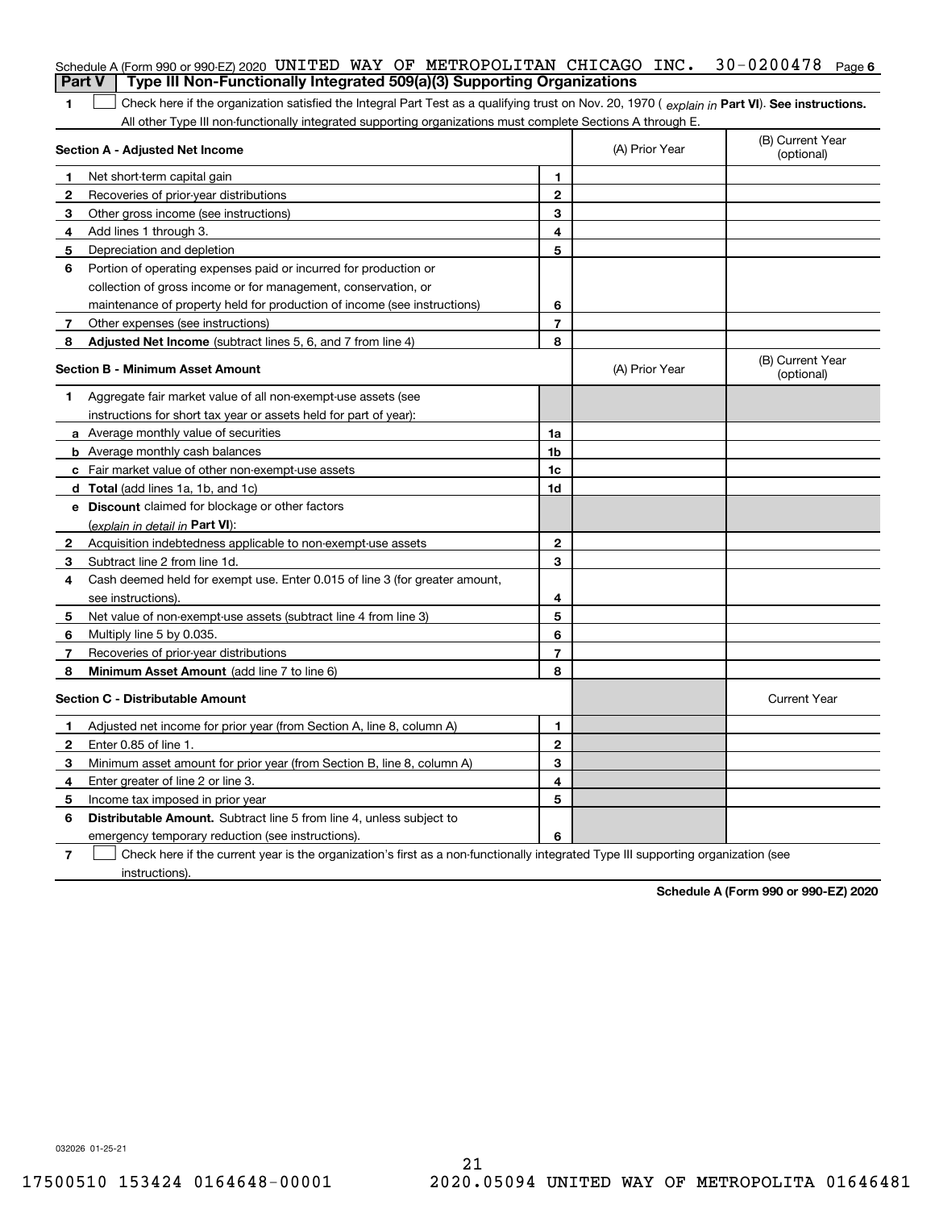Schedule A (Form 990 or 990-EZ) 2020 UNITED WAY OF METROPOLITAN CHICAGO INC. 30-0200478 Page 6

## Part V | Type III Non-Functionally Integrated 509(a)(3) Supporting Organizations

**1** ☐ Check here if the organization satisfied the Integral Part Test as a qualifying trust on Nov. 20, 1970 ( *explain in* **Part VI**). **See instructions.** All other Type III non-functionally integrated supporting organizations must complete Sections A through E.

| **Section A - Adjusted Net Income** | | (A) Prior Year | (B) Current Year (optional) |
|---|---|---|---|
| **1** Net short-term capital gain | 1 | | |
| **2** Recoveries of prior-year distributions | 2 | | |
| **3** Other gross income (see instructions) | 3 | | |
| **4** Add lines 1 through 3. | 4 | | |
| **5** Depreciation and depletion | 5 | | |
| **6** Portion of operating expenses paid or incurred for production or collection of gross income or for management, conservation, or maintenance of property held for production of income (see instructions) | 6 | | |
| **7** Other expenses (see instructions) | 7 | | |
| **8** **Adjusted Net Income** (subtract lines 5, 6, and 7 from line 4) | 8 | | |

| **Section B - Minimum Asset Amount** | | (A) Prior Year | (B) Current Year (optional) |
|---|---|---|---|
| **1** Aggregate fair market value of all non-exempt-use assets (see instructions for short tax year or assets held for part of year): | | | |
| **a** Average monthly value of securities | 1a | | |
| **b** Average monthly cash balances | 1b | | |
| **c** Fair market value of other non-exempt-use assets | 1c | | |
| **d** **Total** (add lines 1a, 1b, and 1c) | 1d | | |
| **e** **Discount** claimed for blockage or other factors (*explain in detail in* **Part VI**): | | | |
| **2** Acquisition indebtedness applicable to non-exempt-use assets | 2 | | |
| **3** Subtract line 2 from line 1d. | 3 | | |
| **4** Cash deemed held for exempt use. Enter 0.015 of line 3 (for greater amount, see instructions). | 4 | | |
| **5** Net value of non-exempt-use assets (subtract line 4 from line 3) | 5 | | |
| **6** Multiply line 5 by 0.035. | 6 | | |
| **7** Recoveries of prior-year distributions | 7 | | |
| **8** **Minimum Asset Amount** (add line 7 to line 6) | 8 | | |

| **Section C - Distributable Amount** | | | Current Year |
|---|---|---|---|
| **1** Adjusted net income for prior year (from Section A, line 8, column A) | 1 | | |
| **2** Enter 0.85 of line 1. | 2 | | |
| **3** Minimum asset amount for prior year (from Section B, line 8, column A) | 3 | | |
| **4** Enter greater of line 2 or line 3. | 4 | | |
| **5** Income tax imposed in prior year | 5 | | |
| **6** **Distributable Amount.** Subtract line 5 from line 4, unless subject to emergency temporary reduction (see instructions). | 6 | | |

**7** ☐ Check here if the current year is the organization's first as a non-functionally integrated Type III supporting organization (see instructions).

**Schedule A (Form 990 or 990-EZ) 2020**

032026 01-25-21

17500510 153424 0164648-00001 2020.05094 UNITED WAY OF METROPOLITA 01646481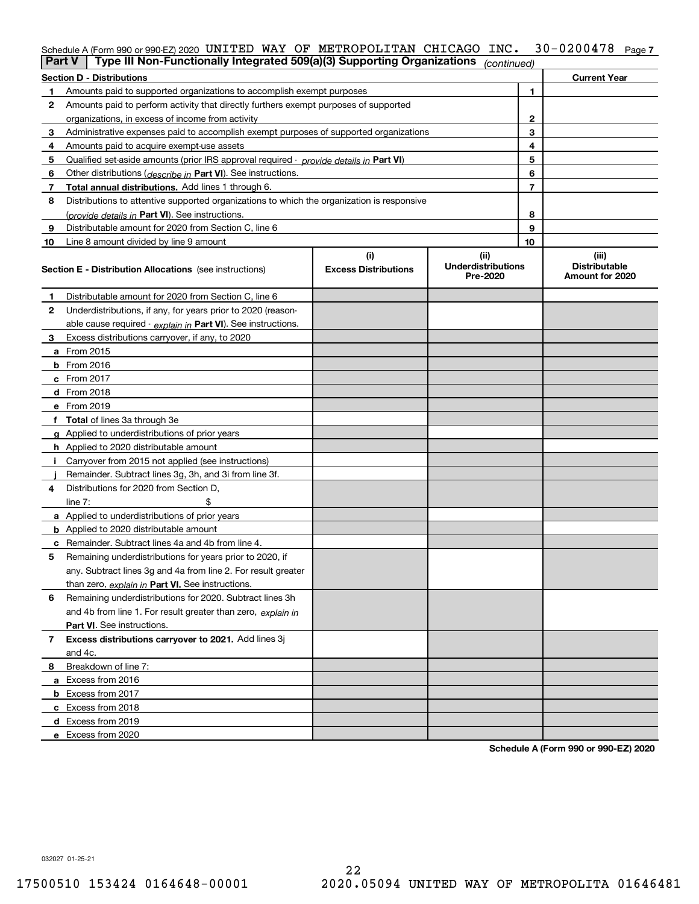Schedule A (Form 990 or 990-EZ) 2020 UNITED WAY OF METROPOLITAN CHICAGO INC. 30-0200478 Page 7

**Part V | Type III Non-Functionally Integrated 509(a)(3) Supporting Organizations** *(continued)*

| Section D - Distributions | | | Current Year |
|---|---|---|---|
| 1 | Amounts paid to supported organizations to accomplish exempt purposes | 1 | |
| 2 | Amounts paid to perform activity that directly furthers exempt purposes of supported organizations, in excess of income from activity | 2 | |
| 3 | Administrative expenses paid to accomplish exempt purposes of supported organizations | 3 | |
| 4 | Amounts paid to acquire exempt-use assets | 4 | |
| 5 | Qualified set-aside amounts (prior IRS approval required - *provide details in* **Part VI**) | 5 | |
| 6 | Other distributions (*describe in* **Part VI**). See instructions. | 6 | |
| 7 | **Total annual distributions.** Add lines 1 through 6. | 7 | |
| 8 | Distributions to attentive supported organizations to which the organization is responsive (*provide details in* **Part VI**). See instructions. | 8 | |
| 9 | Distributable amount for 2020 from Section C, line 6 | 9 | |
| 10 | Line 8 amount divided by line 9 amount | 10 | |

| **Section E - Distribution Allocations** (see instructions) | (i) Excess Distributions | (ii) Underdistributions Pre-2020 | (iii) Distributable Amount for 2020 |
|---|---|---|---|
| **1** Distributable amount for 2020 from Section C, line 6 | | | |
| **2** Underdistributions, if any, for years prior to 2020 (reasonable cause required - *explain in* **Part VI**). See instructions. | | | |
| **3** Excess distributions carryover, if any, to 2020 | | | |
| **a** From 2015 | | | |
| **b** From 2016 | | | |
| **c** From 2017 | | | |
| **d** From 2018 | | | |
| **e** From 2019 | | | |
| **f Total** of lines 3a through 3e | | | |
| **g** Applied to underdistributions of prior years | | | |
| **h** Applied to 2020 distributable amount | | | |
| **i** Carryover from 2015 not applied (see instructions) | | | |
| **j** Remainder. Subtract lines 3g, 3h, and 3i from line 3f. | | | |
| **4** Distributions for 2020 from Section D, line 7: $ | | | |
| **a** Applied to underdistributions of prior years | | | |
| **b** Applied to 2020 distributable amount | | | |
| **c** Remainder. Subtract lines 4a and 4b from line 4. | | | |
| **5** Remaining underdistributions for years prior to 2020, if any. Subtract lines 3g and 4a from line 2. For result greater than zero, *explain in* **Part VI.** See instructions. | | | |
| **6** Remaining underdistributions for 2020. Subtract lines 3h and 4b from line 1. For result greater than zero, *explain in* **Part VI**. See instructions. | | | |
| **7 Excess distributions carryover to 2021.** Add lines 3j and 4c. | | | |
| **8** Breakdown of line 7: | | | |
| **a** Excess from 2016 | | | |
| **b** Excess from 2017 | | | |
| **c** Excess from 2018 | | | |
| **d** Excess from 2019 | | | |
| **e** Excess from 2020 | | | |

**Schedule A (Form 990 or 990-EZ) 2020**

032027 01-25-21

17500510 153424 0164648-00001 2020.05094 UNITED WAY OF METROPOLITA 01646481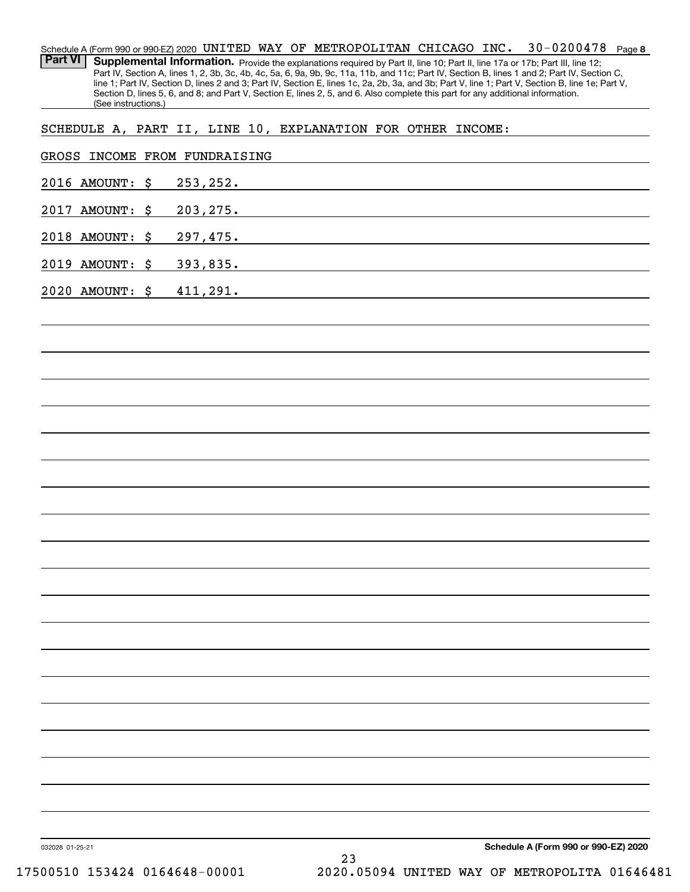Schedule A (Form 990 or 990-EZ) 2020 UNITED WAY OF METROPOLITAN CHICAGO INC. 30-0200478 Page 8

**Part VI** **Supplemental Information.** Provide the explanations required by Part II, line 10; Part II, line 17a or 17b; Part III, line 12; Part IV, Section A, lines 1, 2, 3b, 3c, 4b, 4c, 5a, 6, 9a, 9b, 9c, 11a, 11b, and 11c; Part IV, Section B, lines 1 and 2; Part IV, Section C, line 1; Part IV, Section D, lines 2 and 3; Part IV, Section E, lines 1c, 2a, 2b, 3a, and 3b; Part V, line 1; Part V, Section B, line 1e; Part V, Section D, lines 5, 6, and 8; and Part V, Section E, lines 2, 5, and 6. Also complete this part for any additional information. (See instructions.)

SCHEDULE A, PART II, LINE 10, EXPLANATION FOR OTHER INCOME:

GROSS INCOME FROM FUNDRAISING

2016 AMOUNT: $ 253,252.

2017 AMOUNT: $ 203,275.

2018 AMOUNT: $ 297,475.

2019 AMOUNT: $ 393,835.

2020 AMOUNT: $ 411,291.

Schedule A (Form 990 or 990-EZ) 2020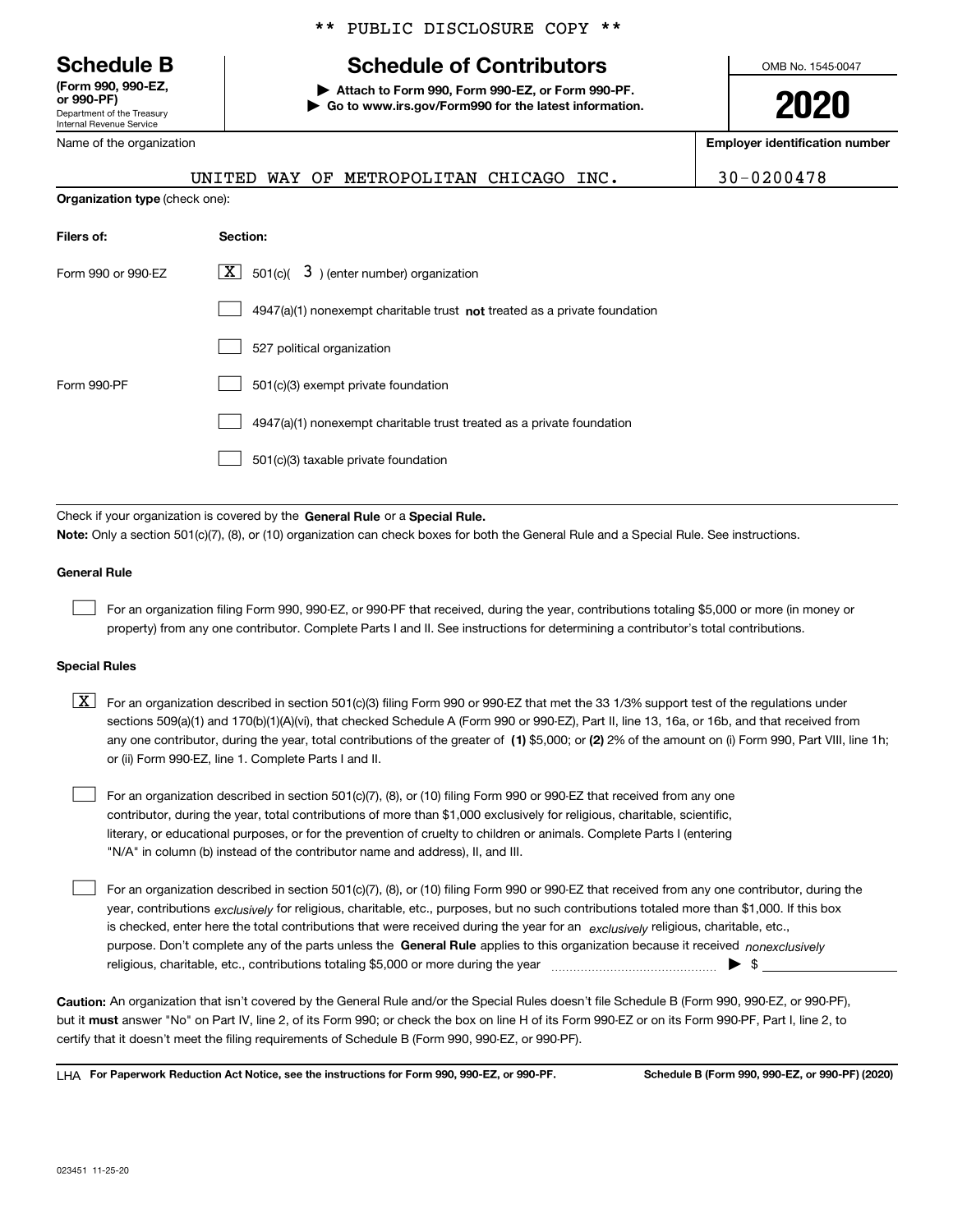** PUBLIC DISCLOSURE COPY **

**Schedule B**
**(Form 990, 990-EZ, or 990-PF)**
Department of the Treasury
Internal Revenue Service

# Schedule of Contributors

▶ **Attach to Form 990, Form 990-EZ, or Form 990-PF.**
▶ **Go to www.irs.gov/Form990 for the latest information.**

OMB No. 1545-0047

**2020**

Name of the organization: UNITED WAY OF METROPOLITAN CHICAGO INC.

**Employer identification number:** 30-0200478

**Organization type** (check one):

| **Filers of:** | **Section:** |
|---|---|
| Form 990 or 990-EZ | [X] 501(c)( 3 ) (enter number) organization |
| | [ ] 4947(a)(1) nonexempt charitable trust **not** treated as a private foundation |
| | [ ] 527 political organization |
| Form 990-PF | [ ] 501(c)(3) exempt private foundation |
| | [ ] 4947(a)(1) nonexempt charitable trust treated as a private foundation |
| | [ ] 501(c)(3) taxable private foundation |

Check if your organization is covered by the **General Rule** or a **Special Rule.**

**Note:** Only a section 501(c)(7), (8), or (10) organization can check boxes for both the General Rule and a Special Rule. See instructions.

**General Rule**

[ ] For an organization filing Form 990, 990-EZ, or 990-PF that received, during the year, contributions totaling $5,000 or more (in money or property) from any one contributor. Complete Parts I and II. See instructions for determining a contributor's total contributions.

**Special Rules**

[X] For an organization described in section 501(c)(3) filing Form 990 or 990-EZ that met the 33 1/3% support test of the regulations under sections 509(a)(1) and 170(b)(1)(A)(vi), that checked Schedule A (Form 990 or 990-EZ), Part II, line 13, 16a, or 16b, and that received from any one contributor, during the year, total contributions of the greater of **(1)** $5,000; or **(2)** 2% of the amount on (i) Form 990, Part VIII, line 1h; or (ii) Form 990-EZ, line 1. Complete Parts I and II.

[ ] For an organization described in section 501(c)(7), (8), or (10) filing Form 990 or 990-EZ that received from any one contributor, during the year, total contributions of more than $1,000 exclusively for religious, charitable, scientific, literary, or educational purposes, or for the prevention of cruelty to children or animals. Complete Parts I (entering "N/A" in column (b) instead of the contributor name and address), II, and III.

[ ] For an organization described in section 501(c)(7), (8), or (10) filing Form 990 or 990-EZ that received from any one contributor, during the year, contributions *exclusively* for religious, charitable, etc., purposes, but no such contributions totaled more than $1,000. If this box is checked, enter here the total contributions that were received during the year for an *exclusively* religious, charitable, etc., purpose. Don't complete any of the parts unless the **General Rule** applies to this organization because it received *nonexclusively* religious, charitable, etc., contributions totaling $5,000 or more during the year ▶ $ \_\_\_\_\_\_\_\_

**Caution:** An organization that isn't covered by the General Rule and/or the Special Rules doesn't file Schedule B (Form 990, 990-EZ, or 990-PF), but it **must** answer "No" on Part IV, line 2, of its Form 990; or check the box on line H of its Form 990-EZ or on its Form 990-PF, Part I, line 2, to certify that it doesn't meet the filing requirements of Schedule B (Form 990, 990-EZ, or 990-PF).

LHA **For Paperwork Reduction Act Notice, see the instructions for Form 990, 990-EZ, or 990-PF.** **Schedule B (Form 990, 990-EZ, or 990-PF) (2020)**

023451 11-25-20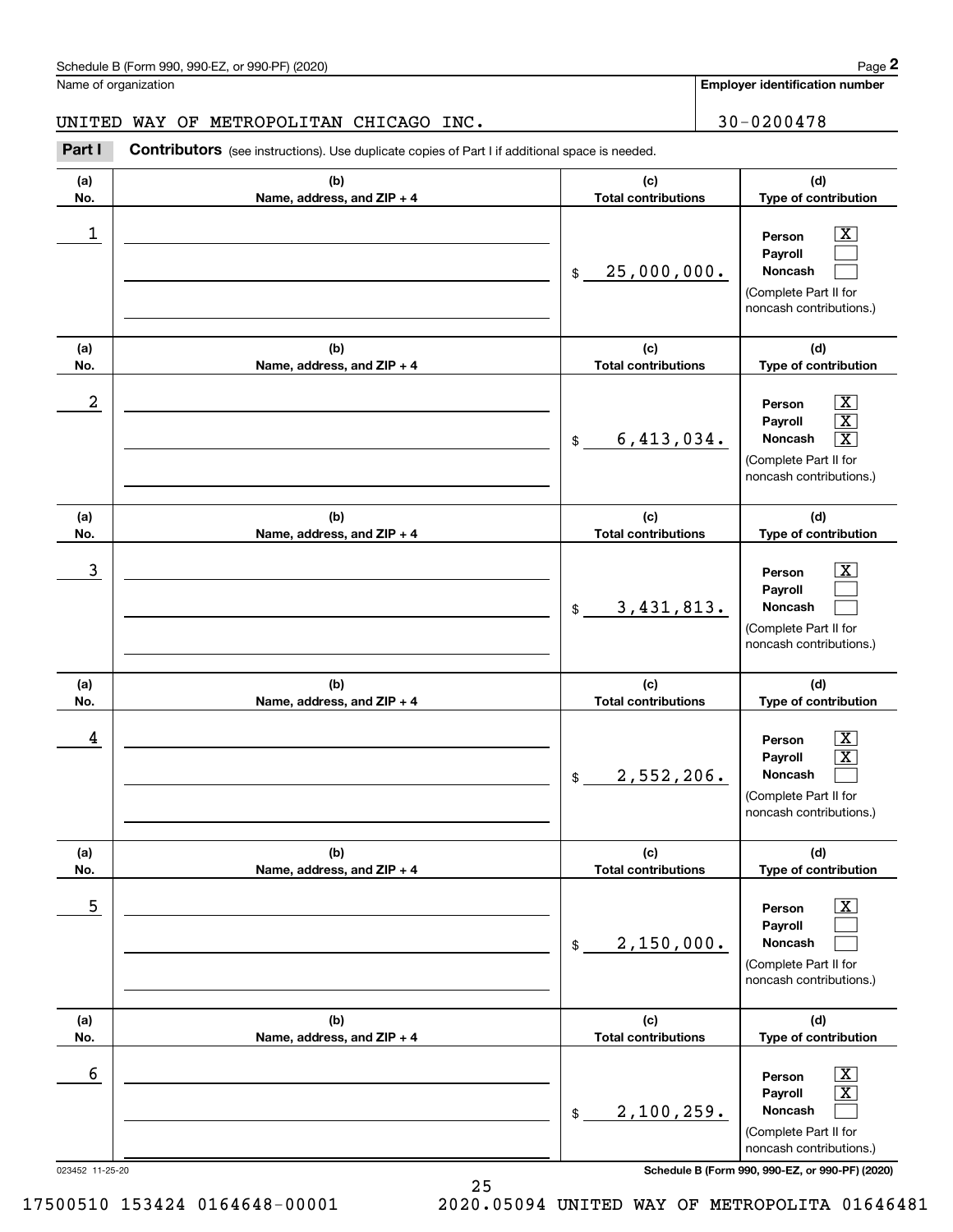Schedule B (Form 990, 990-EZ, or 990-PF) (2020)

Name of organization: UNITED WAY OF METROPOLITAN CHICAGO INC.

Employer identification number: 30-0200478

**Part I** **Contributors** (see instructions). Use duplicate copies of Part I if additional space is needed.

| (a) No. | (b) Name, address, and ZIP + 4 | (c) Total contributions | (d) Type of contribution |
|---|---|---|---|
| 1 | | $ 25,000,000. | Person [X] Payroll [ ] Noncash [ ] (Complete Part II for noncash contributions.) |
| 2 | | $ 6,413,034. | Person [X] Payroll [X] Noncash [X] (Complete Part II for noncash contributions.) |
| 3 | | $ 3,431,813. | Person [X] Payroll [ ] Noncash [ ] (Complete Part II for noncash contributions.) |
| 4 | | $ 2,552,206. | Person [X] Payroll [X] Noncash [ ] (Complete Part II for noncash contributions.) |
| 5 | | $ 2,150,000. | Person [X] Payroll [ ] Noncash [ ] (Complete Part II for noncash contributions.) |
| 6 | | $ 2,100,259. | Person [X] Payroll [X] Noncash [ ] (Complete Part II for noncash contributions.) |

023452 11-25-20

17500510 153424 0164648-00001 2020.05094 UNITED WAY OF METROPOLITA 01646481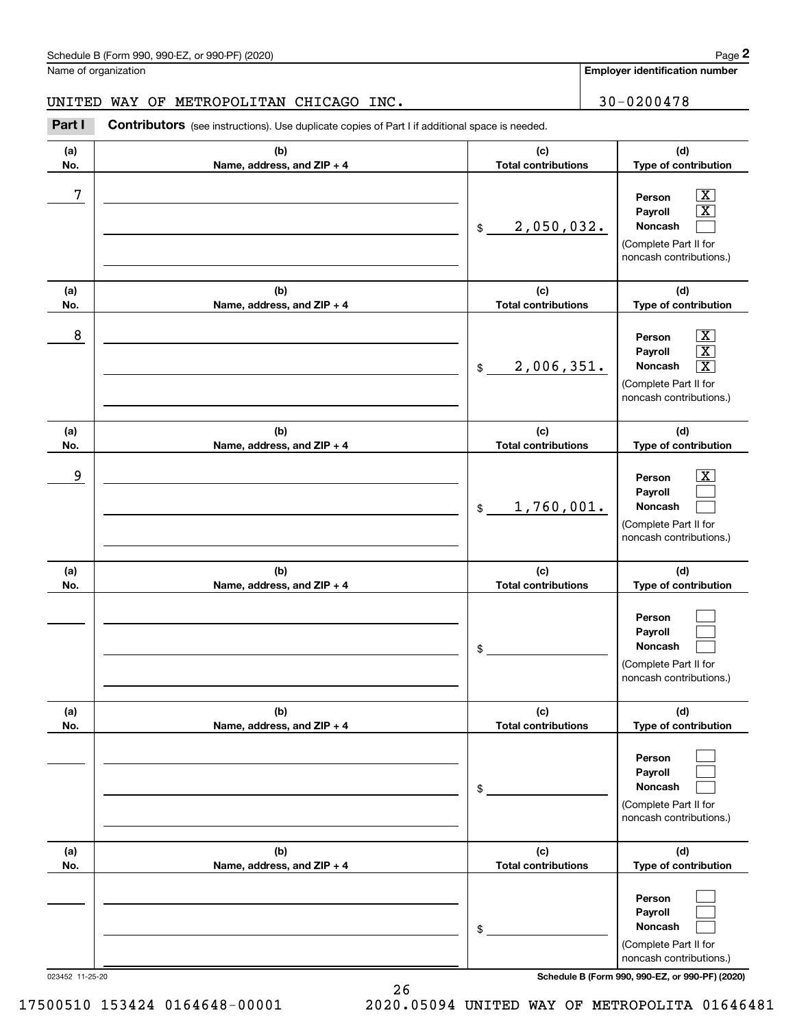Schedule B (Form 990, 990-EZ, or 990-PF) (2020)

Name of organization: UNITED WAY OF METROPOLITAN CHICAGO INC.

Employer identification number: 30-0200478

**Part I** **Contributors** (see instructions). Use duplicate copies of Part I if additional space is needed.

| (a) No. | (b) Name, address, and ZIP + 4 | (c) Total contributions | (d) Type of contribution |
|---|---|---|---|
| 7 | | $ 2,050,032. | Person [X] Payroll [X] Noncash [ ] (Complete Part II for noncash contributions.) |
| 8 | | $ 2,006,351. | Person [X] Payroll [X] Noncash [X] (Complete Part II for noncash contributions.) |
| 9 | | $ 1,760,001. | Person [X] Payroll [ ] Noncash [ ] (Complete Part II for noncash contributions.) |
| | | $ | Person [ ] Payroll [ ] Noncash [ ] (Complete Part II for noncash contributions.) |
| | | $ | Person [ ] Payroll [ ] Noncash [ ] (Complete Part II for noncash contributions.) |
| | | $ | Person [ ] Payroll [ ] Noncash [ ] (Complete Part II for noncash contributions.) |

023452 11-25-20

Schedule B (Form 990, 990-EZ, or 990-PF) (2020)

17500510 153424 0164648-00001 2020.05094 UNITED WAY OF METROPOLITA 01646481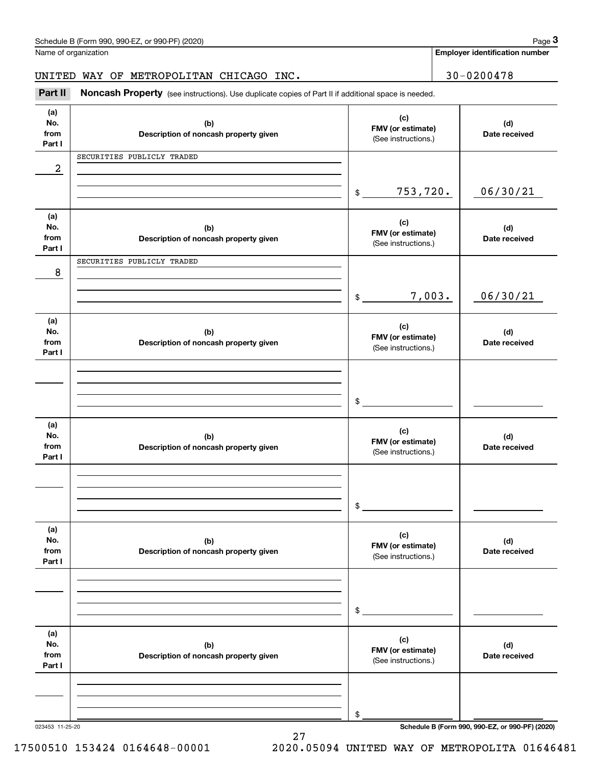Schedule B (Form 990, 990-EZ, or 990-PF) (2020) Page **3**

Name of organization: UNITED WAY OF METROPOLITAN CHICAGO INC.

**Employer identification number**: 30-0200478

**Part II** **Noncash Property** (see instructions). Use duplicate copies of Part II if additional space is needed.

| (a) No. from Part I | (b) Description of noncash property given | (c) FMV (or estimate) (See instructions.) | (d) Date received |
|---|---|---|---|
| 2 | SECURITIES PUBLICLY TRADED | $ 753,720. | 06/30/21 |
| 8 | SECURITIES PUBLICLY TRADED | $ 7,003. | 06/30/21 |
| | | $ | |
| | | $ | |
| | | $ | |
| | | $ | |

023453 11-25-20 **Schedule B (Form 990, 990-EZ, or 990-PF) (2020)**

17500510 153424 0164648-00001 2020.05094 UNITED WAY OF METROPOLITA 01646481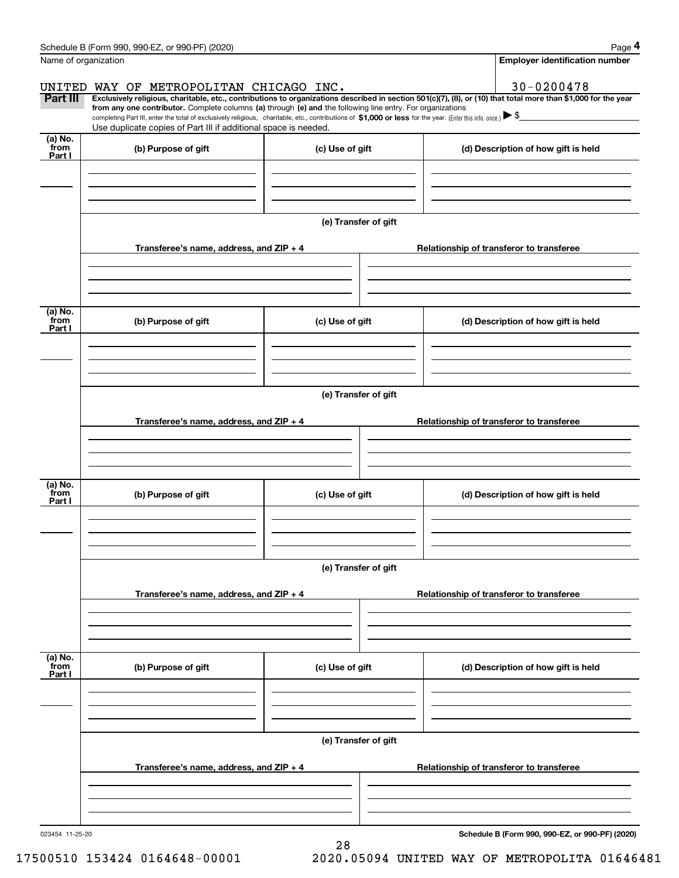Name of organization

UNITED WAY OF METROPOLITAN CHICAGO INC.

Employer identification number

30-0200478

**Part III** **Exclusively religious, charitable, etc., contributions to organizations described in section 501(c)(7), (8), or (10) that total more than $1,000 for the year from any one contributor.** Complete columns **(a)** through **(e) and** the following line entry. For organizations completing Part III, enter the total of exclusively religious, charitable, etc., contributions of **$1,000 or less** for the year. (Enter this info. once.) ▶ $

Use duplicate copies of Part III if additional space is needed.

| (a) No. from Part I | (b) Purpose of gift | (c) Use of gift | (d) Description of how gift is held |
|---|---|---|---|
| | | | |

(e) Transfer of gift

| Transferee's name, address, and ZIP + 4 | Relationship of transferor to transferee |
|---|---|
| | |

| (a) No. from Part I | (b) Purpose of gift | (c) Use of gift | (d) Description of how gift is held |
|---|---|---|---|
| | | | |

(e) Transfer of gift

| Transferee's name, address, and ZIP + 4 | Relationship of transferor to transferee |
|---|---|
| | |

| (a) No. from Part I | (b) Purpose of gift | (c) Use of gift | (d) Description of how gift is held |
|---|---|---|---|
| | | | |

(e) Transfer of gift

| Transferee's name, address, and ZIP + 4 | Relationship of transferor to transferee |
|---|---|
| | |

| (a) No. from Part I | (b) Purpose of gift | (c) Use of gift | (d) Description of how gift is held |
|---|---|---|---|
| | | | |

(e) Transfer of gift

| Transferee's name, address, and ZIP + 4 | Relationship of transferor to transferee |
|---|---|
| | |

023454 11-25-20

**Schedule B (Form 990, 990-EZ, or 990-PF) (2020)**

17500510 153424 0164648-00001 2020.05094 UNITED WAY OF METROPOLITA 01646481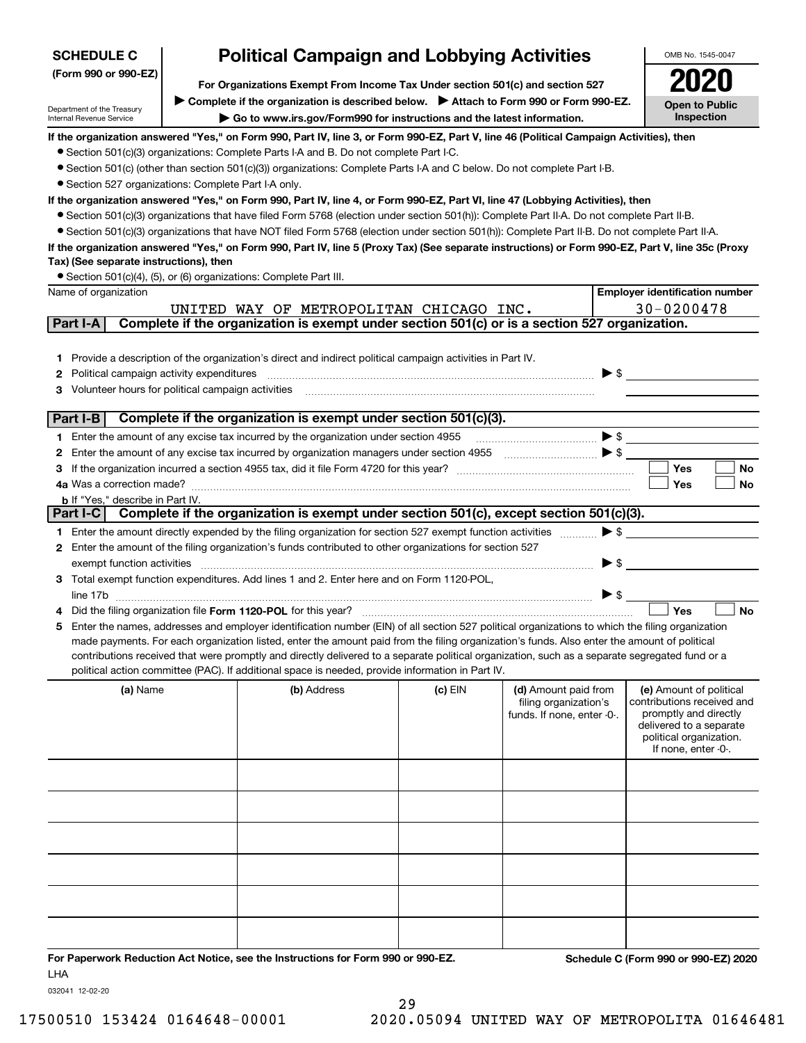**SCHEDULE C**
**(Form 990 or 990-EZ)**

Department of the Treasury
Internal Revenue Service

# Political Campaign and Lobbying Activities

**For Organizations Exempt From Income Tax Under section 501(c) and section 527**

▶ **Complete if the organization is described below.** ▶ **Attach to Form 990 or Form 990-EZ.**

▶ **Go to www.irs.gov/Form990 for instructions and the latest information.**

OMB No. 1545-0047

**2020**

**Open to Public Inspection**

**If the organization answered "Yes," on Form 990, Part IV, line 3, or Form 990-EZ, Part V, line 46 (Political Campaign Activities), then**

- Section 501(c)(3) organizations: Complete Parts I-A and B. Do not complete Part I-C.
- Section 501(c) (other than section 501(c)(3)) organizations: Complete Parts I-A and C below. Do not complete Part I-B.
- Section 527 organizations: Complete Part I-A only.

**If the organization answered "Yes," on Form 990, Part IV, line 4, or Form 990-EZ, Part VI, line 47 (Lobbying Activities), then**

- Section 501(c)(3) organizations that have filed Form 5768 (election under section 501(h)): Complete Part II-A. Do not complete Part II-B.
- Section 501(c)(3) organizations that have NOT filed Form 5768 (election under section 501(h)): Complete Part II-B. Do not complete Part II-A.

**If the organization answered "Yes," on Form 990, Part IV, line 5 (Proxy Tax) (See separate instructions) or Form 990-EZ, Part V, line 35c (Proxy Tax) (See separate instructions), then**

- Section 501(c)(4), (5), or (6) organizations: Complete Part III.

| Name of organization | Employer identification number |
|---|---|
| UNITED WAY OF METROPOLITAN CHICAGO INC. | 30-0200478 |

## Part I-A Complete if the organization is exempt under section 501(c) or is a section 527 organization.

1. Provide a description of the organization's direct and indirect political campaign activities in Part IV.
2. Political campaign activity expenditures ▶ $
3. Volunteer hours for political campaign activities

## Part I-B Complete if the organization is exempt under section 501(c)(3).

1. Enter the amount of any excise tax incurred by the organization under section 4955 ▶ $
2. Enter the amount of any excise tax incurred by organization managers under section 4955 ▶ $
3. If the organization incurred a section 4955 tax, did it file Form 4720 for this year? ☐ Yes ☐ No

4a. Was a correction made? ☐ Yes ☐ No

b. If "Yes," describe in Part IV.

## Part I-C Complete if the organization is exempt under section 501(c), except section 501(c)(3).

1. Enter the amount directly expended by the filing organization for section 527 exempt function activities ▶ $
2. Enter the amount of the filing organization's funds contributed to other organizations for section 527 exempt function activities ▶ $
3. Total exempt function expenditures. Add lines 1 and 2. Enter here and on Form 1120-POL, line 17b ▶ $
4. Did the filing organization file **Form 1120-POL** for this year? ☐ Yes ☐ No
5. Enter the names, addresses and employer identification number (EIN) of all section 527 political organizations to which the filing organization made payments. For each organization listed, enter the amount paid from the filing organization's funds. Also enter the amount of political contributions received that were promptly and directly delivered to a separate political organization, such as a separate segregated fund or a political action committee (PAC). If additional space is needed, provide information in Part IV.

| (a) Name | (b) Address | (c) EIN | (d) Amount paid from filing organization's funds. If none, enter -0-. | (e) Amount of political contributions received and promptly and directly delivered to a separate political organization. If none, enter -0-. |
|---|---|---|---|---|
| | | | | |
| | | | | |
| | | | | |
| | | | | |
| | | | | |
| | | | | |

**For Paperwork Reduction Act Notice, see the Instructions for Form 990 or 990-EZ.**

LHA

**Schedule C (Form 990 or 990-EZ) 2020**

032041 12-02-20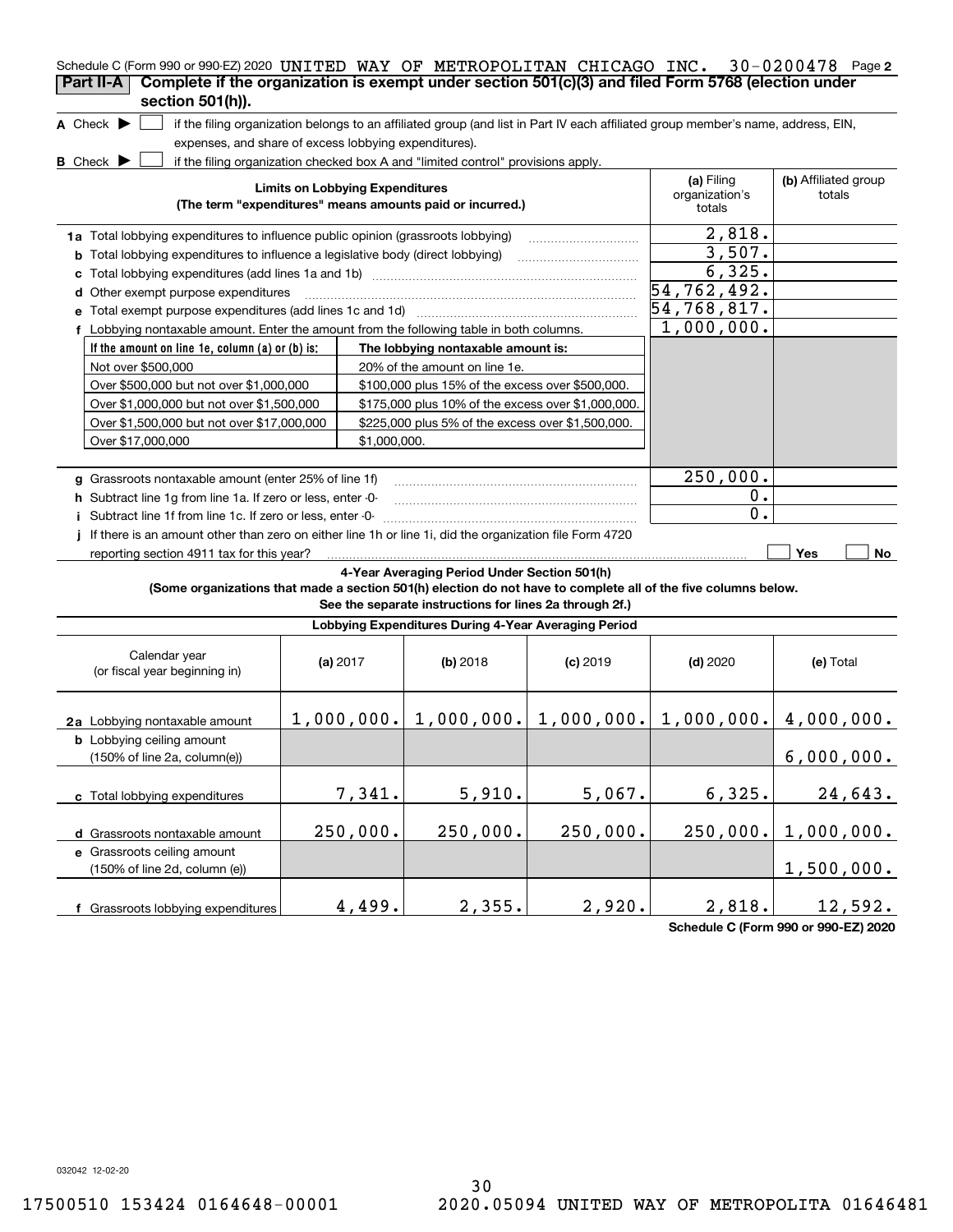Schedule C (Form 990 or 990-EZ) 2020 UNITED WAY OF METROPOLITAN CHICAGO INC. 30-0200478 Page 2

## Part II-A Complete if the organization is exempt under section 501(c)(3) and filed Form 5768 (election under section 501(h)).

**A** Check ▶ ☐ if the filing organization belongs to an affiliated group (and list in Part IV each affiliated group member's name, address, EIN, expenses, and share of excess lobbying expenditures).

**B** Check ▶ ☐ if the filing organization checked box A and "limited control" provisions apply.

| Limits on Lobbying Expenditures (The term "expenditures" means amounts paid or incurred.) | (a) Filing organization's totals | (b) Affiliated group totals |
|---|---|---|
| **1a** Total lobbying expenditures to influence public opinion (grassroots lobbying) | 2,818. | |
| **b** Total lobbying expenditures to influence a legislative body (direct lobbying) | 3,507. | |
| **c** Total lobbying expenditures (add lines 1a and 1b) | 6,325. | |
| **d** Other exempt purpose expenditures | 54,762,492. | |
| **e** Total exempt purpose expenditures (add lines 1c and 1d) | 54,768,817. | |
| **f** Lobbying nontaxable amount. Enter the amount from the following table in both columns. | 1,000,000. | |

| If the amount on line 1e, column (a) or (b) is: | The lobbying nontaxable amount is: |
|---|---|
| Not over $500,000 | 20% of the amount on line 1e. |
| Over $500,000 but not over $1,000,000 | $100,000 plus 15% of the excess over $500,000. |
| Over $1,000,000 but not over $1,500,000 | $175,000 plus 10% of the excess over $1,000,000. |
| Over $1,500,000 but not over $17,000,000 | $225,000 plus 5% of the excess over $1,500,000. |
| Over $17,000,000 | $1,000,000. |

| | (a) Filing organization's totals | (b) Affiliated group totals |
|---|---|---|
| **g** Grassroots nontaxable amount (enter 25% of line 1f) | 250,000. | |
| **h** Subtract line 1g from line 1a. If zero or less, enter -0- | 0. | |
| **i** Subtract line 1f from line 1c. If zero or less, enter -0- | 0. | |

**j** If there is an amount other than zero on either line 1h or line 1i, did the organization file Form 4720 reporting section 4911 tax for this year? ☐ Yes ☐ No

### 4-Year Averaging Period Under Section 501(h)

**(Some organizations that made a section 501(h) election do not have to complete all of the five columns below. See the separate instructions for lines 2a through 2f.)**

| Lobbying Expenditures During 4-Year Averaging Period | | | | | |
|---|---|---|---|---|---|
| Calendar year (or fiscal year beginning in) | (a) 2017 | (b) 2018 | (c) 2019 | (d) 2020 | (e) Total |
| **2a** Lobbying nontaxable amount | 1,000,000. | 1,000,000. | 1,000,000. | 1,000,000. | 4,000,000. |
| **b** Lobbying ceiling amount (150% of line 2a, column(e)) | | | | | 6,000,000. |
| **c** Total lobbying expenditures | 7,341. | 5,910. | 5,067. | 6,325. | 24,643. |
| **d** Grassroots nontaxable amount | 250,000. | 250,000. | 250,000. | 250,000. | 1,000,000. |
| **e** Grassroots ceiling amount (150% of line 2d, column (e)) | | | | | 1,500,000. |
| **f** Grassroots lobbying expenditures | 4,499. | 2,355. | 2,920. | 2,818. | 12,592. |

**Schedule C (Form 990 or 990-EZ) 2020**

032042 12-02-20

17500510 153424 0164648-00001 2020.05094 UNITED WAY OF METROPOLITA 01646481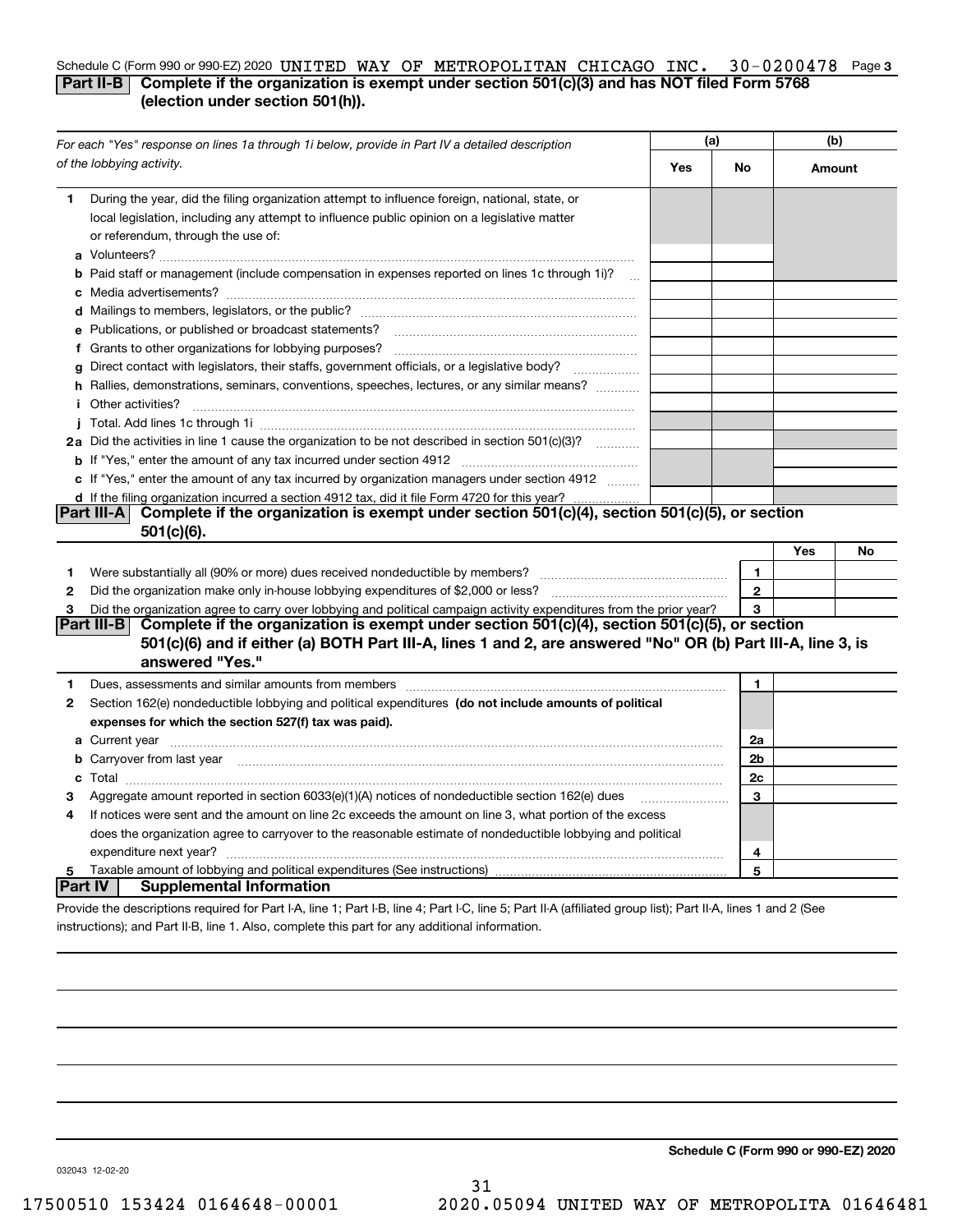Schedule C (Form 990 or 990-EZ) 2020 UNITED WAY OF METROPOLITAN CHICAGO INC. 30-0200478 Page 3

## Part II-B Complete if the organization is exempt under section 501(c)(3) and has NOT filed Form 5768 (election under section 501(h)).

| *For each "Yes" response on lines 1a through 1i below, provide in Part IV a detailed description of the lobbying activity.* | (a) Yes | (a) No | (b) Amount |
|---|---|---|---|
| **1** During the year, did the filing organization attempt to influence foreign, national, state, or local legislation, including any attempt to influence public opinion on a legislative matter or referendum, through the use of: | | | |
| **a** Volunteers? | | | |
| **b** Paid staff or management (include compensation in expenses reported on lines 1c through 1i)? | | | |
| **c** Media advertisements? | | | |
| **d** Mailings to members, legislators, or the public? | | | |
| **e** Publications, or published or broadcast statements? | | | |
| **f** Grants to other organizations for lobbying purposes? | | | |
| **g** Direct contact with legislators, their staffs, government officials, or a legislative body? | | | |
| **h** Rallies, demonstrations, seminars, conventions, speeches, lectures, or any similar means? | | | |
| **i** Other activities? | | | |
| **j** Total. Add lines 1c through 1i | | | |
| **2a** Did the activities in line 1 cause the organization to be not described in section 501(c)(3)? | | | |
| **b** If "Yes," enter the amount of any tax incurred under section 4912 | | | |
| **c** If "Yes," enter the amount of any tax incurred by organization managers under section 4912 | | | |
| **d** If the filing organization incurred a section 4912 tax, did it file Form 4720 for this year? | | | |

## Part III-A Complete if the organization is exempt under section 501(c)(4), section 501(c)(5), or section 501(c)(6).

| | | | Yes | No |
|---|---|---|---|---|
| **1** | Were substantially all (90% or more) dues received nondeductible by members? | 1 | | |
| **2** | Did the organization make only in-house lobbying expenditures of $2,000 or less? | 2 | | |
| **3** | Did the organization agree to carry over lobbying and political campaign activity expenditures from the prior year? | 3 | | |

## Part III-B Complete if the organization is exempt under section 501(c)(4), section 501(c)(5), or section 501(c)(6) and if either (a) BOTH Part III-A, lines 1 and 2, are answered "No" OR (b) Part III-A, line 3, is answered "Yes."

| | | | |
|---|---|---|---|
| **1** | Dues, assessments and similar amounts from members | 1 | |
| **2** | Section 162(e) nondeductible lobbying and political expenditures **(do not include amounts of political expenses for which the section 527(f) tax was paid).** | | |
| **a** | Current year | 2a | |
| **b** | Carryover from last year | 2b | |
| **c** | Total | 2c | |
| **3** | Aggregate amount reported in section 6033(e)(1)(A) notices of nondeductible section 162(e) dues | 3 | |
| **4** | If notices were sent and the amount on line 2c exceeds the amount on line 3, what portion of the excess does the organization agree to carryover to the reasonable estimate of nondeductible lobbying and political expenditure next year? | 4 | |
| **5** | Taxable amount of lobbying and political expenditures (See instructions) | 5 | |

## Part IV Supplemental Information

Provide the descriptions required for Part I-A, line 1; Part I-B, line 4; Part I-C, line 5; Part II-A (affiliated group list); Part II-A, lines 1 and 2 (See instructions); and Part II-B, line 1. Also, complete this part for any additional information.

Schedule C (Form 990 or 990-EZ) 2020

032043 12-02-20

17500510 153424 0164648-00001 2020.05094 UNITED WAY OF METROPOLITA 01646481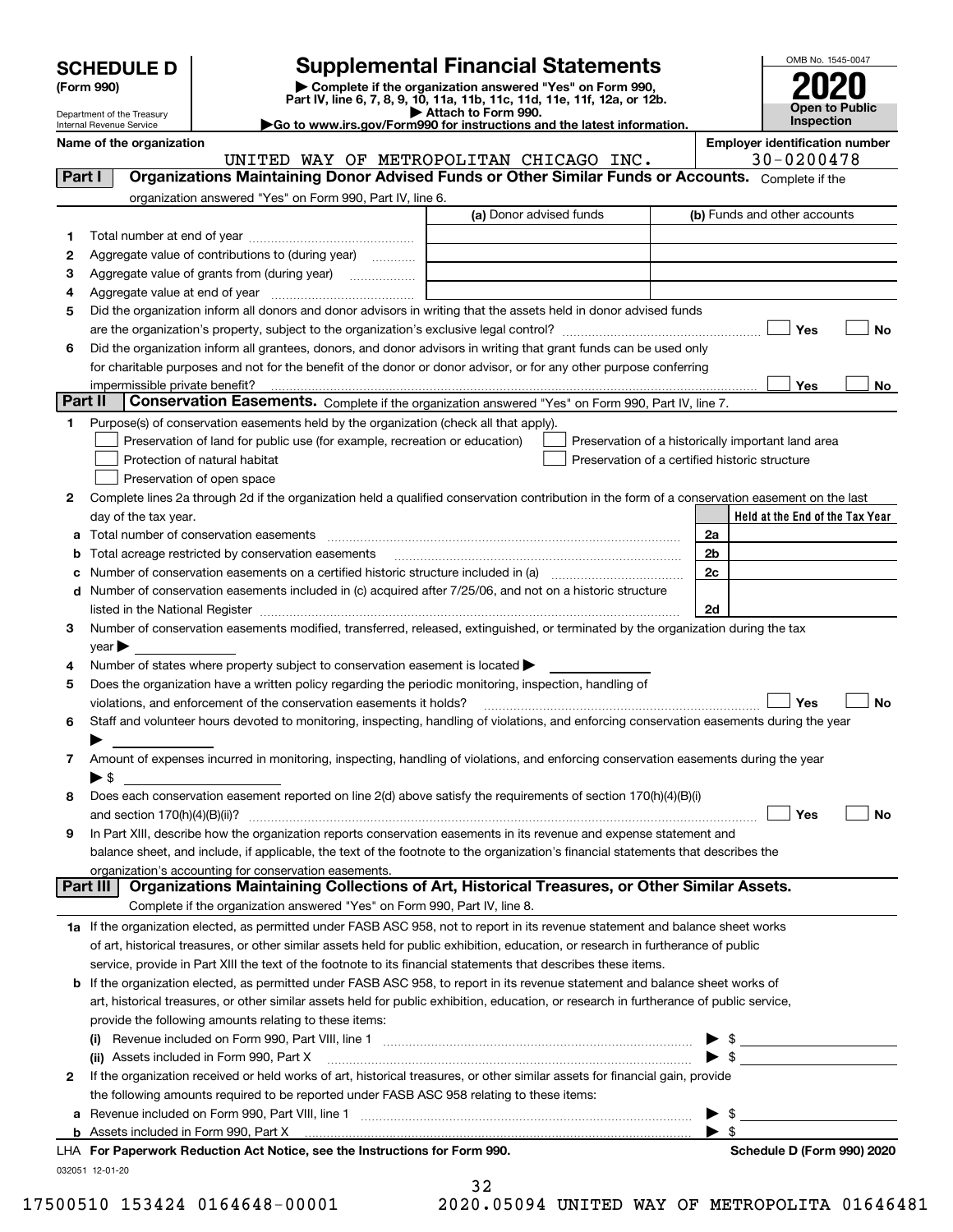# SCHEDULE D (Form 990)

Department of the Treasury
Internal Revenue Service

## Supplemental Financial Statements

▶ Complete if the organization answered "Yes" on Form 990, Part IV, line 6, 7, 8, 9, 10, 11a, 11b, 11c, 11d, 11e, 11f, 12a, or 12b.
▶ Attach to Form 990.
▶Go to www.irs.gov/Form990 for instructions and the latest information.

OMB No. 1545-0047

**2020**

**Open to Public Inspection**

**Name of the organization**: UNITED WAY OF METROPOLITAN CHICAGO INC.

**Employer identification number**: 30-0200478

## Part I Organizations Maintaining Donor Advised Funds or Other Similar Funds or Accounts.

Complete if the organization answered "Yes" on Form 990, Part IV, line 6.

| | | (a) Donor advised funds | (b) Funds and other accounts |
|---|---|---|---|
| 1 | Total number at end of year | | |
| 2 | Aggregate value of contributions to (during year) | | |
| 3 | Aggregate value of grants from (during year) | | |
| 4 | Aggregate value at end of year | | |

5 Did the organization inform all donors and donor advisors in writing that the assets held in donor advised funds are the organization's property, subject to the organization's exclusive legal control? ☐ Yes ☐ No

6 Did the organization inform all grantees, donors, and donor advisors in writing that grant funds can be used only for charitable purposes and not for the benefit of the donor or donor advisor, or for any other purpose conferring impermissible private benefit? ☐ Yes ☐ No

## Part II Conservation Easements.

Complete if the organization answered "Yes" on Form 990, Part IV, line 7.

1 Purpose(s) of conservation easements held by the organization (check all that apply).

☐ Preservation of land for public use (for example, recreation or education)
☐ Protection of natural habitat
☐ Preservation of open space
☐ Preservation of a historically important land area
☐ Preservation of a certified historic structure

2 Complete lines 2a through 2d if the organization held a qualified conservation contribution in the form of a conservation easement on the last day of the tax year.

| | | | Held at the End of the Tax Year |
|---|---|---|---|
| a | Total number of conservation easements | 2a | |
| b | Total acreage restricted by conservation easements | 2b | |
| c | Number of conservation easements on a certified historic structure included in (a) | 2c | |
| d | Number of conservation easements included in (c) acquired after 7/25/06, and not on a historic structure listed in the National Register | 2d | |

3 Number of conservation easements modified, transferred, released, extinguished, or terminated by the organization during the tax year ▶

4 Number of states where property subject to conservation easement is located ▶

5 Does the organization have a written policy regarding the periodic monitoring, inspection, handling of violations, and enforcement of the conservation easements it holds? ☐ Yes ☐ No

6 Staff and volunteer hours devoted to monitoring, inspecting, handling of violations, and enforcing conservation easements during the year ▶

7 Amount of expenses incurred in monitoring, inspecting, handling of violations, and enforcing conservation easements during the year ▶ $

8 Does each conservation easement reported on line 2(d) above satisfy the requirements of section 170(h)(4)(B)(i) and section 170(h)(4)(B)(ii)? ☐ Yes ☐ No

9 In Part XIII, describe how the organization reports conservation easements in its revenue and expense statement and balance sheet, and include, if applicable, the text of the footnote to the organization's financial statements that describes the organization's accounting for conservation easements.

## Part III Organizations Maintaining Collections of Art, Historical Treasures, or Other Similar Assets.

Complete if the organization answered "Yes" on Form 990, Part IV, line 8.

1a If the organization elected, as permitted under FASB ASC 958, not to report in its revenue statement and balance sheet works of art, historical treasures, or other similar assets held for public exhibition, education, or research in furtherance of public service, provide in Part XIII the text of the footnote to its financial statements that describes these items.

b If the organization elected, as permitted under FASB ASC 958, to report in its revenue statement and balance sheet works of art, historical treasures, or other similar assets held for public exhibition, education, or research in furtherance of public service, provide the following amounts relating to these items:

(i) Revenue included on Form 990, Part VIII, line 1 ▶ $

(ii) Assets included in Form 990, Part X ▶ $

2 If the organization received or held works of art, historical treasures, or other similar assets for financial gain, provide the following amounts required to be reported under FASB ASC 958 relating to these items:

a Revenue included on Form 990, Part VIII, line 1 ▶ $

b Assets included in Form 990, Part X ▶ $

LHA **For Paperwork Reduction Act Notice, see the Instructions for Form 990.** **Schedule D (Form 990) 2020**

032051 12-01-20

17500510 153424 0164648-00001 2020.05094 UNITED WAY OF METROPOLITA 01646481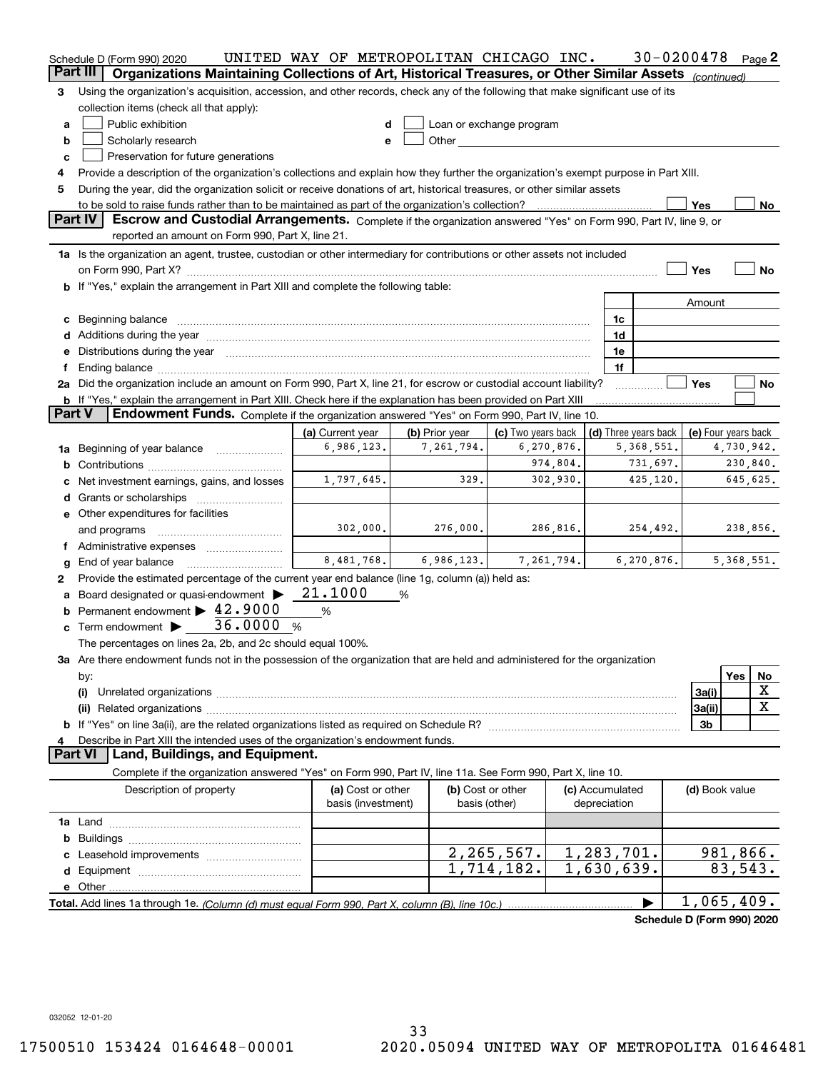Schedule D (Form 990) 2020 UNITED WAY OF METROPOLITAN CHICAGO INC. 30-0200478 Page 2

## Part III Organizations Maintaining Collections of Art, Historical Treasures, or Other Similar Assets *(continued)*

**3** Using the organization's acquisition, accession, and other records, check any of the following that make significant use of its collection items (check all that apply):

- **a** ☐ Public exhibition
- **b** ☐ Scholarly research
- **c** ☐ Preservation for future generations
- **d** ☐ Loan or exchange program
- **e** ☐ Other

**4** Provide a description of the organization's collections and explain how they further the organization's exempt purpose in Part XIII.

**5** During the year, did the organization solicit or receive donations of art, historical treasures, or other similar assets to be sold to raise funds rather than to be maintained as part of the organization's collection? ☐ Yes ☐ No

## Part IV Escrow and Custodial Arrangements.

Complete if the organization answered "Yes" on Form 990, Part IV, line 9, or reported an amount on Form 990, Part X, line 21.

**1a** Is the organization an agent, trustee, custodian or other intermediary for contributions or other assets not included on Form 990, Part X? ☐ Yes ☐ No

**b** If "Yes," explain the arrangement in Part XIII and complete the following table:

| | | Amount |
|---|---|---|
| **c** Beginning balance | 1c | |
| **d** Additions during the year | 1d | |
| **e** Distributions during the year | 1e | |
| **f** Ending balance | 1f | |

**2a** Did the organization include an amount on Form 990, Part X, line 21, for escrow or custodial account liability? ☐ Yes ☐ No

**b** If "Yes," explain the arrangement in Part XIII. Check here if the explanation has been provided on Part XIII ☐

## Part V Endowment Funds.

Complete if the organization answered "Yes" on Form 990, Part IV, line 10.

| | (a) Current year | (b) Prior year | (c) Two years back | (d) Three years back | (e) Four years back |
|---|---|---|---|---|---|
| **1a** Beginning of year balance | 6,986,123. | 7,261,794. | 6,270,876. | 5,368,551. | 4,730,942. |
| **b** Contributions | | | 974,804. | 731,697. | 230,840. |
| **c** Net investment earnings, gains, and losses | 1,797,645. | 329. | 302,930. | 425,120. | 645,625. |
| **d** Grants or scholarships | | | | | |
| **e** Other expenditures for facilities and programs | 302,000. | 276,000. | 286,816. | 254,492. | 238,856. |
| **f** Administrative expenses | | | | | |
| **g** End of year balance | 8,481,768. | 6,986,123. | 7,261,794. | 6,270,876. | 5,368,551. |

**2** Provide the estimated percentage of the current year end balance (line 1g, column (a)) held as:

- **a** Board designated or quasi-endowment ▶ 21.1000 %
- **b** Permanent endowment ▶ 42.9000 %
- **c** Term endowment ▶ 36.0000 %

The percentages on lines 2a, 2b, and 2c should equal 100%.

**3a** Are there endowment funds not in the possession of the organization that are held and administered for the organization by:

| | | Yes | No |
|---|---|---|---|
| **(i)** Unrelated organizations | 3a(i) | | X |
| **(ii)** Related organizations | 3a(ii) | | X |
| **b** If "Yes" on line 3a(ii), are the related organizations listed as required on Schedule R? | 3b | | |

**4** Describe in Part XIII the intended uses of the organization's endowment funds.

## Part VI Land, Buildings, and Equipment.

Complete if the organization answered "Yes" on Form 990, Part IV, line 11a. See Form 990, Part X, line 10.

| Description of property | (a) Cost or other basis (investment) | (b) Cost or other basis (other) | (c) Accumulated depreciation | (d) Book value |
|---|---|---|---|---|
| **1a** Land | | | | |
| **b** Buildings | | | | |
| **c** Leasehold improvements | | 2,265,567. | 1,283,701. | 981,866. |
| **d** Equipment | | 1,714,182. | 1,630,639. | 83,543. |
| **e** Other | | | | |
| **Total.** Add lines 1a through 1e. *(Column (d) must equal Form 990, Part X, column (B), line 10c.)* | | | ▶ | 1,065,409. |

**Schedule D (Form 990) 2020**

032052 12-01-20

17500510 153424 0164648-00001 2020.05094 UNITED WAY OF METROPOLITA 01646481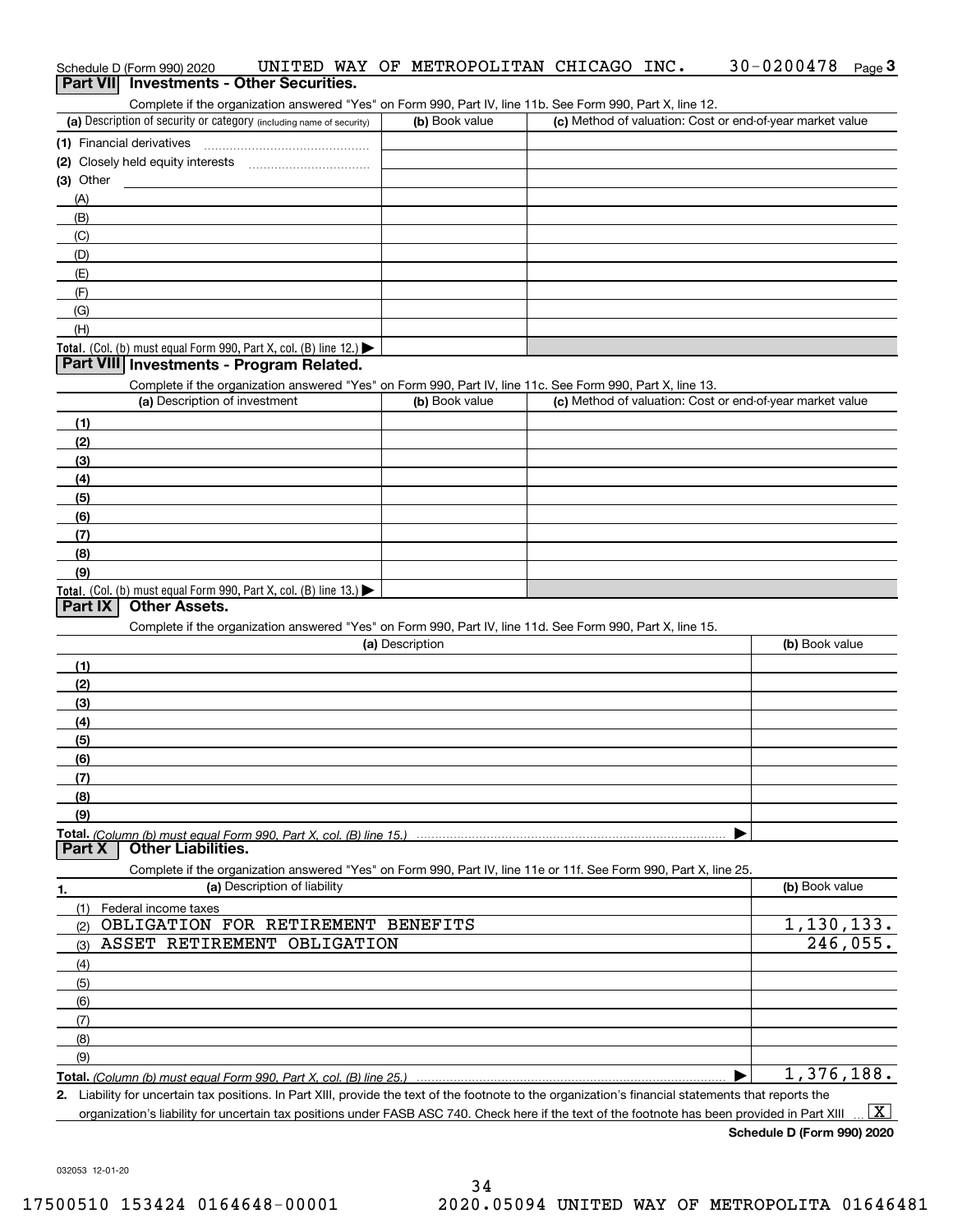Schedule D (Form 990) 2020 UNITED WAY OF METROPOLITAN CHICAGO INC. 30-0200478 Page 3

## Part VII Investments - Other Securities.

Complete if the organization answered "Yes" on Form 990, Part IV, line 11b. See Form 990, Part X, line 12.

| (a) Description of security or category (including name of security) | (b) Book value | (c) Method of valuation: Cost or end-of-year market value |
|---|---|---|
| (1) Financial derivatives | | |
| (2) Closely held equity interests | | |
| (3) Other | | |
| (A) | | |
| (B) | | |
| (C) | | |
| (D) | | |
| (E) | | |
| (F) | | |
| (G) | | |
| (H) | | |
| **Total.** (Col. (b) must equal Form 990, Part X, col. (B) line 12.) ▶ | | |

## Part VIII Investments - Program Related.

Complete if the organization answered "Yes" on Form 990, Part IV, line 11c. See Form 990, Part X, line 13.

| (a) Description of investment | (b) Book value | (c) Method of valuation: Cost or end-of-year market value |
|---|---|---|
| (1) | | |
| (2) | | |
| (3) | | |
| (4) | | |
| (5) | | |
| (6) | | |
| (7) | | |
| (8) | | |
| (9) | | |
| **Total.** (Col. (b) must equal Form 990, Part X, col. (B) line 13.) ▶ | | |

## Part IX Other Assets.

Complete if the organization answered "Yes" on Form 990, Part IV, line 11d. See Form 990, Part X, line 15.

| (a) Description | (b) Book value |
|---|---|
| (1) | |
| (2) | |
| (3) | |
| (4) | |
| (5) | |
| (6) | |
| (7) | |
| (8) | |
| (9) | |
| **Total.** *(Column (b) must equal Form 990, Part X, col. (B) line 15.)* ▶ | |

## Part X Other Liabilities.

Complete if the organization answered "Yes" on Form 990, Part IV, line 11e or 11f. See Form 990, Part X, line 25.

| 1. (a) Description of liability | (b) Book value |
|---|---|
| (1) Federal income taxes | |
| (2) OBLIGATION FOR RETIREMENT BENEFITS | 1,130,133. |
| (3) ASSET RETIREMENT OBLIGATION | 246,055. |
| (4) | |
| (5) | |
| (6) | |
| (7) | |
| (8) | |
| (9) | |
| **Total.** *(Column (b) must equal Form 990, Part X, col. (B) line 25.)* ▶ | 1,376,188. |

2. Liability for uncertain tax positions. In Part XIII, provide the text of the footnote to the organization's financial statements that reports the organization's liability for uncertain tax positions under FASB ASC 740. Check here if the text of the footnote has been provided in Part XIII ... [X]

**Schedule D (Form 990) 2020**

032053 12-01-20

17500510 153424 0164648-00001 2020.05094 UNITED WAY OF METROPOLITA 01646481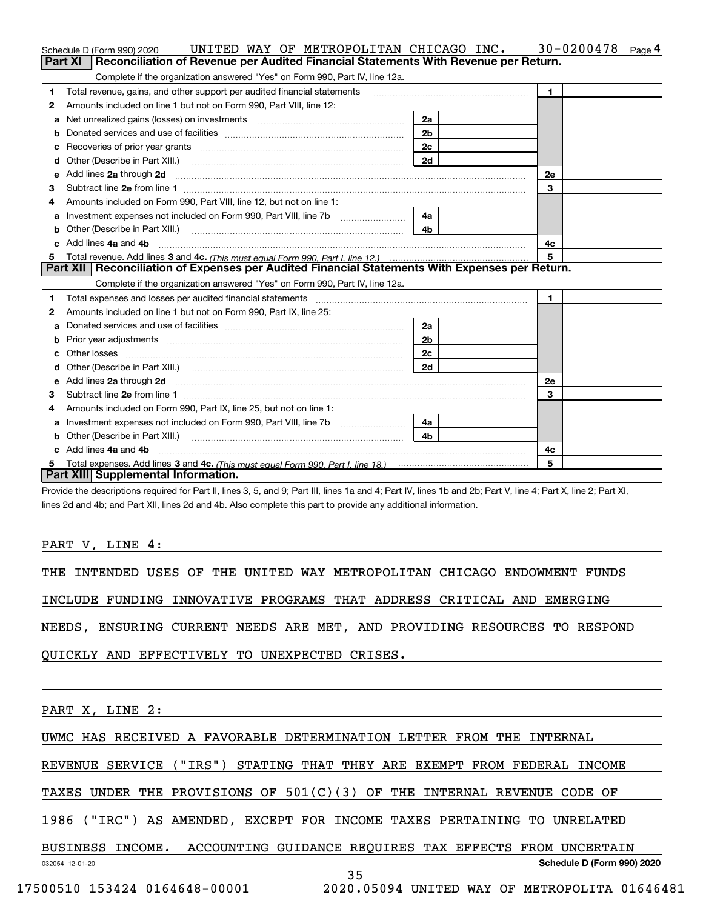Schedule D (Form 990) 2020 UNITED WAY OF METROPOLITAN CHICAGO INC. 30-0200478 Page 4

## Part XI Reconciliation of Revenue per Audited Financial Statements With Revenue per Return.

Complete if the organization answered "Yes" on Form 990, Part IV, line 12a.

| | | | | | |
|---|---|---|---|---|---|
| 1 | Total revenue, gains, and other support per audited financial statements | | | 1 | |
| 2 | Amounts included on line 1 but not on Form 990, Part VIII, line 12: | | | | |
| a | Net unrealized gains (losses) on investments | 2a | | | |
| b | Donated services and use of facilities | 2b | | | |
| c | Recoveries of prior year grants | 2c | | | |
| d | Other (Describe in Part XIII.) | 2d | | | |
| e | Add lines 2a through 2d | | | 2e | |
| 3 | Subtract line 2e from line 1 | | | 3 | |
| 4 | Amounts included on Form 990, Part VIII, line 12, but not on line 1: | | | | |
| a | Investment expenses not included on Form 990, Part VIII, line 7b | 4a | | | |
| b | Other (Describe in Part XIII.) | 4b | | | |
| c | Add lines 4a and 4b | | | 4c | |
| 5 | Total revenue. Add lines 3 and 4c. *(This must equal Form 990, Part I, line 12.)* | | | 5 | |

## Part XII Reconciliation of Expenses per Audited Financial Statements With Expenses per Return.

Complete if the organization answered "Yes" on Form 990, Part IV, line 12a.

| | | | | | |
|---|---|---|---|---|---|
| 1 | Total expenses and losses per audited financial statements | | | 1 | |
| 2 | Amounts included on line 1 but not on Form 990, Part IX, line 25: | | | | |
| a | Donated services and use of facilities | 2a | | | |
| b | Prior year adjustments | 2b | | | |
| c | Other losses | 2c | | | |
| d | Other (Describe in Part XIII.) | 2d | | | |
| e | Add lines 2a through 2d | | | 2e | |
| 3 | Subtract line 2e from line 1 | | | 3 | |
| 4 | Amounts included on Form 990, Part IX, line 25, but not on line 1: | | | | |
| a | Investment expenses not included on Form 990, Part VIII, line 7b | 4a | | | |
| b | Other (Describe in Part XIII.) | 4b | | | |
| c | Add lines 4a and 4b | | | 4c | |
| 5 | Total expenses. Add lines 3 and 4c. *(This must equal Form 990, Part I, line 18.)* | | | 5 | |

## Part XIII Supplemental Information.

Provide the descriptions required for Part II, lines 3, 5, and 9; Part III, lines 1a and 4; Part IV, lines 1b and 2b; Part V, line 4; Part X, line 2; Part XI, lines 2d and 4b; and Part XII, lines 2d and 4b. Also complete this part to provide any additional information.

PART V, LINE 4:

THE INTENDED USES OF THE UNITED WAY METROPOLITAN CHICAGO ENDOWMENT FUNDS INCLUDE FUNDING INNOVATIVE PROGRAMS THAT ADDRESS CRITICAL AND EMERGING NEEDS, ENSURING CURRENT NEEDS ARE MET, AND PROVIDING RESOURCES TO RESPOND QUICKLY AND EFFECTIVELY TO UNEXPECTED CRISES.

PART X, LINE 2:

UWMC HAS RECEIVED A FAVORABLE DETERMINATION LETTER FROM THE INTERNAL REVENUE SERVICE ("IRS") STATING THAT THEY ARE EXEMPT FROM FEDERAL INCOME TAXES UNDER THE PROVISIONS OF 501(C)(3) OF THE INTERNAL REVENUE CODE OF 1986 ("IRC") AS AMENDED, EXCEPT FOR INCOME TAXES PERTAINING TO UNRELATED BUSINESS INCOME. ACCOUNTING GUIDANCE REQUIRES TAX EFFECTS FROM UNCERTAIN

032054 12-01-20 Schedule D (Form 990) 2020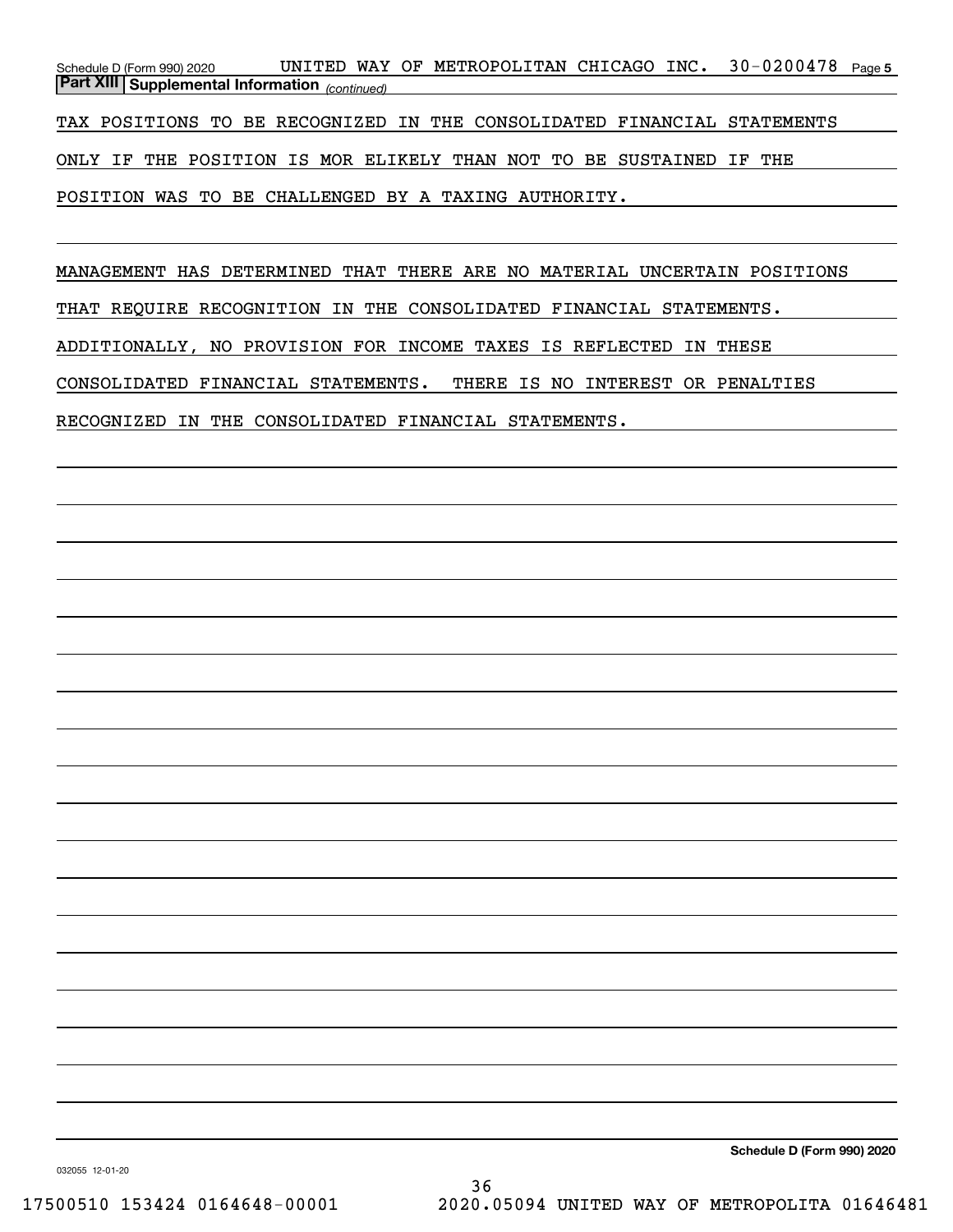Schedule D (Form 990) 2020 UNITED WAY OF METROPOLITAN CHICAGO INC. 30-0200478 Page 5

**Part XIII Supplemental Information** *(continued)*

TAX POSITIONS TO BE RECOGNIZED IN THE CONSOLIDATED FINANCIAL STATEMENTS ONLY IF THE POSITION IS MOR ELIKELY THAN NOT TO BE SUSTAINED IF THE POSITION WAS TO BE CHALLENGED BY A TAXING AUTHORITY.

MANAGEMENT HAS DETERMINED THAT THERE ARE NO MATERIAL UNCERTAIN POSITIONS THAT REQUIRE RECOGNITION IN THE CONSOLIDATED FINANCIAL STATEMENTS. ADDITIONALLY, NO PROVISION FOR INCOME TAXES IS REFLECTED IN THESE CONSOLIDATED FINANCIAL STATEMENTS. THERE IS NO INTEREST OR PENALTIES RECOGNIZED IN THE CONSOLIDATED FINANCIAL STATEMENTS.

**Schedule D (Form 990) 2020**

032055 12-01-20

17500510 153424 0164648-00001 2020.05094 UNITED WAY OF METROPOLITA 01646481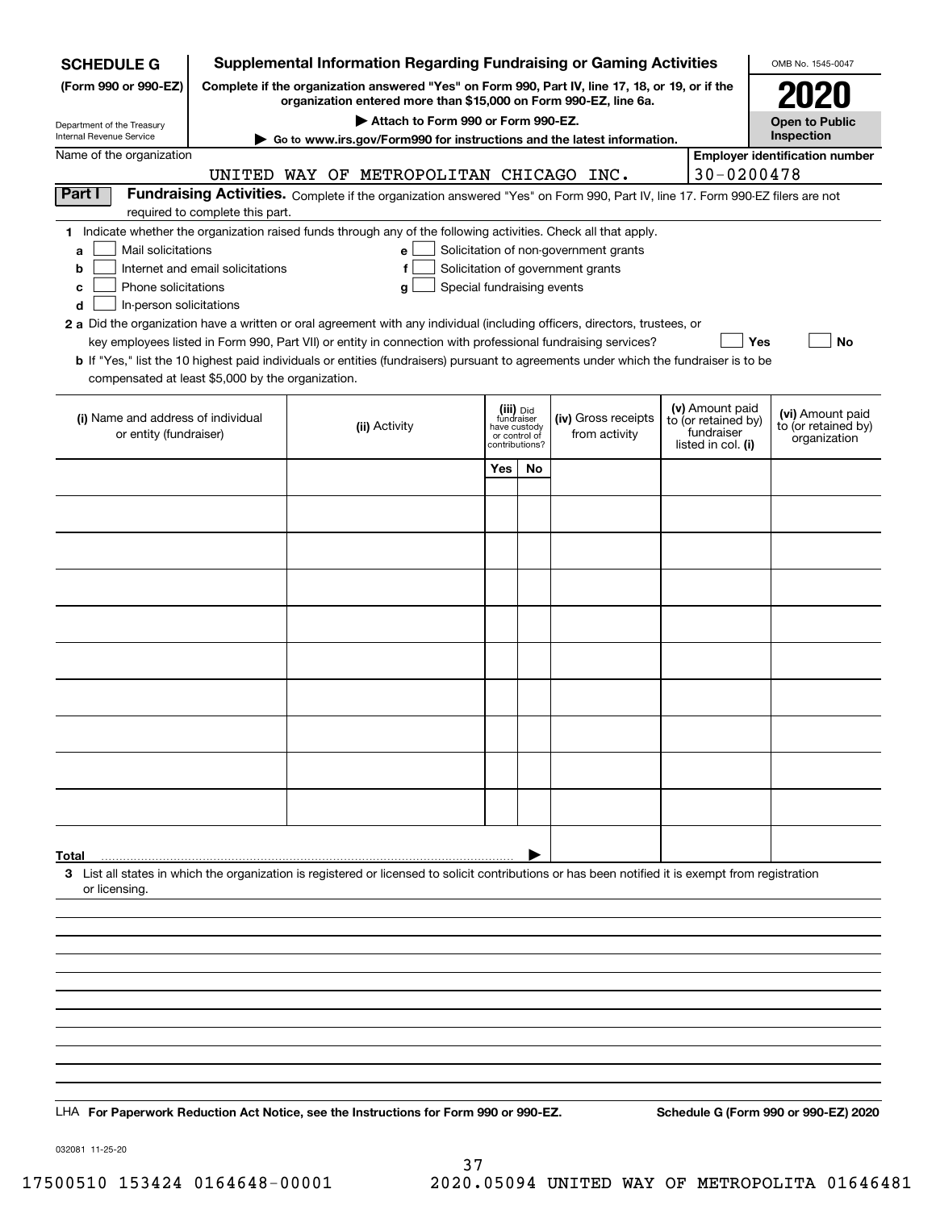**SCHEDULE G** (Form 990 or 990-EZ)

Department of the Treasury
Internal Revenue Service

# Supplemental Information Regarding Fundraising or Gaming Activities

**Complete if the organization answered "Yes" on Form 990, Part IV, line 17, 18, or 19, or if the organization entered more than $15,000 on Form 990-EZ, line 6a.**

**▶ Attach to Form 990 or Form 990-EZ.**

**▶ Go to www.irs.gov/Form990 for instructions and the latest information.**

OMB No. 1545-0047

**2020**

**Open to Public Inspection**

Name of the organization: UNITED WAY OF METROPOLITAN CHICAGO INC.

Employer identification number: 30-0200478

**Part I** **Fundraising Activities.** Complete if the organization answered "Yes" on Form 990, Part IV, line 17. Form 990-EZ filers are not required to complete this part.

1 Indicate whether the organization raised funds through any of the following activities. Check all that apply.

- a ☐ Mail solicitations
- b ☐ Internet and email solicitations
- c ☐ Phone solicitations
- d ☐ In-person solicitations
- e ☐ Solicitation of non-government grants
- f ☐ Solicitation of government grants
- g ☐ Special fundraising events

2 a Did the organization have a written or oral agreement with any individual (including officers, directors, trustees, or key employees listed in Form 990, Part VII) or entity in connection with professional fundraising services? ☐ Yes ☐ No

b If "Yes," list the 10 highest paid individuals or entities (fundraisers) pursuant to agreements under which the fundraiser is to be compensated at least $5,000 by the organization.

| (i) Name and address of individual or entity (fundraiser) | (ii) Activity | (iii) Did fundraiser have custody or control of contributions? Yes | No | (iv) Gross receipts from activity | (v) Amount paid to (or retained by) fundraiser listed in col. (i) | (vi) Amount paid to (or retained by) organization |
|---|---|---|---|---|---|---|
| | | | | | | |
| | | | | | | |
| | | | | | | |
| | | | | | | |
| | | | | | | |
| | | | | | | |
| | | | | | | |
| | | | | | | |
| | | | | | | |
| | | | | | | |
| **Total** ▶ | | | | | | |

3 List all states in which the organization is registered or licensed to solicit contributions or has been notified it is exempt from registration or licensing.

LHA **For Paperwork Reduction Act Notice, see the Instructions for Form 990 or 990-EZ.** **Schedule G (Form 990 or 990-EZ) 2020**

032081 11-25-20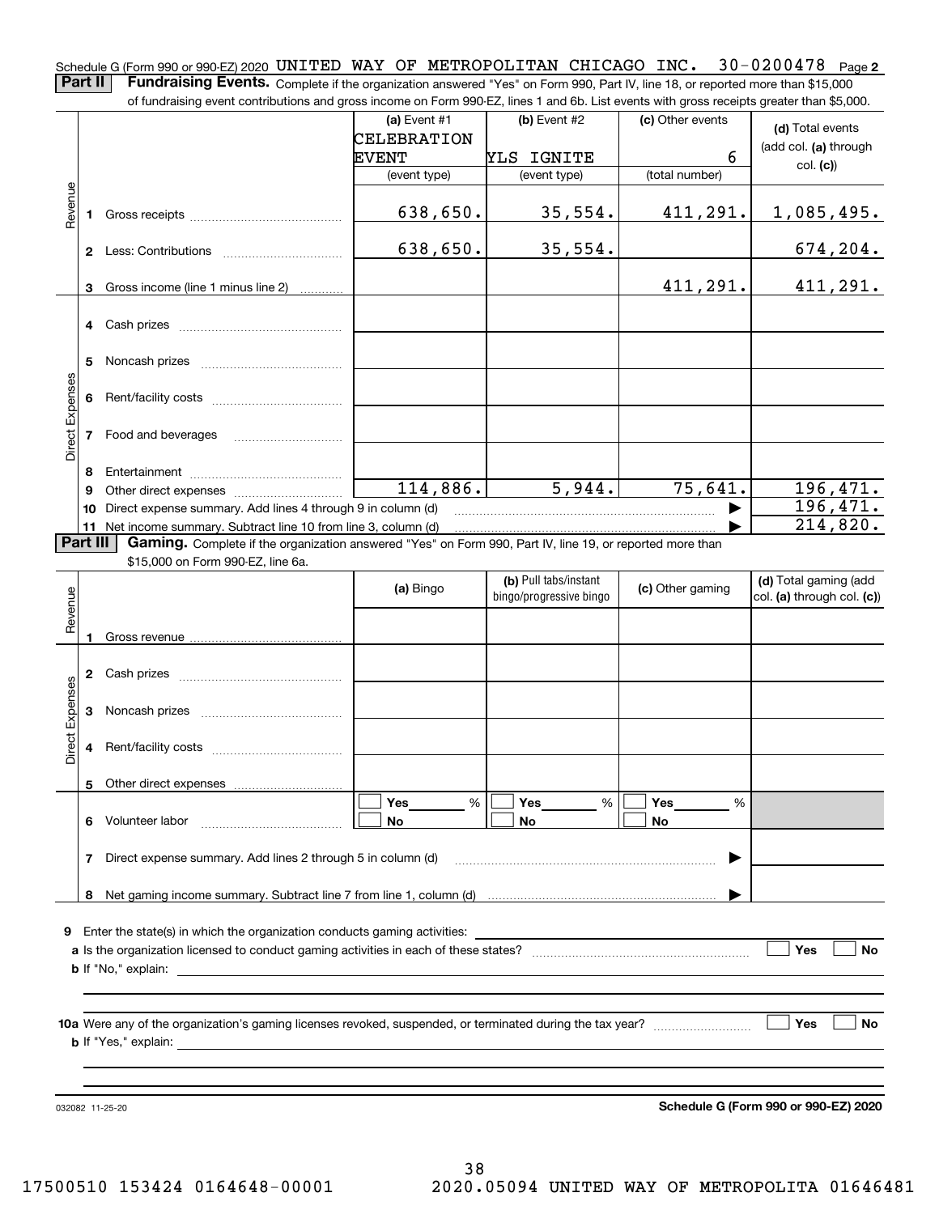Schedule G (Form 990 or 990-EZ) 2020 UNITED WAY OF METROPOLITAN CHICAGO INC. 30-0200478 Page 2

**Part II** **Fundraising Events.** Complete if the organization answered "Yes" on Form 990, Part IV, line 18, or reported more than $15,000 of fundraising event contributions and gross income on Form 990-EZ, lines 1 and 6b. List events with gross receipts greater than $5,000.

| | | (a) Event #1 CELEBRATION EVENT (event type) | (b) Event #2 YLS IGNITE (event type) | (c) Other events 6 (total number) | (d) Total events (add col. (a) through col. (c)) |
|---|---|---|---|---|---|
| Revenue | 1 Gross receipts | 638,650. | 35,554. | 411,291. | 1,085,495. |
| | 2 Less: Contributions | 638,650. | 35,554. | | 674,204. |
| | 3 Gross income (line 1 minus line 2) | | | 411,291. | 411,291. |
| Direct Expenses | 4 Cash prizes | | | | |
| | 5 Noncash prizes | | | | |
| | 6 Rent/facility costs | | | | |
| | 7 Food and beverages | | | | |
| | 8 Entertainment | | | | |
| | 9 Other direct expenses | 114,886. | 5,944. | 75,641. | 196,471. |
| | 10 Direct expense summary. Add lines 4 through 9 in column (d) | | | ▶ | 196,471. |
| | 11 Net income summary. Subtract line 10 from line 3, column (d) | | | ▶ | 214,820. |

**Part III** **Gaming.** Complete if the organization answered "Yes" on Form 990, Part IV, line 19, or reported more than $15,000 on Form 990-EZ, line 6a.

| | | (a) Bingo | (b) Pull tabs/instant bingo/progressive bingo | (c) Other gaming | (d) Total gaming (add col. (a) through col. (c)) |
|---|---|---|---|---|---|
| Revenue | 1 Gross revenue | | | | |
| Direct Expenses | 2 Cash prizes | | | | |
| | 3 Noncash prizes | | | | |
| | 4 Rent/facility costs | | | | |
| | 5 Other direct expenses | | | | |
| | 6 Volunteer labor | ☐ Yes ____ % ☐ No | ☐ Yes ____ % ☐ No | ☐ Yes ____ % ☐ No | |
| | 7 Direct expense summary. Add lines 2 through 5 in column (d) | | | ▶ | |
| | 8 Net gaming income summary. Subtract line 7 from line 1, column (d) | | | ▶ | |

**9** Enter the state(s) in which the organization conducts gaming activities: ______

**a** Is the organization licensed to conduct gaming activities in each of these states? ☐ Yes ☐ No

**b** If "No," explain: ______

**10a** Were any of the organization's gaming licenses revoked, suspended, or terminated during the tax year? ☐ Yes ☐ No

**b** If "Yes," explain: ______

032082 11-25-20

**Schedule G (Form 990 or 990-EZ) 2020**

17500510 153424 0164648-00001 2020.05094 UNITED WAY OF METROPOLITA 01646481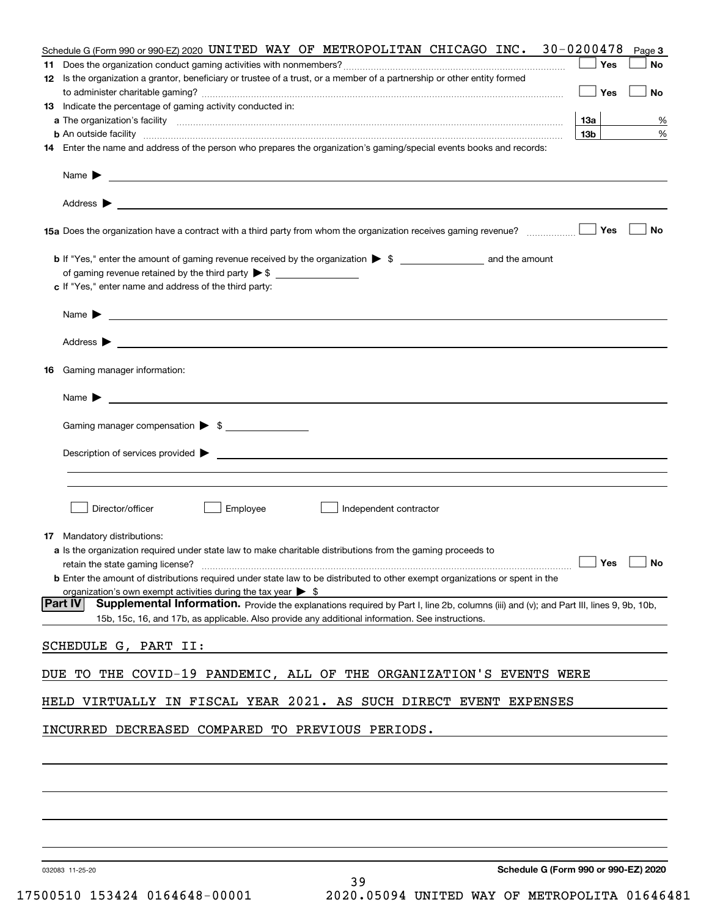Schedule G (Form 990 or 990-EZ) 2020 UNITED WAY OF METROPOLITAN CHICAGO INC. 30-0200478 Page 3

**11** Does the organization conduct gaming activities with nonmembers? ☐ Yes ☐ No

**12** Is the organization a grantor, beneficiary or trustee of a trust, or a member of a partnership or other entity formed to administer charitable gaming? ☐ Yes ☐ No

**13** Indicate the percentage of gaming activity conducted in:

**a** The organization's facility **13a** %

**b** An outside facility **13b** %

**14** Enter the name and address of the person who prepares the organization's gaming/special events books and records:

Name ▶

Address ▶

**15a** Does the organization have a contract with a third party from whom the organization receives gaming revenue? ☐ Yes ☐ No

**b** If "Yes," enter the amount of gaming revenue received by the organization ▶ $ and the amount of gaming revenue retained by the third party ▶ $

**c** If "Yes," enter name and address of the third party:

Name ▶

Address ▶

**16** Gaming manager information:

Name ▶

Gaming manager compensation ▶ $

Description of services provided ▶

☐ Director/officer ☐ Employee ☐ Independent contractor

**17** Mandatory distributions:

**a** Is the organization required under state law to make charitable distributions from the gaming proceeds to retain the state gaming license? ☐ Yes ☐ No

**b** Enter the amount of distributions required under state law to be distributed to other exempt organizations or spent in the organization's own exempt activities during the tax year ▶ $

**Part IV Supplemental Information.** Provide the explanations required by Part I, line 2b, columns (iii) and (v); and Part III, lines 9, 9b, 10b, 15b, 15c, 16, and 17b, as applicable. Also provide any additional information. See instructions.

SCHEDULE G, PART II:

DUE TO THE COVID-19 PANDEMIC, ALL OF THE ORGANIZATION'S EVENTS WERE HELD VIRTUALLY IN FISCAL YEAR 2021. AS SUCH DIRECT EVENT EXPENSES INCURRED DECREASED COMPARED TO PREVIOUS PERIODS.

032083 11-25-20 **Schedule G (Form 990 or 990-EZ) 2020**

17500510 153424 0164648-00001 2020.05094 UNITED WAY OF METROPOLITA 01646481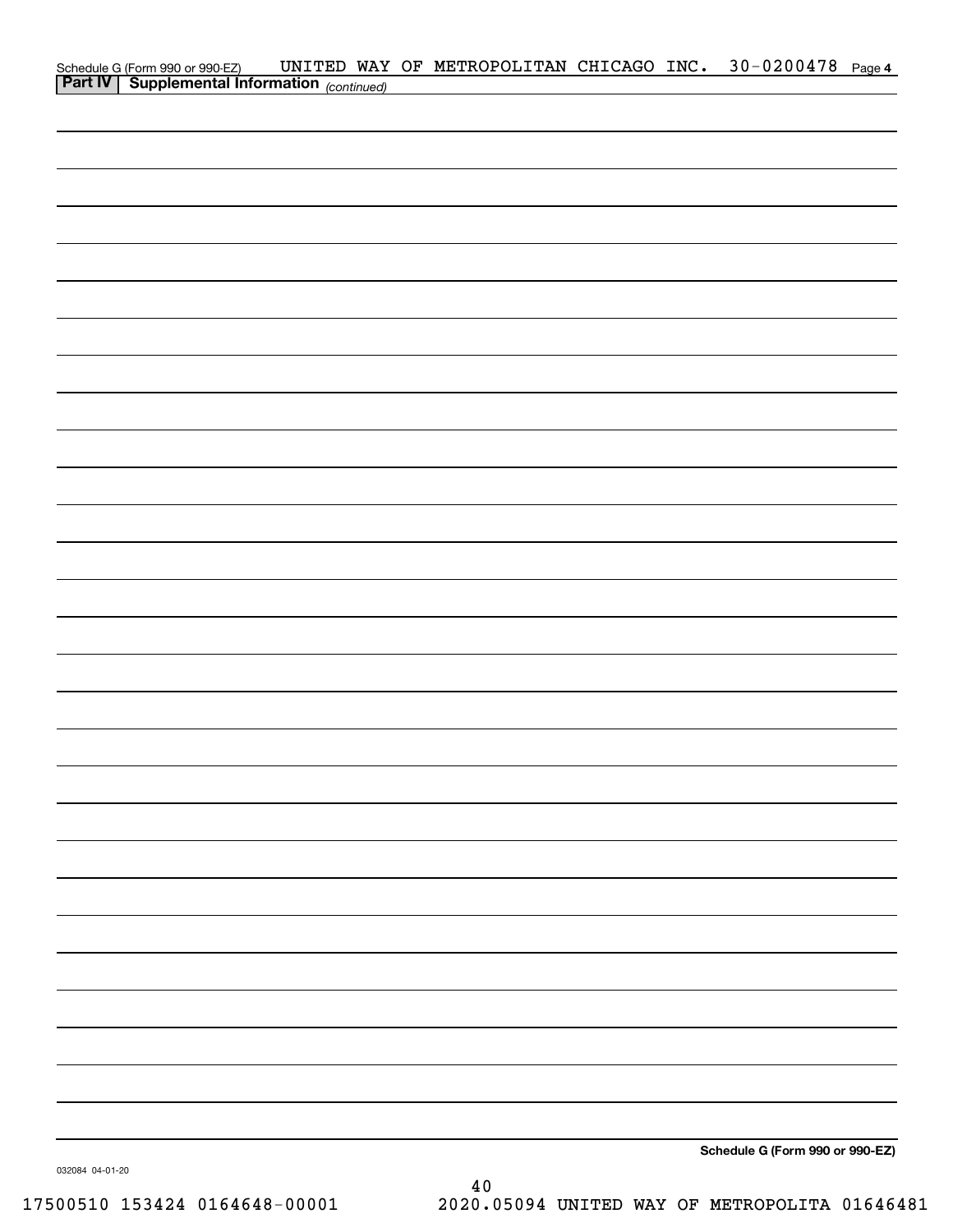Schedule G (Form 990 or 990-EZ) UNITED WAY OF METROPOLITAN CHICAGO INC. 30-0200478 Page 4

**Part IV | Supplemental Information** *(continued)*

**Schedule G (Form 990 or 990-EZ)**

032084 04-01-20

17500510 153424 0164648-00001 2020.05094 UNITED WAY OF METROPOLITA 01646481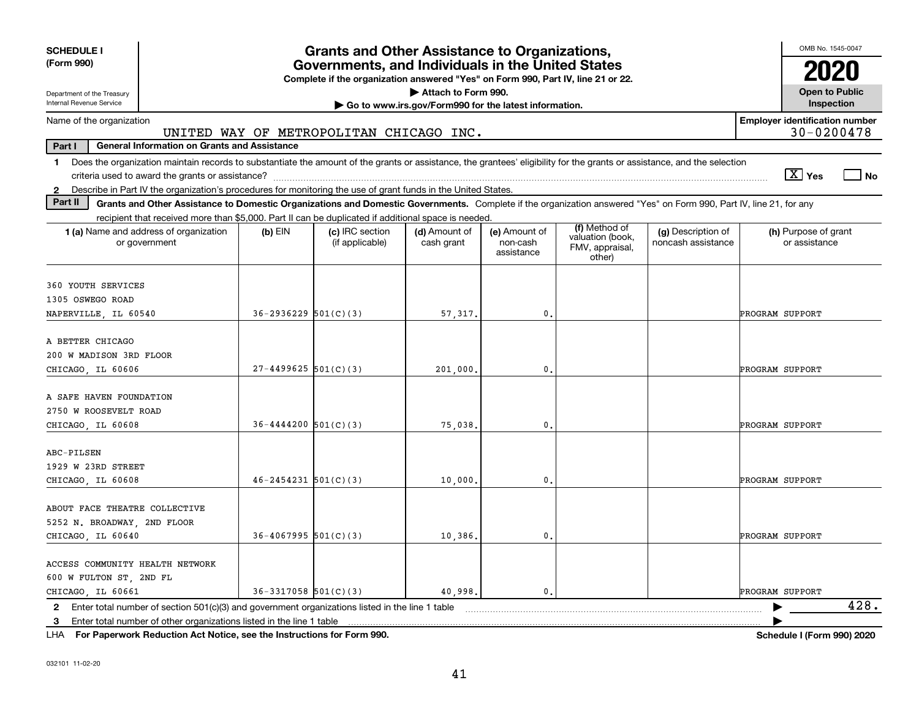**SCHEDULE I (Form 990)**

Department of the Treasury
Internal Revenue Service

# Grants and Other Assistance to Organizations, Governments, and Individuals in the United States

**Complete if the organization answered "Yes" on Form 990, Part IV, line 21 or 22.**

**▶ Attach to Form 990.**

**▶ Go to www.irs.gov/Form990 for the latest information.**

OMB No. 1545-0047

**2020**

**Open to Public Inspection**

Name of the organization: UNITED WAY OF METROPOLITAN CHICAGO INC.

**Employer identification number:** 30-0200478

**Part I — General Information on Grants and Assistance**

1 Does the organization maintain records to substantiate the amount of the grants or assistance, the grantees' eligibility for the grants or assistance, and the selection criteria used to award the grants or assistance? [X] Yes [ ] No

2 Describe in Part IV the organization's procedures for monitoring the use of grant funds in the United States.

**Part II — Grants and Other Assistance to Domestic Organizations and Domestic Governments.** Complete if the organization answered "Yes" on Form 990, Part IV, line 21, for any recipient that received more than $5,000. Part II can be duplicated if additional space is needed.

| 1 (a) Name and address of organization or government | (b) EIN | (c) IRC section (if applicable) | (d) Amount of cash grant | (e) Amount of non-cash assistance | (f) Method of valuation (book, FMV, appraisal, other) | (g) Description of noncash assistance | (h) Purpose of grant or assistance |
|---|---|---|---|---|---|---|---|
| 360 YOUTH SERVICES<br>1305 OSWEGO ROAD<br>NAPERVILLE, IL 60540 | 36-2936229 | 501(C)(3) | 57,317. | 0. | | | PROGRAM SUPPORT |
| A BETTER CHICAGO<br>200 W MADISON 3RD FLOOR<br>CHICAGO, IL 60606 | 27-4499625 | 501(C)(3) | 201,000. | 0. | | | PROGRAM SUPPORT |
| A SAFE HAVEN FOUNDATION<br>2750 W ROOSEVELT ROAD<br>CHICAGO, IL 60608 | 36-4444200 | 501(C)(3) | 75,038. | 0. | | | PROGRAM SUPPORT |
| ABC-PILSEN<br>1929 W 23RD STREET<br>CHICAGO, IL 60608 | 46-2454231 | 501(C)(3) | 10,000. | 0. | | | PROGRAM SUPPORT |
| ABOUT FACE THEATRE COLLECTIVE<br>5252 N. BROADWAY, 2ND FLOOR<br>CHICAGO, IL 60640 | 36-4067995 | 501(C)(3) | 10,386. | 0. | | | PROGRAM SUPPORT |
| ACCESS COMMUNITY HEALTH NETWORK<br>600 W FULTON ST, 2ND FL<br>CHICAGO, IL 60661 | 36-3317058 | 501(C)(3) | 40,998. | 0. | | | PROGRAM SUPPORT |

2 Enter total number of section 501(c)(3) and government organizations listed in the line 1 table ▶ 428.

3 Enter total number of other organizations listed in the line 1 table ▶

LHA **For Paperwork Reduction Act Notice, see the Instructions for Form 990.** **Schedule I (Form 990) 2020**

032101 11-02-20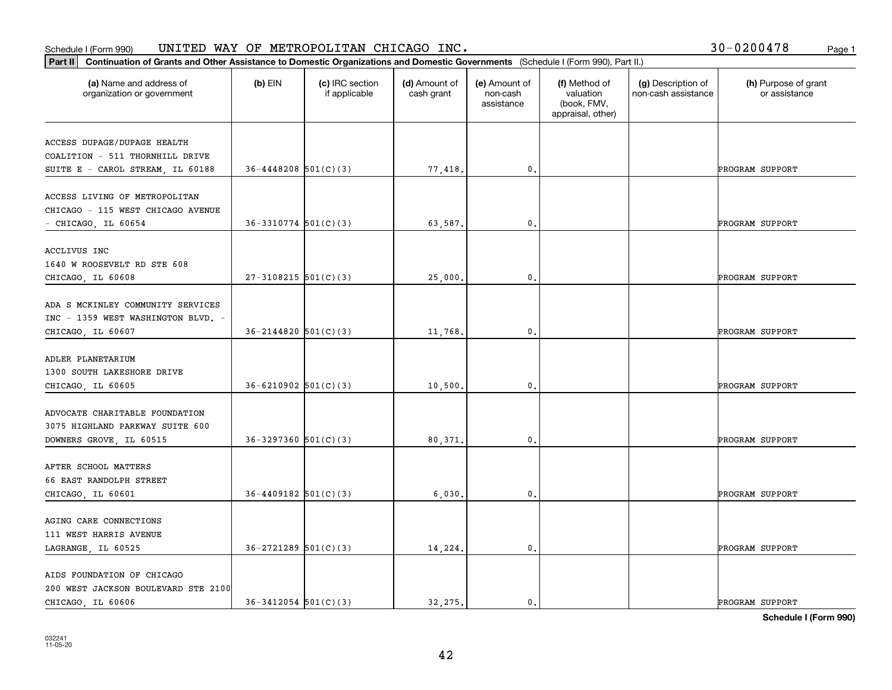Schedule I (Form 990) UNITED WAY OF METROPOLITAN CHICAGO INC. 30-0200478

**Part II** **Continuation of Grants and Other Assistance to Domestic Organizations and Domestic Governments** (Schedule I (Form 990), Part II.)

| (a) Name and address of organization or government | (b) EIN | (c) IRC section if applicable | (d) Amount of cash grant | (e) Amount of non-cash assistance | (f) Method of valuation (book, FMV, appraisal, other) | (g) Description of non-cash assistance | (h) Purpose of grant or assistance |
|---|---|---|---|---|---|---|---|
| ACCESS DUPAGE/DUPAGE HEALTH COALITION - 511 THORNHILL DRIVE SUITE E - CAROL STREAM, IL 60188 | 36-4448208 | 501(C)(3) | 77,418. | 0. | | | PROGRAM SUPPORT |
| ACCESS LIVING OF METROPOLITAN CHICAGO - 115 WEST CHICAGO AVENUE - CHICAGO, IL 60654 | 36-3310774 | 501(C)(3) | 63,587. | 0. | | | PROGRAM SUPPORT |
| ACCLIVUS INC 1640 W ROOSEVELT RD STE 608 CHICAGO, IL 60608 | 27-3108215 | 501(C)(3) | 25,000. | 0. | | | PROGRAM SUPPORT |
| ADA S MCKINLEY COMMUNITY SERVICES INC - 1359 WEST WASHINGTON BLVD. - CHICAGO, IL 60607 | 36-2144820 | 501(C)(3) | 11,768. | 0. | | | PROGRAM SUPPORT |
| ADLER PLANETARIUM 1300 SOUTH LAKESHORE DRIVE CHICAGO, IL 60605 | 36-6210902 | 501(C)(3) | 10,500. | 0. | | | PROGRAM SUPPORT |
| ADVOCATE CHARITABLE FOUNDATION 3075 HIGHLAND PARKWAY SUITE 600 DOWNERS GROVE, IL 60515 | 36-3297360 | 501(C)(3) | 80,371. | 0. | | | PROGRAM SUPPORT |
| AFTER SCHOOL MATTERS 66 EAST RANDOLPH STREET CHICAGO, IL 60601 | 36-4409182 | 501(C)(3) | 6,030. | 0. | | | PROGRAM SUPPORT |
| AGING CARE CONNECTIONS 111 WEST HARRIS AVENUE LAGRANGE, IL 60525 | 36-2721289 | 501(C)(3) | 14,224. | 0. | | | PROGRAM SUPPORT |
| AIDS FOUNDATION OF CHICAGO 200 WEST JACKSON BOULEVARD STE 2100 CHICAGO, IL 60606 | 36-3412054 | 501(C)(3) | 32,275. | 0. | | | PROGRAM SUPPORT |

**Schedule I (Form 990)**

032241 11-05-20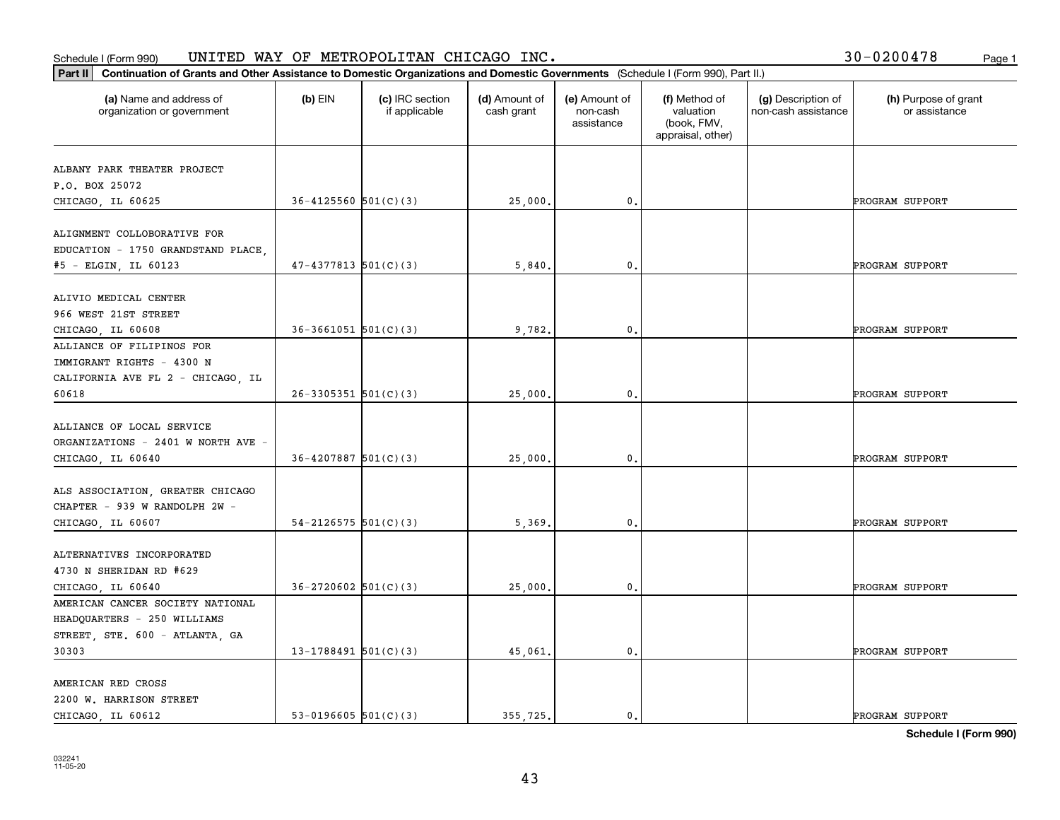Schedule I (Form 990) UNITED WAY OF METROPOLITAN CHICAGO INC. 30-0200478

**Part II Continuation of Grants and Other Assistance to Domestic Organizations and Domestic Governments** (Schedule I (Form 990), Part II.)

| (a) Name and address of organization or government | (b) EIN | (c) IRC section if applicable | (d) Amount of cash grant | (e) Amount of non-cash assistance | (f) Method of valuation (book, FMV, appraisal, other) | (g) Description of non-cash assistance | (h) Purpose of grant or assistance |
|---|---|---|---|---|---|---|---|
| ALBANY PARK THEATER PROJECT P.O. BOX 25072 CHICAGO, IL 60625 | 36-4125560 | 501(C)(3) | 25,000. | 0. | | | PROGRAM SUPPORT |
| ALIGNMENT COLLOBORATIVE FOR EDUCATION - 1750 GRANDSTAND PLACE, #5 - ELGIN, IL 60123 | 47-4377813 | 501(C)(3) | 5,840. | 0. | | | PROGRAM SUPPORT |
| ALIVIO MEDICAL CENTER 966 WEST 21ST STREET CHICAGO, IL 60608 | 36-3661051 | 501(C)(3) | 9,782. | 0. | | | PROGRAM SUPPORT |
| ALLIANCE OF FILIPINOS FOR IMMIGRANT RIGHTS - 4300 N CALIFORNIA AVE FL 2 - CHICAGO, IL 60618 | 26-3305351 | 501(C)(3) | 25,000. | 0. | | | PROGRAM SUPPORT |
| ALLIANCE OF LOCAL SERVICE ORGANIZATIONS - 2401 W NORTH AVE - CHICAGO, IL 60640 | 36-4207887 | 501(C)(3) | 25,000. | 0. | | | PROGRAM SUPPORT |
| ALS ASSOCIATION, GREATER CHICAGO CHAPTER - 939 W RANDOLPH 2W - CHICAGO, IL 60607 | 54-2126575 | 501(C)(3) | 5,369. | 0. | | | PROGRAM SUPPORT |
| ALTERNATIVES INCORPORATED 4730 N SHERIDAN RD #629 CHICAGO, IL 60640 | 36-2720602 | 501(C)(3) | 25,000. | 0. | | | PROGRAM SUPPORT |
| AMERICAN CANCER SOCIETY NATIONAL HEADQUARTERS - 250 WILLIAMS STREET, STE. 600 - ATLANTA, GA 30303 | 13-1788491 | 501(C)(3) | 45,061. | 0. | | | PROGRAM SUPPORT |
| AMERICAN RED CROSS 2200 W. HARRISON STREET CHICAGO, IL 60612 | 53-0196605 | 501(C)(3) | 355,725. | 0. | | | PROGRAM SUPPORT |

**Schedule I (Form 990)**

032241 11-05-20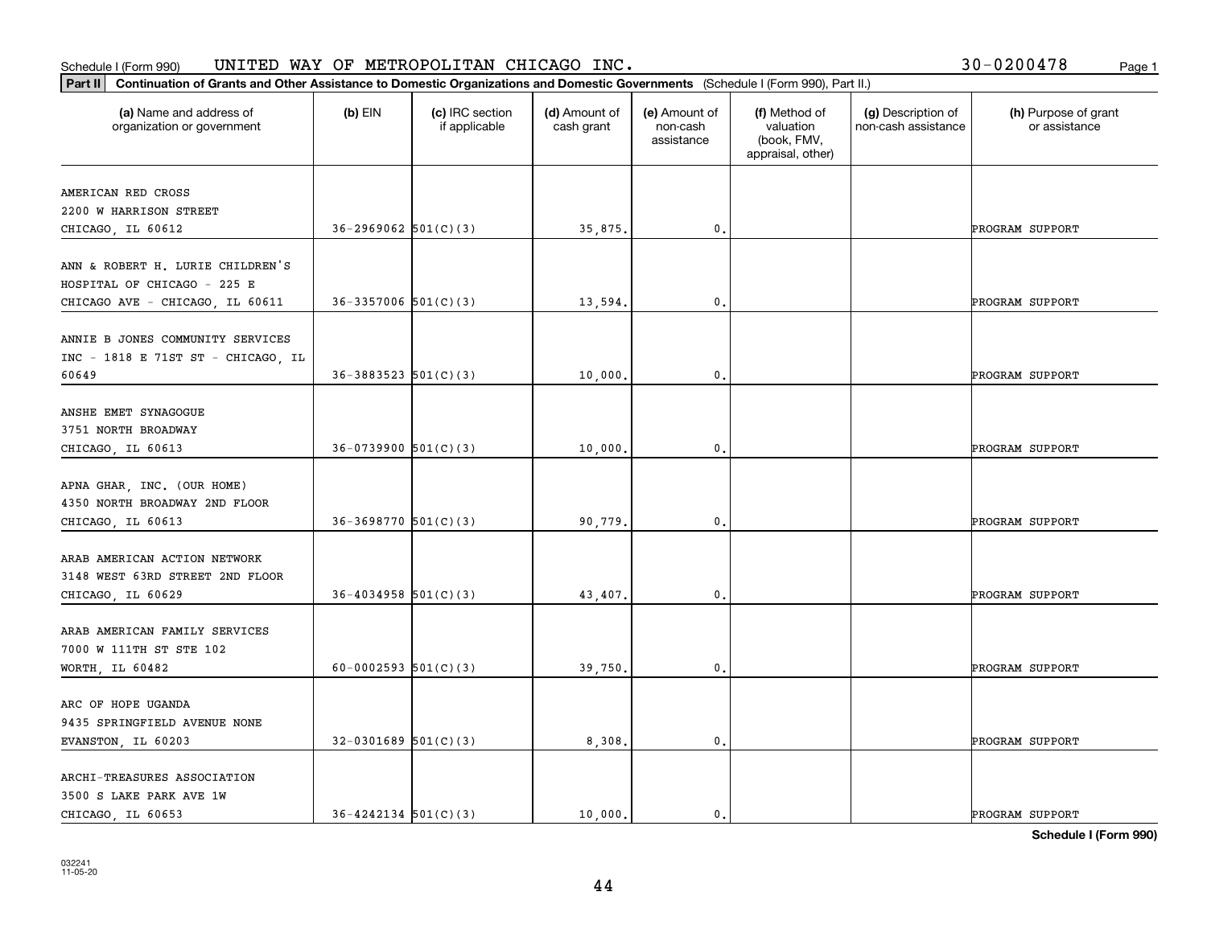Schedule I (Form 990) UNITED WAY OF METROPOLITAN CHICAGO INC. 30-0200478

**Part II** **Continuation of Grants and Other Assistance to Domestic Organizations and Domestic Governments** (Schedule I (Form 990), Part II.)

| (a) Name and address of organization or government | (b) EIN | (c) IRC section if applicable | (d) Amount of cash grant | (e) Amount of non-cash assistance | (f) Method of valuation (book, FMV, appraisal, other) | (g) Description of non-cash assistance | (h) Purpose of grant or assistance |
|---|---|---|---|---|---|---|---|
| AMERICAN RED CROSS 2200 W HARRISON STREET CHICAGO, IL 60612 | 36-2969062 | 501(C)(3) | 35,875. | 0. | | | PROGRAM SUPPORT |
| ANN & ROBERT H. LURIE CHILDREN'S HOSPITAL OF CHICAGO - 225 E CHICAGO AVE - CHICAGO, IL 60611 | 36-3357006 | 501(C)(3) | 13,594. | 0. | | | PROGRAM SUPPORT |
| ANNIE B JONES COMMUNITY SERVICES INC - 1818 E 71ST ST - CHICAGO, IL 60649 | 36-3883523 | 501(C)(3) | 10,000. | 0. | | | PROGRAM SUPPORT |
| ANSHE EMET SYNAGOGUE 3751 NORTH BROADWAY CHICAGO, IL 60613 | 36-0739900 | 501(C)(3) | 10,000. | 0. | | | PROGRAM SUPPORT |
| APNA GHAR, INC. (OUR HOME) 4350 NORTH BROADWAY 2ND FLOOR CHICAGO, IL 60613 | 36-3698770 | 501(C)(3) | 90,779. | 0. | | | PROGRAM SUPPORT |
| ARAB AMERICAN ACTION NETWORK 3148 WEST 63RD STREET 2ND FLOOR CHICAGO, IL 60629 | 36-4034958 | 501(C)(3) | 43,407. | 0. | | | PROGRAM SUPPORT |
| ARAB AMERICAN FAMILY SERVICES 7000 W 111TH ST STE 102 WORTH, IL 60482 | 60-0002593 | 501(C)(3) | 39,750. | 0. | | | PROGRAM SUPPORT |
| ARC OF HOPE UGANDA 9435 SPRINGFIELD AVENUE NONE EVANSTON, IL 60203 | 32-0301689 | 501(C)(3) | 8,308. | 0. | | | PROGRAM SUPPORT |
| ARCHI-TREASURES ASSOCIATION 3500 S LAKE PARK AVE 1W CHICAGO, IL 60653 | 36-4242134 | 501(C)(3) | 10,000. | 0. | | | PROGRAM SUPPORT |

**Schedule I (Form 990)**

032241 11-05-20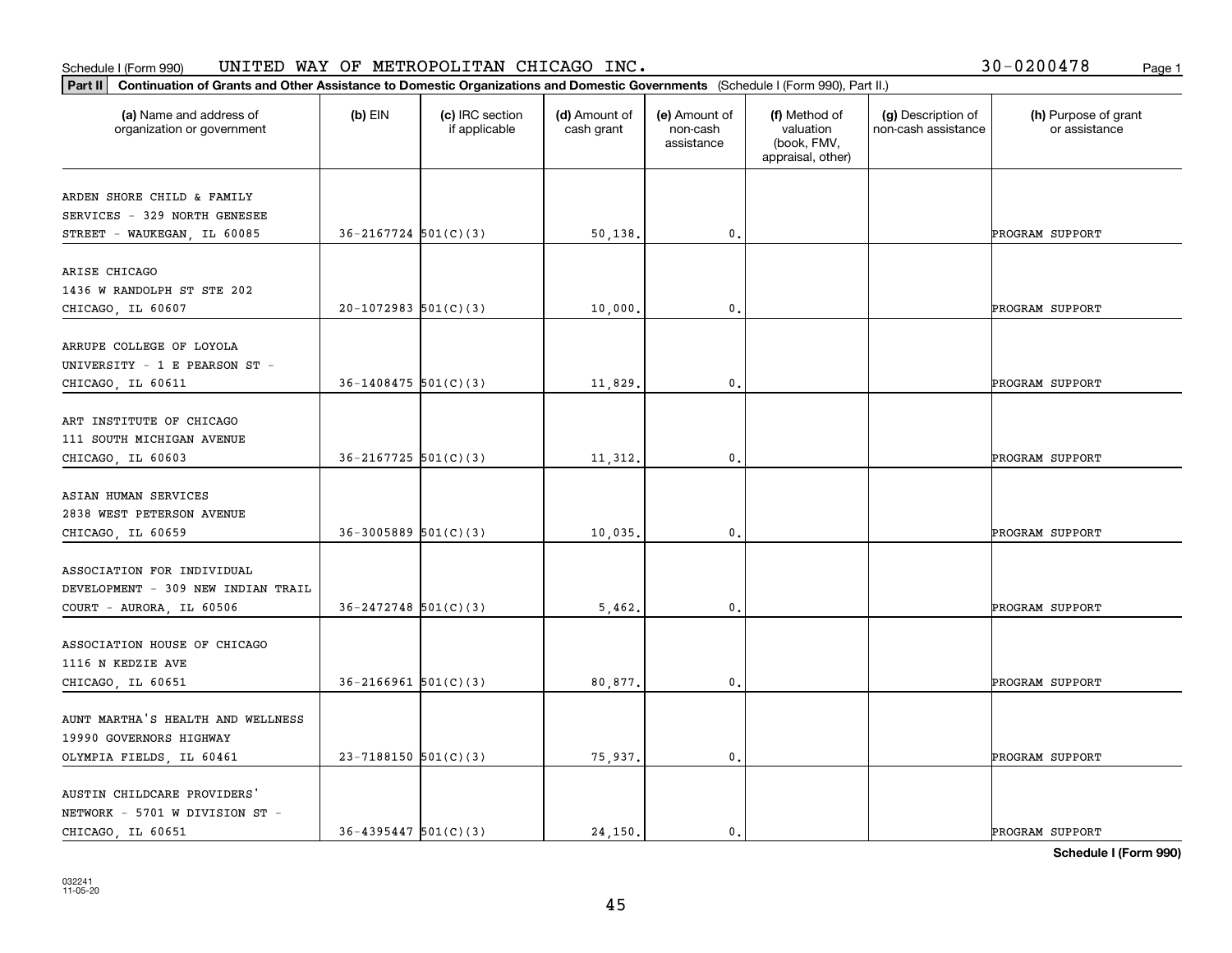Schedule I (Form 990) UNITED WAY OF METROPOLITAN CHICAGO INC. 30-0200478

**Part II** **Continuation of Grants and Other Assistance to Domestic Organizations and Domestic Governments** (Schedule I (Form 990), Part II.)

| (a) Name and address of organization or government | (b) EIN | (c) IRC section if applicable | (d) Amount of cash grant | (e) Amount of non-cash assistance | (f) Method of valuation (book, FMV, appraisal, other) | (g) Description of non-cash assistance | (h) Purpose of grant or assistance |
|---|---|---|---|---|---|---|---|
| ARDEN SHORE CHILD & FAMILY SERVICES - 329 NORTH GENESEE STREET - WAUKEGAN, IL 60085 | 36-2167724 | 501(C)(3) | 50,138. | 0. | | | PROGRAM SUPPORT |
| ARISE CHICAGO 1436 W RANDOLPH ST STE 202 CHICAGO, IL 60607 | 20-1072983 | 501(C)(3) | 10,000. | 0. | | | PROGRAM SUPPORT |
| ARRUPE COLLEGE OF LOYOLA UNIVERSITY - 1 E PEARSON ST - CHICAGO, IL 60611 | 36-1408475 | 501(C)(3) | 11,829. | 0. | | | PROGRAM SUPPORT |
| ART INSTITUTE OF CHICAGO 111 SOUTH MICHIGAN AVENUE CHICAGO, IL 60603 | 36-2167725 | 501(C)(3) | 11,312. | 0. | | | PROGRAM SUPPORT |
| ASIAN HUMAN SERVICES 2838 WEST PETERSON AVENUE CHICAGO, IL 60659 | 36-3005889 | 501(C)(3) | 10,035. | 0. | | | PROGRAM SUPPORT |
| ASSOCIATION FOR INDIVIDUAL DEVELOPMENT - 309 NEW INDIAN TRAIL COURT - AURORA, IL 60506 | 36-2472748 | 501(C)(3) | 5,462. | 0. | | | PROGRAM SUPPORT |
| ASSOCIATION HOUSE OF CHICAGO 1116 N KEDZIE AVE CHICAGO, IL 60651 | 36-2166961 | 501(C)(3) | 80,877. | 0. | | | PROGRAM SUPPORT |
| AUNT MARTHA'S HEALTH AND WELLNESS 19990 GOVERNORS HIGHWAY OLYMPIA FIELDS, IL 60461 | 23-7188150 | 501(C)(3) | 75,937. | 0. | | | PROGRAM SUPPORT |
| AUSTIN CHILDCARE PROVIDERS' NETWORK - 5701 W DIVISION ST - CHICAGO, IL 60651 | 36-4395447 | 501(C)(3) | 24,150. | 0. | | | PROGRAM SUPPORT |

**Schedule I (Form 990)**

032241 11-05-20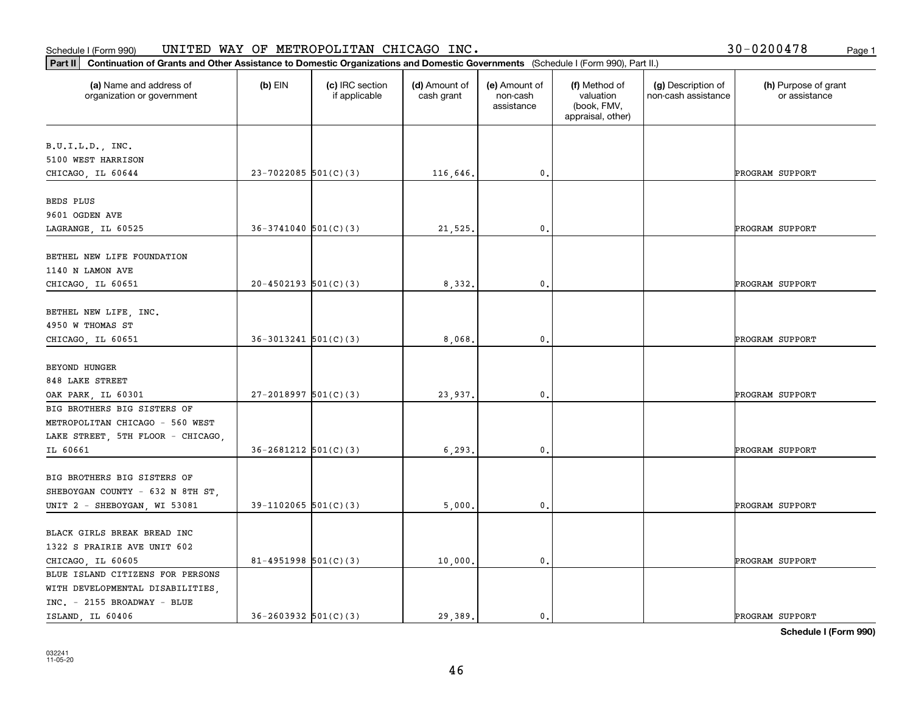Schedule I (Form 990) UNITED WAY OF METROPOLITAN CHICAGO INC. 30-0200478

**Part II** **Continuation of Grants and Other Assistance to Domestic Organizations and Domestic Governments** (Schedule I (Form 990), Part II.)

| (a) Name and address of organization or government | (b) EIN | (c) IRC section if applicable | (d) Amount of cash grant | (e) Amount of non-cash assistance | (f) Method of valuation (book, FMV, appraisal, other) | (g) Description of non-cash assistance | (h) Purpose of grant or assistance |
|---|---|---|---|---|---|---|---|
| B.U.I.L.D., INC. 5100 WEST HARRISON CHICAGO, IL 60644 | 23-7022085 | 501(C)(3) | 116,646. | 0. | | | PROGRAM SUPPORT |
| BEDS PLUS 9601 OGDEN AVE LAGRANGE, IL 60525 | 36-3741040 | 501(C)(3) | 21,525. | 0. | | | PROGRAM SUPPORT |
| BETHEL NEW LIFE FOUNDATION 1140 N LAMON AVE CHICAGO, IL 60651 | 20-4502193 | 501(C)(3) | 8,332. | 0. | | | PROGRAM SUPPORT |
| BETHEL NEW LIFE, INC. 4950 W THOMAS ST CHICAGO, IL 60651 | 36-3013241 | 501(C)(3) | 8,068. | 0. | | | PROGRAM SUPPORT |
| BEYOND HUNGER 848 LAKE STREET OAK PARK, IL 60301 | 27-2018997 | 501(C)(3) | 23,937. | 0. | | | PROGRAM SUPPORT |
| BIG BROTHERS BIG SISTERS OF METROPOLITAN CHICAGO - 560 WEST LAKE STREET, 5TH FLOOR - CHICAGO, IL 60661 | 36-2681212 | 501(C)(3) | 6,293. | 0. | | | PROGRAM SUPPORT |
| BIG BROTHERS BIG SISTERS OF SHEBOYGAN COUNTY - 632 N 8TH ST, UNIT 2 - SHEBOYGAN, WI 53081 | 39-1102065 | 501(C)(3) | 5,000. | 0. | | | PROGRAM SUPPORT |
| BLACK GIRLS BREAK BREAD INC 1322 S PRAIRIE AVE UNIT 602 CHICAGO, IL 60605 | 81-4951998 | 501(C)(3) | 10,000. | 0. | | | PROGRAM SUPPORT |
| BLUE ISLAND CITIZENS FOR PERSONS WITH DEVELOPMENTAL DISABILITIES, INC. - 2155 BROADWAY - BLUE ISLAND, IL 60406 | 36-2603932 | 501(C)(3) | 29,389. | 0. | | | PROGRAM SUPPORT |

**Schedule I (Form 990)**

032241 11-05-20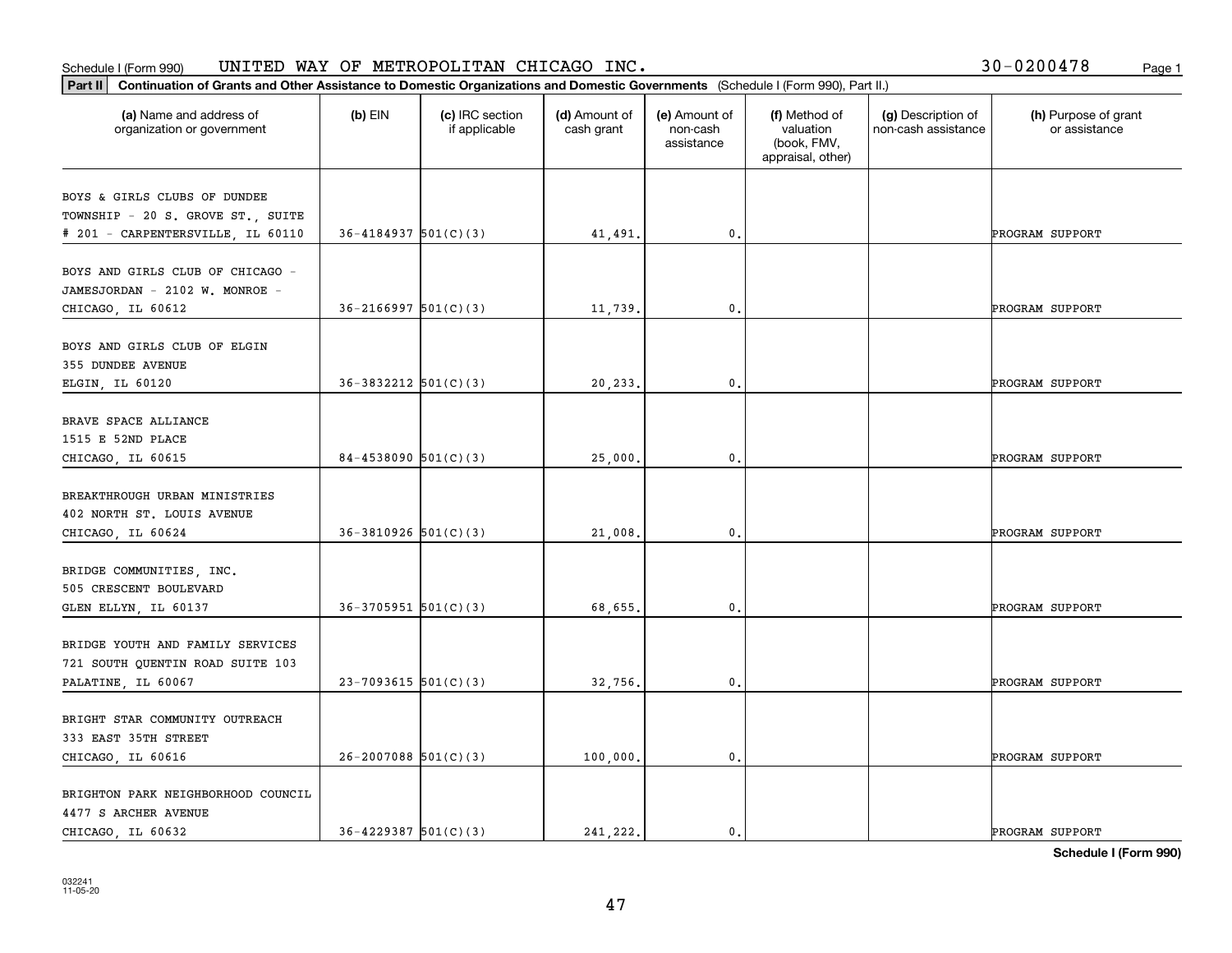Schedule I (Form 990) UNITED WAY OF METROPOLITAN CHICAGO INC. 30-0200478

**Part II** **Continuation of Grants and Other Assistance to Domestic Organizations and Domestic Governments** (Schedule I (Form 990), Part II.)

| (a) Name and address of organization or government | (b) EIN | (c) IRC section if applicable | (d) Amount of cash grant | (e) Amount of non-cash assistance | (f) Method of valuation (book, FMV, appraisal, other) | (g) Description of non-cash assistance | (h) Purpose of grant or assistance |
|---|---|---|---|---|---|---|---|
| BOYS & GIRLS CLUBS OF DUNDEE TOWNSHIP - 20 S. GROVE ST., SUITE # 201 - CARPENTERSVILLE, IL 60110 | 36-4184937 | 501(C)(3) | 41,491. | 0. | | | PROGRAM SUPPORT |
| BOYS AND GIRLS CLUB OF CHICAGO - JAMESJORDAN - 2102 W. MONROE - CHICAGO, IL 60612 | 36-2166997 | 501(C)(3) | 11,739. | 0. | | | PROGRAM SUPPORT |
| BOYS AND GIRLS CLUB OF ELGIN 355 DUNDEE AVENUE ELGIN, IL 60120 | 36-3832212 | 501(C)(3) | 20,233. | 0. | | | PROGRAM SUPPORT |
| BRAVE SPACE ALLIANCE 1515 E 52ND PLACE CHICAGO, IL 60615 | 84-4538090 | 501(C)(3) | 25,000. | 0. | | | PROGRAM SUPPORT |
| BREAKTHROUGH URBAN MINISTRIES 402 NORTH ST. LOUIS AVENUE CHICAGO, IL 60624 | 36-3810926 | 501(C)(3) | 21,008. | 0. | | | PROGRAM SUPPORT |
| BRIDGE COMMUNITIES, INC. 505 CRESCENT BOULEVARD GLEN ELLYN, IL 60137 | 36-3705951 | 501(C)(3) | 68,655. | 0. | | | PROGRAM SUPPORT |
| BRIDGE YOUTH AND FAMILY SERVICES 721 SOUTH QUENTIN ROAD SUITE 103 PALATINE, IL 60067 | 23-7093615 | 501(C)(3) | 32,756. | 0. | | | PROGRAM SUPPORT |
| BRIGHT STAR COMMUNITY OUTREACH 333 EAST 35TH STREET CHICAGO, IL 60616 | 26-2007088 | 501(C)(3) | 100,000. | 0. | | | PROGRAM SUPPORT |
| BRIGHTON PARK NEIGHBORHOOD COUNCIL 4477 S ARCHER AVENUE CHICAGO, IL 60632 | 36-4229387 | 501(C)(3) | 241,222. | 0. | | | PROGRAM SUPPORT |

**Schedule I (Form 990)**

032241 11-05-20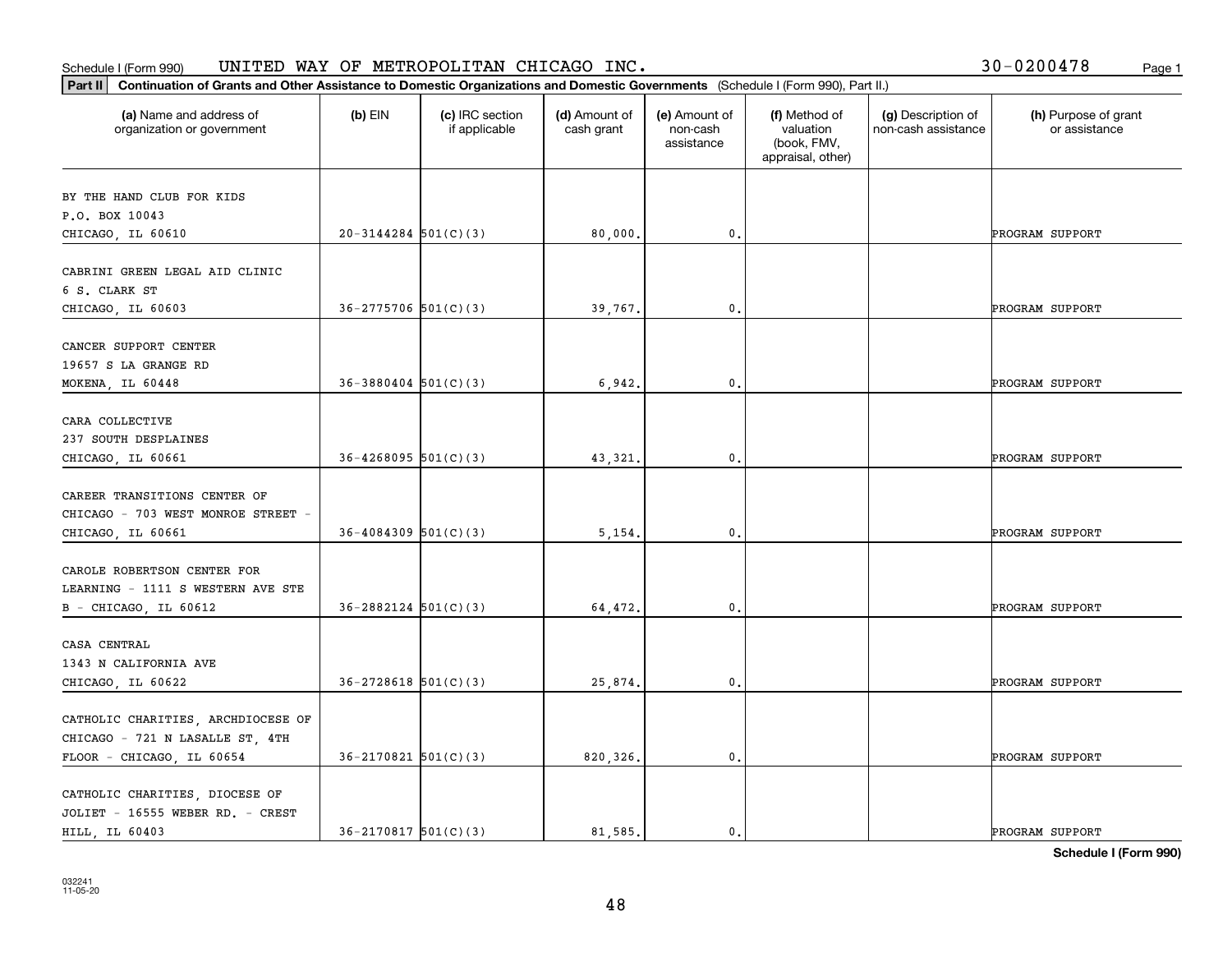Schedule I (Form 990) UNITED WAY OF METROPOLITAN CHICAGO INC. 30-0200478

**Part II** **Continuation of Grants and Other Assistance to Domestic Organizations and Domestic Governments** (Schedule I (Form 990), Part II.)

| (a) Name and address of organization or government | (b) EIN | (c) IRC section if applicable | (d) Amount of cash grant | (e) Amount of non-cash assistance | (f) Method of valuation (book, FMV, appraisal, other) | (g) Description of non-cash assistance | (h) Purpose of grant or assistance |
|---|---|---|---|---|---|---|---|
| BY THE HAND CLUB FOR KIDS<br>P.O. BOX 10043<br>CHICAGO, IL 60610 | 20-3144284 | 501(C)(3) | 80,000. | 0. | | | PROGRAM SUPPORT |
| CABRINI GREEN LEGAL AID CLINIC<br>6 S. CLARK ST<br>CHICAGO, IL 60603 | 36-2775706 | 501(C)(3) | 39,767. | 0. | | | PROGRAM SUPPORT |
| CANCER SUPPORT CENTER<br>19657 S LA GRANGE RD<br>MOKENA, IL 60448 | 36-3880404 | 501(C)(3) | 6,942. | 0. | | | PROGRAM SUPPORT |
| CARA COLLECTIVE<br>237 SOUTH DESPLAINES<br>CHICAGO, IL 60661 | 36-4268095 | 501(C)(3) | 43,321. | 0. | | | PROGRAM SUPPORT |
| CAREER TRANSITIONS CENTER OF<br>CHICAGO - 703 WEST MONROE STREET -<br>CHICAGO, IL 60661 | 36-4084309 | 501(C)(3) | 5,154. | 0. | | | PROGRAM SUPPORT |
| CAROLE ROBERTSON CENTER FOR<br>LEARNING - 1111 S WESTERN AVE STE<br>B - CHICAGO, IL 60612 | 36-2882124 | 501(C)(3) | 64,472. | 0. | | | PROGRAM SUPPORT |
| CASA CENTRAL<br>1343 N CALIFORNIA AVE<br>CHICAGO, IL 60622 | 36-2728618 | 501(C)(3) | 25,874. | 0. | | | PROGRAM SUPPORT |
| CATHOLIC CHARITIES, ARCHDIOCESE OF<br>CHICAGO - 721 N LASALLE ST, 4TH<br>FLOOR - CHICAGO, IL 60654 | 36-2170821 | 501(C)(3) | 820,326. | 0. | | | PROGRAM SUPPORT |
| CATHOLIC CHARITIES, DIOCESE OF<br>JOLIET - 16555 WEBER RD. - CREST<br>HILL, IL 60403 | 36-2170817 | 501(C)(3) | 81,585. | 0. | | | PROGRAM SUPPORT |

**Schedule I (Form 990)**

032241
11-05-20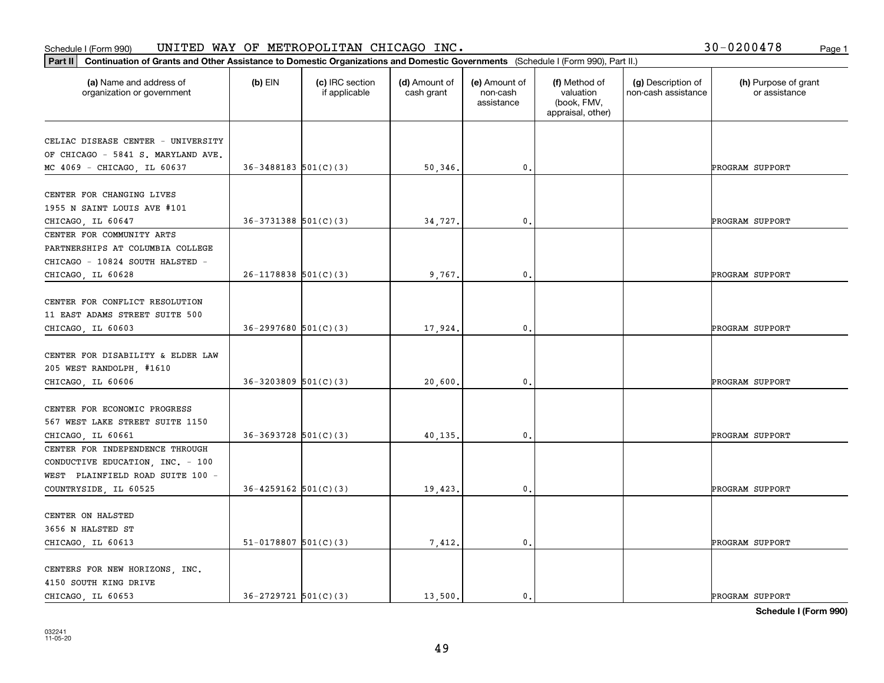Schedule I (Form 990) UNITED WAY OF METROPOLITAN CHICAGO INC. 30-0200478

**Part II** **Continuation of Grants and Other Assistance to Domestic Organizations and Domestic Governments** (Schedule I (Form 990), Part II.)

| (a) Name and address of organization or government | (b) EIN | (c) IRC section if applicable | (d) Amount of cash grant | (e) Amount of non-cash assistance | (f) Method of valuation (book, FMV, appraisal, other) | (g) Description of non-cash assistance | (h) Purpose of grant or assistance |
|---|---|---|---|---|---|---|---|
| CELIAC DISEASE CENTER - UNIVERSITY OF CHICAGO - 5841 S. MARYLAND AVE. MC 4069 - CHICAGO, IL 60637 | 36-3488183 | 501(C)(3) | 50,346. | 0. | | | PROGRAM SUPPORT |
| CENTER FOR CHANGING LIVES 1955 N SAINT LOUIS AVE #101 CHICAGO, IL 60647 | 36-3731388 | 501(C)(3) | 34,727. | 0. | | | PROGRAM SUPPORT |
| CENTER FOR COMMUNITY ARTS PARTNERSHIPS AT COLUMBIA COLLEGE CHICAGO - 10824 SOUTH HALSTED - CHICAGO, IL 60628 | 26-1178838 | 501(C)(3) | 9,767. | 0. | | | PROGRAM SUPPORT |
| CENTER FOR CONFLICT RESOLUTION 11 EAST ADAMS STREET SUITE 500 CHICAGO, IL 60603 | 36-2997680 | 501(C)(3) | 17,924. | 0. | | | PROGRAM SUPPORT |
| CENTER FOR DISABILITY & ELDER LAW 205 WEST RANDOLPH, #1610 CHICAGO, IL 60606 | 36-3203809 | 501(C)(3) | 20,600. | 0. | | | PROGRAM SUPPORT |
| CENTER FOR ECONOMIC PROGRESS 567 WEST LAKE STREET SUITE 1150 CHICAGO, IL 60661 | 36-3693728 | 501(C)(3) | 40,135. | 0. | | | PROGRAM SUPPORT |
| CENTER FOR INDEPENDENCE THROUGH CONDUCTIVE EDUCATION, INC. - 100 WEST PLAINFIELD ROAD SUITE 100 - COUNTRYSIDE, IL 60525 | 36-4259162 | 501(C)(3) | 19,423. | 0. | | | PROGRAM SUPPORT |
| CENTER ON HALSTED 3656 N HALSTED ST CHICAGO, IL 60613 | 51-0178807 | 501(C)(3) | 7,412. | 0. | | | PROGRAM SUPPORT |
| CENTERS FOR NEW HORIZONS, INC. 4150 SOUTH KING DRIVE CHICAGO, IL 60653 | 36-2729721 | 501(C)(3) | 13,500. | 0. | | | PROGRAM SUPPORT |

**Schedule I (Form 990)**

032241
11-05-20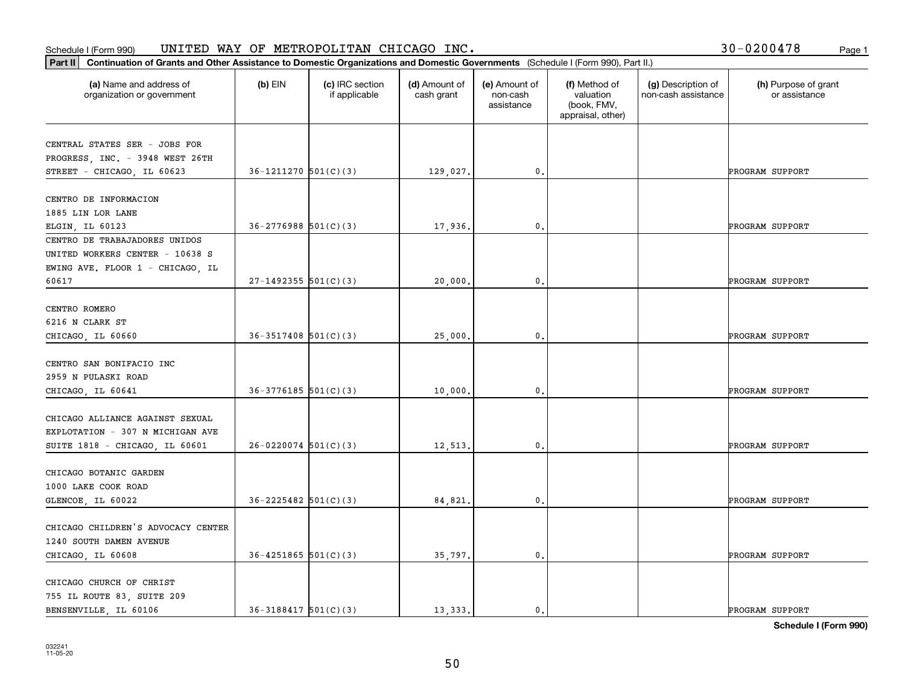Schedule I (Form 990) UNITED WAY OF METROPOLITAN CHICAGO INC. 30-0200478

**Part II** **Continuation of Grants and Other Assistance to Domestic Organizations and Domestic Governments** (Schedule I (Form 990), Part II.)

| (a) Name and address of organization or government | (b) EIN | (c) IRC section if applicable | (d) Amount of cash grant | (e) Amount of non-cash assistance | (f) Method of valuation (book, FMV, appraisal, other) | (g) Description of non-cash assistance | (h) Purpose of grant or assistance |
|---|---|---|---|---|---|---|---|
| CENTRAL STATES SER - JOBS FOR PROGRESS, INC. - 3948 WEST 26TH STREET - CHICAGO, IL 60623 | 36-1211270 | 501(C)(3) | 129,027. | 0. | | | PROGRAM SUPPORT |
| CENTRO DE INFORMACION 1885 LIN LOR LANE ELGIN, IL 60123 | 36-2776988 | 501(C)(3) | 17,936. | 0. | | | PROGRAM SUPPORT |
| CENTRO DE TRABAJADORES UNIDOS UNITED WORKERS CENTER - 10638 S EWING AVE. FLOOR 1 - CHICAGO, IL 60617 | 27-1492355 | 501(C)(3) | 20,000. | 0. | | | PROGRAM SUPPORT |
| CENTRO ROMERO 6216 N CLARK ST CHICAGO, IL 60660 | 36-3517408 | 501(C)(3) | 25,000. | 0. | | | PROGRAM SUPPORT |
| CENTRO SAN BONIFACIO INC 2959 N PULASKI ROAD CHICAGO, IL 60641 | 36-3776185 | 501(C)(3) | 10,000. | 0. | | | PROGRAM SUPPORT |
| CHICAGO ALLIANCE AGAINST SEXUAL EXPLOTATION - 307 N MICHIGAN AVE SUITE 1818 - CHICAGO, IL 60601 | 26-0220074 | 501(C)(3) | 12,513. | 0. | | | PROGRAM SUPPORT |
| CHICAGO BOTANIC GARDEN 1000 LAKE COOK ROAD GLENCOE, IL 60022 | 36-2225482 | 501(C)(3) | 84,821. | 0. | | | PROGRAM SUPPORT |
| CHICAGO CHILDREN'S ADVOCACY CENTER 1240 SOUTH DAMEN AVENUE CHICAGO, IL 60608 | 36-4251865 | 501(C)(3) | 35,797. | 0. | | | PROGRAM SUPPORT |
| CHICAGO CHURCH OF CHRIST 755 IL ROUTE 83, SUITE 209 BENSENVILLE, IL 60106 | 36-3188417 | 501(C)(3) | 13,333. | 0. | | | PROGRAM SUPPORT |

**Schedule I (Form 990)**

032241 11-05-20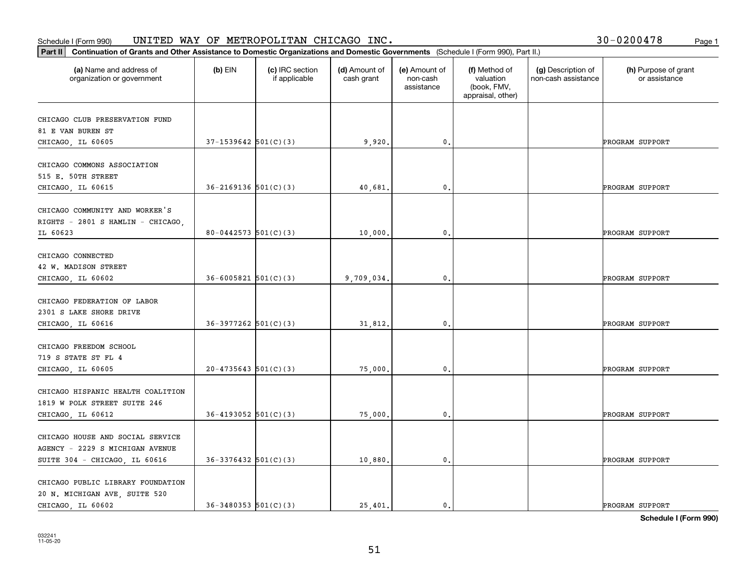Schedule I (Form 990) UNITED WAY OF METROPOLITAN CHICAGO INC. 30-0200478

**Part II Continuation of Grants and Other Assistance to Domestic Organizations and Domestic Governments** (Schedule I (Form 990), Part II.)

| (a) Name and address of organization or government | (b) EIN | (c) IRC section if applicable | (d) Amount of cash grant | (e) Amount of non-cash assistance | (f) Method of valuation (book, FMV, appraisal, other) | (g) Description of non-cash assistance | (h) Purpose of grant or assistance |
|---|---|---|---|---|---|---|---|
| CHICAGO CLUB PRESERVATION FUND 81 E VAN BUREN ST CHICAGO, IL 60605 | 37-1539642 | 501(C)(3) | 9,920. | 0. | | | PROGRAM SUPPORT |
| CHICAGO COMMONS ASSOCIATION 515 E. 50TH STREET CHICAGO, IL 60615 | 36-2169136 | 501(C)(3) | 40,681. | 0. | | | PROGRAM SUPPORT |
| CHICAGO COMMUNITY AND WORKER'S RIGHTS - 2801 S HAMLIN - CHICAGO, IL 60623 | 80-0442573 | 501(C)(3) | 10,000. | 0. | | | PROGRAM SUPPORT |
| CHICAGO CONNECTED 42 W. MADISON STREET CHICAGO, IL 60602 | 36-6005821 | 501(C)(3) | 9,709,034. | 0. | | | PROGRAM SUPPORT |
| CHICAGO FEDERATION OF LABOR 2301 S LAKE SHORE DRIVE CHICAGO, IL 60616 | 36-3977262 | 501(C)(3) | 31,812. | 0. | | | PROGRAM SUPPORT |
| CHICAGO FREEDOM SCHOOL 719 S STATE ST FL 4 CHICAGO, IL 60605 | 20-4735643 | 501(C)(3) | 75,000. | 0. | | | PROGRAM SUPPORT |
| CHICAGO HISPANIC HEALTH COALITION 1819 W POLK STREET SUITE 246 CHICAGO, IL 60612 | 36-4193052 | 501(C)(3) | 75,000. | 0. | | | PROGRAM SUPPORT |
| CHICAGO HOUSE AND SOCIAL SERVICE AGENCY - 2229 S MICHIGAN AVENUE SUITE 304 - CHICAGO, IL 60616 | 36-3376432 | 501(C)(3) | 10,880. | 0. | | | PROGRAM SUPPORT |
| CHICAGO PUBLIC LIBRARY FOUNDATION 20 N. MICHIGAN AVE, SUITE 520 CHICAGO, IL 60602 | 36-3480353 | 501(C)(3) | 25,401. | 0. | | | PROGRAM SUPPORT |

**Schedule I (Form 990)**

032241 11-05-20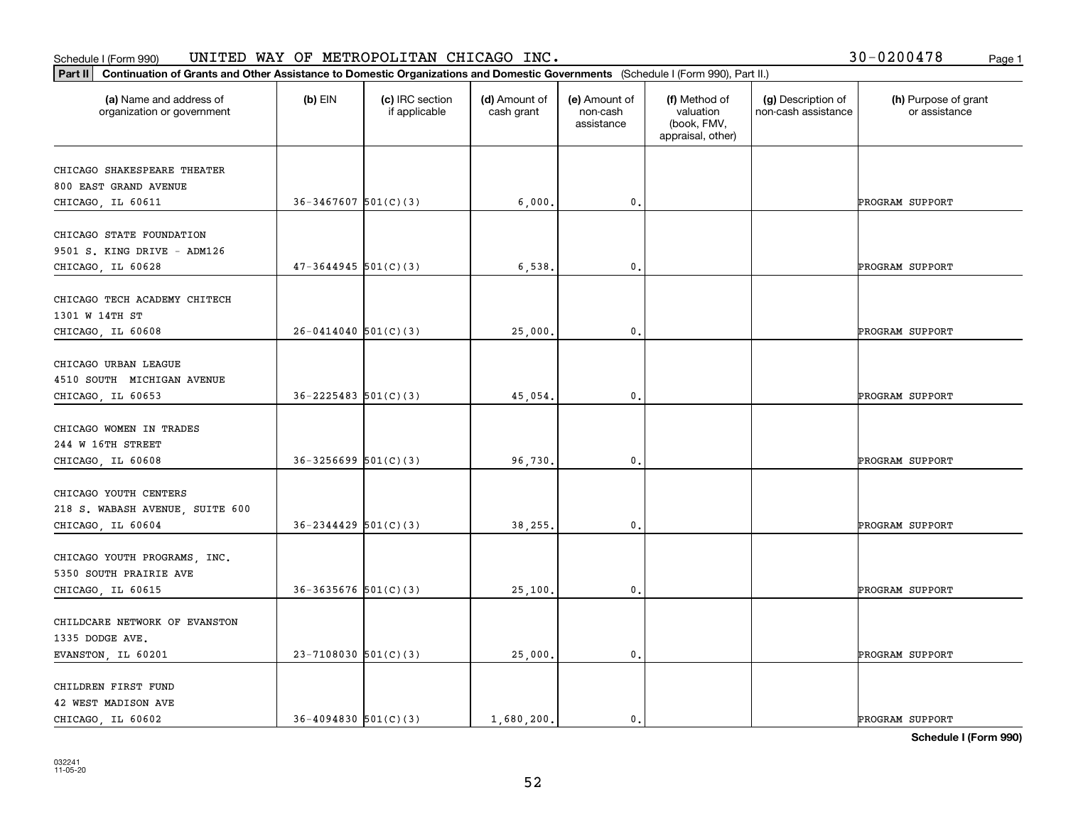Schedule I (Form 990) UNITED WAY OF METROPOLITAN CHICAGO INC. 30-0200478

**Part II** **Continuation of Grants and Other Assistance to Domestic Organizations and Domestic Governments** (Schedule I (Form 990), Part II.)

| (a) Name and address of organization or government | (b) EIN | (c) IRC section if applicable | (d) Amount of cash grant | (e) Amount of non-cash assistance | (f) Method of valuation (book, FMV, appraisal, other) | (g) Description of non-cash assistance | (h) Purpose of grant or assistance |
|---|---|---|---|---|---|---|---|
| CHICAGO SHAKESPEARE THEATER<br>800 EAST GRAND AVENUE<br>CHICAGO, IL 60611 | 36-3467607 | 501(C)(3) | 6,000. | 0. | | | PROGRAM SUPPORT |
| CHICAGO STATE FOUNDATION<br>9501 S. KING DRIVE - ADM126<br>CHICAGO, IL 60628 | 47-3644945 | 501(C)(3) | 6,538. | 0. | | | PROGRAM SUPPORT |
| CHICAGO TECH ACADEMY CHITECH<br>1301 W 14TH ST<br>CHICAGO, IL 60608 | 26-0414040 | 501(C)(3) | 25,000. | 0. | | | PROGRAM SUPPORT |
| CHICAGO URBAN LEAGUE<br>4510 SOUTH MICHIGAN AVENUE<br>CHICAGO, IL 60653 | 36-2225483 | 501(C)(3) | 45,054. | 0. | | | PROGRAM SUPPORT |
| CHICAGO WOMEN IN TRADES<br>244 W 16TH STREET<br>CHICAGO, IL 60608 | 36-3256699 | 501(C)(3) | 96,730. | 0. | | | PROGRAM SUPPORT |
| CHICAGO YOUTH CENTERS<br>218 S. WABASH AVENUE, SUITE 600<br>CHICAGO, IL 60604 | 36-2344429 | 501(C)(3) | 38,255. | 0. | | | PROGRAM SUPPORT |
| CHICAGO YOUTH PROGRAMS, INC.<br>5350 SOUTH PRAIRIE AVE<br>CHICAGO, IL 60615 | 36-3635676 | 501(C)(3) | 25,100. | 0. | | | PROGRAM SUPPORT |
| CHILDCARE NETWORK OF EVANSTON<br>1335 DODGE AVE.<br>EVANSTON, IL 60201 | 23-7108030 | 501(C)(3) | 25,000. | 0. | | | PROGRAM SUPPORT |
| CHILDREN FIRST FUND<br>42 WEST MADISON AVE<br>CHICAGO, IL 60602 | 36-4094830 | 501(C)(3) | 1,680,200. | 0. | | | PROGRAM SUPPORT |

**Schedule I (Form 990)**

032241 11-05-20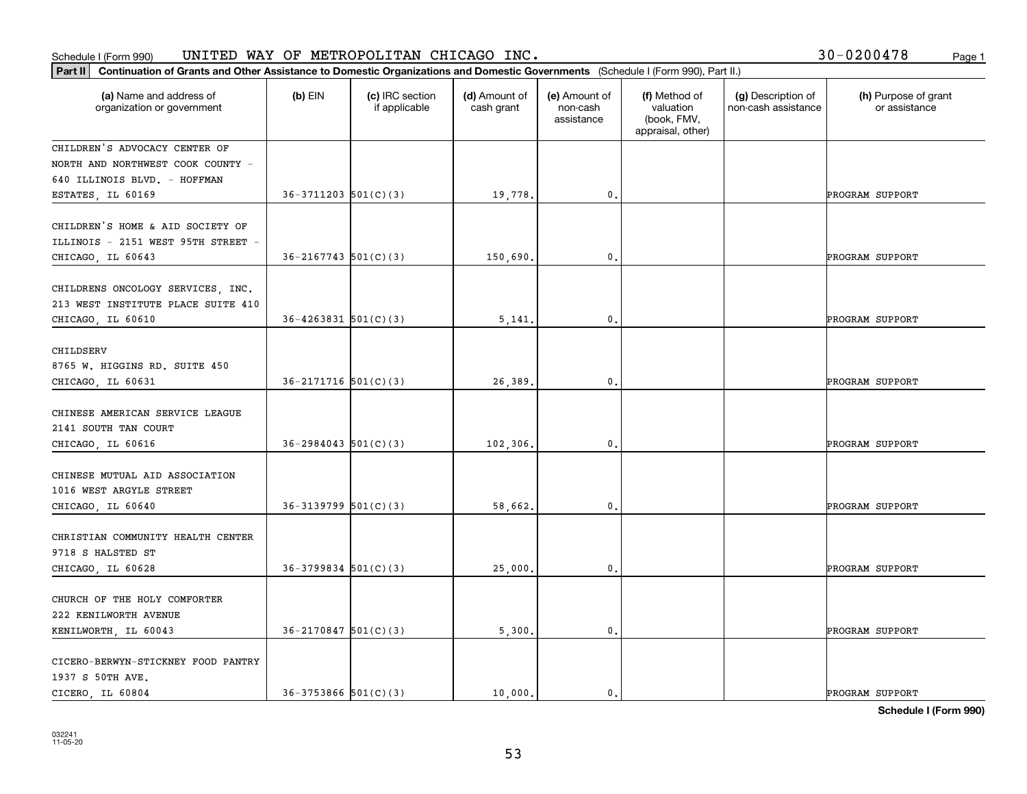Schedule I (Form 990) UNITED WAY OF METROPOLITAN CHICAGO INC. 30-0200478

**Part II** **Continuation of Grants and Other Assistance to Domestic Organizations and Domestic Governments** (Schedule I (Form 990), Part II.)

| (a) Name and address of organization or government | (b) EIN | (c) IRC section if applicable | (d) Amount of cash grant | (e) Amount of non-cash assistance | (f) Method of valuation (book, FMV, appraisal, other) | (g) Description of non-cash assistance | (h) Purpose of grant or assistance |
|---|---|---|---|---|---|---|---|
| CHILDREN'S ADVOCACY CENTER OF NORTH AND NORTHWEST COOK COUNTY - 640 ILLINOIS BLVD. - HOFFMAN ESTATES, IL 60169 | 36-3711203 | 501(C)(3) | 19,778. | 0. | | | PROGRAM SUPPORT |
| CHILDREN'S HOME & AID SOCIETY OF ILLINOIS - 2151 WEST 95TH STREET - CHICAGO, IL 60643 | 36-2167743 | 501(C)(3) | 150,690. | 0. | | | PROGRAM SUPPORT |
| CHILDRENS ONCOLOGY SERVICES, INC. 213 WEST INSTITUTE PLACE SUITE 410 CHICAGO, IL 60610 | 36-4263831 | 501(C)(3) | 5,141. | 0. | | | PROGRAM SUPPORT |
| CHILDSERV 8765 W. HIGGINS RD. SUITE 450 CHICAGO, IL 60631 | 36-2171716 | 501(C)(3) | 26,389. | 0. | | | PROGRAM SUPPORT |
| CHINESE AMERICAN SERVICE LEAGUE 2141 SOUTH TAN COURT CHICAGO, IL 60616 | 36-2984043 | 501(C)(3) | 102,306. | 0. | | | PROGRAM SUPPORT |
| CHINESE MUTUAL AID ASSOCIATION 1016 WEST ARGYLE STREET CHICAGO, IL 60640 | 36-3139799 | 501(C)(3) | 58,662. | 0. | | | PROGRAM SUPPORT |
| CHRISTIAN COMMUNITY HEALTH CENTER 9718 S HALSTED ST CHICAGO, IL 60628 | 36-3799834 | 501(C)(3) | 25,000. | 0. | | | PROGRAM SUPPORT |
| CHURCH OF THE HOLY COMFORTER 222 KENILWORTH AVENUE KENILWORTH, IL 60043 | 36-2170847 | 501(C)(3) | 5,300. | 0. | | | PROGRAM SUPPORT |
| CICERO-BERWYN-STICKNEY FOOD PANTRY 1937 S 50TH AVE. CICERO, IL 60804 | 36-3753866 | 501(C)(3) | 10,000. | 0. | | | PROGRAM SUPPORT |

**Schedule I (Form 990)**

032241
11-05-20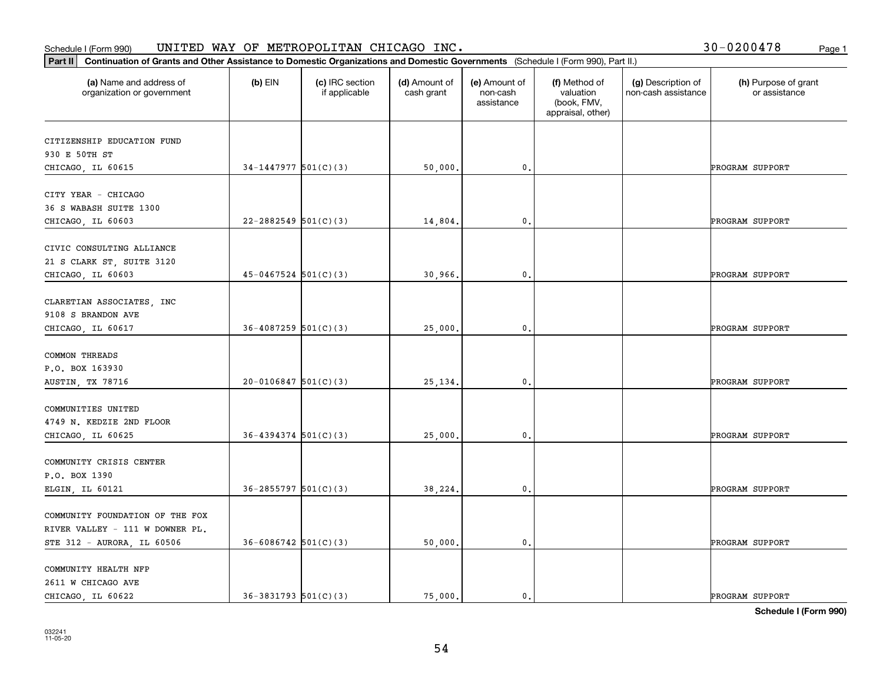Schedule I (Form 990) UNITED WAY OF METROPOLITAN CHICAGO INC. 30-0200478

**Part II** **Continuation of Grants and Other Assistance to Domestic Organizations and Domestic Governments** (Schedule I (Form 990), Part II.)

| (a) Name and address of organization or government | (b) EIN | (c) IRC section if applicable | (d) Amount of cash grant | (e) Amount of non-cash assistance | (f) Method of valuation (book, FMV, appraisal, other) | (g) Description of non-cash assistance | (h) Purpose of grant or assistance |
|---|---|---|---|---|---|---|---|
| CITIZENSHIP EDUCATION FUND 930 E 50TH ST CHICAGO, IL 60615 | 34-1447977 | 501(C)(3) | 50,000. | 0. | | | PROGRAM SUPPORT |
| CITY YEAR - CHICAGO 36 S WABASH SUITE 1300 CHICAGO, IL 60603 | 22-2882549 | 501(C)(3) | 14,804. | 0. | | | PROGRAM SUPPORT |
| CIVIC CONSULTING ALLIANCE 21 S CLARK ST, SUITE 3120 CHICAGO, IL 60603 | 45-0467524 | 501(C)(3) | 30,966. | 0. | | | PROGRAM SUPPORT |
| CLARETIAN ASSOCIATES, INC 9108 S BRANDON AVE CHICAGO, IL 60617 | 36-4087259 | 501(C)(3) | 25,000. | 0. | | | PROGRAM SUPPORT |
| COMMON THREADS P.O. BOX 163930 AUSTIN, TX 78716 | 20-0106847 | 501(C)(3) | 25,134. | 0. | | | PROGRAM SUPPORT |
| COMMUNITIES UNITED 4749 N. KEDZIE 2ND FLOOR CHICAGO, IL 60625 | 36-4394374 | 501(C)(3) | 25,000. | 0. | | | PROGRAM SUPPORT |
| COMMUNITY CRISIS CENTER P.O. BOX 1390 ELGIN, IL 60121 | 36-2855797 | 501(C)(3) | 38,224. | 0. | | | PROGRAM SUPPORT |
| COMMUNITY FOUNDATION OF THE FOX RIVER VALLEY - 111 W DOWNER PL. STE 312 - AURORA, IL 60506 | 36-6086742 | 501(C)(3) | 50,000. | 0. | | | PROGRAM SUPPORT |
| COMMUNITY HEALTH NFP 2611 W CHICAGO AVE CHICAGO, IL 60622 | 36-3831793 | 501(C)(3) | 75,000. | 0. | | | PROGRAM SUPPORT |

**Schedule I (Form 990)**

032241 11-05-20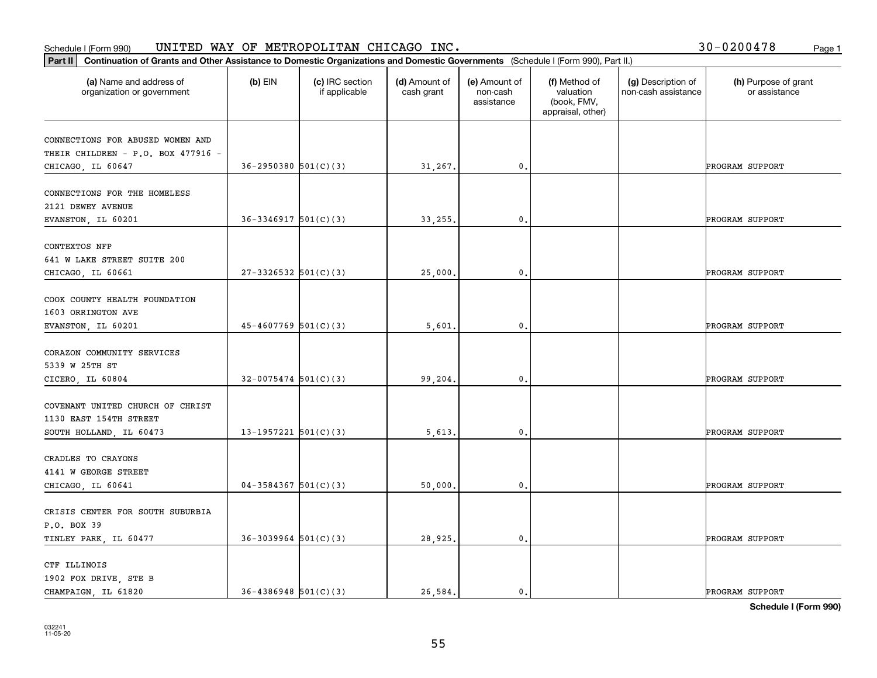Schedule I (Form 990) UNITED WAY OF METROPOLITAN CHICAGO INC. 30-0200478

**Part II** **Continuation of Grants and Other Assistance to Domestic Organizations and Domestic Governments** (Schedule I (Form 990), Part II.)

| (a) Name and address of organization or government | (b) EIN | (c) IRC section if applicable | (d) Amount of cash grant | (e) Amount of non-cash assistance | (f) Method of valuation (book, FMV, appraisal, other) | (g) Description of non-cash assistance | (h) Purpose of grant or assistance |
|---|---|---|---|---|---|---|---|
| CONNECTIONS FOR ABUSED WOMEN AND THEIR CHILDREN - P.O. BOX 477916 - CHICAGO, IL 60647 | 36-2950380 | 501(C)(3) | 31,267. | 0. | | | PROGRAM SUPPORT |
| CONNECTIONS FOR THE HOMELESS 2121 DEWEY AVENUE EVANSTON, IL 60201 | 36-3346917 | 501(C)(3) | 33,255. | 0. | | | PROGRAM SUPPORT |
| CONTEXTOS NFP 641 W LAKE STREET SUITE 200 CHICAGO, IL 60661 | 27-3326532 | 501(C)(3) | 25,000. | 0. | | | PROGRAM SUPPORT |
| COOK COUNTY HEALTH FOUNDATION 1603 ORRINGTON AVE EVANSTON, IL 60201 | 45-4607769 | 501(C)(3) | 5,601. | 0. | | | PROGRAM SUPPORT |
| CORAZON COMMUNITY SERVICES 5339 W 25TH ST CICERO, IL 60804 | 32-0075474 | 501(C)(3) | 99,204. | 0. | | | PROGRAM SUPPORT |
| COVENANT UNITED CHURCH OF CHRIST 1130 EAST 154TH STREET SOUTH HOLLAND, IL 60473 | 13-1957221 | 501(C)(3) | 5,613. | 0. | | | PROGRAM SUPPORT |
| CRADLES TO CRAYONS 4141 W GEORGE STREET CHICAGO, IL 60641 | 04-3584367 | 501(C)(3) | 50,000. | 0. | | | PROGRAM SUPPORT |
| CRISIS CENTER FOR SOUTH SUBURBIA P.O. BOX 39 TINLEY PARK, IL 60477 | 36-3039964 | 501(C)(3) | 28,925. | 0. | | | PROGRAM SUPPORT |
| CTF ILLINOIS 1902 FOX DRIVE, STE B CHAMPAIGN, IL 61820 | 36-4386948 | 501(C)(3) | 26,584. | 0. | | | PROGRAM SUPPORT |

**Schedule I (Form 990)**

032241 11-05-20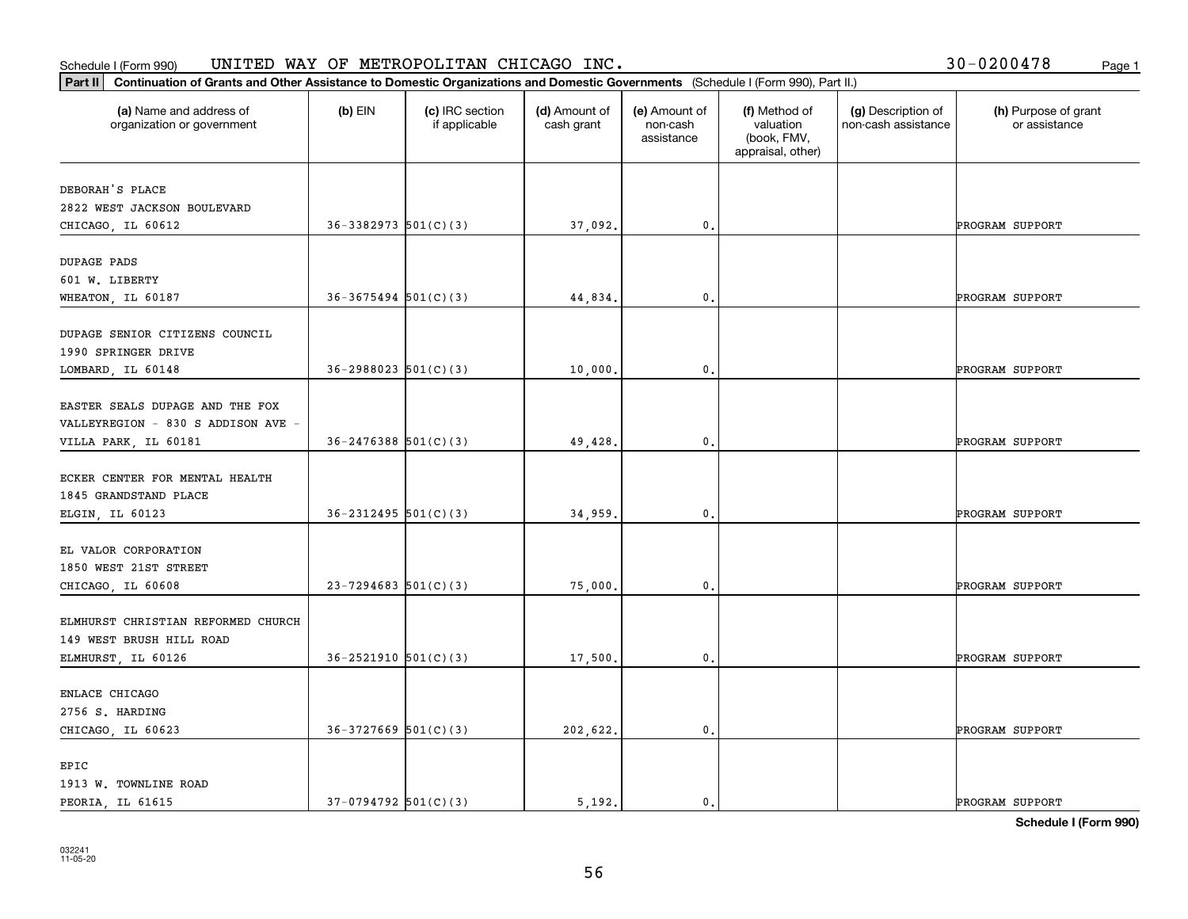Schedule I (Form 990) UNITED WAY OF METROPOLITAN CHICAGO INC. 30-0200478

**Part II** **Continuation of Grants and Other Assistance to Domestic Organizations and Domestic Governments** (Schedule I (Form 990), Part II.)

| (a) Name and address of organization or government | (b) EIN | (c) IRC section if applicable | (d) Amount of cash grant | (e) Amount of non-cash assistance | (f) Method of valuation (book, FMV, appraisal, other) | (g) Description of non-cash assistance | (h) Purpose of grant or assistance |
|---|---|---|---|---|---|---|---|
| DEBORAH'S PLACE 2822 WEST JACKSON BOULEVARD CHICAGO, IL 60612 | 36-3382973 | 501(C)(3) | 37,092. | 0. | | | PROGRAM SUPPORT |
| DUPAGE PADS 601 W. LIBERTY WHEATON, IL 60187 | 36-3675494 | 501(C)(3) | 44,834. | 0. | | | PROGRAM SUPPORT |
| DUPAGE SENIOR CITIZENS COUNCIL 1990 SPRINGER DRIVE LOMBARD, IL 60148 | 36-2988023 | 501(C)(3) | 10,000. | 0. | | | PROGRAM SUPPORT |
| EASTER SEALS DUPAGE AND THE FOX VALLEYREGION - 830 S ADDISON AVE - VILLA PARK, IL 60181 | 36-2476388 | 501(C)(3) | 49,428. | 0. | | | PROGRAM SUPPORT |
| ECKER CENTER FOR MENTAL HEALTH 1845 GRANDSTAND PLACE ELGIN, IL 60123 | 36-2312495 | 501(C)(3) | 34,959. | 0. | | | PROGRAM SUPPORT |
| EL VALOR CORPORATION 1850 WEST 21ST STREET CHICAGO, IL 60608 | 23-7294683 | 501(C)(3) | 75,000. | 0. | | | PROGRAM SUPPORT |
| ELMHURST CHRISTIAN REFORMED CHURCH 149 WEST BRUSH HILL ROAD ELMHURST, IL 60126 | 36-2521910 | 501(C)(3) | 17,500. | 0. | | | PROGRAM SUPPORT |
| ENLACE CHICAGO 2756 S. HARDING CHICAGO, IL 60623 | 36-3727669 | 501(C)(3) | 202,622. | 0. | | | PROGRAM SUPPORT |
| EPIC 1913 W. TOWNLINE ROAD PEORIA, IL 61615 | 37-0794792 | 501(C)(3) | 5,192. | 0. | | | PROGRAM SUPPORT |

**Schedule I (Form 990)**

032241 11-05-20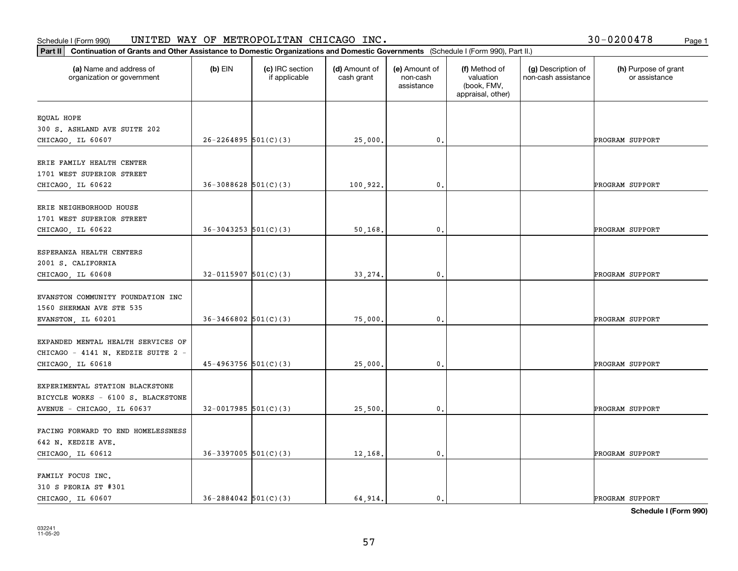Schedule I (Form 990) UNITED WAY OF METROPOLITAN CHICAGO INC. 30-0200478

**Part II Continuation of Grants and Other Assistance to Domestic Organizations and Domestic Governments** (Schedule I (Form 990), Part II.)

| (a) Name and address of organization or government | (b) EIN | (c) IRC section if applicable | (d) Amount of cash grant | (e) Amount of non-cash assistance | (f) Method of valuation (book, FMV, appraisal, other) | (g) Description of non-cash assistance | (h) Purpose of grant or assistance |
|---|---|---|---|---|---|---|---|
| EQUAL HOPE 300 S. ASHLAND AVE SUITE 202 CHICAGO, IL 60607 | 26-2264895 | 501(C)(3) | 25,000. | 0. | | | PROGRAM SUPPORT |
| ERIE FAMILY HEALTH CENTER 1701 WEST SUPERIOR STREET CHICAGO, IL 60622 | 36-3088628 | 501(C)(3) | 100,922. | 0. | | | PROGRAM SUPPORT |
| ERIE NEIGHBORHOOD HOUSE 1701 WEST SUPERIOR STREET CHICAGO, IL 60622 | 36-3043253 | 501(C)(3) | 50,168. | 0. | | | PROGRAM SUPPORT |
| ESPERANZA HEALTH CENTERS 2001 S. CALIFORNIA CHICAGO, IL 60608 | 32-0115907 | 501(C)(3) | 33,274. | 0. | | | PROGRAM SUPPORT |
| EVANSTON COMMUNITY FOUNDATION INC 1560 SHERMAN AVE STE 535 EVANSTON, IL 60201 | 36-3466802 | 501(C)(3) | 75,000. | 0. | | | PROGRAM SUPPORT |
| EXPANDED MENTAL HEALTH SERVICES OF CHICAGO - 4141 N. KEDZIE SUITE 2 - CHICAGO, IL 60618 | 45-4963756 | 501(C)(3) | 25,000. | 0. | | | PROGRAM SUPPORT |
| EXPERIMENTAL STATION BLACKSTONE BICYCLE WORKS - 6100 S. BLACKSTONE AVENUE - CHICAGO, IL 60637 | 32-0017985 | 501(C)(3) | 25,500. | 0. | | | PROGRAM SUPPORT |
| FACING FORWARD TO END HOMELESSNESS 642 N. KEDZIE AVE. CHICAGO, IL 60612 | 36-3397005 | 501(C)(3) | 12,168. | 0. | | | PROGRAM SUPPORT |
| FAMILY FOCUS INC. 310 S PEORIA ST #301 CHICAGO, IL 60607 | 36-2884042 | 501(C)(3) | 64,914. | 0. | | | PROGRAM SUPPORT |

Schedule I (Form 990)

032241
11-05-20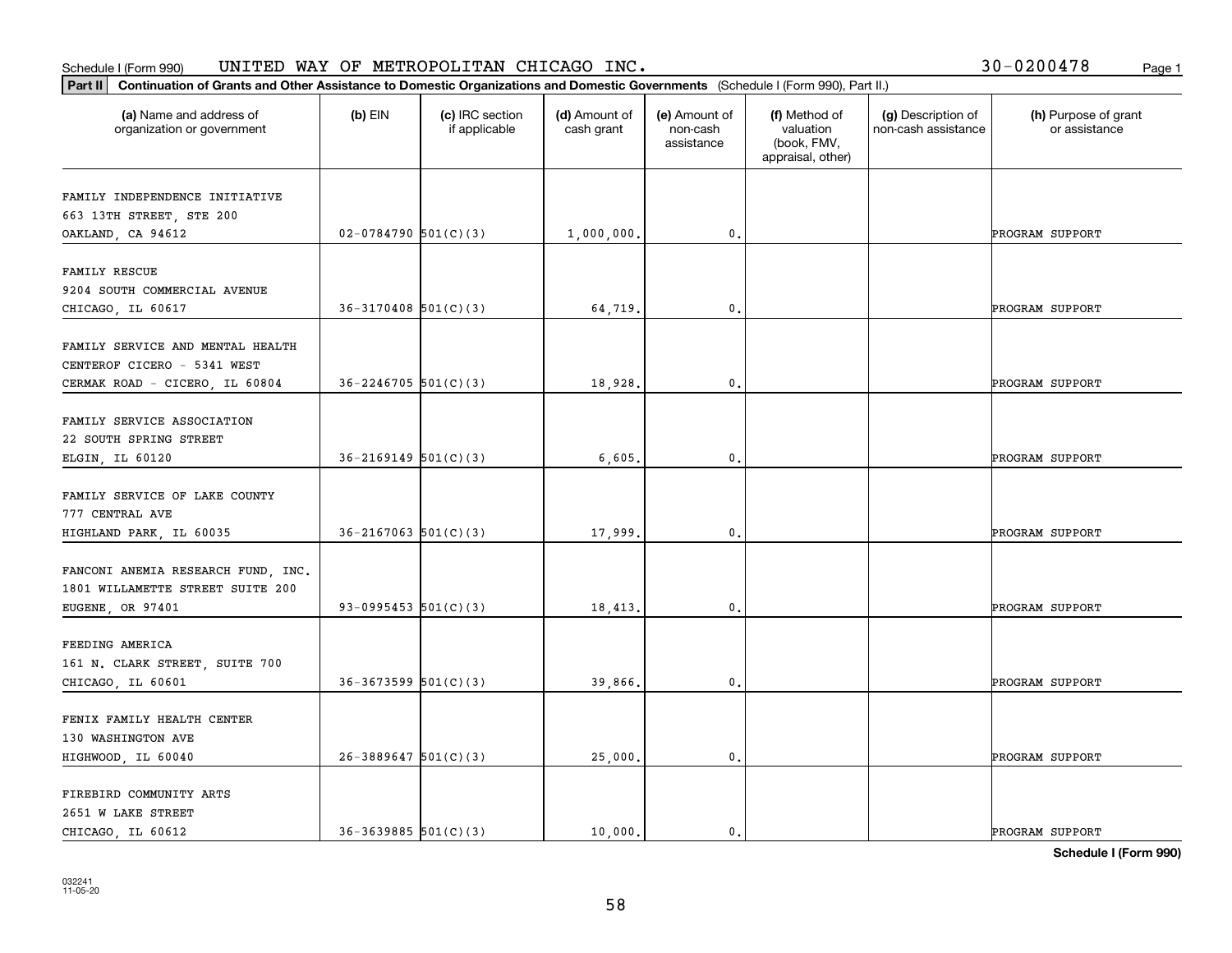Schedule I (Form 990) UNITED WAY OF METROPOLITAN CHICAGO INC. 30-0200478

**Part II** **Continuation of Grants and Other Assistance to Domestic Organizations and Domestic Governments** (Schedule I (Form 990), Part II.)

| (a) Name and address of organization or government | (b) EIN | (c) IRC section if applicable | (d) Amount of cash grant | (e) Amount of non-cash assistance | (f) Method of valuation (book, FMV, appraisal, other) | (g) Description of non-cash assistance | (h) Purpose of grant or assistance |
|---|---|---|---|---|---|---|---|
| FAMILY INDEPENDENCE INITIATIVE 663 13TH STREET, STE 200 OAKLAND, CA 94612 | 02-0784790 | 501(C)(3) | 1,000,000. | 0. | | | PROGRAM SUPPORT |
| FAMILY RESCUE 9204 SOUTH COMMERCIAL AVENUE CHICAGO, IL 60617 | 36-3170408 | 501(C)(3) | 64,719. | 0. | | | PROGRAM SUPPORT |
| FAMILY SERVICE AND MENTAL HEALTH CENTEROF CICERO - 5341 WEST CERMAK ROAD - CICERO, IL 60804 | 36-2246705 | 501(C)(3) | 18,928. | 0. | | | PROGRAM SUPPORT |
| FAMILY SERVICE ASSOCIATION 22 SOUTH SPRING STREET ELGIN, IL 60120 | 36-2169149 | 501(C)(3) | 6,605. | 0. | | | PROGRAM SUPPORT |
| FAMILY SERVICE OF LAKE COUNTY 777 CENTRAL AVE HIGHLAND PARK, IL 60035 | 36-2167063 | 501(C)(3) | 17,999. | 0. | | | PROGRAM SUPPORT |
| FANCONI ANEMIA RESEARCH FUND, INC. 1801 WILLAMETTE STREET SUITE 200 EUGENE, OR 97401 | 93-0995453 | 501(C)(3) | 18,413. | 0. | | | PROGRAM SUPPORT |
| FEEDING AMERICA 161 N. CLARK STREET, SUITE 700 CHICAGO, IL 60601 | 36-3673599 | 501(C)(3) | 39,866. | 0. | | | PROGRAM SUPPORT |
| FENIX FAMILY HEALTH CENTER 130 WASHINGTON AVE HIGHWOOD, IL 60040 | 26-3889647 | 501(C)(3) | 25,000. | 0. | | | PROGRAM SUPPORT |
| FIREBIRD COMMUNITY ARTS 2651 W LAKE STREET CHICAGO, IL 60612 | 36-3639885 | 501(C)(3) | 10,000. | 0. | | | PROGRAM SUPPORT |

**Schedule I (Form 990)**

032241 11-05-20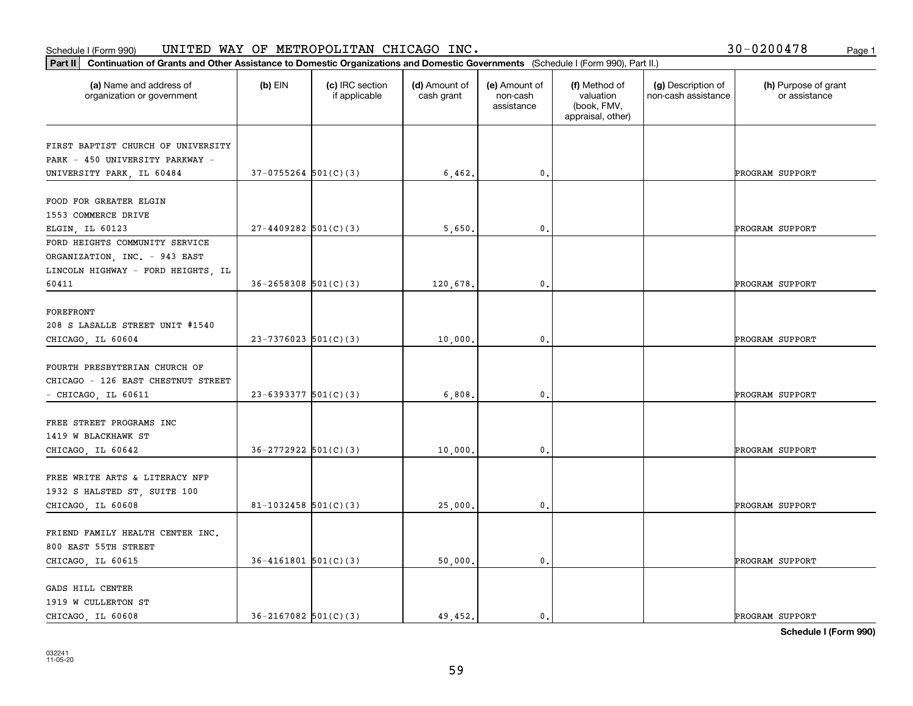Schedule I (Form 990) UNITED WAY OF METROPOLITAN CHICAGO INC. 30-0200478

**Part II** **Continuation of Grants and Other Assistance to Domestic Organizations and Domestic Governments** (Schedule I (Form 990), Part II.)

| (a) Name and address of organization or government | (b) EIN | (c) IRC section if applicable | (d) Amount of cash grant | (e) Amount of non-cash assistance | (f) Method of valuation (book, FMV, appraisal, other) | (g) Description of non-cash assistance | (h) Purpose of grant or assistance |
|---|---|---|---|---|---|---|---|
| FIRST BAPTIST CHURCH OF UNIVERSITY PARK - 450 UNIVERSITY PARKWAY - UNIVERSITY PARK, IL 60484 | 37-0755264 | 501(C)(3) | 6,462. | 0. | | | PROGRAM SUPPORT |
| FOOD FOR GREATER ELGIN 1553 COMMERCE DRIVE ELGIN, IL 60123 | 27-4409282 | 501(C)(3) | 5,650. | 0. | | | PROGRAM SUPPORT |
| FORD HEIGHTS COMMUNITY SERVICE ORGANIZATION, INC. - 943 EAST LINCOLN HIGHWAY - FORD HEIGHTS, IL 60411 | 36-2658308 | 501(C)(3) | 120,678. | 0. | | | PROGRAM SUPPORT |
| FOREFRONT 208 S LASALLE STREET UNIT #1540 CHICAGO, IL 60604 | 23-7376023 | 501(C)(3) | 10,000. | 0. | | | PROGRAM SUPPORT |
| FOURTH PRESBYTERIAN CHURCH OF CHICAGO - 126 EAST CHESTNUT STREET - CHICAGO, IL 60611 | 23-6393377 | 501(C)(3) | 6,808. | 0. | | | PROGRAM SUPPORT |
| FREE STREET PROGRAMS INC 1419 W BLACKHAWK ST CHICAGO, IL 60642 | 36-2772922 | 501(C)(3) | 10,000. | 0. | | | PROGRAM SUPPORT |
| FREE WRITE ARTS & LITERACY NFP 1932 S HALSTED ST, SUITE 100 CHICAGO, IL 60608 | 81-1032458 | 501(C)(3) | 25,000. | 0. | | | PROGRAM SUPPORT |
| FRIEND FAMILY HEALTH CENTER INC. 800 EAST 55TH STREET CHICAGO, IL 60615 | 36-4161801 | 501(C)(3) | 50,000. | 0. | | | PROGRAM SUPPORT |
| GADS HILL CENTER 1919 W CULLERTON ST CHICAGO, IL 60608 | 36-2167082 | 501(C)(3) | 49,452. | 0. | | | PROGRAM SUPPORT |

**Schedule I (Form 990)**

032241 11-05-20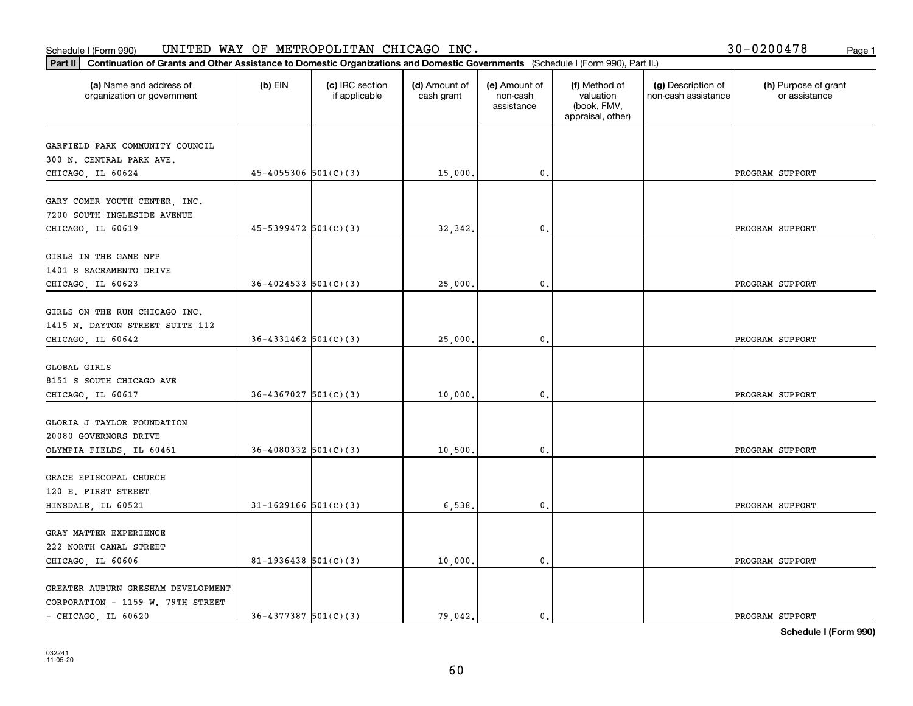Schedule I (Form 990) UNITED WAY OF METROPOLITAN CHICAGO INC. 30-0200478

**Part II** **Continuation of Grants and Other Assistance to Domestic Organizations and Domestic Governments** (Schedule I (Form 990), Part II.)

| (a) Name and address of organization or government | (b) EIN | (c) IRC section if applicable | (d) Amount of cash grant | (e) Amount of non-cash assistance | (f) Method of valuation (book, FMV, appraisal, other) | (g) Description of non-cash assistance | (h) Purpose of grant or assistance |
|---|---|---|---|---|---|---|---|
| GARFIELD PARK COMMUNITY COUNCIL 300 N. CENTRAL PARK AVE. CHICAGO, IL 60624 | 45-4055306 | 501(C)(3) | 15,000. | 0. | | | PROGRAM SUPPORT |
| GARY COMER YOUTH CENTER, INC. 7200 SOUTH INGLESIDE AVENUE CHICAGO, IL 60619 | 45-5399472 | 501(C)(3) | 32,342. | 0. | | | PROGRAM SUPPORT |
| GIRLS IN THE GAME NFP 1401 S SACRAMENTO DRIVE CHICAGO, IL 60623 | 36-4024533 | 501(C)(3) | 25,000. | 0. | | | PROGRAM SUPPORT |
| GIRLS ON THE RUN CHICAGO INC. 1415 N. DAYTON STREET SUITE 112 CHICAGO, IL 60642 | 36-4331462 | 501(C)(3) | 25,000. | 0. | | | PROGRAM SUPPORT |
| GLOBAL GIRLS 8151 S SOUTH CHICAGO AVE CHICAGO, IL 60617 | 36-4367027 | 501(C)(3) | 10,000. | 0. | | | PROGRAM SUPPORT |
| GLORIA J TAYLOR FOUNDATION 20080 GOVERNORS DRIVE OLYMPIA FIELDS, IL 60461 | 36-4080332 | 501(C)(3) | 10,500. | 0. | | | PROGRAM SUPPORT |
| GRACE EPISCOPAL CHURCH 120 E. FIRST STREET HINSDALE, IL 60521 | 31-1629166 | 501(C)(3) | 6,538. | 0. | | | PROGRAM SUPPORT |
| GRAY MATTER EXPERIENCE 222 NORTH CANAL STREET CHICAGO, IL 60606 | 81-1936438 | 501(C)(3) | 10,000. | 0. | | | PROGRAM SUPPORT |
| GREATER AUBURN GRESHAM DEVELOPMENT CORPORATION - 1159 W. 79TH STREET - CHICAGO, IL 60620 | 36-4377387 | 501(C)(3) | 79,042. | 0. | | | PROGRAM SUPPORT |

**Schedule I (Form 990)**

032241 11-05-20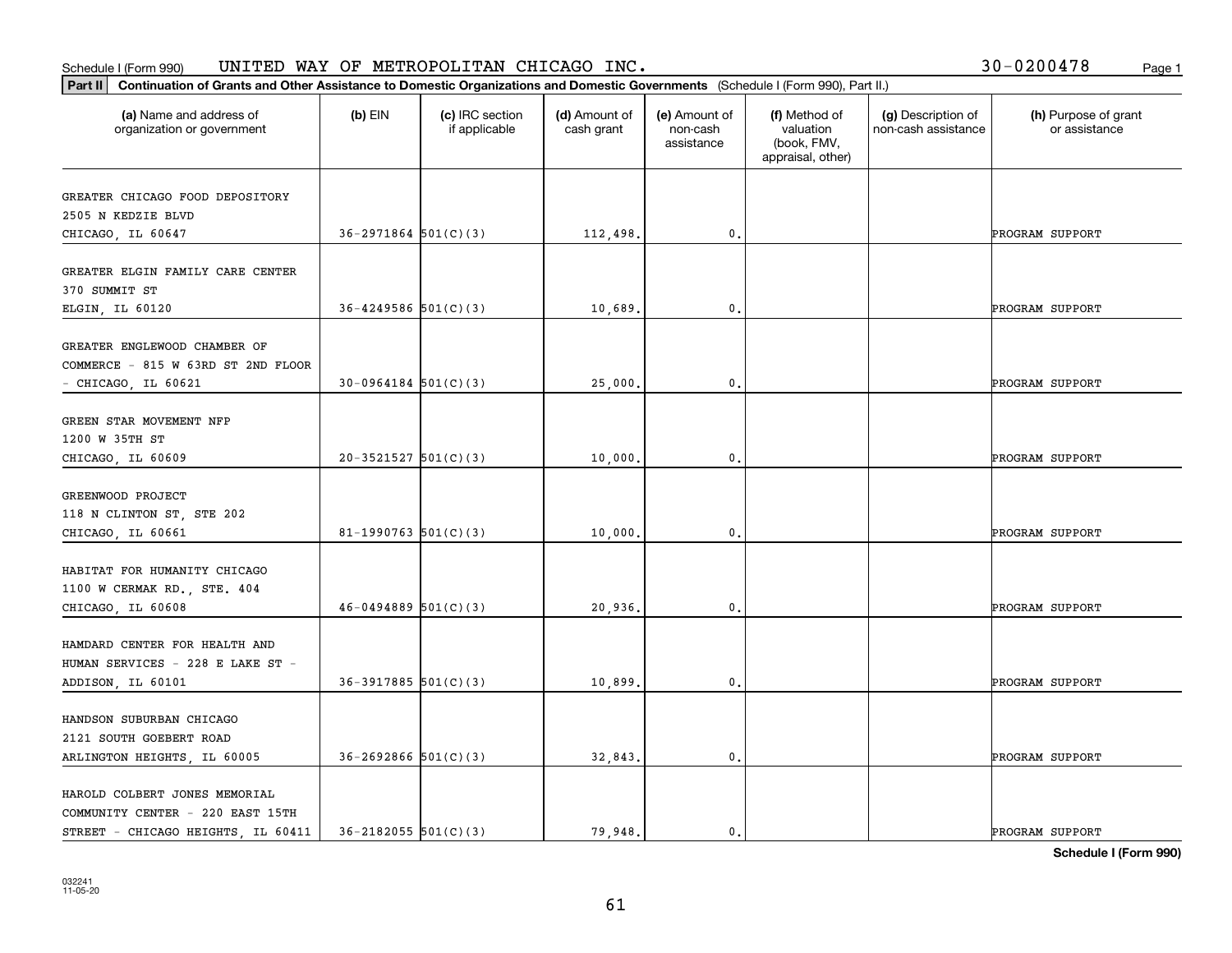Schedule I (Form 990) UNITED WAY OF METROPOLITAN CHICAGO INC. 30-0200478

**Part II** **Continuation of Grants and Other Assistance to Domestic Organizations and Domestic Governments** (Schedule I (Form 990), Part II.)

| (a) Name and address of organization or government | (b) EIN | (c) IRC section if applicable | (d) Amount of cash grant | (e) Amount of non-cash assistance | (f) Method of valuation (book, FMV, appraisal, other) | (g) Description of non-cash assistance | (h) Purpose of grant or assistance |
|---|---|---|---|---|---|---|---|
| GREATER CHICAGO FOOD DEPOSITORY 2505 N KEDZIE BLVD CHICAGO, IL 60647 | 36-2971864 | 501(C)(3) | 112,498. | 0. | | | PROGRAM SUPPORT |
| GREATER ELGIN FAMILY CARE CENTER 370 SUMMIT ST ELGIN, IL 60120 | 36-4249586 | 501(C)(3) | 10,689. | 0. | | | PROGRAM SUPPORT |
| GREATER ENGLEWOOD CHAMBER OF COMMERCE - 815 W 63RD ST 2ND FLOOR - CHICAGO, IL 60621 | 30-0964184 | 501(C)(3) | 25,000. | 0. | | | PROGRAM SUPPORT |
| GREEN STAR MOVEMENT NFP 1200 W 35TH ST CHICAGO, IL 60609 | 20-3521527 | 501(C)(3) | 10,000. | 0. | | | PROGRAM SUPPORT |
| GREENWOOD PROJECT 118 N CLINTON ST, STE 202 CHICAGO, IL 60661 | 81-1990763 | 501(C)(3) | 10,000. | 0. | | | PROGRAM SUPPORT |
| HABITAT FOR HUMANITY CHICAGO 1100 W CERMAK RD., STE. 404 CHICAGO, IL 60608 | 46-0494889 | 501(C)(3) | 20,936. | 0. | | | PROGRAM SUPPORT |
| HAMDARD CENTER FOR HEALTH AND HUMAN SERVICES - 228 E LAKE ST - ADDISON, IL 60101 | 36-3917885 | 501(C)(3) | 10,899. | 0. | | | PROGRAM SUPPORT |
| HANDSON SUBURBAN CHICAGO 2121 SOUTH GOEBERT ROAD ARLINGTON HEIGHTS, IL 60005 | 36-2692866 | 501(C)(3) | 32,843. | 0. | | | PROGRAM SUPPORT |
| HAROLD COLBERT JONES MEMORIAL COMMUNITY CENTER - 220 EAST 15TH STREET - CHICAGO HEIGHTS, IL 60411 | 36-2182055 | 501(C)(3) | 79,948. | 0. | | | PROGRAM SUPPORT |

**Schedule I (Form 990)**

032241
11-05-20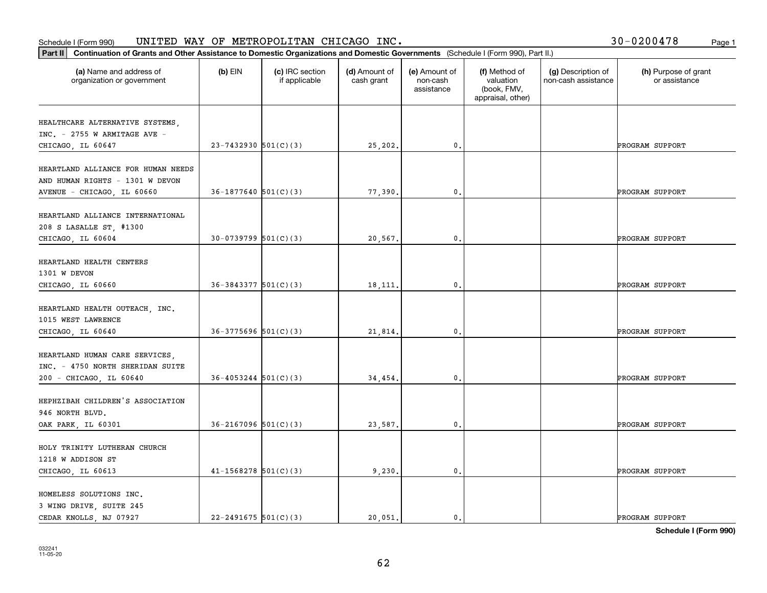Schedule I (Form 990) UNITED WAY OF METROPOLITAN CHICAGO INC. 30-0200478

**Part II** **Continuation of Grants and Other Assistance to Domestic Organizations and Domestic Governments** (Schedule I (Form 990), Part II.)

| (a) Name and address of organization or government | (b) EIN | (c) IRC section if applicable | (d) Amount of cash grant | (e) Amount of non-cash assistance | (f) Method of valuation (book, FMV, appraisal, other) | (g) Description of non-cash assistance | (h) Purpose of grant or assistance |
|---|---|---|---|---|---|---|---|
| HEALTHCARE ALTERNATIVE SYSTEMS, INC. - 2755 W ARMITAGE AVE - CHICAGO, IL 60647 | 23-7432930 | 501(C)(3) | 25,202. | 0. | | | PROGRAM SUPPORT |
| HEARTLAND ALLIANCE FOR HUMAN NEEDS AND HUMAN RIGHTS - 1301 W DEVON AVENUE - CHICAGO, IL 60660 | 36-1877640 | 501(C)(3) | 77,390. | 0. | | | PROGRAM SUPPORT |
| HEARTLAND ALLIANCE INTERNATIONAL 208 S LASALLE ST, #1300 CHICAGO, IL 60604 | 30-0739799 | 501(C)(3) | 20,567. | 0. | | | PROGRAM SUPPORT |
| HEARTLAND HEALTH CENTERS 1301 W DEVON CHICAGO, IL 60660 | 36-3843377 | 501(C)(3) | 18,111. | 0. | | | PROGRAM SUPPORT |
| HEARTLAND HEALTH OUTEACH, INC. 1015 WEST LAWRENCE CHICAGO, IL 60640 | 36-3775696 | 501(C)(3) | 21,814. | 0. | | | PROGRAM SUPPORT |
| HEARTLAND HUMAN CARE SERVICES, INC. - 4750 NORTH SHERIDAN SUITE 200 - CHICAGO, IL 60640 | 36-4053244 | 501(C)(3) | 34,454. | 0. | | | PROGRAM SUPPORT |
| HEPHZIBAH CHILDREN'S ASSOCIATION 946 NORTH BLVD. OAK PARK, IL 60301 | 36-2167096 | 501(C)(3) | 23,587. | 0. | | | PROGRAM SUPPORT |
| HOLY TRINITY LUTHERAN CHURCH 1218 W ADDISON ST CHICAGO, IL 60613 | 41-1568278 | 501(C)(3) | 9,230. | 0. | | | PROGRAM SUPPORT |
| HOMELESS SOLUTIONS INC. 3 WING DRIVE, SUITE 245 CEDAR KNOLLS, NJ 07927 | 22-2491675 | 501(C)(3) | 20,051. | 0. | | | PROGRAM SUPPORT |

**Schedule I (Form 990)**

032241
11-05-20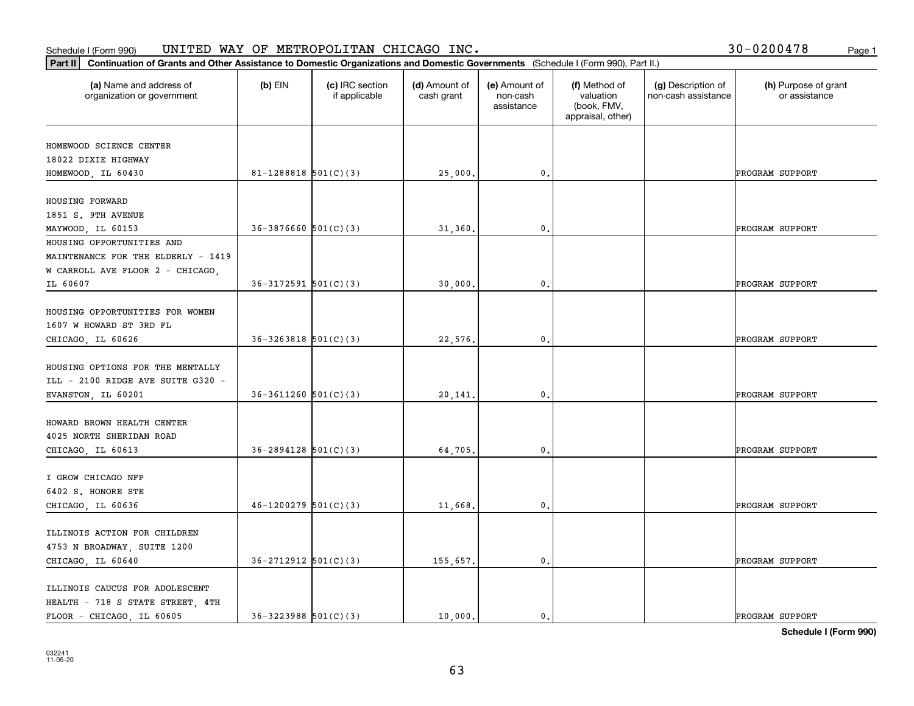Schedule I (Form 990) UNITED WAY OF METROPOLITAN CHICAGO INC. 30-0200478

**Part II Continuation of Grants and Other Assistance to Domestic Organizations and Domestic Governments** (Schedule I (Form 990), Part II.)

| (a) Name and address of organization or government | (b) EIN | (c) IRC section if applicable | (d) Amount of cash grant | (e) Amount of non-cash assistance | (f) Method of valuation (book, FMV, appraisal, other) | (g) Description of non-cash assistance | (h) Purpose of grant or assistance |
|---|---|---|---|---|---|---|---|
| HOMEWOOD SCIENCE CENTER 18022 DIXIE HIGHWAY HOMEWOOD, IL 60430 | 81-1288818 | 501(C)(3) | 25,000. | 0. | | | PROGRAM SUPPORT |
| HOUSING FORWARD 1851 S. 9TH AVENUE MAYWOOD, IL 60153 | 36-3876660 | 501(C)(3) | 31,360. | 0. | | | PROGRAM SUPPORT |
| HOUSING OPPORTUNITIES AND MAINTENANCE FOR THE ELDERLY - 1419 W CARROLL AVE FLOOR 2 - CHICAGO, IL 60607 | 36-3172591 | 501(C)(3) | 30,000. | 0. | | | PROGRAM SUPPORT |
| HOUSING OPPORTUNITIES FOR WOMEN 1607 W HOWARD ST 3RD FL CHICAGO, IL 60626 | 36-3263818 | 501(C)(3) | 22,576. | 0. | | | PROGRAM SUPPORT |
| HOUSING OPTIONS FOR THE MENTALLY ILL - 2100 RIDGE AVE SUITE G320 - EVANSTON, IL 60201 | 36-3611260 | 501(C)(3) | 20,141. | 0. | | | PROGRAM SUPPORT |
| HOWARD BROWN HEALTH CENTER 4025 NORTH SHERIDAN ROAD CHICAGO, IL 60613 | 36-2894128 | 501(C)(3) | 64,705. | 0. | | | PROGRAM SUPPORT |
| I GROW CHICAGO NFP 6402 S. HONORE STE CHICAGO, IL 60636 | 46-1200279 | 501(C)(3) | 11,668. | 0. | | | PROGRAM SUPPORT |
| ILLINOIS ACTION FOR CHILDREN 4753 N BROADWAY, SUITE 1200 CHICAGO, IL 60640 | 36-2712912 | 501(C)(3) | 155,657. | 0. | | | PROGRAM SUPPORT |
| ILLINOIS CAUCUS FOR ADOLESCENT HEALTH - 718 S STATE STREET, 4TH FLOOR - CHICAGO, IL 60605 | 36-3223988 | 501(C)(3) | 10,000. | 0. | | | PROGRAM SUPPORT |

**Schedule I (Form 990)**

032241 11-05-20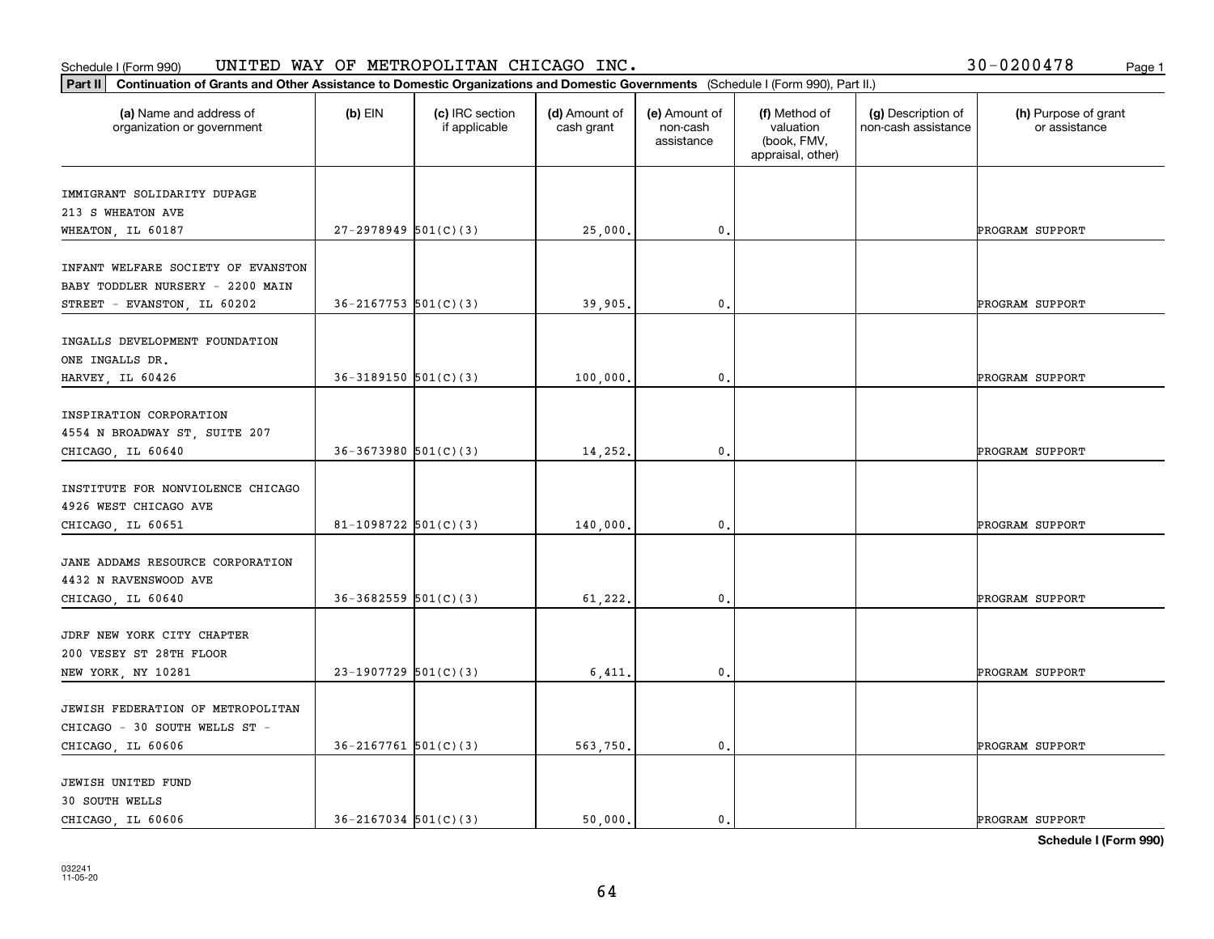Schedule I (Form 990) UNITED WAY OF METROPOLITAN CHICAGO INC. 30-0200478

**Part II Continuation of Grants and Other Assistance to Domestic Organizations and Domestic Governments** (Schedule I (Form 990), Part II.)

| (a) Name and address of organization or government | (b) EIN | (c) IRC section if applicable | (d) Amount of cash grant | (e) Amount of non-cash assistance | (f) Method of valuation (book, FMV, appraisal, other) | (g) Description of non-cash assistance | (h) Purpose of grant or assistance |
|---|---|---|---|---|---|---|---|
| IMMIGRANT SOLIDARITY DUPAGE 213 S WHEATON AVE WHEATON, IL 60187 | 27-2978949 | 501(C)(3) | 25,000. | 0. | | | PROGRAM SUPPORT |
| INFANT WELFARE SOCIETY OF EVANSTON BABY TODDLER NURSERY - 2200 MAIN STREET - EVANSTON, IL 60202 | 36-2167753 | 501(C)(3) | 39,905. | 0. | | | PROGRAM SUPPORT |
| INGALLS DEVELOPMENT FOUNDATION ONE INGALLS DR. HARVEY, IL 60426 | 36-3189150 | 501(C)(3) | 100,000. | 0. | | | PROGRAM SUPPORT |
| INSPIRATION CORPORATION 4554 N BROADWAY ST, SUITE 207 CHICAGO, IL 60640 | 36-3673980 | 501(C)(3) | 14,252. | 0. | | | PROGRAM SUPPORT |
| INSTITUTE FOR NONVIOLENCE CHICAGO 4926 WEST CHICAGO AVE CHICAGO, IL 60651 | 81-1098722 | 501(C)(3) | 140,000. | 0. | | | PROGRAM SUPPORT |
| JANE ADDAMS RESOURCE CORPORATION 4432 N RAVENSWOOD AVE CHICAGO, IL 60640 | 36-3682559 | 501(C)(3) | 61,222. | 0. | | | PROGRAM SUPPORT |
| JDRF NEW YORK CITY CHAPTER 200 VESEY ST 28TH FLOOR NEW YORK, NY 10281 | 23-1907729 | 501(C)(3) | 6,411. | 0. | | | PROGRAM SUPPORT |
| JEWISH FEDERATION OF METROPOLITAN CHICAGO - 30 SOUTH WELLS ST - CHICAGO, IL 60606 | 36-2167761 | 501(C)(3) | 563,750. | 0. | | | PROGRAM SUPPORT |
| JEWISH UNITED FUND 30 SOUTH WELLS CHICAGO, IL 60606 | 36-2167034 | 501(C)(3) | 50,000. | 0. | | | PROGRAM SUPPORT |

**Schedule I (Form 990)**

032241 11-05-20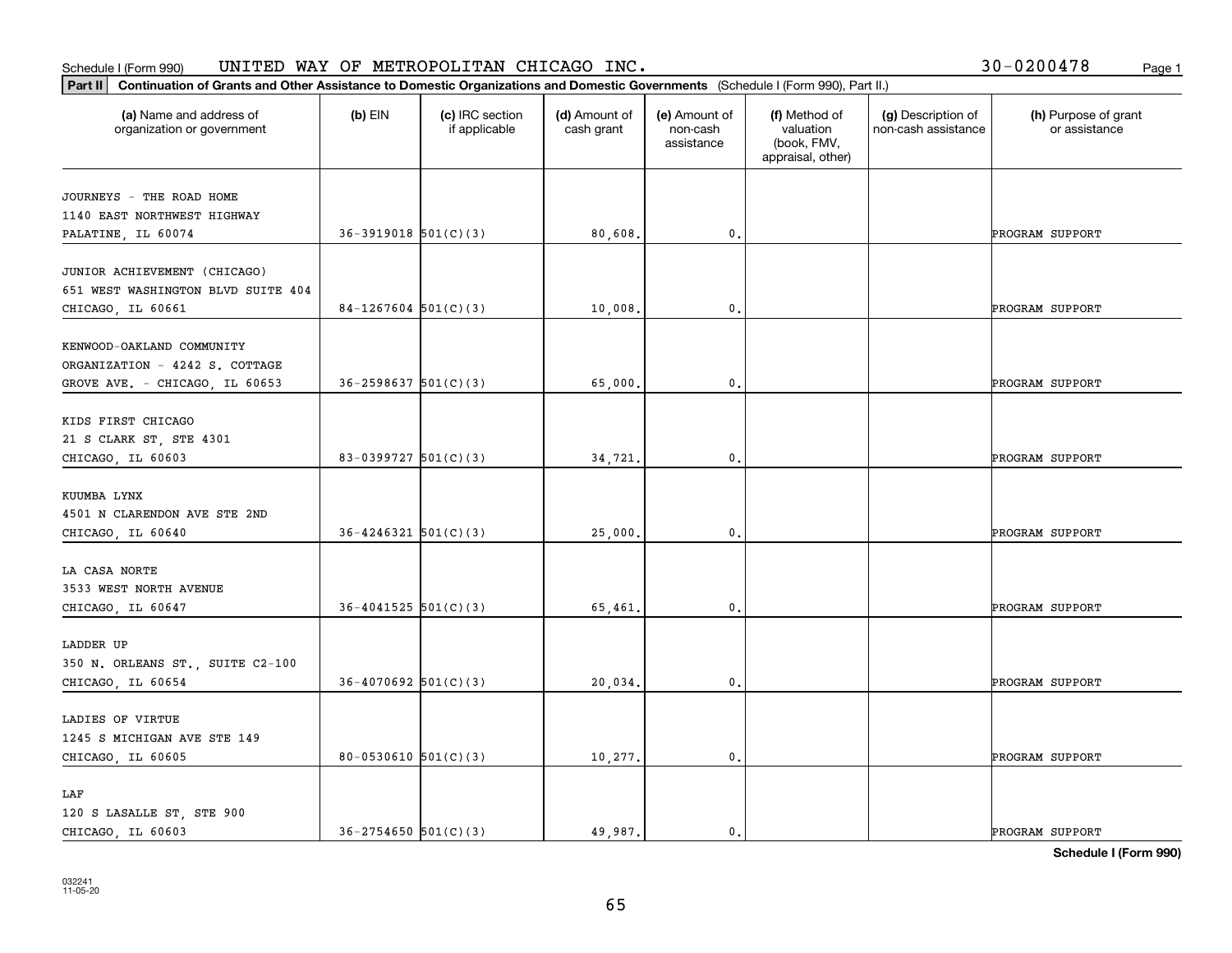Schedule I (Form 990) UNITED WAY OF METROPOLITAN CHICAGO INC. 30-0200478

**Part II** **Continuation of Grants and Other Assistance to Domestic Organizations and Domestic Governments** (Schedule I (Form 990), Part II.)

| (a) Name and address of organization or government | (b) EIN | (c) IRC section if applicable | (d) Amount of cash grant | (e) Amount of non-cash assistance | (f) Method of valuation (book, FMV, appraisal, other) | (g) Description of non-cash assistance | (h) Purpose of grant or assistance |
|---|---|---|---|---|---|---|---|
| JOURNEYS - THE ROAD HOME<br>1140 EAST NORTHWEST HIGHWAY<br>PALATINE, IL 60074 | 36-3919018 | 501(C)(3) | 80,608. | 0. | | | PROGRAM SUPPORT |
| JUNIOR ACHIEVEMENT (CHICAGO)<br>651 WEST WASHINGTON BLVD SUITE 404<br>CHICAGO, IL 60661 | 84-1267604 | 501(C)(3) | 10,008. | 0. | | | PROGRAM SUPPORT |
| KENWOOD-OAKLAND COMMUNITY<br>ORGANIZATION - 4242 S. COTTAGE<br>GROVE AVE. - CHICAGO, IL 60653 | 36-2598637 | 501(C)(3) | 65,000. | 0. | | | PROGRAM SUPPORT |
| KIDS FIRST CHICAGO<br>21 S CLARK ST, STE 4301<br>CHICAGO, IL 60603 | 83-0399727 | 501(C)(3) | 34,721. | 0. | | | PROGRAM SUPPORT |
| KUUMBA LYNX<br>4501 N CLARENDON AVE STE 2ND<br>CHICAGO, IL 60640 | 36-4246321 | 501(C)(3) | 25,000. | 0. | | | PROGRAM SUPPORT |
| LA CASA NORTE<br>3533 WEST NORTH AVENUE<br>CHICAGO, IL 60647 | 36-4041525 | 501(C)(3) | 65,461. | 0. | | | PROGRAM SUPPORT |
| LADDER UP<br>350 N. ORLEANS ST., SUITE C2-100<br>CHICAGO, IL 60654 | 36-4070692 | 501(C)(3) | 20,034. | 0. | | | PROGRAM SUPPORT |
| LADIES OF VIRTUE<br>1245 S MICHIGAN AVE STE 149<br>CHICAGO, IL 60605 | 80-0530610 | 501(C)(3) | 10,277. | 0. | | | PROGRAM SUPPORT |
| LAF<br>120 S LASALLE ST, STE 900<br>CHICAGO, IL 60603 | 36-2754650 | 501(C)(3) | 49,987. | 0. | | | PROGRAM SUPPORT |

**Schedule I (Form 990)**

032241
11-05-20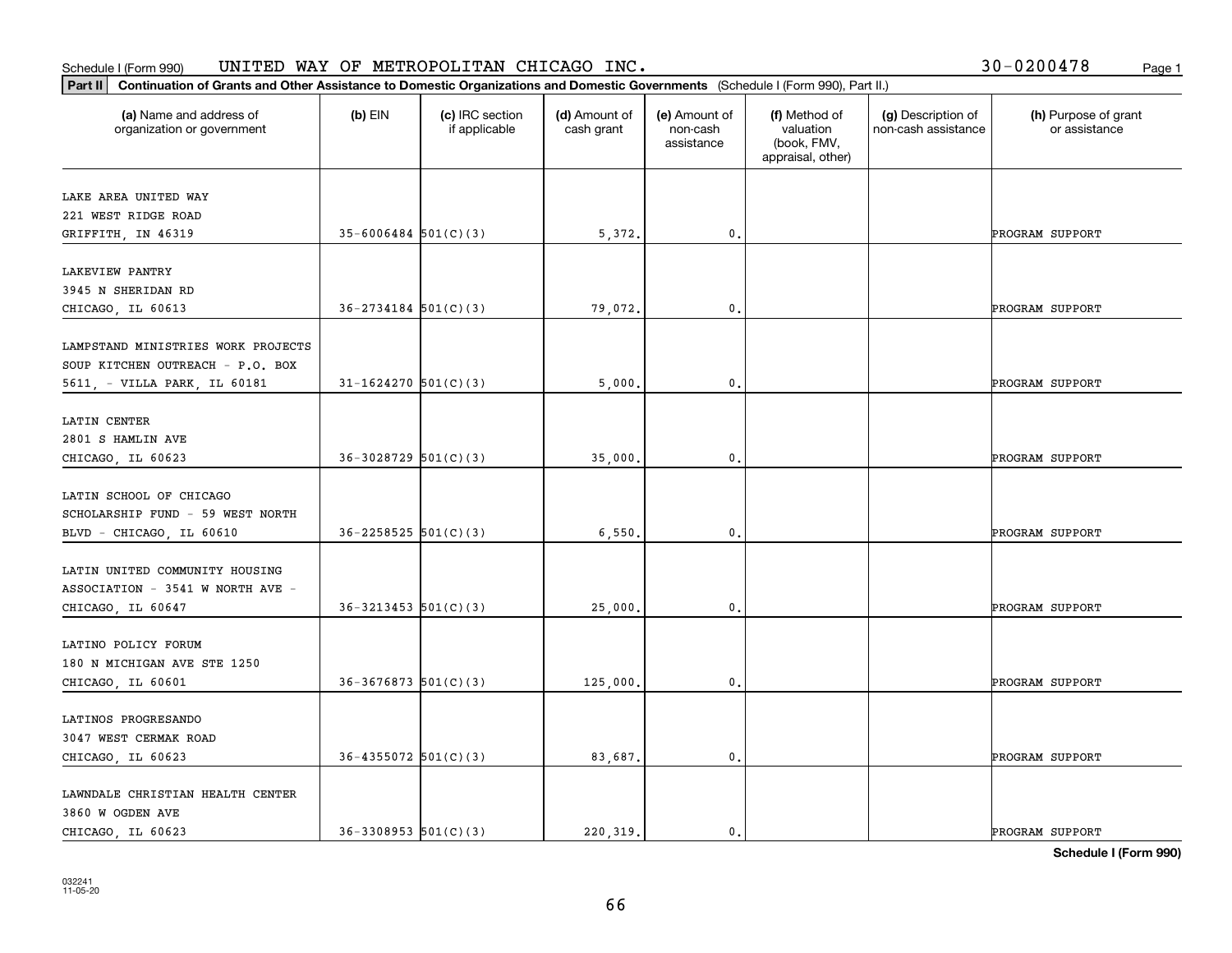Schedule I (Form 990) UNITED WAY OF METROPOLITAN CHICAGO INC. 30-0200478

**Part II** **Continuation of Grants and Other Assistance to Domestic Organizations and Domestic Governments** (Schedule I (Form 990), Part II.)

| (a) Name and address of organization or government | (b) EIN | (c) IRC section if applicable | (d) Amount of cash grant | (e) Amount of non-cash assistance | (f) Method of valuation (book, FMV, appraisal, other) | (g) Description of non-cash assistance | (h) Purpose of grant or assistance |
|---|---|---|---|---|---|---|---|
| LAKE AREA UNITED WAY 221 WEST RIDGE ROAD GRIFFITH, IN 46319 | 35-6006484 | 501(C)(3) | 5,372. | 0. | | | PROGRAM SUPPORT |
| LAKEVIEW PANTRY 3945 N SHERIDAN RD CHICAGO, IL 60613 | 36-2734184 | 501(C)(3) | 79,072. | 0. | | | PROGRAM SUPPORT |
| LAMPSTAND MINISTRIES WORK PROJECTS SOUP KITCHEN OUTREACH - P.O. BOX 5611, - VILLA PARK, IL 60181 | 31-1624270 | 501(C)(3) | 5,000. | 0. | | | PROGRAM SUPPORT |
| LATIN CENTER 2801 S HAMLIN AVE CHICAGO, IL 60623 | 36-3028729 | 501(C)(3) | 35,000. | 0. | | | PROGRAM SUPPORT |
| LATIN SCHOOL OF CHICAGO SCHOLARSHIP FUND - 59 WEST NORTH BLVD - CHICAGO, IL 60610 | 36-2258525 | 501(C)(3) | 6,550. | 0. | | | PROGRAM SUPPORT |
| LATIN UNITED COMMUNITY HOUSING ASSOCIATION - 3541 W NORTH AVE - CHICAGO, IL 60647 | 36-3213453 | 501(C)(3) | 25,000. | 0. | | | PROGRAM SUPPORT |
| LATINO POLICY FORUM 180 N MICHIGAN AVE STE 1250 CHICAGO, IL 60601 | 36-3676873 | 501(C)(3) | 125,000. | 0. | | | PROGRAM SUPPORT |
| LATINOS PROGRESANDO 3047 WEST CERMAK ROAD CHICAGO, IL 60623 | 36-4355072 | 501(C)(3) | 83,687. | 0. | | | PROGRAM SUPPORT |
| LAWNDALE CHRISTIAN HEALTH CENTER 3860 W OGDEN AVE CHICAGO, IL 60623 | 36-3308953 | 501(C)(3) | 220,319. | 0. | | | PROGRAM SUPPORT |

**Schedule I (Form 990)**

032241 11-05-20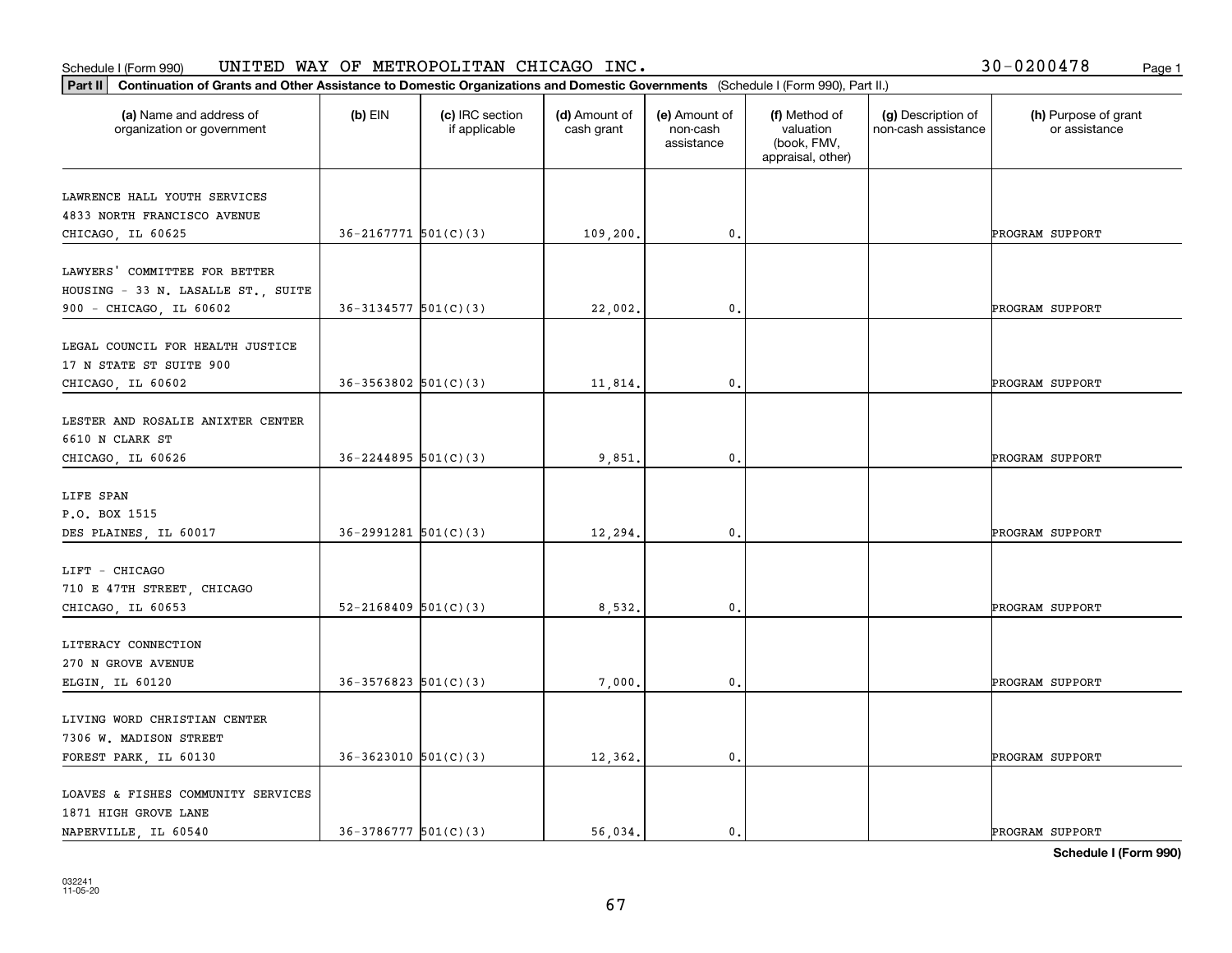Schedule I (Form 990) UNITED WAY OF METROPOLITAN CHICAGO INC. 30-0200478

**Part II** **Continuation of Grants and Other Assistance to Domestic Organizations and Domestic Governments** (Schedule I (Form 990), Part II.)

| (a) Name and address of organization or government | (b) EIN | (c) IRC section if applicable | (d) Amount of cash grant | (e) Amount of non-cash assistance | (f) Method of valuation (book, FMV, appraisal, other) | (g) Description of non-cash assistance | (h) Purpose of grant or assistance |
|---|---|---|---|---|---|---|---|
| LAWRENCE HALL YOUTH SERVICES 4833 NORTH FRANCISCO AVENUE CHICAGO, IL 60625 | 36-2167771 | 501(C)(3) | 109,200. | 0. | | | PROGRAM SUPPORT |
| LAWYERS' COMMITTEE FOR BETTER HOUSING - 33 N. LASALLE ST., SUITE 900 - CHICAGO, IL 60602 | 36-3134577 | 501(C)(3) | 22,002. | 0. | | | PROGRAM SUPPORT |
| LEGAL COUNCIL FOR HEALTH JUSTICE 17 N STATE ST SUITE 900 CHICAGO, IL 60602 | 36-3563802 | 501(C)(3) | 11,814. | 0. | | | PROGRAM SUPPORT |
| LESTER AND ROSALIE ANIXTER CENTER 6610 N CLARK ST CHICAGO, IL 60626 | 36-2244895 | 501(C)(3) | 9,851. | 0. | | | PROGRAM SUPPORT |
| LIFE SPAN P.O. BOX 1515 DES PLAINES, IL 60017 | 36-2991281 | 501(C)(3) | 12,294. | 0. | | | PROGRAM SUPPORT |
| LIFT - CHICAGO 710 E 47TH STREET, CHICAGO CHICAGO, IL 60653 | 52-2168409 | 501(C)(3) | 8,532. | 0. | | | PROGRAM SUPPORT |
| LITERACY CONNECTION 270 N GROVE AVENUE ELGIN, IL 60120 | 36-3576823 | 501(C)(3) | 7,000. | 0. | | | PROGRAM SUPPORT |
| LIVING WORD CHRISTIAN CENTER 7306 W. MADISON STREET FOREST PARK, IL 60130 | 36-3623010 | 501(C)(3) | 12,362. | 0. | | | PROGRAM SUPPORT |
| LOAVES & FISHES COMMUNITY SERVICES 1871 HIGH GROVE LANE NAPERVILLE, IL 60540 | 36-3786777 | 501(C)(3) | 56,034. | 0. | | | PROGRAM SUPPORT |

**Schedule I (Form 990)**

032241 11-05-20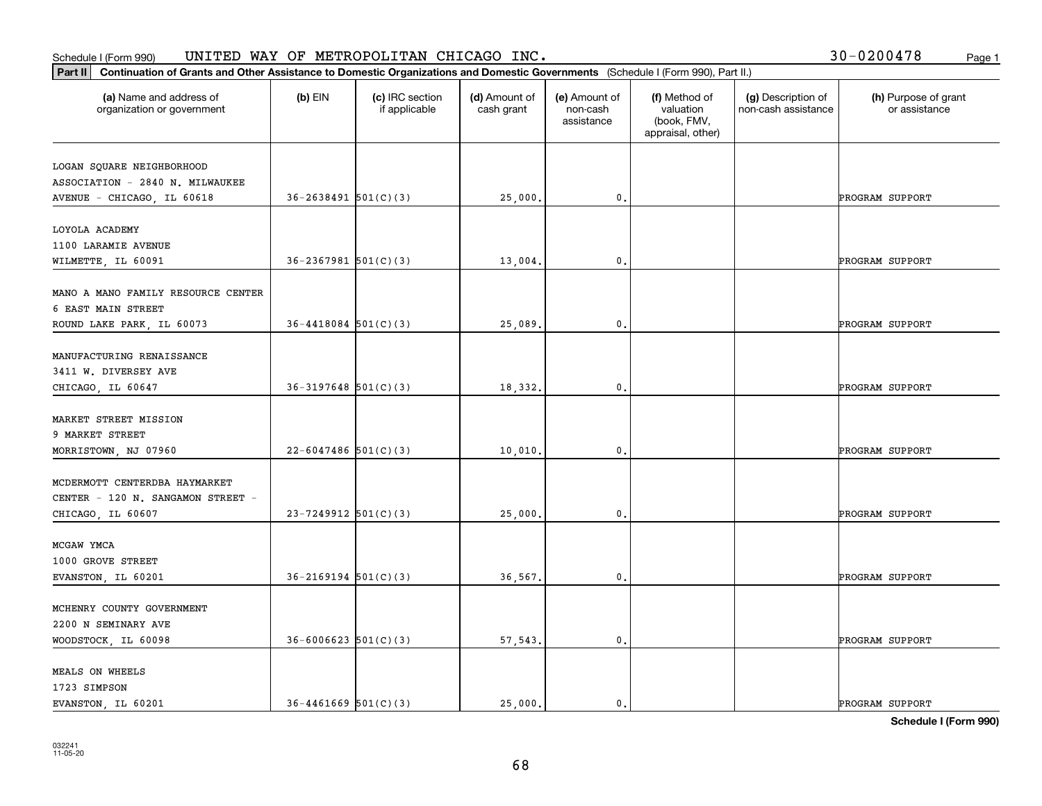Schedule I (Form 990) UNITED WAY OF METROPOLITAN CHICAGO INC. 30-0200478

**Part II** **Continuation of Grants and Other Assistance to Domestic Organizations and Domestic Governments** (Schedule I (Form 990), Part II.)

| (a) Name and address of organization or government | (b) EIN | (c) IRC section if applicable | (d) Amount of cash grant | (e) Amount of non-cash assistance | (f) Method of valuation (book, FMV, appraisal, other) | (g) Description of non-cash assistance | (h) Purpose of grant or assistance |
|---|---|---|---|---|---|---|---|
| LOGAN SQUARE NEIGHBORHOOD ASSOCIATION - 2840 N. MILWAUKEE AVENUE - CHICAGO, IL 60618 | 36-2638491 | 501(C)(3) | 25,000. | 0. | | | PROGRAM SUPPORT |
| LOYOLA ACADEMY 1100 LARAMIE AVENUE WILMETTE, IL 60091 | 36-2367981 | 501(C)(3) | 13,004. | 0. | | | PROGRAM SUPPORT |
| MANO A MANO FAMILY RESOURCE CENTER 6 EAST MAIN STREET ROUND LAKE PARK, IL 60073 | 36-4418084 | 501(C)(3) | 25,089. | 0. | | | PROGRAM SUPPORT |
| MANUFACTURING RENAISSANCE 3411 W. DIVERSEY AVE CHICAGO, IL 60647 | 36-3197648 | 501(C)(3) | 18,332. | 0. | | | PROGRAM SUPPORT |
| MARKET STREET MISSION 9 MARKET STREET MORRISTOWN, NJ 07960 | 22-6047486 | 501(C)(3) | 10,010. | 0. | | | PROGRAM SUPPORT |
| MCDERMOTT CENTERDBA HAYMARKET CENTER - 120 N. SANGAMON STREET - CHICAGO, IL 60607 | 23-7249912 | 501(C)(3) | 25,000. | 0. | | | PROGRAM SUPPORT |
| MCGAW YMCA 1000 GROVE STREET EVANSTON, IL 60201 | 36-2169194 | 501(C)(3) | 36,567. | 0. | | | PROGRAM SUPPORT |
| MCHENRY COUNTY GOVERNMENT 2200 N SEMINARY AVE WOODSTOCK, IL 60098 | 36-6006623 | 501(C)(3) | 57,543. | 0. | | | PROGRAM SUPPORT |
| MEALS ON WHEELS 1723 SIMPSON EVANSTON, IL 60201 | 36-4461669 | 501(C)(3) | 25,000. | 0. | | | PROGRAM SUPPORT |

**Schedule I (Form 990)**

032241
11-05-20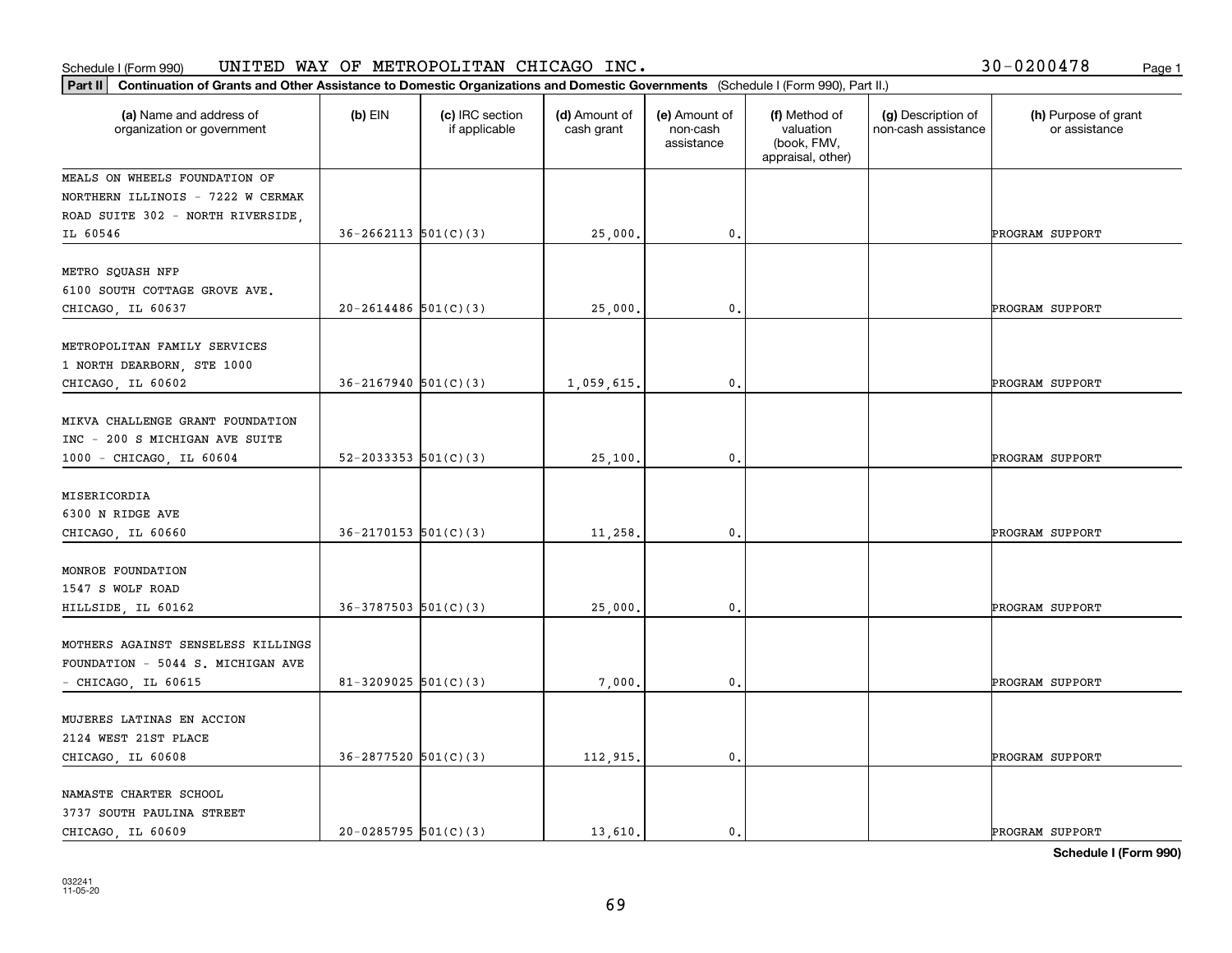Schedule I (Form 990) UNITED WAY OF METROPOLITAN CHICAGO INC. 30-0200478

**Part II Continuation of Grants and Other Assistance to Domestic Organizations and Domestic Governments** (Schedule I (Form 990), Part II.)

| (a) Name and address of organization or government | (b) EIN | (c) IRC section if applicable | (d) Amount of cash grant | (e) Amount of non-cash assistance | (f) Method of valuation (book, FMV, appraisal, other) | (g) Description of non-cash assistance | (h) Purpose of grant or assistance |
|---|---|---|---|---|---|---|---|
| MEALS ON WHEELS FOUNDATION OF NORTHERN ILLINOIS - 7222 W CERMAK ROAD SUITE 302 - NORTH RIVERSIDE, IL 60546 | 36-2662113 | 501(C)(3) | 25,000. | 0. | | | PROGRAM SUPPORT |
| METRO SQUASH NFP 6100 SOUTH COTTAGE GROVE AVE. CHICAGO, IL 60637 | 20-2614486 | 501(C)(3) | 25,000. | 0. | | | PROGRAM SUPPORT |
| METROPOLITAN FAMILY SERVICES 1 NORTH DEARBORN, STE 1000 CHICAGO, IL 60602 | 36-2167940 | 501(C)(3) | 1,059,615. | 0. | | | PROGRAM SUPPORT |
| MIKVA CHALLENGE GRANT FOUNDATION INC - 200 S MICHIGAN AVE SUITE 1000 - CHICAGO, IL 60604 | 52-2033353 | 501(C)(3) | 25,100. | 0. | | | PROGRAM SUPPORT |
| MISERICORDIA 6300 N RIDGE AVE CHICAGO, IL 60660 | 36-2170153 | 501(C)(3) | 11,258. | 0. | | | PROGRAM SUPPORT |
| MONROE FOUNDATION 1547 S WOLF ROAD HILLSIDE, IL 60162 | 36-3787503 | 501(C)(3) | 25,000. | 0. | | | PROGRAM SUPPORT |
| MOTHERS AGAINST SENSELESS KILLINGS FOUNDATION - 5044 S. MICHIGAN AVE - CHICAGO, IL 60615 | 81-3209025 | 501(C)(3) | 7,000. | 0. | | | PROGRAM SUPPORT |
| MUJERES LATINAS EN ACCION 2124 WEST 21ST PLACE CHICAGO, IL 60608 | 36-2877520 | 501(C)(3) | 112,915. | 0. | | | PROGRAM SUPPORT |
| NAMASTE CHARTER SCHOOL 3737 SOUTH PAULINA STREET CHICAGO, IL 60609 | 20-0285795 | 501(C)(3) | 13,610. | 0. | | | PROGRAM SUPPORT |

**Schedule I (Form 990)**

032241 11-05-20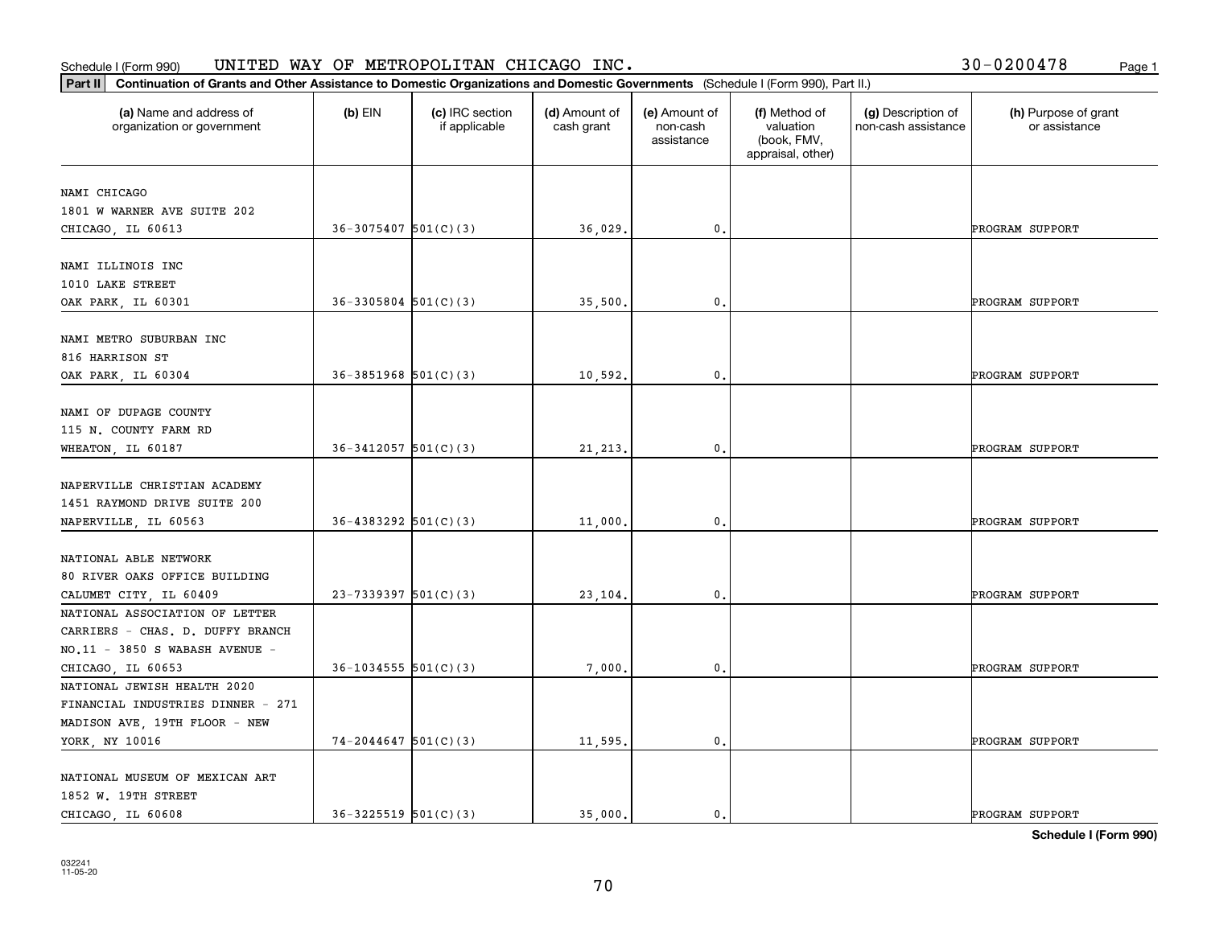Schedule I (Form 990) UNITED WAY OF METROPOLITAN CHICAGO INC. 30-0200478

**Part II** **Continuation of Grants and Other Assistance to Domestic Organizations and Domestic Governments** (Schedule I (Form 990), Part II.)

| (a) Name and address of organization or government | (b) EIN | (c) IRC section if applicable | (d) Amount of cash grant | (e) Amount of non-cash assistance | (f) Method of valuation (book, FMV, appraisal, other) | (g) Description of non-cash assistance | (h) Purpose of grant or assistance |
|---|---|---|---|---|---|---|---|
| NAMI CHICAGO 1801 W WARNER AVE SUITE 202 CHICAGO, IL 60613 | 36-3075407 | 501(C)(3) | 36,029. | 0. | | | PROGRAM SUPPORT |
| NAMI ILLINOIS INC 1010 LAKE STREET OAK PARK, IL 60301 | 36-3305804 | 501(C)(3) | 35,500. | 0. | | | PROGRAM SUPPORT |
| NAMI METRO SUBURBAN INC 816 HARRISON ST OAK PARK, IL 60304 | 36-3851968 | 501(C)(3) | 10,592. | 0. | | | PROGRAM SUPPORT |
| NAMI OF DUPAGE COUNTY 115 N. COUNTY FARM RD WHEATON, IL 60187 | 36-3412057 | 501(C)(3) | 21,213. | 0. | | | PROGRAM SUPPORT |
| NAPERVILLE CHRISTIAN ACADEMY 1451 RAYMOND DRIVE SUITE 200 NAPERVILLE, IL 60563 | 36-4383292 | 501(C)(3) | 11,000. | 0. | | | PROGRAM SUPPORT |
| NATIONAL ABLE NETWORK 80 RIVER OAKS OFFICE BUILDING CALUMET CITY, IL 60409 | 23-7339397 | 501(C)(3) | 23,104. | 0. | | | PROGRAM SUPPORT |
| NATIONAL ASSOCIATION OF LETTER CARRIERS - CHAS. D. DUFFY BRANCH NO.11 - 3850 S WABASH AVENUE - CHICAGO, IL 60653 | 36-1034555 | 501(C)(3) | 7,000. | 0. | | | PROGRAM SUPPORT |
| NATIONAL JEWISH HEALTH 2020 FINANCIAL INDUSTRIES DINNER - 271 MADISON AVE, 19TH FLOOR - NEW YORK, NY 10016 | 74-2044647 | 501(C)(3) | 11,595. | 0. | | | PROGRAM SUPPORT |
| NATIONAL MUSEUM OF MEXICAN ART 1852 W. 19TH STREET CHICAGO, IL 60608 | 36-3225519 | 501(C)(3) | 35,000. | 0. | | | PROGRAM SUPPORT |

**Schedule I (Form 990)**

032241 11-05-20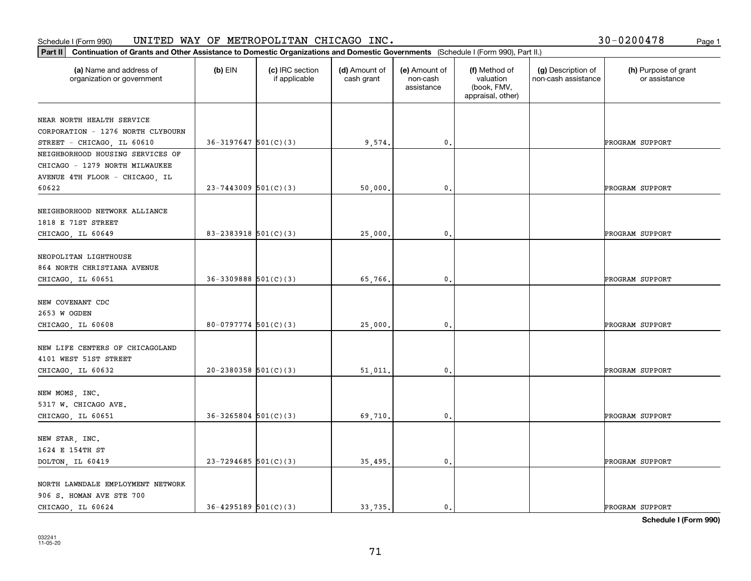Schedule I (Form 990) UNITED WAY OF METROPOLITAN CHICAGO INC. 30-0200478

**Part II** **Continuation of Grants and Other Assistance to Domestic Organizations and Domestic Governments** (Schedule I (Form 990), Part II.)

| (a) Name and address of organization or government | (b) EIN | (c) IRC section if applicable | (d) Amount of cash grant | (e) Amount of non-cash assistance | (f) Method of valuation (book, FMV, appraisal, other) | (g) Description of non-cash assistance | (h) Purpose of grant or assistance |
|---|---|---|---|---|---|---|---|
| NEAR NORTH HEALTH SERVICE CORPORATION - 1276 NORTH CLYBOURN STREET - CHICAGO, IL 60610 | 36-3197647 | 501(C)(3) | 9,574. | 0. | | | PROGRAM SUPPORT |
| NEIGHBORHOOD HOUSING SERVICES OF CHICAGO - 1279 NORTH MILWAUKEE AVENUE 4TH FLOOR - CHICAGO, IL 60622 | 23-7443009 | 501(C)(3) | 50,000. | 0. | | | PROGRAM SUPPORT |
| NEIGHBORHOOD NETWORK ALLIANCE 1818 E 71ST STREET CHICAGO, IL 60649 | 83-2383918 | 501(C)(3) | 25,000. | 0. | | | PROGRAM SUPPORT |
| NEOPOLITAN LIGHTHOUSE 864 NORTH CHRISTIANA AVENUE CHICAGO, IL 60651 | 36-3309888 | 501(C)(3) | 65,766. | 0. | | | PROGRAM SUPPORT |
| NEW COVENANT CDC 2653 W OGDEN CHICAGO, IL 60608 | 80-0797774 | 501(C)(3) | 25,000. | 0. | | | PROGRAM SUPPORT |
| NEW LIFE CENTERS OF CHICAGOLAND 4101 WEST 51ST STREET CHICAGO, IL 60632 | 20-2380358 | 501(C)(3) | 51,011. | 0. | | | PROGRAM SUPPORT |
| NEW MOMS, INC. 5317 W. CHICAGO AVE. CHICAGO, IL 60651 | 36-3265804 | 501(C)(3) | 69,710. | 0. | | | PROGRAM SUPPORT |
| NEW STAR, INC. 1624 E 154TH ST DOLTON, IL 60419 | 23-7294685 | 501(C)(3) | 35,495. | 0. | | | PROGRAM SUPPORT |
| NORTH LAWNDALE EMPLOYMENT NETWORK 906 S. HOMAN AVE STE 700 CHICAGO, IL 60624 | 36-4295189 | 501(C)(3) | 33,735. | 0. | | | PROGRAM SUPPORT |

**Schedule I (Form 990)**

032241
11-05-20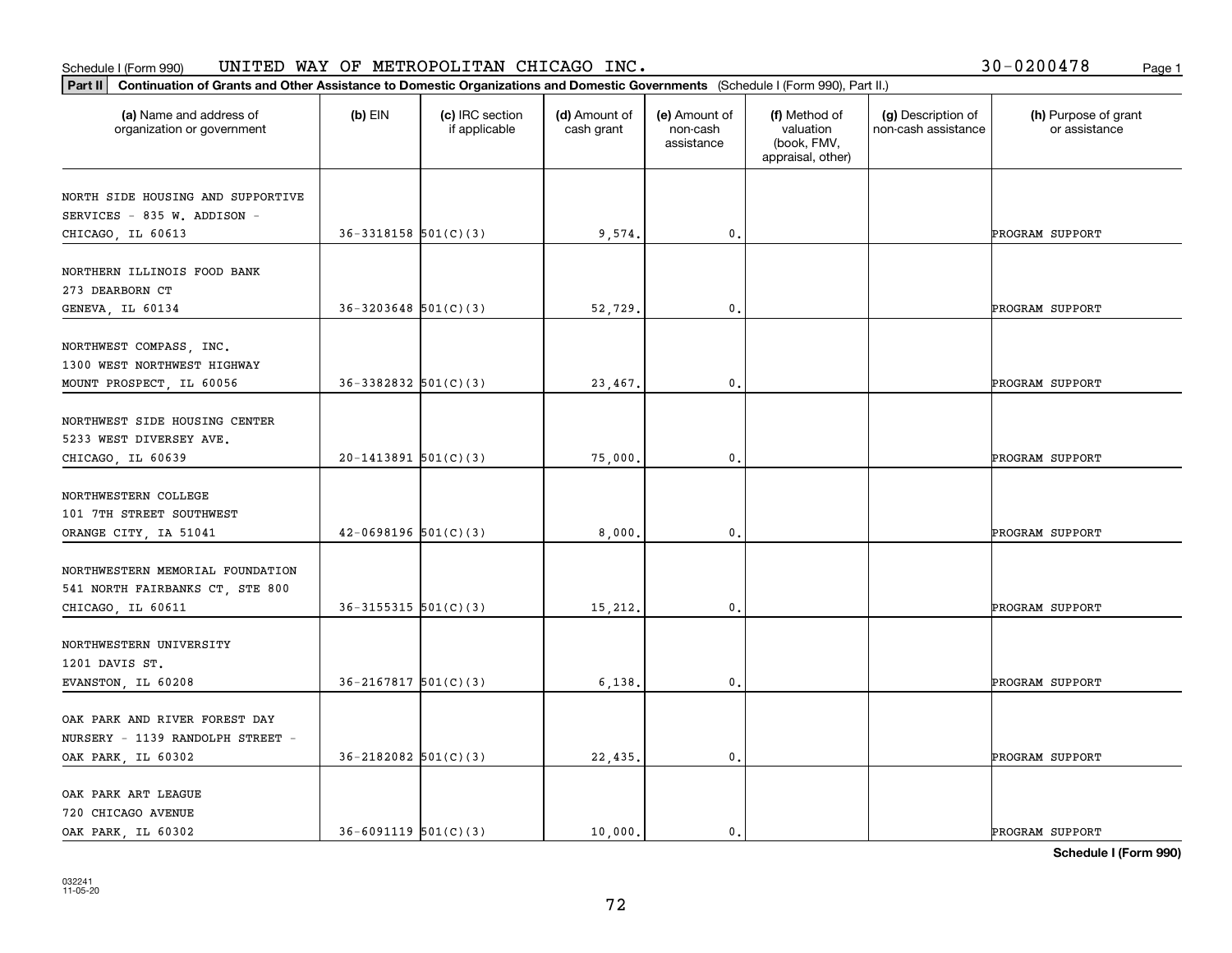Schedule I (Form 990) UNITED WAY OF METROPOLITAN CHICAGO INC. 30-0200478

**Part II** **Continuation of Grants and Other Assistance to Domestic Organizations and Domestic Governments** (Schedule I (Form 990), Part II.)

| (a) Name and address of organization or government | (b) EIN | (c) IRC section if applicable | (d) Amount of cash grant | (e) Amount of non-cash assistance | (f) Method of valuation (book, FMV, appraisal, other) | (g) Description of non-cash assistance | (h) Purpose of grant or assistance |
|---|---|---|---|---|---|---|---|
| NORTH SIDE HOUSING AND SUPPORTIVE SERVICES - 835 W. ADDISON - CHICAGO, IL 60613 | 36-3318158 | 501(C)(3) | 9,574. | 0. | | | PROGRAM SUPPORT |
| NORTHERN ILLINOIS FOOD BANK 273 DEARBORN CT GENEVA, IL 60134 | 36-3203648 | 501(C)(3) | 52,729. | 0. | | | PROGRAM SUPPORT |
| NORTHWEST COMPASS, INC. 1300 WEST NORTHWEST HIGHWAY MOUNT PROSPECT, IL 60056 | 36-3382832 | 501(C)(3) | 23,467. | 0. | | | PROGRAM SUPPORT |
| NORTHWEST SIDE HOUSING CENTER 5233 WEST DIVERSEY AVE. CHICAGO, IL 60639 | 20-1413891 | 501(C)(3) | 75,000. | 0. | | | PROGRAM SUPPORT |
| NORTHWESTERN COLLEGE 101 7TH STREET SOUTHWEST ORANGE CITY, IA 51041 | 42-0698196 | 501(C)(3) | 8,000. | 0. | | | PROGRAM SUPPORT |
| NORTHWESTERN MEMORIAL FOUNDATION 541 NORTH FAIRBANKS CT, STE 800 CHICAGO, IL 60611 | 36-3155315 | 501(C)(3) | 15,212. | 0. | | | PROGRAM SUPPORT |
| NORTHWESTERN UNIVERSITY 1201 DAVIS ST. EVANSTON, IL 60208 | 36-2167817 | 501(C)(3) | 6,138. | 0. | | | PROGRAM SUPPORT |
| OAK PARK AND RIVER FOREST DAY NURSERY - 1139 RANDOLPH STREET - OAK PARK, IL 60302 | 36-2182082 | 501(C)(3) | 22,435. | 0. | | | PROGRAM SUPPORT |
| OAK PARK ART LEAGUE 720 CHICAGO AVENUE OAK PARK, IL 60302 | 36-6091119 | 501(C)(3) | 10,000. | 0. | | | PROGRAM SUPPORT |

**Schedule I (Form 990)**

032241 11-05-20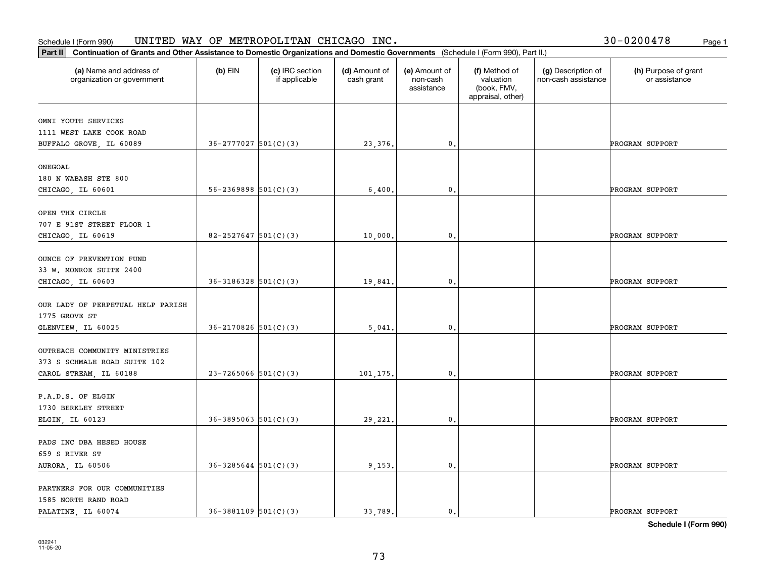Schedule I (Form 990) UNITED WAY OF METROPOLITAN CHICAGO INC. 30-0200478

**Part II Continuation of Grants and Other Assistance to Domestic Organizations and Domestic Governments** (Schedule I (Form 990), Part II.)

| (a) Name and address of organization or government | (b) EIN | (c) IRC section if applicable | (d) Amount of cash grant | (e) Amount of non-cash assistance | (f) Method of valuation (book, FMV, appraisal, other) | (g) Description of non-cash assistance | (h) Purpose of grant or assistance |
|---|---|---|---|---|---|---|---|
| OMNI YOUTH SERVICES<br>1111 WEST LAKE COOK ROAD<br>BUFFALO GROVE, IL 60089 | 36-2777027 | 501(C)(3) | 23,376. | 0. | | | PROGRAM SUPPORT |
| ONEGOAL<br>180 N WABASH STE 800<br>CHICAGO, IL 60601 | 56-2369898 | 501(C)(3) | 6,400. | 0. | | | PROGRAM SUPPORT |
| OPEN THE CIRCLE<br>707 E 91ST STREET FLOOR 1<br>CHICAGO, IL 60619 | 82-2527647 | 501(C)(3) | 10,000. | 0. | | | PROGRAM SUPPORT |
| OUNCE OF PREVENTION FUND<br>33 W. MONROE SUITE 2400<br>CHICAGO, IL 60603 | 36-3186328 | 501(C)(3) | 19,841. | 0. | | | PROGRAM SUPPORT |
| OUR LADY OF PERPETUAL HELP PARISH<br>1775 GROVE ST<br>GLENVIEW, IL 60025 | 36-2170826 | 501(C)(3) | 5,041. | 0. | | | PROGRAM SUPPORT |
| OUTREACH COMMUNITY MINISTRIES<br>373 S SCHMALE ROAD SUITE 102<br>CAROL STREAM, IL 60188 | 23-7265066 | 501(C)(3) | 101,175. | 0. | | | PROGRAM SUPPORT |
| P.A.D.S. OF ELGIN<br>1730 BERKLEY STREET<br>ELGIN, IL 60123 | 36-3895063 | 501(C)(3) | 29,221. | 0. | | | PROGRAM SUPPORT |
| PADS INC DBA HESED HOUSE<br>659 S RIVER ST<br>AURORA, IL 60506 | 36-3285644 | 501(C)(3) | 9,153. | 0. | | | PROGRAM SUPPORT |
| PARTNERS FOR OUR COMMUNITIES<br>1585 NORTH RAND ROAD<br>PALATINE, IL 60074 | 36-3881109 | 501(C)(3) | 33,789. | 0. | | | PROGRAM SUPPORT |

**Schedule I (Form 990)**

032241
11-05-20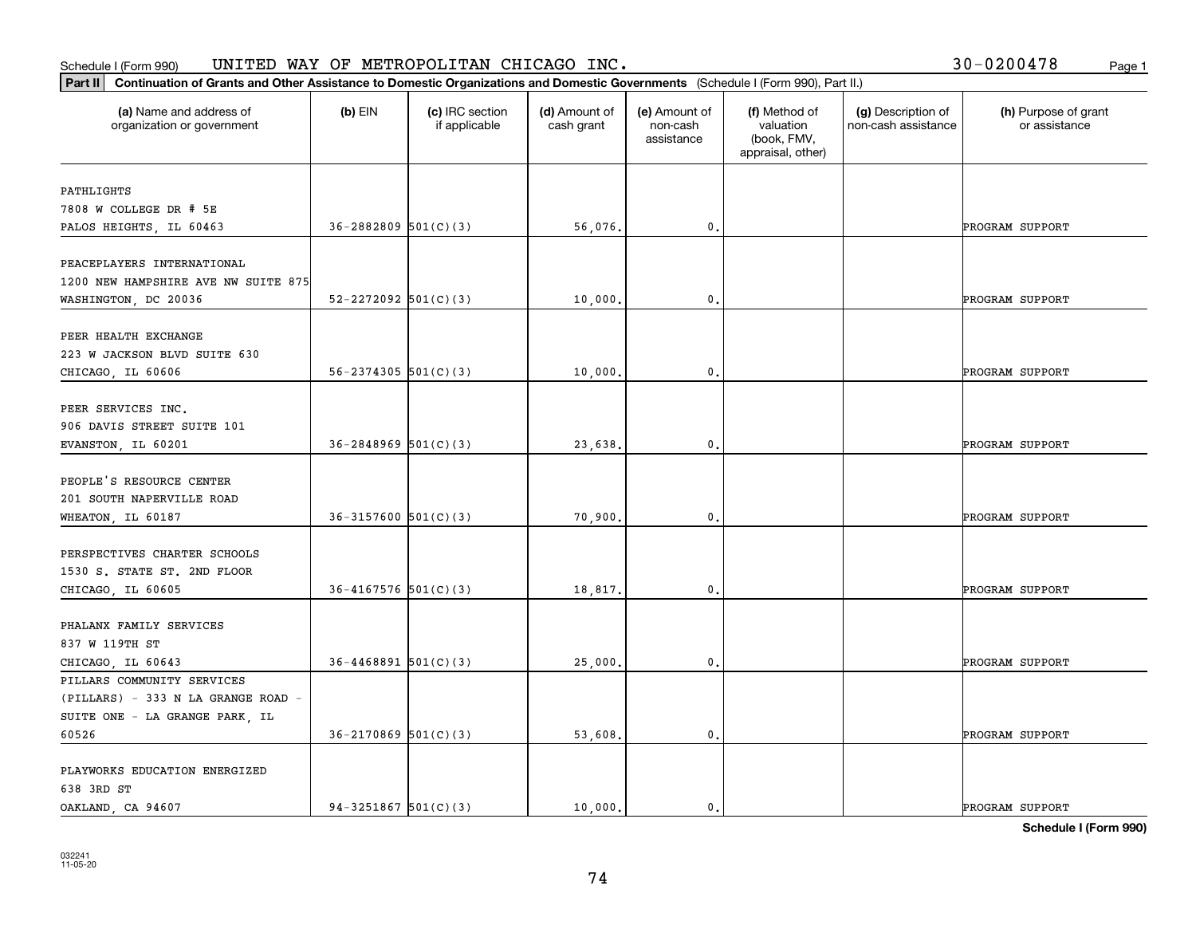Schedule I (Form 990) UNITED WAY OF METROPOLITAN CHICAGO INC. 30-0200478

**Part II** **Continuation of Grants and Other Assistance to Domestic Organizations and Domestic Governments** (Schedule I (Form 990), Part II.)

| (a) Name and address of organization or government | (b) EIN | (c) IRC section if applicable | (d) Amount of cash grant | (e) Amount of non-cash assistance | (f) Method of valuation (book, FMV, appraisal, other) | (g) Description of non-cash assistance | (h) Purpose of grant or assistance |
|---|---|---|---|---|---|---|---|
| PATHLIGHTS<br>7808 W COLLEGE DR # 5E<br>PALOS HEIGHTS, IL 60463 | 36-2882809 | 501(C)(3) | 56,076. | 0. | | | PROGRAM SUPPORT |
| PEACEPLAYERS INTERNATIONAL<br>1200 NEW HAMPSHIRE AVE NW SUITE 875<br>WASHINGTON, DC 20036 | 52-2272092 | 501(C)(3) | 10,000. | 0. | | | PROGRAM SUPPORT |
| PEER HEALTH EXCHANGE<br>223 W JACKSON BLVD SUITE 630<br>CHICAGO, IL 60606 | 56-2374305 | 501(C)(3) | 10,000. | 0. | | | PROGRAM SUPPORT |
| PEER SERVICES INC.<br>906 DAVIS STREET SUITE 101<br>EVANSTON, IL 60201 | 36-2848969 | 501(C)(3) | 23,638. | 0. | | | PROGRAM SUPPORT |
| PEOPLE'S RESOURCE CENTER<br>201 SOUTH NAPERVILLE ROAD<br>WHEATON, IL 60187 | 36-3157600 | 501(C)(3) | 70,900. | 0. | | | PROGRAM SUPPORT |
| PERSPECTIVES CHARTER SCHOOLS<br>1530 S. STATE ST. 2ND FLOOR<br>CHICAGO, IL 60605 | 36-4167576 | 501(C)(3) | 18,817. | 0. | | | PROGRAM SUPPORT |
| PHALANX FAMILY SERVICES<br>837 W 119TH ST<br>CHICAGO, IL 60643 | 36-4468891 | 501(C)(3) | 25,000. | 0. | | | PROGRAM SUPPORT |
| PILLARS COMMUNITY SERVICES (PILLARS) - 333 N LA GRANGE ROAD - SUITE ONE - LA GRANGE PARK, IL 60526 | 36-2170869 | 501(C)(3) | 53,608. | 0. | | | PROGRAM SUPPORT |
| PLAYWORKS EDUCATION ENERGIZED<br>638 3RD ST<br>OAKLAND, CA 94607 | 94-3251867 | 501(C)(3) | 10,000. | 0. | | | PROGRAM SUPPORT |

**Schedule I (Form 990)**

032241
11-05-20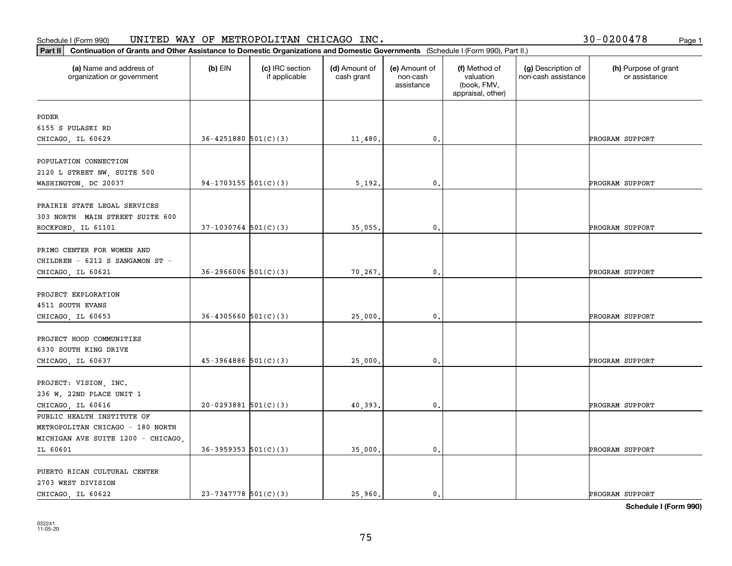Schedule I (Form 990) UNITED WAY OF METROPOLITAN CHICAGO INC. 30-0200478

**Part II** **Continuation of Grants and Other Assistance to Domestic Organizations and Domestic Governments** (Schedule I (Form 990), Part II.)

| (a) Name and address of organization or government | (b) EIN | (c) IRC section if applicable | (d) Amount of cash grant | (e) Amount of non-cash assistance | (f) Method of valuation (book, FMV, appraisal, other) | (g) Description of non-cash assistance | (h) Purpose of grant or assistance |
|---|---|---|---|---|---|---|---|
| PODER 6155 S PULASKI RD CHICAGO, IL 60629 | 36-4251880 | 501(C)(3) | 11,480. | 0. | | | PROGRAM SUPPORT |
| POPULATION CONNECTION 2120 L STREET NW, SUITE 500 WASHINGTON, DC 20037 | 94-1703155 | 501(C)(3) | 5,192. | 0. | | | PROGRAM SUPPORT |
| PRAIRIE STATE LEGAL SERVICES 303 NORTH MAIN STREET SUITE 600 ROCKFORD, IL 61101 | 37-1030764 | 501(C)(3) | 35,055. | 0. | | | PROGRAM SUPPORT |
| PRIMO CENTER FOR WOMEN AND CHILDREN - 6212 S SANGAMON ST - CHICAGO, IL 60621 | 36-2966006 | 501(C)(3) | 70,267. | 0. | | | PROGRAM SUPPORT |
| PROJECT EXPLORATION 4511 SOUTH EVANS CHICAGO, IL 60653 | 36-4305660 | 501(C)(3) | 25,000. | 0. | | | PROGRAM SUPPORT |
| PROJECT HOOD COMMUNITIES 6330 SOUTH KING DRIVE CHICAGO, IL 60637 | 45-3964886 | 501(C)(3) | 25,000. | 0. | | | PROGRAM SUPPORT |
| PROJECT: VISION, INC. 236 W. 22ND PLACE UNIT 1 CHICAGO, IL 60616 | 20-0293881 | 501(C)(3) | 40,393. | 0. | | | PROGRAM SUPPORT |
| PUBLIC HEALTH INSTITUTE OF METROPOLITAN CHICAGO - 180 NORTH MICHIGAN AVE SUITE 1200 - CHICAGO, IL 60601 | 36-3959353 | 501(C)(3) | 35,000. | 0. | | | PROGRAM SUPPORT |
| PUERTO RICAN CULTURAL CENTER 2703 WEST DIVISION CHICAGO, IL 60622 | 23-7347778 | 501(C)(3) | 25,960. | 0. | | | PROGRAM SUPPORT |

**Schedule I (Form 990)**

032241 11-05-20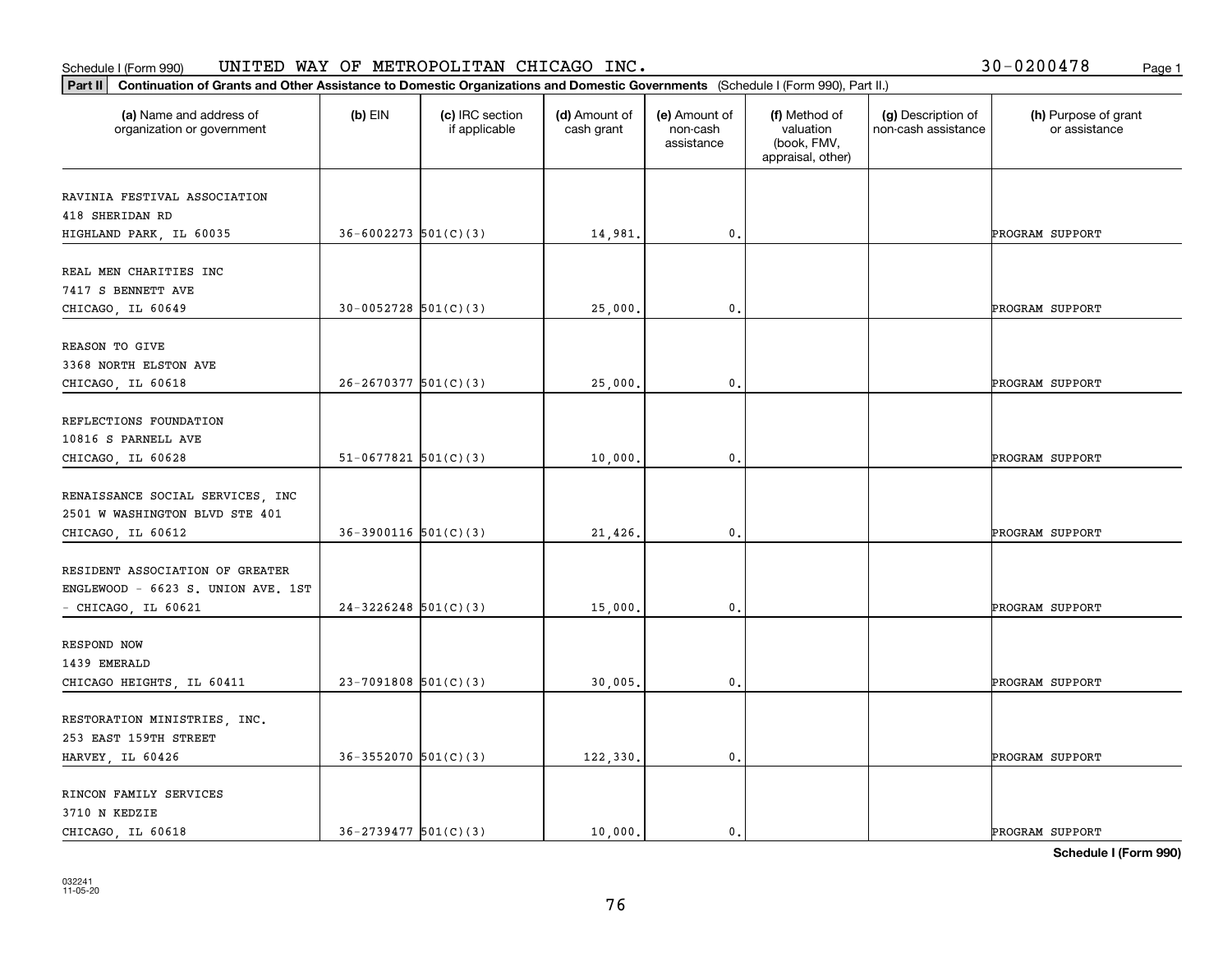Schedule I (Form 990) UNITED WAY OF METROPOLITAN CHICAGO INC. 30-0200478

**Part II** **Continuation of Grants and Other Assistance to Domestic Organizations and Domestic Governments** (Schedule I (Form 990), Part II.)

| (a) Name and address of organization or government | (b) EIN | (c) IRC section if applicable | (d) Amount of cash grant | (e) Amount of non-cash assistance | (f) Method of valuation (book, FMV, appraisal, other) | (g) Description of non-cash assistance | (h) Purpose of grant or assistance |
|---|---|---|---|---|---|---|---|
| RAVINIA FESTIVAL ASSOCIATION<br>418 SHERIDAN RD<br>HIGHLAND PARK, IL 60035 | 36-6002273 | 501(C)(3) | 14,981. | 0. | | | PROGRAM SUPPORT |
| REAL MEN CHARITIES INC<br>7417 S BENNETT AVE<br>CHICAGO, IL 60649 | 30-0052728 | 501(C)(3) | 25,000. | 0. | | | PROGRAM SUPPORT |
| REASON TO GIVE<br>3368 NORTH ELSTON AVE<br>CHICAGO, IL 60618 | 26-2670377 | 501(C)(3) | 25,000. | 0. | | | PROGRAM SUPPORT |
| REFLECTIONS FOUNDATION<br>10816 S PARNELL AVE<br>CHICAGO, IL 60628 | 51-0677821 | 501(C)(3) | 10,000. | 0. | | | PROGRAM SUPPORT |
| RENAISSANCE SOCIAL SERVICES, INC<br>2501 W WASHINGTON BLVD STE 401<br>CHICAGO, IL 60612 | 36-3900116 | 501(C)(3) | 21,426. | 0. | | | PROGRAM SUPPORT |
| RESIDENT ASSOCIATION OF GREATER<br>ENGLEWOOD - 6623 S. UNION AVE. 1ST<br>- CHICAGO, IL 60621 | 24-3226248 | 501(C)(3) | 15,000. | 0. | | | PROGRAM SUPPORT |
| RESPOND NOW<br>1439 EMERALD<br>CHICAGO HEIGHTS, IL 60411 | 23-7091808 | 501(C)(3) | 30,005. | 0. | | | PROGRAM SUPPORT |
| RESTORATION MINISTRIES, INC.<br>253 EAST 159TH STREET<br>HARVEY, IL 60426 | 36-3552070 | 501(C)(3) | 122,330. | 0. | | | PROGRAM SUPPORT |
| RINCON FAMILY SERVICES<br>3710 N KEDZIE<br>CHICAGO, IL 60618 | 36-2739477 | 501(C)(3) | 10,000. | 0. | | | PROGRAM SUPPORT |

**Schedule I (Form 990)**

032241
11-05-20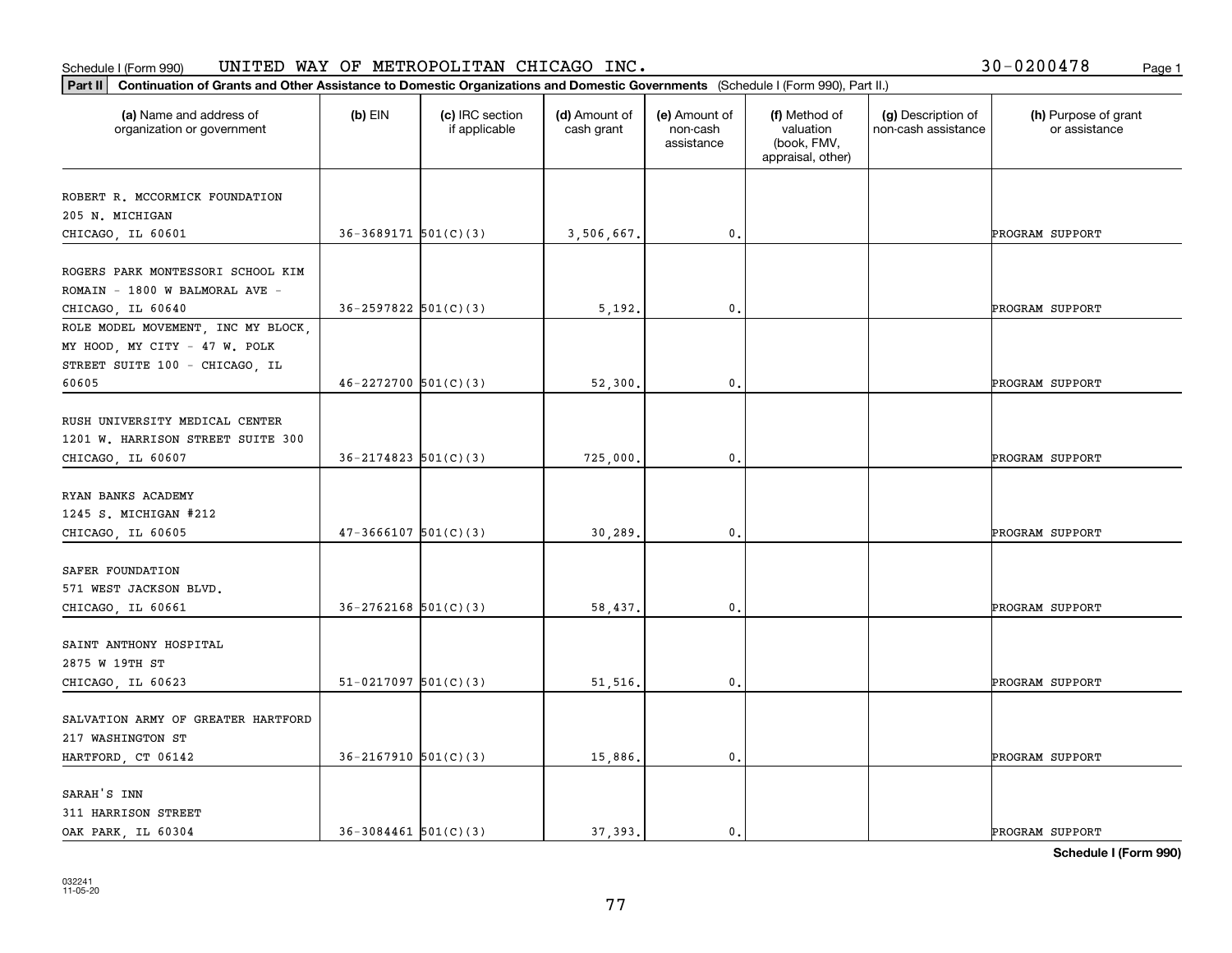Schedule I (Form 990) UNITED WAY OF METROPOLITAN CHICAGO INC. 30-0200478

**Part II** **Continuation of Grants and Other Assistance to Domestic Organizations and Domestic Governments** (Schedule I (Form 990), Part II.)

| (a) Name and address of organization or government | (b) EIN | (c) IRC section if applicable | (d) Amount of cash grant | (e) Amount of non-cash assistance | (f) Method of valuation (book, FMV, appraisal, other) | (g) Description of non-cash assistance | (h) Purpose of grant or assistance |
|---|---|---|---|---|---|---|---|
| ROBERT R. MCCORMICK FOUNDATION 205 N. MICHIGAN CHICAGO, IL 60601 | 36-3689171 | 501(C)(3) | 3,506,667. | 0. | | | PROGRAM SUPPORT |
| ROGERS PARK MONTESSORI SCHOOL KIM ROMAIN - 1800 W BALMORAL AVE - CHICAGO, IL 60640 | 36-2597822 | 501(C)(3) | 5,192. | 0. | | | PROGRAM SUPPORT |
| ROLE MODEL MOVEMENT, INC MY BLOCK, MY HOOD, MY CITY - 47 W. POLK STREET SUITE 100 - CHICAGO, IL 60605 | 46-2272700 | 501(C)(3) | 52,300. | 0. | | | PROGRAM SUPPORT |
| RUSH UNIVERSITY MEDICAL CENTER 1201 W. HARRISON STREET SUITE 300 CHICAGO, IL 60607 | 36-2174823 | 501(C)(3) | 725,000. | 0. | | | PROGRAM SUPPORT |
| RYAN BANKS ACADEMY 1245 S. MICHIGAN #212 CHICAGO, IL 60605 | 47-3666107 | 501(C)(3) | 30,289. | 0. | | | PROGRAM SUPPORT |
| SAFER FOUNDATION 571 WEST JACKSON BLVD. CHICAGO, IL 60661 | 36-2762168 | 501(C)(3) | 58,437. | 0. | | | PROGRAM SUPPORT |
| SAINT ANTHONY HOSPITAL 2875 W 19TH ST CHICAGO, IL 60623 | 51-0217097 | 501(C)(3) | 51,516. | 0. | | | PROGRAM SUPPORT |
| SALVATION ARMY OF GREATER HARTFORD 217 WASHINGTON ST HARTFORD, CT 06142 | 36-2167910 | 501(C)(3) | 15,886. | 0. | | | PROGRAM SUPPORT |
| SARAH'S INN 311 HARRISON STREET OAK PARK, IL 60304 | 36-3084461 | 501(C)(3) | 37,393. | 0. | | | PROGRAM SUPPORT |

**Schedule I (Form 990)**

032241
11-05-20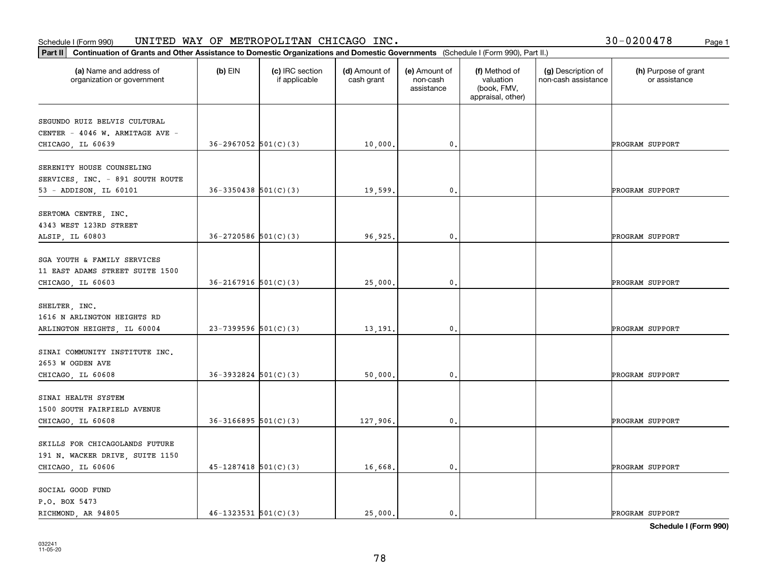Schedule I (Form 990) UNITED WAY OF METROPOLITAN CHICAGO INC. 30-0200478

**Part II** **Continuation of Grants and Other Assistance to Domestic Organizations and Domestic Governments** (Schedule I (Form 990), Part II.)

| (a) Name and address of organization or government | (b) EIN | (c) IRC section if applicable | (d) Amount of cash grant | (e) Amount of non-cash assistance | (f) Method of valuation (book, FMV, appraisal, other) | (g) Description of non-cash assistance | (h) Purpose of grant or assistance |
|---|---|---|---|---|---|---|---|
| SEGUNDO RUIZ BELVIS CULTURAL CENTER - 4046 W. ARMITAGE AVE - CHICAGO, IL 60639 | 36-2967052 | 501(C)(3) | 10,000. | 0. | | | PROGRAM SUPPORT |
| SERENITY HOUSE COUNSELING SERVICES, INC. - 891 SOUTH ROUTE 53 - ADDISON, IL 60101 | 36-3350438 | 501(C)(3) | 19,599. | 0. | | | PROGRAM SUPPORT |
| SERTOMA CENTRE, INC. 4343 WEST 123RD STREET ALSIP, IL 60803 | 36-2720586 | 501(C)(3) | 96,925. | 0. | | | PROGRAM SUPPORT |
| SGA YOUTH & FAMILY SERVICES 11 EAST ADAMS STREET SUITE 1500 CHICAGO, IL 60603 | 36-2167916 | 501(C)(3) | 25,000. | 0. | | | PROGRAM SUPPORT |
| SHELTER, INC. 1616 N ARLINGTON HEIGHTS RD ARLINGTON HEIGHTS, IL 60004 | 23-7399596 | 501(C)(3) | 13,191. | 0. | | | PROGRAM SUPPORT |
| SINAI COMMUNITY INSTITUTE INC. 2653 W OGDEN AVE CHICAGO, IL 60608 | 36-3932824 | 501(C)(3) | 50,000. | 0. | | | PROGRAM SUPPORT |
| SINAI HEALTH SYSTEM 1500 SOUTH FAIRFIELD AVENUE CHICAGO, IL 60608 | 36-3166895 | 501(C)(3) | 127,906. | 0. | | | PROGRAM SUPPORT |
| SKILLS FOR CHICAGOLANDS FUTURE 191 N. WACKER DRIVE, SUITE 1150 CHICAGO, IL 60606 | 45-1287418 | 501(C)(3) | 16,668. | 0. | | | PROGRAM SUPPORT |
| SOCIAL GOOD FUND P.O. BOX 5473 RICHMOND, AR 94805 | 46-1323531 | 501(C)(3) | 25,000. | 0. | | | PROGRAM SUPPORT |

**Schedule I (Form 990)**

032241
11-05-20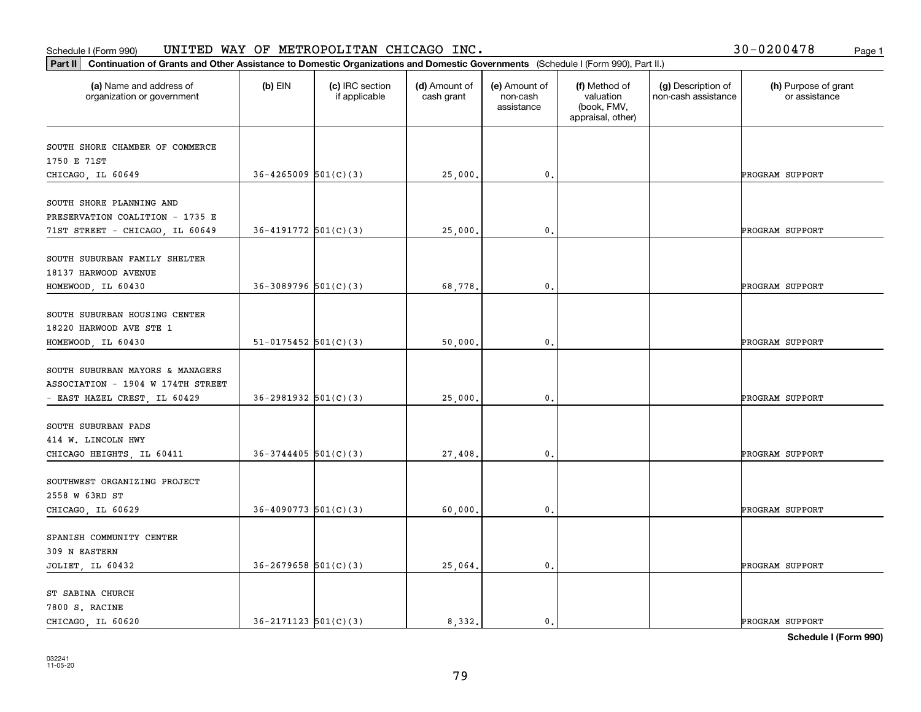Schedule I (Form 990) UNITED WAY OF METROPOLITAN CHICAGO INC. 30-0200478

**Part II** **Continuation of Grants and Other Assistance to Domestic Organizations and Domestic Governments** (Schedule I (Form 990), Part II.)

| (a) Name and address of organization or government | (b) EIN | (c) IRC section if applicable | (d) Amount of cash grant | (e) Amount of non-cash assistance | (f) Method of valuation (book, FMV, appraisal, other) | (g) Description of non-cash assistance | (h) Purpose of grant or assistance |
|---|---|---|---|---|---|---|---|
| SOUTH SHORE CHAMBER OF COMMERCE 1750 E 71ST CHICAGO, IL 60649 | 36-4265009 | 501(C)(3) | 25,000. | 0. | | | PROGRAM SUPPORT |
| SOUTH SHORE PLANNING AND PRESERVATION COALITION - 1735 E 71ST STREET - CHICAGO, IL 60649 | 36-4191772 | 501(C)(3) | 25,000. | 0. | | | PROGRAM SUPPORT |
| SOUTH SUBURBAN FAMILY SHELTER 18137 HARWOOD AVENUE HOMEWOOD, IL 60430 | 36-3089796 | 501(C)(3) | 68,778. | 0. | | | PROGRAM SUPPORT |
| SOUTH SUBURBAN HOUSING CENTER 18220 HARWOOD AVE STE 1 HOMEWOOD, IL 60430 | 51-0175452 | 501(C)(3) | 50,000. | 0. | | | PROGRAM SUPPORT |
| SOUTH SUBURBAN MAYORS & MANAGERS ASSOCIATION - 1904 W 174TH STREET - EAST HAZEL CREST, IL 60429 | 36-2981932 | 501(C)(3) | 25,000. | 0. | | | PROGRAM SUPPORT |
| SOUTH SUBURBAN PADS 414 W. LINCOLN HWY CHICAGO HEIGHTS, IL 60411 | 36-3744405 | 501(C)(3) | 27,408. | 0. | | | PROGRAM SUPPORT |
| SOUTHWEST ORGANIZING PROJECT 2558 W 63RD ST CHICAGO, IL 60629 | 36-4090773 | 501(C)(3) | 60,000. | 0. | | | PROGRAM SUPPORT |
| SPANISH COMMUNITY CENTER 309 N EASTERN JOLIET, IL 60432 | 36-2679658 | 501(C)(3) | 25,064. | 0. | | | PROGRAM SUPPORT |
| ST SABINA CHURCH 7800 S. RACINE CHICAGO, IL 60620 | 36-2171123 | 501(C)(3) | 8,332. | 0. | | | PROGRAM SUPPORT |

**Schedule I (Form 990)**

032241
11-05-20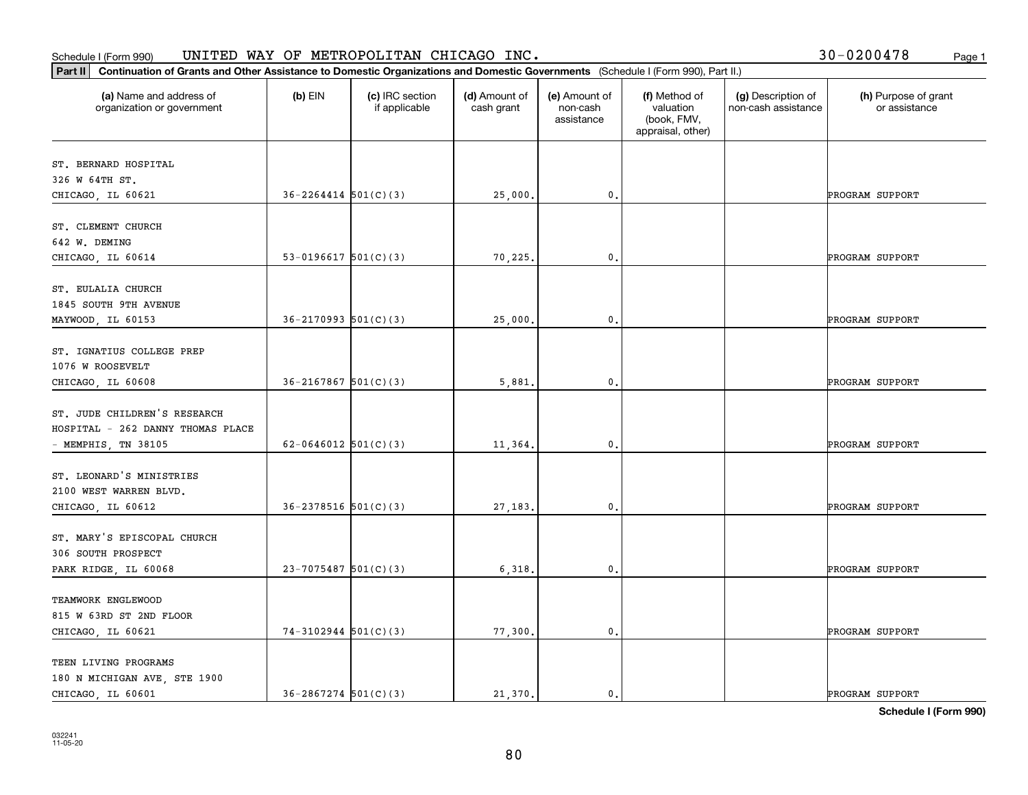Schedule I (Form 990) UNITED WAY OF METROPOLITAN CHICAGO INC. 30-0200478

**Part II** **Continuation of Grants and Other Assistance to Domestic Organizations and Domestic Governments** (Schedule I (Form 990), Part II.)

| (a) Name and address of organization or government | (b) EIN | (c) IRC section if applicable | (d) Amount of cash grant | (e) Amount of non-cash assistance | (f) Method of valuation (book, FMV, appraisal, other) | (g) Description of non-cash assistance | (h) Purpose of grant or assistance |
|---|---|---|---|---|---|---|---|
| ST. BERNARD HOSPITAL 326 W 64TH ST. CHICAGO, IL 60621 | 36-2264414 | 501(C)(3) | 25,000. | 0. | | | PROGRAM SUPPORT |
| ST. CLEMENT CHURCH 642 W. DEMING CHICAGO, IL 60614 | 53-0196617 | 501(C)(3) | 70,225. | 0. | | | PROGRAM SUPPORT |
| ST. EULALIA CHURCH 1845 SOUTH 9TH AVENUE MAYWOOD, IL 60153 | 36-2170993 | 501(C)(3) | 25,000. | 0. | | | PROGRAM SUPPORT |
| ST. IGNATIUS COLLEGE PREP 1076 W ROOSEVELT CHICAGO, IL 60608 | 36-2167867 | 501(C)(3) | 5,881. | 0. | | | PROGRAM SUPPORT |
| ST. JUDE CHILDREN'S RESEARCH HOSPITAL - 262 DANNY THOMAS PLACE - MEMPHIS, TN 38105 | 62-0646012 | 501(C)(3) | 11,364. | 0. | | | PROGRAM SUPPORT |
| ST. LEONARD'S MINISTRIES 2100 WEST WARREN BLVD. CHICAGO, IL 60612 | 36-2378516 | 501(C)(3) | 27,183. | 0. | | | PROGRAM SUPPORT |
| ST. MARY'S EPISCOPAL CHURCH 306 SOUTH PROSPECT PARK RIDGE, IL 60068 | 23-7075487 | 501(C)(3) | 6,318. | 0. | | | PROGRAM SUPPORT |
| TEAMWORK ENGLEWOOD 815 W 63RD ST 2ND FLOOR CHICAGO, IL 60621 | 74-3102944 | 501(C)(3) | 77,300. | 0. | | | PROGRAM SUPPORT |
| TEEN LIVING PROGRAMS 180 N MICHIGAN AVE, STE 1900 CHICAGO, IL 60601 | 36-2867274 | 501(C)(3) | 21,370. | 0. | | | PROGRAM SUPPORT |

**Schedule I (Form 990)**

032241 11-05-20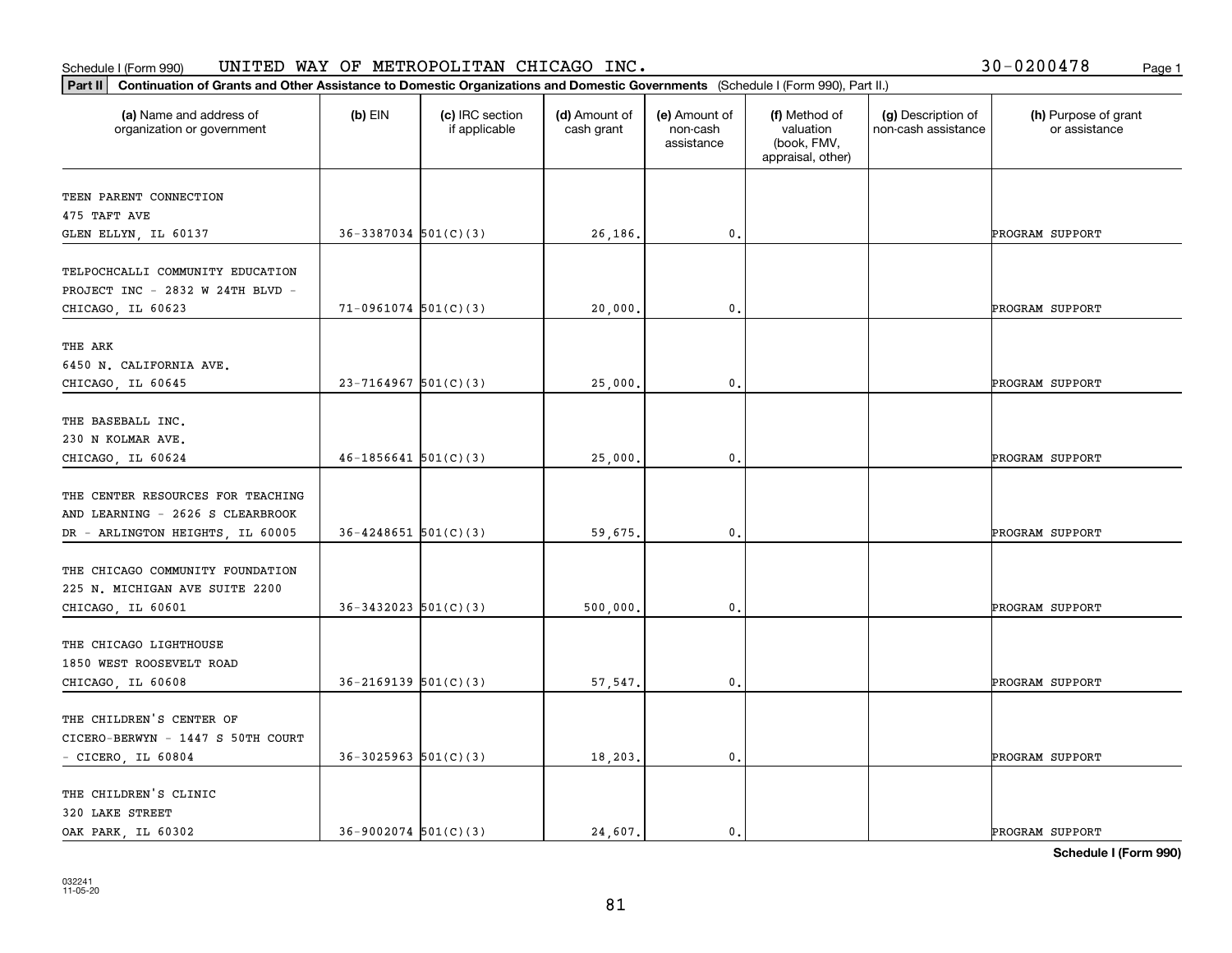Schedule I (Form 990) UNITED WAY OF METROPOLITAN CHICAGO INC. 30-0200478

**Part II** **Continuation of Grants and Other Assistance to Domestic Organizations and Domestic Governments** (Schedule I (Form 990), Part II.)

| (a) Name and address of organization or government | (b) EIN | (c) IRC section if applicable | (d) Amount of cash grant | (e) Amount of non-cash assistance | (f) Method of valuation (book, FMV, appraisal, other) | (g) Description of non-cash assistance | (h) Purpose of grant or assistance |
|---|---|---|---|---|---|---|---|
| TEEN PARENT CONNECTION 475 TAFT AVE GLEN ELLYN, IL 60137 | 36-3387034 | 501(C)(3) | 26,186. | 0. | | | PROGRAM SUPPORT |
| TELPOCHCALLI COMMUNITY EDUCATION PROJECT INC - 2832 W 24TH BLVD - CHICAGO, IL 60623 | 71-0961074 | 501(C)(3) | 20,000. | 0. | | | PROGRAM SUPPORT |
| THE ARK 6450 N. CALIFORNIA AVE. CHICAGO, IL 60645 | 23-7164967 | 501(C)(3) | 25,000. | 0. | | | PROGRAM SUPPORT |
| THE BASEBALL INC. 230 N KOLMAR AVE. CHICAGO, IL 60624 | 46-1856641 | 501(C)(3) | 25,000. | 0. | | | PROGRAM SUPPORT |
| THE CENTER RESOURCES FOR TEACHING AND LEARNING - 2626 S CLEARBROOK DR - ARLINGTON HEIGHTS, IL 60005 | 36-4248651 | 501(C)(3) | 59,675. | 0. | | | PROGRAM SUPPORT |
| THE CHICAGO COMMUNITY FOUNDATION 225 N. MICHIGAN AVE SUITE 2200 CHICAGO, IL 60601 | 36-3432023 | 501(C)(3) | 500,000. | 0. | | | PROGRAM SUPPORT |
| THE CHICAGO LIGHTHOUSE 1850 WEST ROOSEVELT ROAD CHICAGO, IL 60608 | 36-2169139 | 501(C)(3) | 57,547. | 0. | | | PROGRAM SUPPORT |
| THE CHILDREN'S CENTER OF CICERO-BERWYN - 1447 S 50TH COURT - CICERO, IL 60804 | 36-3025963 | 501(C)(3) | 18,203. | 0. | | | PROGRAM SUPPORT |
| THE CHILDREN'S CLINIC 320 LAKE STREET OAK PARK, IL 60302 | 36-9002074 | 501(C)(3) | 24,607. | 0. | | | PROGRAM SUPPORT |

**Schedule I (Form 990)**

032241 11-05-20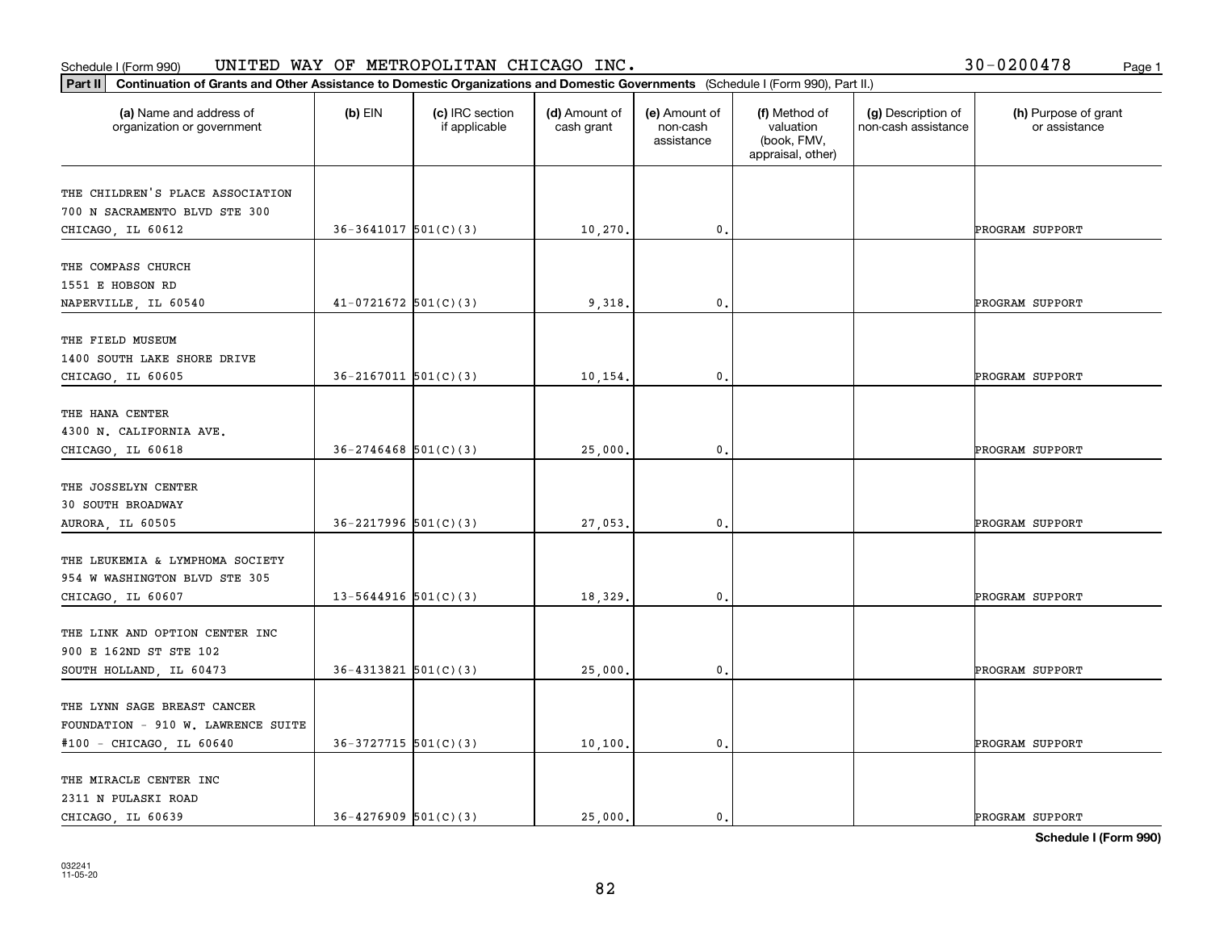Schedule I (Form 990) UNITED WAY OF METROPOLITAN CHICAGO INC. 30-0200478

**Part II** **Continuation of Grants and Other Assistance to Domestic Organizations and Domestic Governments** (Schedule I (Form 990), Part II.)

| (a) Name and address of organization or government | (b) EIN | (c) IRC section if applicable | (d) Amount of cash grant | (e) Amount of non-cash assistance | (f) Method of valuation (book, FMV, appraisal, other) | (g) Description of non-cash assistance | (h) Purpose of grant or assistance |
|---|---|---|---|---|---|---|---|
| THE CHILDREN'S PLACE ASSOCIATION 700 N SACRAMENTO BLVD STE 300 CHICAGO, IL 60612 | 36-3641017 | 501(C)(3) | 10,270. | 0. | | | PROGRAM SUPPORT |
| THE COMPASS CHURCH 1551 E HOBSON RD NAPERVILLE, IL 60540 | 41-0721672 | 501(C)(3) | 9,318. | 0. | | | PROGRAM SUPPORT |
| THE FIELD MUSEUM 1400 SOUTH LAKE SHORE DRIVE CHICAGO, IL 60605 | 36-2167011 | 501(C)(3) | 10,154. | 0. | | | PROGRAM SUPPORT |
| THE HANA CENTER 4300 N. CALIFORNIA AVE. CHICAGO, IL 60618 | 36-2746468 | 501(C)(3) | 25,000. | 0. | | | PROGRAM SUPPORT |
| THE JOSSELYN CENTER 30 SOUTH BROADWAY AURORA, IL 60505 | 36-2217996 | 501(C)(3) | 27,053. | 0. | | | PROGRAM SUPPORT |
| THE LEUKEMIA & LYMPHOMA SOCIETY 954 W WASHINGTON BLVD STE 305 CHICAGO, IL 60607 | 13-5644916 | 501(C)(3) | 18,329. | 0. | | | PROGRAM SUPPORT |
| THE LINK AND OPTION CENTER INC 900 E 162ND ST STE 102 SOUTH HOLLAND, IL 60473 | 36-4313821 | 501(C)(3) | 25,000. | 0. | | | PROGRAM SUPPORT |
| THE LYNN SAGE BREAST CANCER FOUNDATION - 910 W. LAWRENCE SUITE #100 - CHICAGO, IL 60640 | 36-3727715 | 501(C)(3) | 10,100. | 0. | | | PROGRAM SUPPORT |
| THE MIRACLE CENTER INC 2311 N PULASKI ROAD CHICAGO, IL 60639 | 36-4276909 | 501(C)(3) | 25,000. | 0. | | | PROGRAM SUPPORT |

**Schedule I (Form 990)**

032241
11-05-20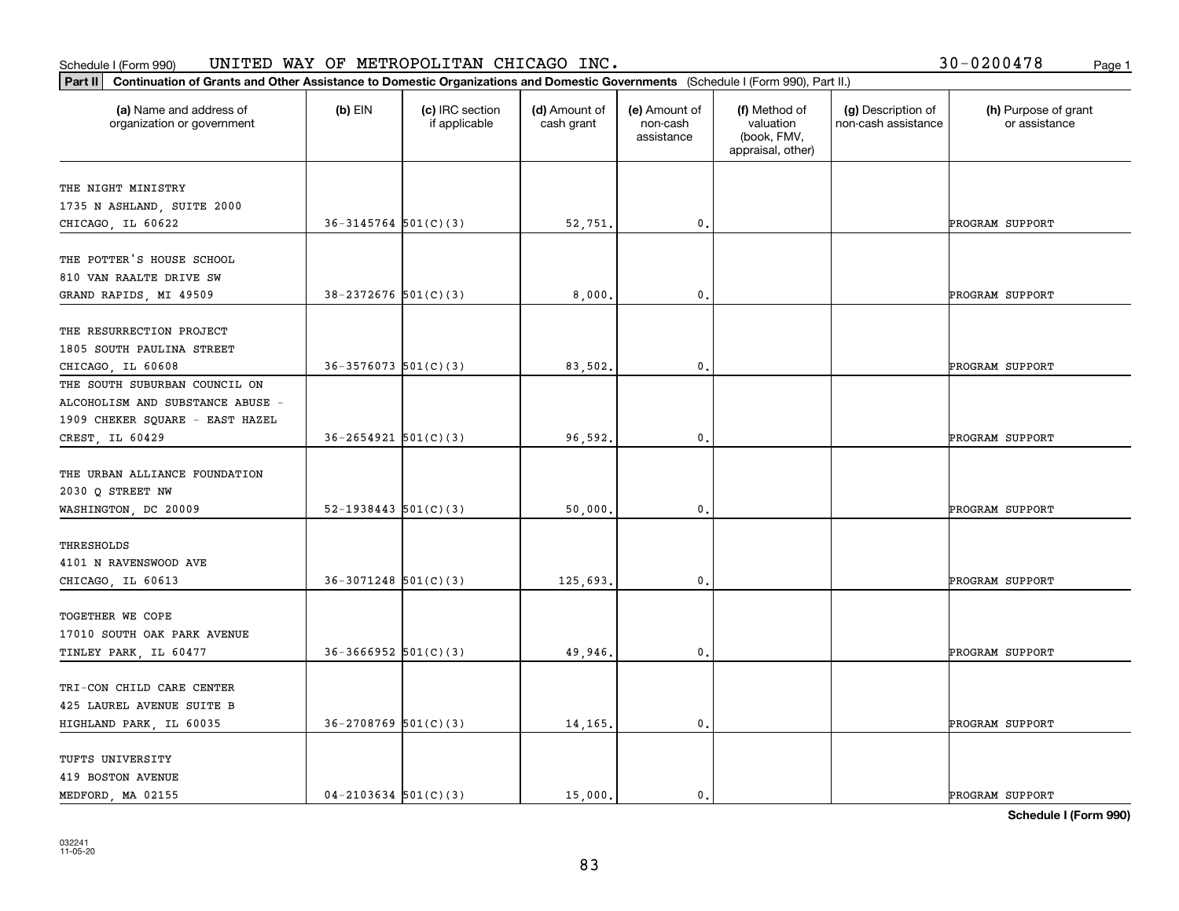Schedule I (Form 990) UNITED WAY OF METROPOLITAN CHICAGO INC. 30-0200478

**Part II Continuation of Grants and Other Assistance to Domestic Organizations and Domestic Governments** (Schedule I (Form 990), Part II.)

| (a) Name and address of organization or government | (b) EIN | (c) IRC section if applicable | (d) Amount of cash grant | (e) Amount of non-cash assistance | (f) Method of valuation (book, FMV, appraisal, other) | (g) Description of non-cash assistance | (h) Purpose of grant or assistance |
|---|---|---|---|---|---|---|---|
| THE NIGHT MINISTRY<br>1735 N ASHLAND, SUITE 2000<br>CHICAGO, IL 60622 | 36-3145764 | 501(C)(3) | 52,751. | 0. | | | PROGRAM SUPPORT |
| THE POTTER'S HOUSE SCHOOL<br>810 VAN RAALTE DRIVE SW<br>GRAND RAPIDS, MI 49509 | 38-2372676 | 501(C)(3) | 8,000. | 0. | | | PROGRAM SUPPORT |
| THE RESURRECTION PROJECT<br>1805 SOUTH PAULINA STREET<br>CHICAGO, IL 60608 | 36-3576073 | 501(C)(3) | 83,502. | 0. | | | PROGRAM SUPPORT |
| THE SOUTH SUBURBAN COUNCIL ON ALCOHOLISM AND SUBSTANCE ABUSE - 1909 CHEKER SQUARE - EAST HAZEL CREST, IL 60429 | 36-2654921 | 501(C)(3) | 96,592. | 0. | | | PROGRAM SUPPORT |
| THE URBAN ALLIANCE FOUNDATION<br>2030 Q STREET NW<br>WASHINGTON, DC 20009 | 52-1938443 | 501(C)(3) | 50,000. | 0. | | | PROGRAM SUPPORT |
| THRESHOLDS<br>4101 N RAVENSWOOD AVE<br>CHICAGO, IL 60613 | 36-3071248 | 501(C)(3) | 125,693. | 0. | | | PROGRAM SUPPORT |
| TOGETHER WE COPE<br>17010 SOUTH OAK PARK AVENUE<br>TINLEY PARK, IL 60477 | 36-3666952 | 501(C)(3) | 49,946. | 0. | | | PROGRAM SUPPORT |
| TRI-CON CHILD CARE CENTER<br>425 LAUREL AVENUE SUITE B<br>HIGHLAND PARK, IL 60035 | 36-2708769 | 501(C)(3) | 14,165. | 0. | | | PROGRAM SUPPORT |
| TUFTS UNIVERSITY<br>419 BOSTON AVENUE<br>MEDFORD, MA 02155 | 04-2103634 | 501(C)(3) | 15,000. | 0. | | | PROGRAM SUPPORT |

**Schedule I (Form 990)**

032241
11-05-20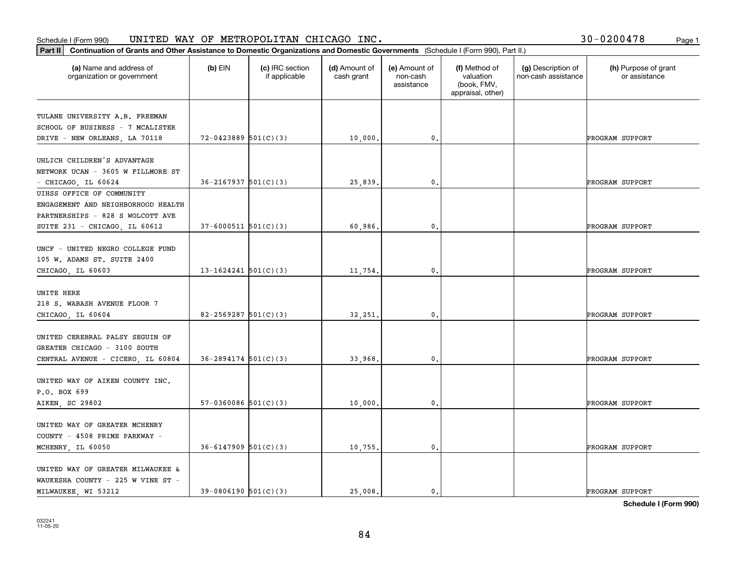Schedule I (Form 990) UNITED WAY OF METROPOLITAN CHICAGO INC. 30-0200478

**Part II** **Continuation of Grants and Other Assistance to Domestic Organizations and Domestic Governments** (Schedule I (Form 990), Part II.)

| (a) Name and address of organization or government | (b) EIN | (c) IRC section if applicable | (d) Amount of cash grant | (e) Amount of non-cash assistance | (f) Method of valuation (book, FMV, appraisal, other) | (g) Description of non-cash assistance | (h) Purpose of grant or assistance |
|---|---|---|---|---|---|---|---|
| TULANE UNIVERSITY A.B. FREEMAN SCHOOL OF BUSINESS - 7 MCALISTER DRIVE - NEW ORLEANS, LA 70118 | 72-0423889 | 501(C)(3) | 10,000. | 0. | | | PROGRAM SUPPORT |
| UHLICH CHILDREN'S ADVANTAGE NETWORK UCAN - 3605 W FILLMORE ST - CHICAGO, IL 60624 | 36-2167937 | 501(C)(3) | 25,839. | 0. | | | PROGRAM SUPPORT |
| UIHSS OFFICE OF COMMUNITY ENGAGEMENT AND NEIGHBORHOOD HEALTH PARTNERSHIPS - 828 S WOLCOTT AVE SUITE 231 - CHICAGO, IL 60612 | 37-6000511 | 501(C)(3) | 60,986. | 0. | | | PROGRAM SUPPORT |
| UNCF - UNITED NEGRO COLLEGE FUND 105 W. ADAMS ST. SUITE 2400 CHICAGO, IL 60603 | 13-1624241 | 501(C)(3) | 11,754. | 0. | | | PROGRAM SUPPORT |
| UNITE HERE 218 S. WABASH AVENUE FLOOR 7 CHICAGO, IL 60604 | 82-2569287 | 501(C)(3) | 32,251. | 0. | | | PROGRAM SUPPORT |
| UNITED CEREBRAL PALSY SEGUIN OF GREATER CHICAGO - 3100 SOUTH CENTRAL AVENUE - CICERO, IL 60804 | 36-2894174 | 501(C)(3) | 33,968. | 0. | | | PROGRAM SUPPORT |
| UNITED WAY OF AIKEN COUNTY INC. P.O. BOX 699 AIKEN, SC 29802 | 57-0360086 | 501(C)(3) | 10,000. | 0. | | | PROGRAM SUPPORT |
| UNITED WAY OF GREATER MCHENRY COUNTY - 4508 PRIME PARKWAY - MCHENRY, IL 60050 | 36-6147909 | 501(C)(3) | 10,755. | 0. | | | PROGRAM SUPPORT |
| UNITED WAY OF GREATER MILWAUKEE & WAUKESHA COUNTY - 225 W VINE ST - MILWAUKEE, WI 53212 | 39-0806190 | 501(C)(3) | 25,008. | 0. | | | PROGRAM SUPPORT |

**Schedule I (Form 990)**

032241 11-05-20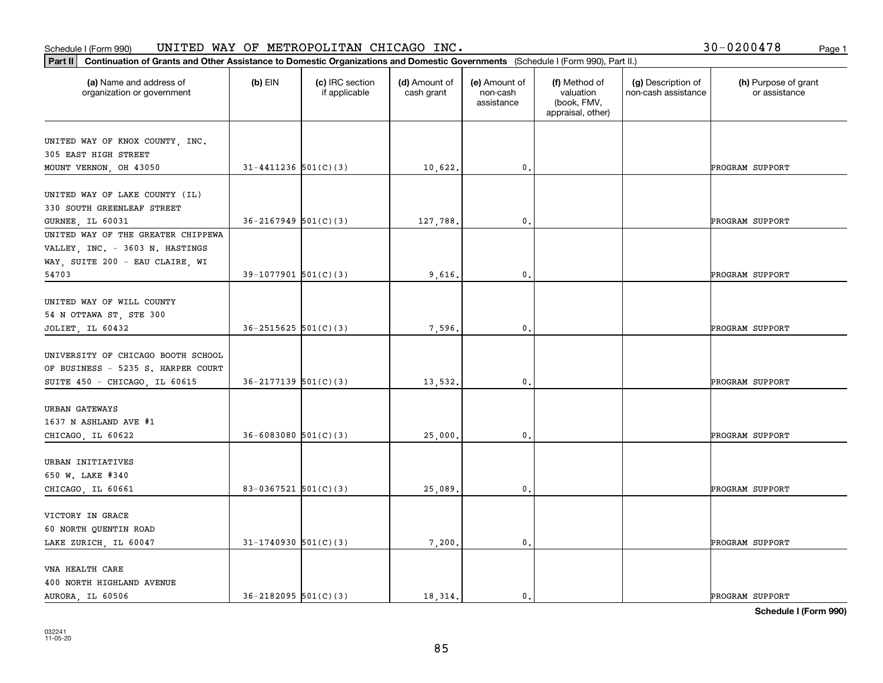Schedule I (Form 990) UNITED WAY OF METROPOLITAN CHICAGO INC. 30-0200478

**Part II** **Continuation of Grants and Other Assistance to Domestic Organizations and Domestic Governments** (Schedule I (Form 990), Part II.)

| (a) Name and address of organization or government | (b) EIN | (c) IRC section if applicable | (d) Amount of cash grant | (e) Amount of non-cash assistance | (f) Method of valuation (book, FMV, appraisal, other) | (g) Description of non-cash assistance | (h) Purpose of grant or assistance |
|---|---|---|---|---|---|---|---|
| UNITED WAY OF KNOX COUNTY, INC. 305 EAST HIGH STREET MOUNT VERNON, OH 43050 | 31-4411236 | 501(C)(3) | 10,622. | 0. | | | PROGRAM SUPPORT |
| UNITED WAY OF LAKE COUNTY (IL) 330 SOUTH GREENLEAF STREET GURNEE, IL 60031 | 36-2167949 | 501(C)(3) | 127,788. | 0. | | | PROGRAM SUPPORT |
| UNITED WAY OF THE GREATER CHIPPEWA VALLEY, INC. - 3603 N. HASTINGS WAY, SUITE 200 - EAU CLAIRE, WI 54703 | 39-1077901 | 501(C)(3) | 9,616. | 0. | | | PROGRAM SUPPORT |
| UNITED WAY OF WILL COUNTY 54 N OTTAWA ST, STE 300 JOLIET, IL 60432 | 36-2515625 | 501(C)(3) | 7,596. | 0. | | | PROGRAM SUPPORT |
| UNIVERSITY OF CHICAGO BOOTH SCHOOL OF BUSINESS - 5235 S. HARPER COURT SUITE 450 - CHICAGO, IL 60615 | 36-2177139 | 501(C)(3) | 13,532. | 0. | | | PROGRAM SUPPORT |
| URBAN GATEWAYS 1637 N ASHLAND AVE #1 CHICAGO, IL 60622 | 36-6083080 | 501(C)(3) | 25,000. | 0. | | | PROGRAM SUPPORT |
| URBAN INITIATIVES 650 W. LAKE #340 CHICAGO, IL 60661 | 83-0367521 | 501(C)(3) | 25,089. | 0. | | | PROGRAM SUPPORT |
| VICTORY IN GRACE 60 NORTH QUENTIN ROAD LAKE ZURICH, IL 60047 | 31-1740930 | 501(C)(3) | 7,200. | 0. | | | PROGRAM SUPPORT |
| VNA HEALTH CARE 400 NORTH HIGHLAND AVENUE AURORA, IL 60506 | 36-2182095 | 501(C)(3) | 18,314. | 0. | | | PROGRAM SUPPORT |

**Schedule I (Form 990)**

032241 11-05-20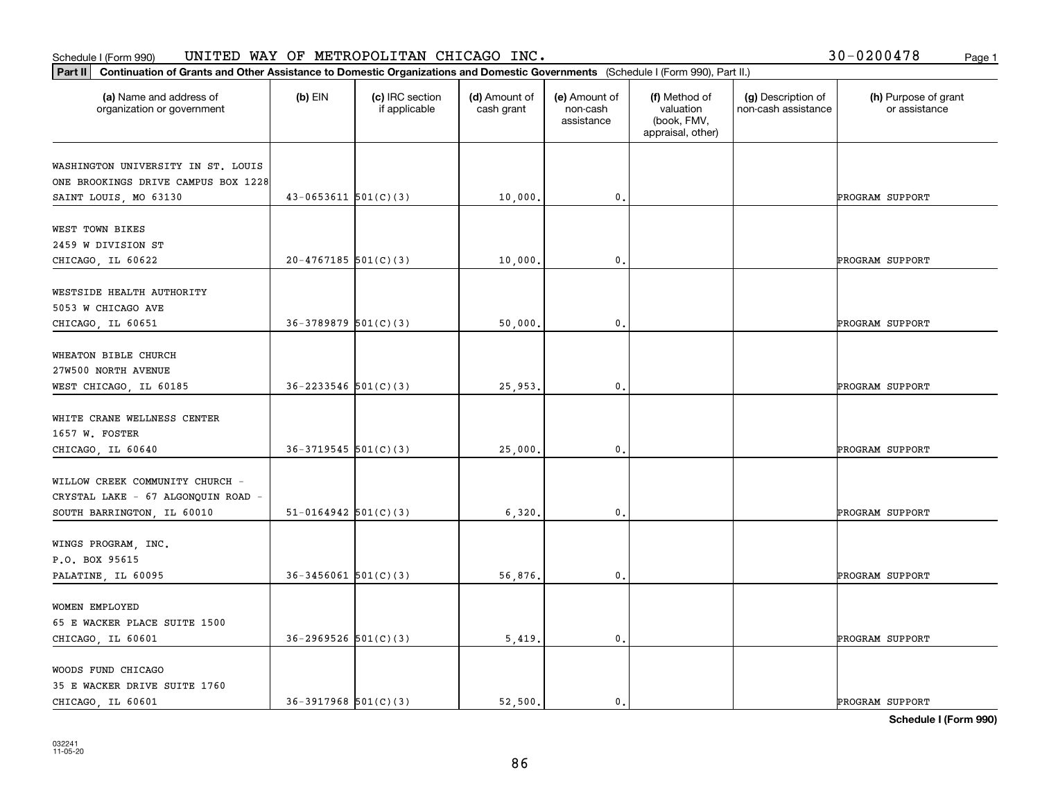Schedule I (Form 990) UNITED WAY OF METROPOLITAN CHICAGO INC. 30-0200478

**Part II** **Continuation of Grants and Other Assistance to Domestic Organizations and Domestic Governments** (Schedule I (Form 990), Part II.)

| (a) Name and address of organization or government | (b) EIN | (c) IRC section if applicable | (d) Amount of cash grant | (e) Amount of non-cash assistance | (f) Method of valuation (book, FMV, appraisal, other) | (g) Description of non-cash assistance | (h) Purpose of grant or assistance |
|---|---|---|---|---|---|---|---|
| WASHINGTON UNIVERSITY IN ST. LOUIS ONE BROOKINGS DRIVE CAMPUS BOX 1228 SAINT LOUIS, MO 63130 | 43-0653611 | 501(C)(3) | 10,000. | 0. | | | PROGRAM SUPPORT |
| WEST TOWN BIKES 2459 W DIVISION ST CHICAGO, IL 60622 | 20-4767185 | 501(C)(3) | 10,000. | 0. | | | PROGRAM SUPPORT |
| WESTSIDE HEALTH AUTHORITY 5053 W CHICAGO AVE CHICAGO, IL 60651 | 36-3789879 | 501(C)(3) | 50,000. | 0. | | | PROGRAM SUPPORT |
| WHEATON BIBLE CHURCH 27W500 NORTH AVENUE WEST CHICAGO, IL 60185 | 36-2233546 | 501(C)(3) | 25,953. | 0. | | | PROGRAM SUPPORT |
| WHITE CRANE WELLNESS CENTER 1657 W. FOSTER CHICAGO, IL 60640 | 36-3719545 | 501(C)(3) | 25,000. | 0. | | | PROGRAM SUPPORT |
| WILLOW CREEK COMMUNITY CHURCH - CRYSTAL LAKE - 67 ALGONQUIN ROAD - SOUTH BARRINGTON, IL 60010 | 51-0164942 | 501(C)(3) | 6,320. | 0. | | | PROGRAM SUPPORT |
| WINGS PROGRAM, INC. P.O. BOX 95615 PALATINE, IL 60095 | 36-3456061 | 501(C)(3) | 56,876. | 0. | | | PROGRAM SUPPORT |
| WOMEN EMPLOYED 65 E WACKER PLACE SUITE 1500 CHICAGO, IL 60601 | 36-2969526 | 501(C)(3) | 5,419. | 0. | | | PROGRAM SUPPORT |
| WOODS FUND CHICAGO 35 E WACKER DRIVE SUITE 1760 CHICAGO, IL 60601 | 36-3917968 | 501(C)(3) | 52,500. | 0. | | | PROGRAM SUPPORT |

**Schedule I (Form 990)**

032241 11-05-20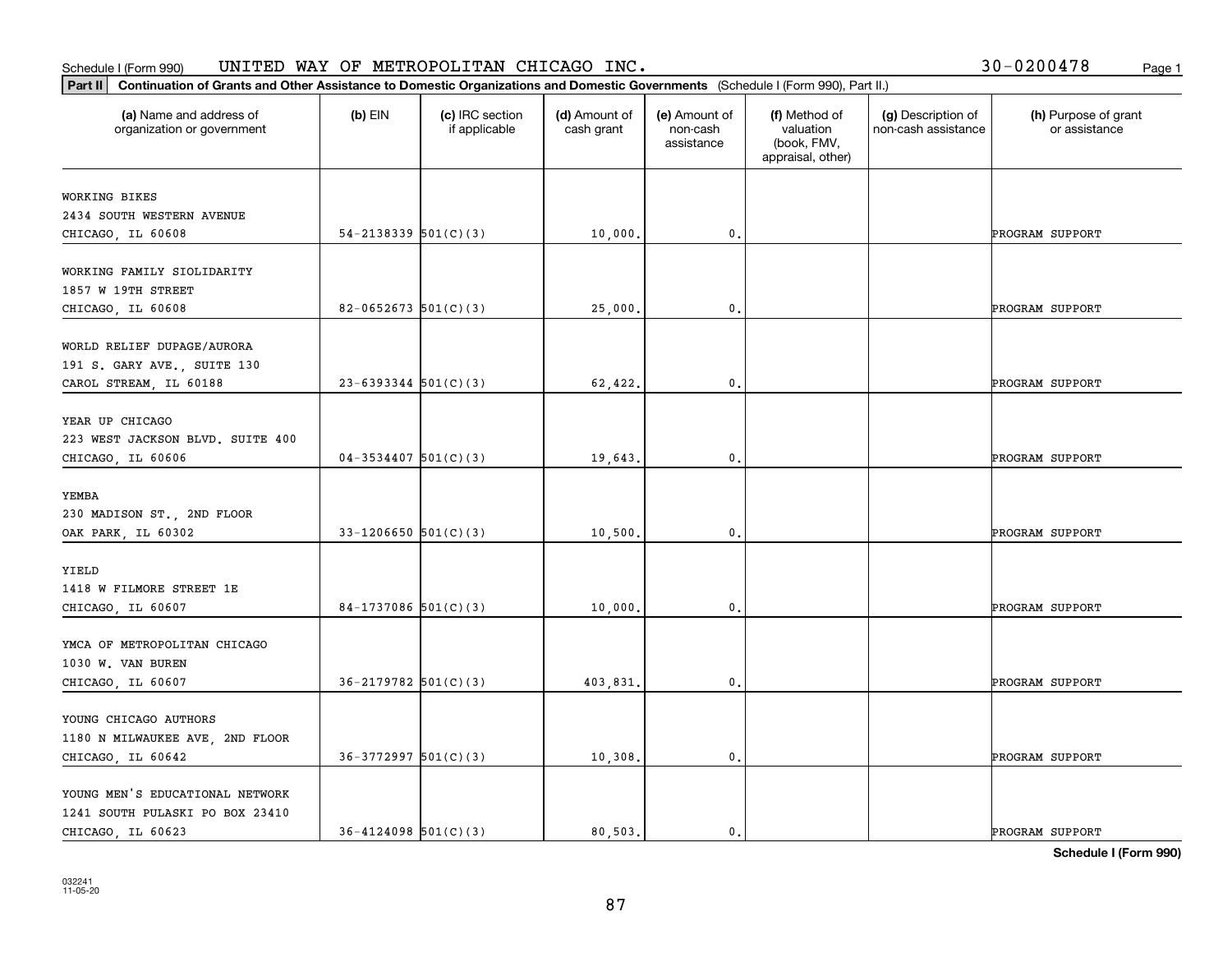Schedule I (Form 990) UNITED WAY OF METROPOLITAN CHICAGO INC. 30-0200478

**Part II** **Continuation of Grants and Other Assistance to Domestic Organizations and Domestic Governments** (Schedule I (Form 990), Part II.)

| (a) Name and address of organization or government | (b) EIN | (c) IRC section if applicable | (d) Amount of cash grant | (e) Amount of non-cash assistance | (f) Method of valuation (book, FMV, appraisal, other) | (g) Description of non-cash assistance | (h) Purpose of grant or assistance |
|---|---|---|---|---|---|---|---|
| WORKING BIKES<br>2434 SOUTH WESTERN AVENUE<br>CHICAGO, IL 60608 | 54-2138339 | 501(C)(3) | 10,000. | 0. | | | PROGRAM SUPPORT |
| WORKING FAMILY SIOLIDARITY<br>1857 W 19TH STREET<br>CHICAGO, IL 60608 | 82-0652673 | 501(C)(3) | 25,000. | 0. | | | PROGRAM SUPPORT |
| WORLD RELIEF DUPAGE/AURORA<br>191 S. GARY AVE., SUITE 130<br>CAROL STREAM, IL 60188 | 23-6393344 | 501(C)(3) | 62,422. | 0. | | | PROGRAM SUPPORT |
| YEAR UP CHICAGO<br>223 WEST JACKSON BLVD. SUITE 400<br>CHICAGO, IL 60606 | 04-3534407 | 501(C)(3) | 19,643. | 0. | | | PROGRAM SUPPORT |
| YEMBA<br>230 MADISON ST., 2ND FLOOR<br>OAK PARK, IL 60302 | 33-1206650 | 501(C)(3) | 10,500. | 0. | | | PROGRAM SUPPORT |
| YIELD<br>1418 W FILMORE STREET 1E<br>CHICAGO, IL 60607 | 84-1737086 | 501(C)(3) | 10,000. | 0. | | | PROGRAM SUPPORT |
| YMCA OF METROPOLITAN CHICAGO<br>1030 W. VAN BUREN<br>CHICAGO, IL 60607 | 36-2179782 | 501(C)(3) | 403,831. | 0. | | | PROGRAM SUPPORT |
| YOUNG CHICAGO AUTHORS<br>1180 N MILWAUKEE AVE, 2ND FLOOR<br>CHICAGO, IL 60642 | 36-3772997 | 501(C)(3) | 10,308. | 0. | | | PROGRAM SUPPORT |
| YOUNG MEN'S EDUCATIONAL NETWORK<br>1241 SOUTH PULASKI PO BOX 23410<br>CHICAGO, IL 60623 | 36-4124098 | 501(C)(3) | 80,503. | 0. | | | PROGRAM SUPPORT |

**Schedule I (Form 990)**

032241
11-05-20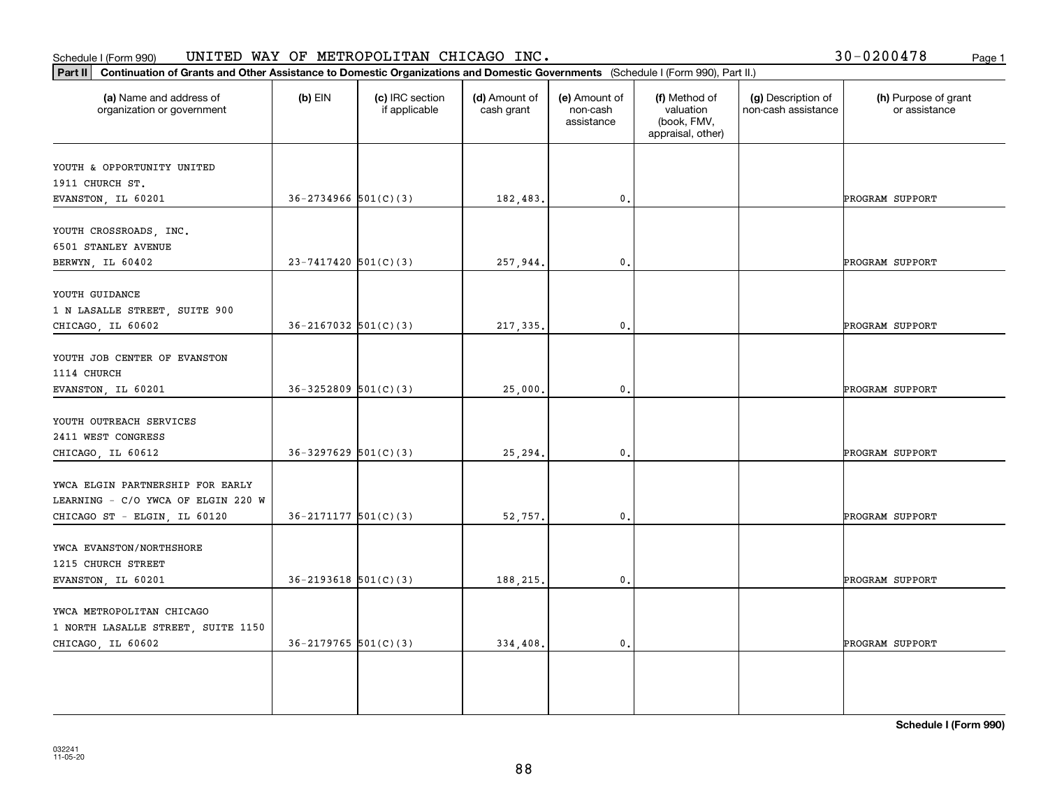Schedule I (Form 990) UNITED WAY OF METROPOLITAN CHICAGO INC. 30-0200478

**Part II** **Continuation of Grants and Other Assistance to Domestic Organizations and Domestic Governments** (Schedule I (Form 990), Part II.)

| (a) Name and address of organization or government | (b) EIN | (c) IRC section if applicable | (d) Amount of cash grant | (e) Amount of non-cash assistance | (f) Method of valuation (book, FMV, appraisal, other) | (g) Description of non-cash assistance | (h) Purpose of grant or assistance |
|---|---|---|---|---|---|---|---|
| YOUTH & OPPORTUNITY UNITED 1911 CHURCH ST. EVANSTON, IL 60201 | 36-2734966 | 501(C)(3) | 182,483. | 0. | | | PROGRAM SUPPORT |
| YOUTH CROSSROADS, INC. 6501 STANLEY AVENUE BERWYN, IL 60402 | 23-7417420 | 501(C)(3) | 257,944. | 0. | | | PROGRAM SUPPORT |
| YOUTH GUIDANCE 1 N LASALLE STREET, SUITE 900 CHICAGO, IL 60602 | 36-2167032 | 501(C)(3) | 217,335. | 0. | | | PROGRAM SUPPORT |
| YOUTH JOB CENTER OF EVANSTON 1114 CHURCH EVANSTON, IL 60201 | 36-3252809 | 501(C)(3) | 25,000. | 0. | | | PROGRAM SUPPORT |
| YOUTH OUTREACH SERVICES 2411 WEST CONGRESS CHICAGO, IL 60612 | 36-3297629 | 501(C)(3) | 25,294. | 0. | | | PROGRAM SUPPORT |
| YWCA ELGIN PARTNERSHIP FOR EARLY LEARNING - C/O YWCA OF ELGIN 220 W CHICAGO ST - ELGIN, IL 60120 | 36-2171177 | 501(C)(3) | 52,757. | 0. | | | PROGRAM SUPPORT |
| YWCA EVANSTON/NORTHSHORE 1215 CHURCH STREET EVANSTON, IL 60201 | 36-2193618 | 501(C)(3) | 188,215. | 0. | | | PROGRAM SUPPORT |
| YWCA METROPOLITAN CHICAGO 1 NORTH LASALLE STREET, SUITE 1150 CHICAGO, IL 60602 | 36-2179765 | 501(C)(3) | 334,408. | 0. | | | PROGRAM SUPPORT |
| | | | | | | | |

**Schedule I (Form 990)**

032241
11-05-20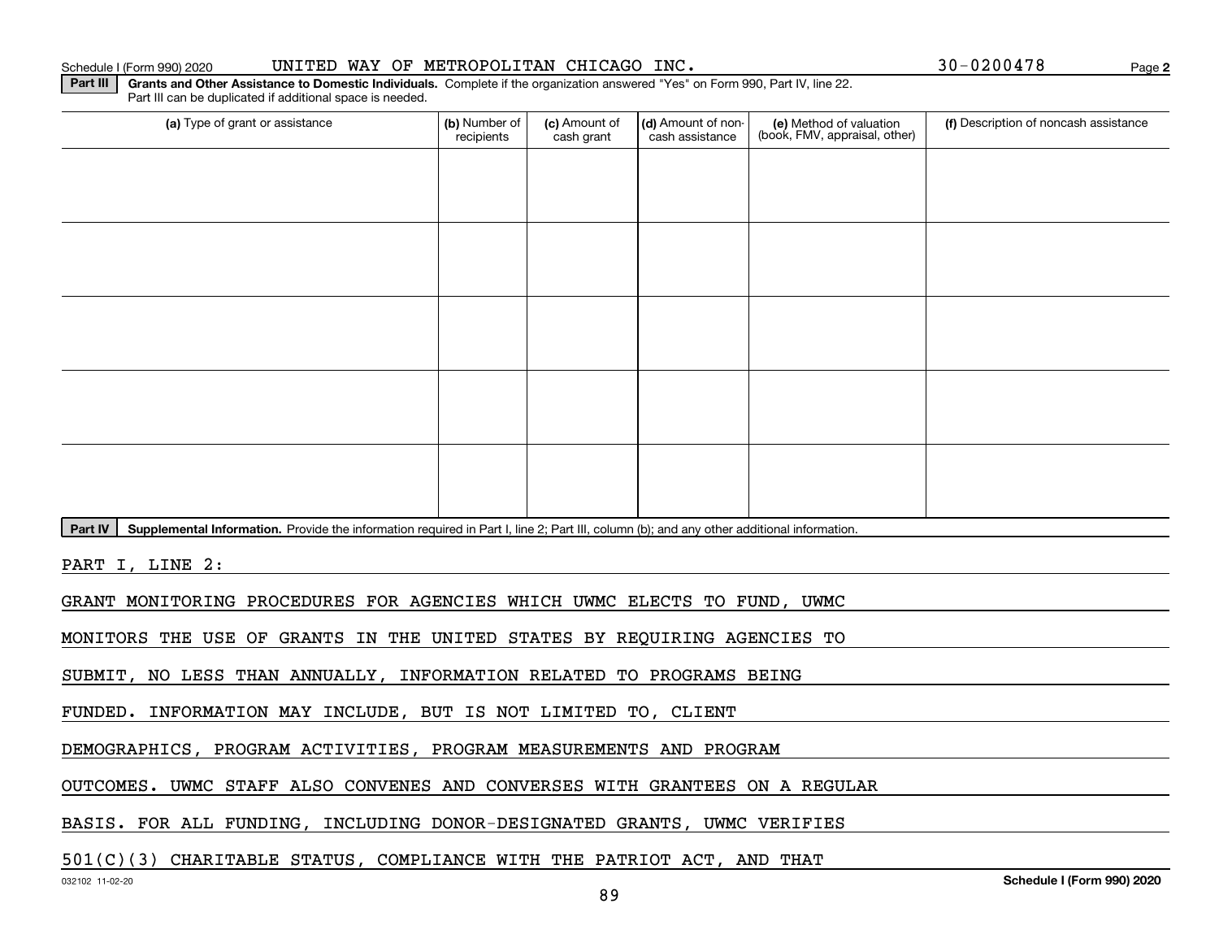Schedule I (Form 990) 2020 UNITED WAY OF METROPOLITAN CHICAGO INC. 30-0200478

**Part III Grants and Other Assistance to Domestic Individuals.** Complete if the organization answered "Yes" on Form 990, Part IV, line 22. Part III can be duplicated if additional space is needed.

| (a) Type of grant or assistance | (b) Number of recipients | (c) Amount of cash grant | (d) Amount of non-cash assistance | (e) Method of valuation (book, FMV, appraisal, other) | (f) Description of noncash assistance |
|---|---|---|---|---|---|
| | | | | | |
| | | | | | |
| | | | | | |
| | | | | | |
| | | | | | |

**Part IV Supplemental Information.** Provide the information required in Part I, line 2; Part III, column (b); and any other additional information.

PART I, LINE 2:

GRANT MONITORING PROCEDURES FOR AGENCIES WHICH UWMC ELECTS TO FUND, UWMC MONITORS THE USE OF GRANTS IN THE UNITED STATES BY REQUIRING AGENCIES TO SUBMIT, NO LESS THAN ANNUALLY, INFORMATION RELATED TO PROGRAMS BEING FUNDED. INFORMATION MAY INCLUDE, BUT IS NOT LIMITED TO, CLIENT DEMOGRAPHICS, PROGRAM ACTIVITIES, PROGRAM MEASUREMENTS AND PROGRAM OUTCOMES. UWMC STAFF ALSO CONVENES AND CONVERSES WITH GRANTEES ON A REGULAR BASIS. FOR ALL FUNDING, INCLUDING DONOR-DESIGNATED GRANTS, UWMC VERIFIES 501(C)(3) CHARITABLE STATUS, COMPLIANCE WITH THE PATRIOT ACT, AND THAT

032102 11-02-20 Schedule I (Form 990) 2020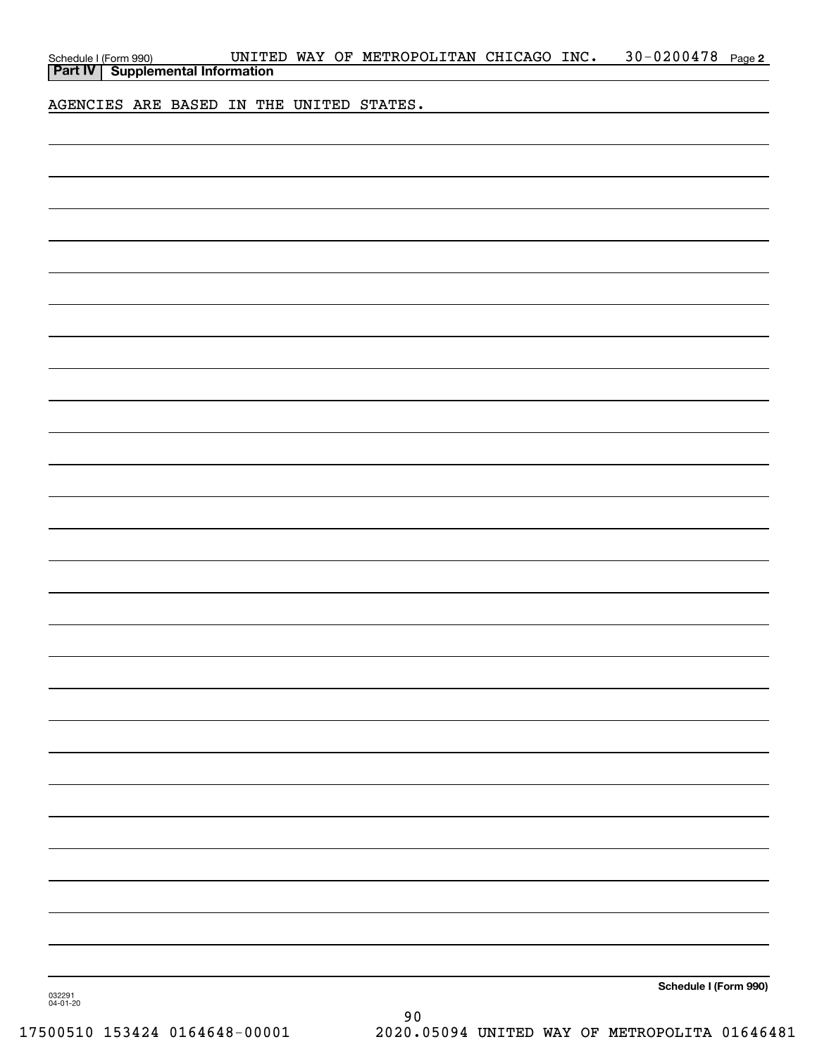Schedule I (Form 990) UNITED WAY OF METROPOLITAN CHICAGO INC. 30-0200478 Page 2

**Part IV | Supplemental Information**

AGENCIES ARE BASED IN THE UNITED STATES.

**Schedule I (Form 990)**

032291
04-01-20

17500510 153424 0164648-00001 2020.05094 UNITED WAY OF METROPOLITA 01646481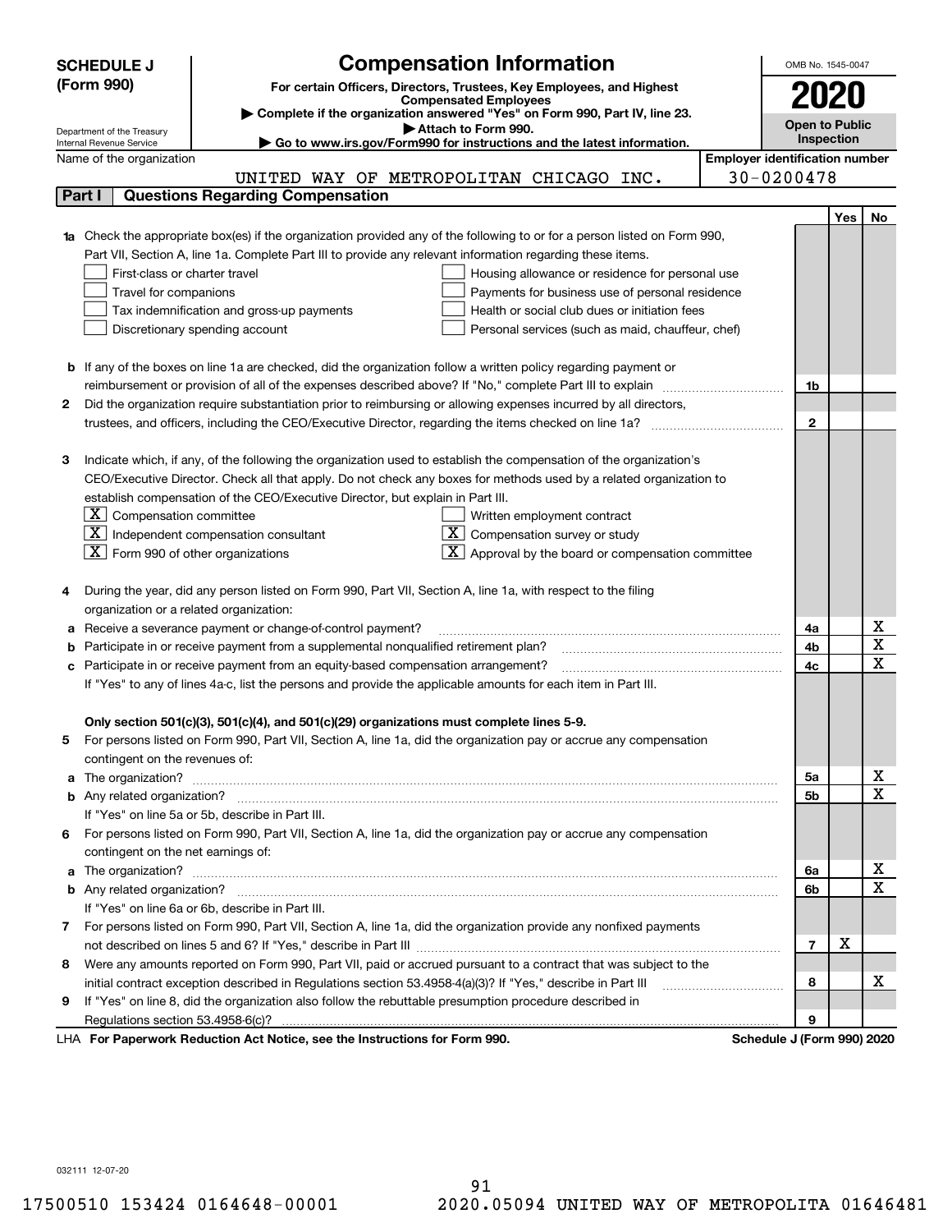**SCHEDULE J (Form 990)**

Department of the Treasury
Internal Revenue Service

# Compensation Information

**For certain Officers, Directors, Trustees, Key Employees, and Highest Compensated Employees**

▶ Complete if the organization answered "Yes" on Form 990, Part IV, line 23.
▶ Attach to Form 990.
▶ Go to www.irs.gov/Form990 for instructions and the latest information.

OMB No. 1545-0047

**2020**

**Open to Public Inspection**

Name of the organization: UNITED WAY OF METROPOLITAN CHICAGO INC.

Employer identification number: 30-0200478

## Part I — Questions Regarding Compensation

| | | | Yes | No |
|---|---|---|---|---|
| **1a** | Check the appropriate box(es) if the organization provided any of the following to or for a person listed on Form 990, Part VII, Section A, line 1a. Complete Part III to provide any relevant information regarding these items.<br>☐ First-class or charter travel ☐ Housing allowance or residence for personal use<br>☐ Travel for companions ☐ Payments for business use of personal residence<br>☐ Tax indemnification and gross-up payments ☐ Health or social club dues or initiation fees<br>☐ Discretionary spending account ☐ Personal services (such as maid, chauffeur, chef) | | | |
| **b** | If any of the boxes on line 1a are checked, did the organization follow a written policy regarding payment or reimbursement or provision of all of the expenses described above? If "No," complete Part III to explain | 1b | | |
| **2** | Did the organization require substantiation prior to reimbursing or allowing expenses incurred by all directors, trustees, and officers, including the CEO/Executive Director, regarding the items checked on line 1a? | 2 | | |
| **3** | Indicate which, if any, of the following the organization used to establish the compensation of the organization's CEO/Executive Director. Check all that apply. Do not check any boxes for methods used by a related organization to establish compensation of the CEO/Executive Director, but explain in Part III.<br>☒ Compensation committee ☐ Written employment contract<br>☒ Independent compensation consultant ☒ Compensation survey or study<br>☒ Form 990 of other organizations ☒ Approval by the board or compensation committee | | | |
| **4** | During the year, did any person listed on Form 990, Part VII, Section A, line 1a, with respect to the filing organization or a related organization: | | | |
| **a** | Receive a severance payment or change-of-control payment? | 4a | | X |
| **b** | Participate in or receive payment from a supplemental nonqualified retirement plan? | 4b | | X |
| **c** | Participate in or receive payment from an equity-based compensation arrangement? | 4c | | X |
| | If "Yes" to any of lines 4a-c, list the persons and provide the applicable amounts for each item in Part III. | | | |
| | **Only section 501(c)(3), 501(c)(4), and 501(c)(29) organizations must complete lines 5-9.** | | | |
| **5** | For persons listed on Form 990, Part VII, Section A, line 1a, did the organization pay or accrue any compensation contingent on the revenues of: | | | |
| **a** | The organization? | 5a | | X |
| **b** | Any related organization? | 5b | | X |
| | If "Yes" on line 5a or 5b, describe in Part III. | | | |
| **6** | For persons listed on Form 990, Part VII, Section A, line 1a, did the organization pay or accrue any compensation contingent on the net earnings of: | | | |
| **a** | The organization? | 6a | | X |
| **b** | Any related organization? | 6b | | X |
| | If "Yes" on line 6a or 6b, describe in Part III. | | | |
| **7** | For persons listed on Form 990, Part VII, Section A, line 1a, did the organization provide any nonfixed payments not described on lines 5 and 6? If "Yes," describe in Part III | 7 | X | |
| **8** | Were any amounts reported on Form 990, Part VII, paid or accrued pursuant to a contract that was subject to the initial contract exception described in Regulations section 53.4958-4(a)(3)? If "Yes," describe in Part III | 8 | | X |
| **9** | If "Yes" on line 8, did the organization also follow the rebuttable presumption procedure described in Regulations section 53.4958-6(c)? | 9 | | |

LHA **For Paperwork Reduction Act Notice, see the Instructions for Form 990.** **Schedule J (Form 990) 2020**

032111 12-07-20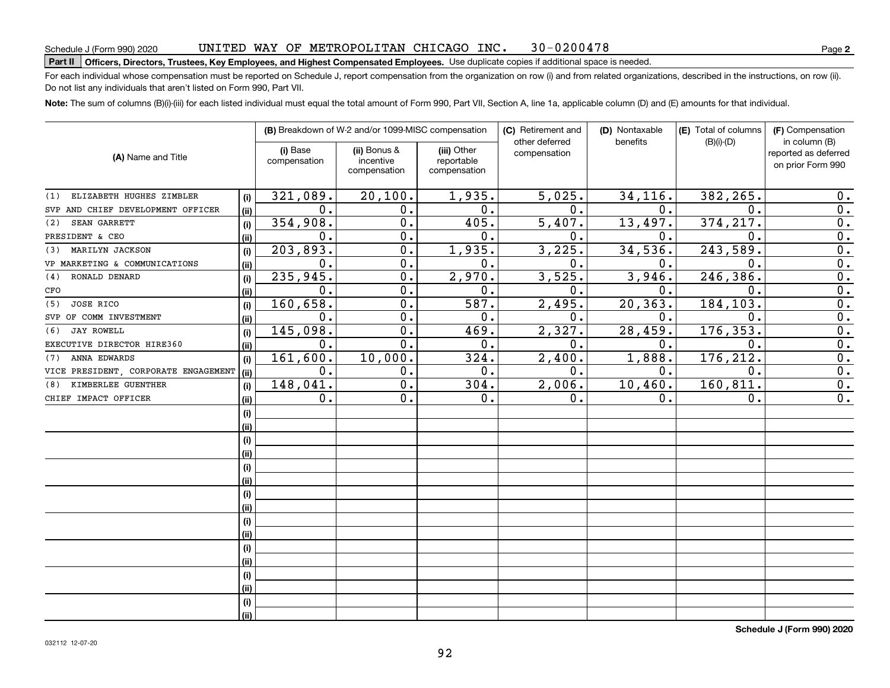Schedule J (Form 990) 2020 UNITED WAY OF METROPOLITAN CHICAGO INC. 30-0200478 Page **2**

**Part II Officers, Directors, Trustees, Key Employees, and Highest Compensated Employees.** Use duplicate copies if additional space is needed.

For each individual whose compensation must be reported on Schedule J, report compensation from the organization on row (i) and from related organizations, described in the instructions, on row (ii). Do not list any individuals that aren't listed on Form 990, Part VII.

**Note:** The sum of columns (B)(i)-(iii) for each listed individual must equal the total amount of Form 990, Part VII, Section A, line 1a, applicable column (D) and (E) amounts for that individual.

| (A) Name and Title | | (B) Breakdown of W-2 and/or 1099-MISC compensation | | | (C) Retirement and other deferred compensation | (D) Nontaxable benefits | (E) Total of columns (B)(i)-(D) | (F) Compensation in column (B) reported as deferred on prior Form 990 |
|---|---|---|---|---|---|---|---|---|
| | | (i) Base compensation | (ii) Bonus & incentive compensation | (iii) Other reportable compensation | | | | |
| (1) ELIZABETH HUGHES ZIMBLER | (i) | 321,089. | 20,100. | 1,935. | 5,025. | 34,116. | 382,265. | 0. |
| SVP AND CHIEF DEVELOPMENT OFFICER | (ii) | 0. | 0. | 0. | 0. | 0. | 0. | 0. |
| (2) SEAN GARRETT | (i) | 354,908. | 0. | 405. | 5,407. | 13,497. | 374,217. | 0. |
| PRESIDENT & CEO | (ii) | 0. | 0. | 0. | 0. | 0. | 0. | 0. |
| (3) MARILYN JACKSON | (i) | 203,893. | 0. | 1,935. | 3,225. | 34,536. | 243,589. | 0. |
| VP MARKETING & COMMUNICATIONS | (ii) | 0. | 0. | 0. | 0. | 0. | 0. | 0. |
| (4) RONALD DENARD | (i) | 235,945. | 0. | 2,970. | 3,525. | 3,946. | 246,386. | 0. |
| CFO | (ii) | 0. | 0. | 0. | 0. | 0. | 0. | 0. |
| (5) JOSE RICO | (i) | 160,658. | 0. | 587. | 2,495. | 20,363. | 184,103. | 0. |
| SVP OF COMM INVESTMENT | (ii) | 0. | 0. | 0. | 0. | 0. | 0. | 0. |
| (6) JAY ROWELL | (i) | 145,098. | 0. | 469. | 2,327. | 28,459. | 176,353. | 0. |
| EXECUTIVE DIRECTOR HIRE360 | (ii) | 0. | 0. | 0. | 0. | 0. | 0. | 0. |
| (7) ANNA EDWARDS | (i) | 161,600. | 10,000. | 324. | 2,400. | 1,888. | 176,212. | 0. |
| VICE PRESIDENT, CORPORATE ENGAGEMENT | (ii) | 0. | 0. | 0. | 0. | 0. | 0. | 0. |
| (8) KIMBERLEE GUENTHER | (i) | 148,041. | 0. | 304. | 2,006. | 10,460. | 160,811. | 0. |
| CHIEF IMPACT OFFICER | (ii) | 0. | 0. | 0. | 0. | 0. | 0. | 0. |
| | (i) | | | | | | | |
| | (ii) | | | | | | | |
| | (i) | | | | | | | |
| | (ii) | | | | | | | |
| | (i) | | | | | | | |
| | (ii) | | | | | | | |
| | (i) | | | | | | | |
| | (ii) | | | | | | | |
| | (i) | | | | | | | |
| | (ii) | | | | | | | |
| | (i) | | | | | | | |
| | (ii) | | | | | | | |
| | (i) | | | | | | | |
| | (ii) | | | | | | | |
| | (i) | | | | | | | |
| | (ii) | | | | | | | |

**Schedule J (Form 990) 2020**

032112 12-07-20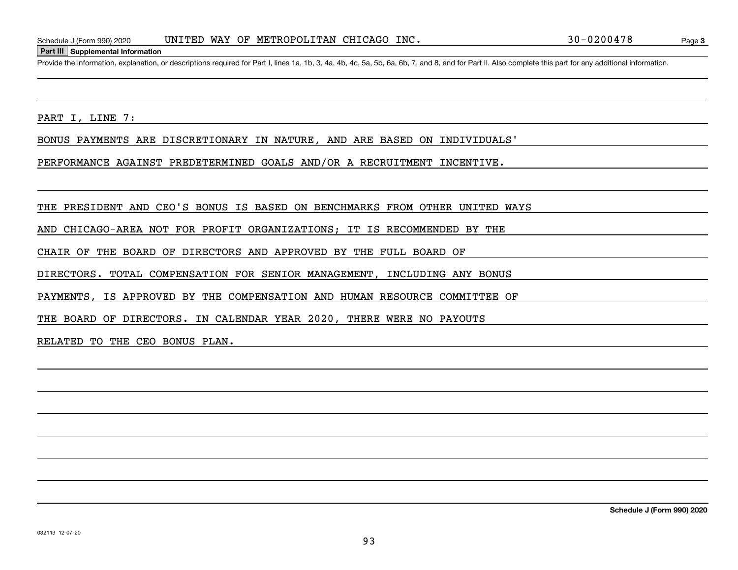Schedule J (Form 990) 2020 UNITED WAY OF METROPOLITAN CHICAGO INC. 30-0200478 Page 3

**Part III Supplemental Information**

Provide the information, explanation, or descriptions required for Part I, lines 1a, 1b, 3, 4a, 4b, 4c, 5a, 5b, 6a, 6b, 7, and 8, and for Part II. Also complete this part for any additional information.

PART I, LINE 7:

BONUS PAYMENTS ARE DISCRETIONARY IN NATURE, AND ARE BASED ON INDIVIDUALS' PERFORMANCE AGAINST PREDETERMINED GOALS AND/OR A RECRUITMENT INCENTIVE.

THE PRESIDENT AND CEO'S BONUS IS BASED ON BENCHMARKS FROM OTHER UNITED WAYS AND CHICAGO-AREA NOT FOR PROFIT ORGANIZATIONS; IT IS RECOMMENDED BY THE CHAIR OF THE BOARD OF DIRECTORS AND APPROVED BY THE FULL BOARD OF DIRECTORS. TOTAL COMPENSATION FOR SENIOR MANAGEMENT, INCLUDING ANY BONUS PAYMENTS, IS APPROVED BY THE COMPENSATION AND HUMAN RESOURCE COMMITTEE OF THE BOARD OF DIRECTORS. IN CALENDAR YEAR 2020, THERE WERE NO PAYOUTS RELATED TO THE CEO BONUS PLAN.

Schedule J (Form 990) 2020

032113 12-07-20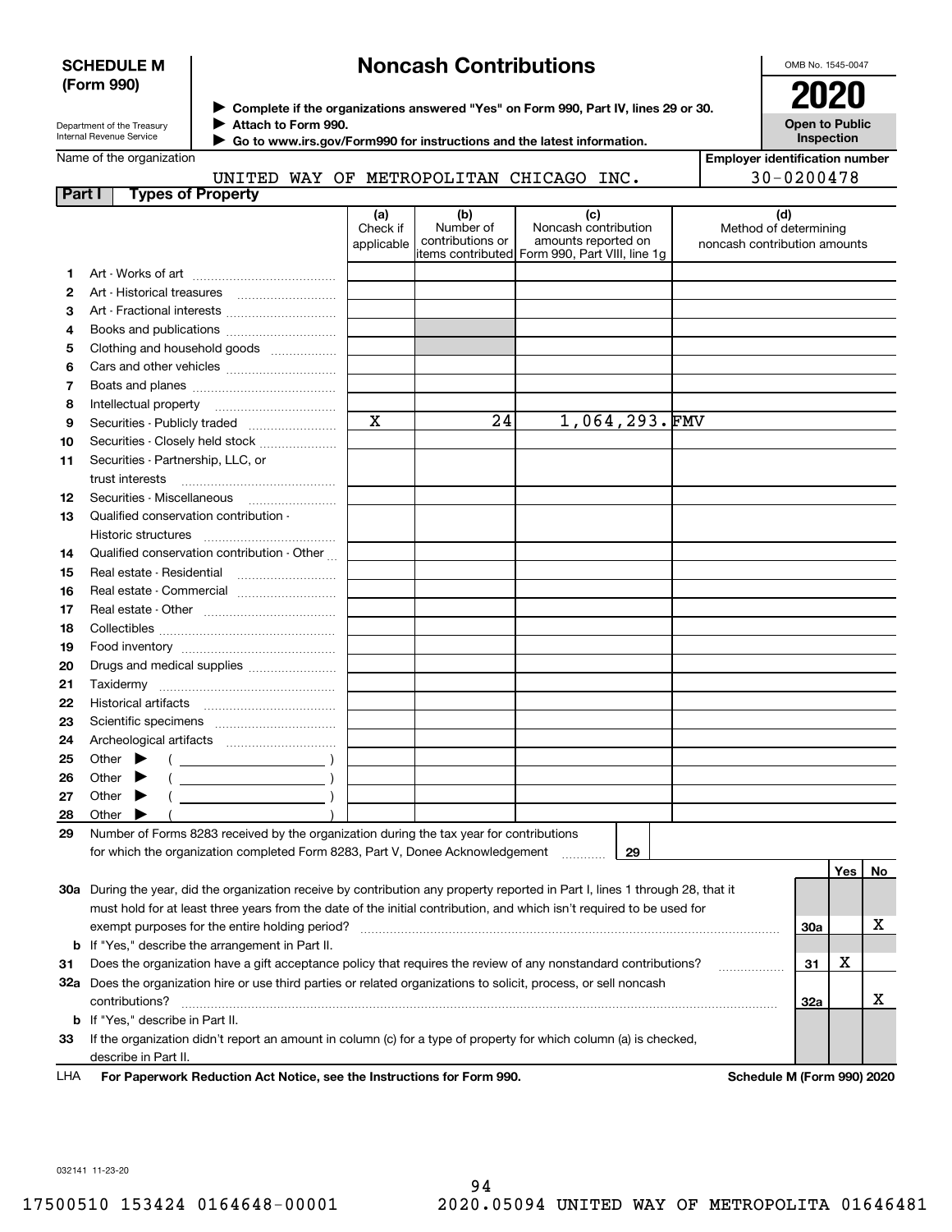# SCHEDULE M (Form 990)

## Noncash Contributions

▶ Complete if the organizations answered "Yes" on Form 990, Part IV, lines 29 or 30.
▶ Attach to Form 990.
▶ Go to www.irs.gov/Form990 for instructions and the latest information.

OMB No. 1545-0047

**2020**

**Open to Public Inspection**

Department of the Treasury
Internal Revenue Service

Name of the organization: UNITED WAY OF METROPOLITAN CHICAGO INC.

Employer identification number: 30-0200478

### Part I Types of Property

| | | (a) Check if applicable | (b) Number of contributions or items contributed | (c) Noncash contribution amounts reported on Form 990, Part VIII, line 1g | (d) Method of determining noncash contribution amounts |
|---|---|---|---|---|---|
| 1 | Art - Works of art | | | | |
| 2 | Art - Historical treasures | | | | |
| 3 | Art - Fractional interests | | | | |
| 4 | Books and publications | | | | |
| 5 | Clothing and household goods | | | | |
| 6 | Cars and other vehicles | | | | |
| 7 | Boats and planes | | | | |
| 8 | Intellectual property | | | | |
| 9 | Securities - Publicly traded | X | 24 | 1,064,293. | FMV |
| 10 | Securities - Closely held stock | | | | |
| 11 | Securities - Partnership, LLC, or trust interests | | | | |
| 12 | Securities - Miscellaneous | | | | |
| 13 | Qualified conservation contribution - Historic structures | | | | |
| 14 | Qualified conservation contribution - Other | | | | |
| 15 | Real estate - Residential | | | | |
| 16 | Real estate - Commercial | | | | |
| 17 | Real estate - Other | | | | |
| 18 | Collectibles | | | | |
| 19 | Food inventory | | | | |
| 20 | Drugs and medical supplies | | | | |
| 21 | Taxidermy | | | | |
| 22 | Historical artifacts | | | | |
| 23 | Scientific specimens | | | | |
| 24 | Archeological artifacts | | | | |
| 25 | Other ▶ ( ) | | | | |
| 26 | Other ▶ ( ) | | | | |
| 27 | Other ▶ ( ) | | | | |
| 28 | Other ▶ ( ) | | | | |

29 Number of Forms 8283 received by the organization during the tax year for contributions for which the organization completed Form 8283, Part V, Donee Acknowledgement ..... 29

| | | | Yes | No |
|---|---|---|---|---|
| 30a | During the year, did the organization receive by contribution any property reported in Part I, lines 1 through 28, that it must hold for at least three years from the date of the initial contribution, and which isn't required to be used for exempt purposes for the entire holding period? | 30a | | X |
| b | If "Yes," describe the arrangement in Part II. | | | |
| 31 | Does the organization have a gift acceptance policy that requires the review of any nonstandard contributions? | 31 | X | |
| 32a | Does the organization hire or use third parties or related organizations to solicit, process, or sell noncash contributions? | 32a | | X |
| b | If "Yes," describe in Part II. | | | |
| 33 | If the organization didn't report an amount in column (c) for a type of property for which column (a) is checked, describe in Part II. | | | |

LHA For Paperwork Reduction Act Notice, see the Instructions for Form 990. Schedule M (Form 990) 2020

032141 11-23-20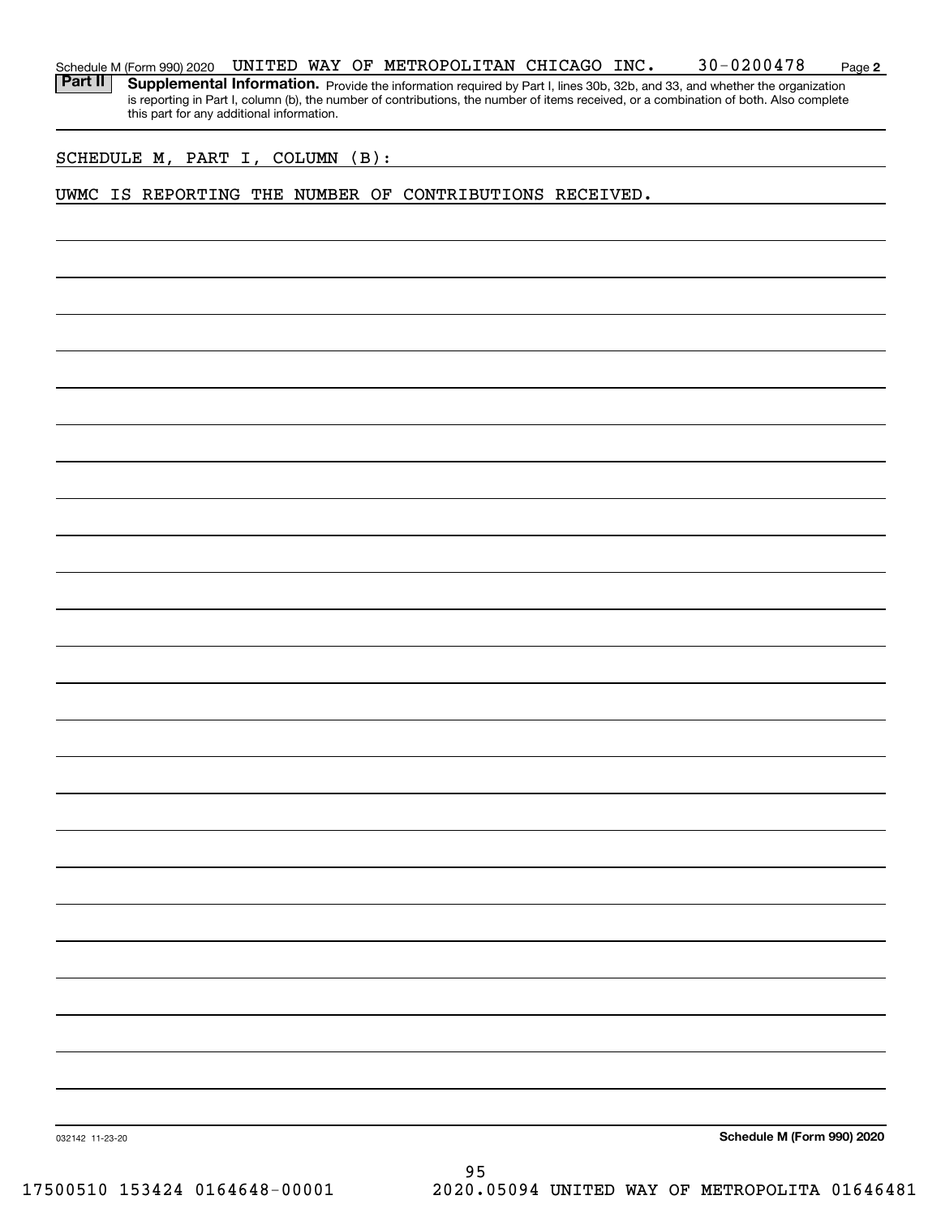Schedule M (Form 990) 2020 UNITED WAY OF METROPOLITAN CHICAGO INC. 30-0200478 Page 2

**Part II** **Supplemental Information.** Provide the information required by Part I, lines 30b, 32b, and 33, and whether the organization is reporting in Part I, column (b), the number of contributions, the number of items received, or a combination of both. Also complete this part for any additional information.

SCHEDULE M, PART I, COLUMN (B):

UWMC IS REPORTING THE NUMBER OF CONTRIBUTIONS RECEIVED.

032142 11-23-20

**Schedule M (Form 990) 2020**

17500510 153424 0164648-00001 2020.05094 UNITED WAY OF METROPOLITA 01646481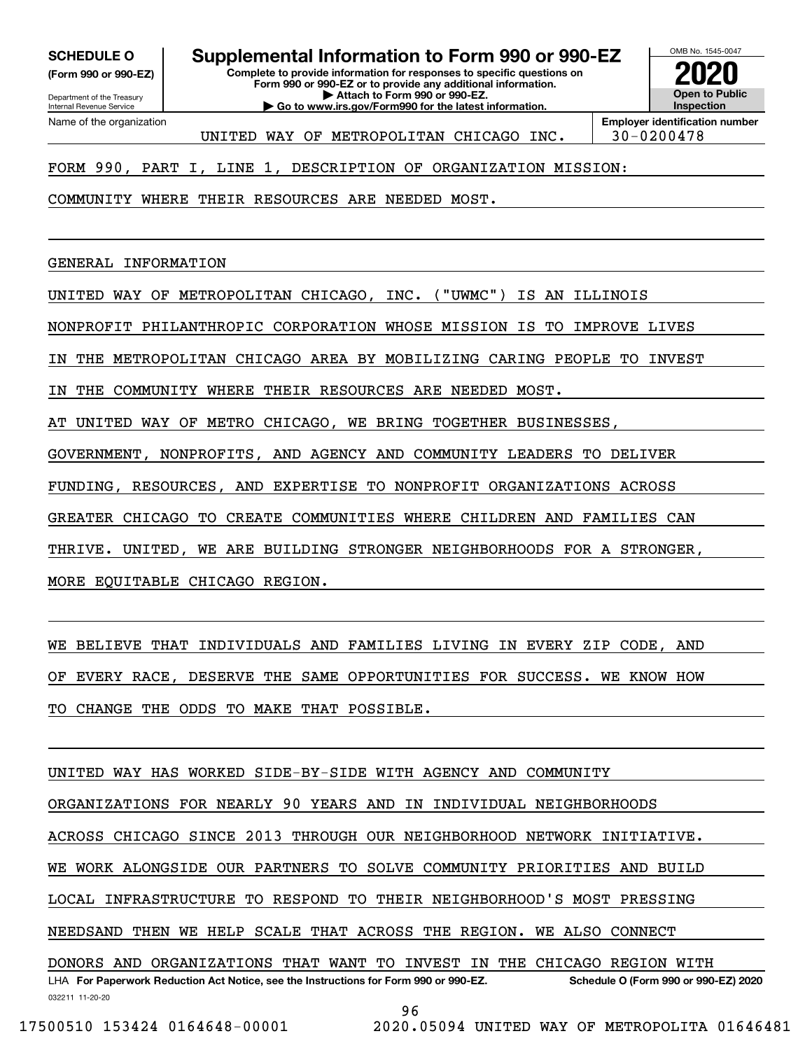**SCHEDULE O**
**(Form 990 or 990-EZ)**

Department of the Treasury
Internal Revenue Service

# Supplemental Information to Form 990 or 990-EZ

**Complete to provide information for responses to specific questions on Form 990 or 990-EZ or to provide any additional information.**
**▶ Attach to Form 990 or 990-EZ.**
**▶ Go to www.irs.gov/Form990 for the latest information.**

OMB No. 1545-0047
**2020**
**Open to Public Inspection**

Name of the organization: UNITED WAY OF METROPOLITAN CHICAGO INC.
**Employer identification number:** 30-0200478

FORM 990, PART I, LINE 1, DESCRIPTION OF ORGANIZATION MISSION:

COMMUNITY WHERE THEIR RESOURCES ARE NEEDED MOST.

GENERAL INFORMATION

UNITED WAY OF METROPOLITAN CHICAGO, INC. ("UWMC") IS AN ILLINOIS NONPROFIT PHILANTHROPIC CORPORATION WHOSE MISSION IS TO IMPROVE LIVES IN THE METROPOLITAN CHICAGO AREA BY MOBILIZING CARING PEOPLE TO INVEST IN THE COMMUNITY WHERE THEIR RESOURCES ARE NEEDED MOST.

AT UNITED WAY OF METRO CHICAGO, WE BRING TOGETHER BUSINESSES, GOVERNMENT, NONPROFITS, AND AGENCY AND COMMUNITY LEADERS TO DELIVER FUNDING, RESOURCES, AND EXPERTISE TO NONPROFIT ORGANIZATIONS ACROSS GREATER CHICAGO TO CREATE COMMUNITIES WHERE CHILDREN AND FAMILIES CAN THRIVE. UNITED, WE ARE BUILDING STRONGER NEIGHBORHOODS FOR A STRONGER, MORE EQUITABLE CHICAGO REGION.

WE BELIEVE THAT INDIVIDUALS AND FAMILIES LIVING IN EVERY ZIP CODE, AND OF EVERY RACE, DESERVE THE SAME OPPORTUNITIES FOR SUCCESS. WE KNOW HOW TO CHANGE THE ODDS TO MAKE THAT POSSIBLE.

UNITED WAY HAS WORKED SIDE-BY-SIDE WITH AGENCY AND COMMUNITY ORGANIZATIONS FOR NEARLY 90 YEARS AND IN INDIVIDUAL NEIGHBORHOODS ACROSS CHICAGO SINCE 2013 THROUGH OUR NEIGHBORHOOD NETWORK INITIATIVE. WE WORK ALONGSIDE OUR PARTNERS TO SOLVE COMMUNITY PRIORITIES AND BUILD LOCAL INFRASTRUCTURE TO RESPOND TO THEIR NEIGHBORHOOD'S MOST PRESSING NEEDSAND THEN WE HELP SCALE THAT ACROSS THE REGION. WE ALSO CONNECT DONORS AND ORGANIZATIONS THAT WANT TO INVEST IN THE CHICAGO REGION WITH

LHA **For Paperwork Reduction Act Notice, see the Instructions for Form 990 or 990-EZ.** **Schedule O (Form 990 or 990-EZ) 2020**

032211 11-20-20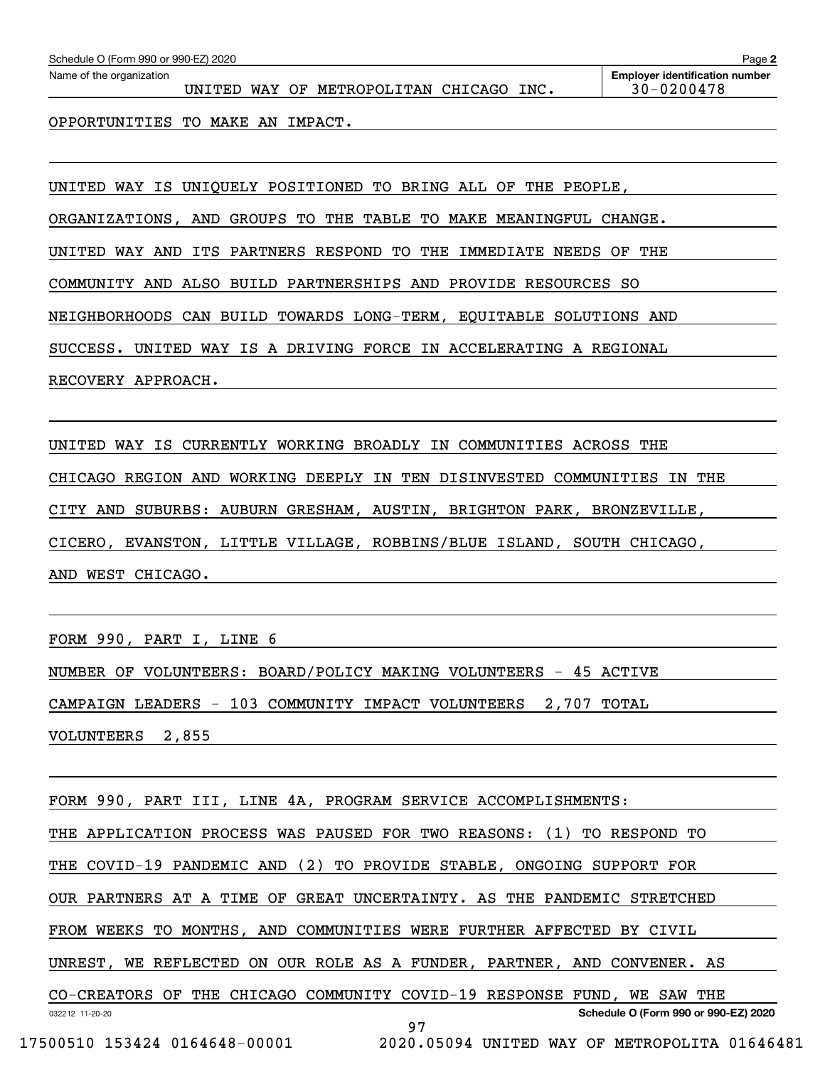OPPORTUNITIES TO MAKE AN IMPACT.

UNITED WAY IS UNIQUELY POSITIONED TO BRING ALL OF THE PEOPLE, ORGANIZATIONS, AND GROUPS TO THE TABLE TO MAKE MEANINGFUL CHANGE. UNITED WAY AND ITS PARTNERS RESPOND TO THE IMMEDIATE NEEDS OF THE COMMUNITY AND ALSO BUILD PARTNERSHIPS AND PROVIDE RESOURCES SO NEIGHBORHOODS CAN BUILD TOWARDS LONG-TERM, EQUITABLE SOLUTIONS AND SUCCESS. UNITED WAY IS A DRIVING FORCE IN ACCELERATING A REGIONAL RECOVERY APPROACH.

UNITED WAY IS CURRENTLY WORKING BROADLY IN COMMUNITIES ACROSS THE CHICAGO REGION AND WORKING DEEPLY IN TEN DISINVESTED COMMUNITIES IN THE CITY AND SUBURBS: AUBURN GRESHAM, AUSTIN, BRIGHTON PARK, BRONZEVILLE, CICERO, EVANSTON, LITTLE VILLAGE, ROBBINS/BLUE ISLAND, SOUTH CHICAGO, AND WEST CHICAGO.

FORM 990, PART I, LINE 6

NUMBER OF VOLUNTEERS: BOARD/POLICY MAKING VOLUNTEERS - 45 ACTIVE CAMPAIGN LEADERS - 103 COMMUNITY IMPACT VOLUNTEERS 2,707 TOTAL VOLUNTEERS 2,855

FORM 990, PART III, LINE 4A, PROGRAM SERVICE ACCOMPLISHMENTS:

THE APPLICATION PROCESS WAS PAUSED FOR TWO REASONS: (1) TO RESPOND TO THE COVID-19 PANDEMIC AND (2) TO PROVIDE STABLE, ONGOING SUPPORT FOR OUR PARTNERS AT A TIME OF GREAT UNCERTAINTY. AS THE PANDEMIC STRETCHED FROM WEEKS TO MONTHS, AND COMMUNITIES WERE FURTHER AFFECTED BY CIVIL UNREST, WE REFLECTED ON OUR ROLE AS A FUNDER, PARTNER, AND CONVENER. AS CO-CREATORS OF THE CHICAGO COMMUNITY COVID-19 RESPONSE FUND, WE SAW THE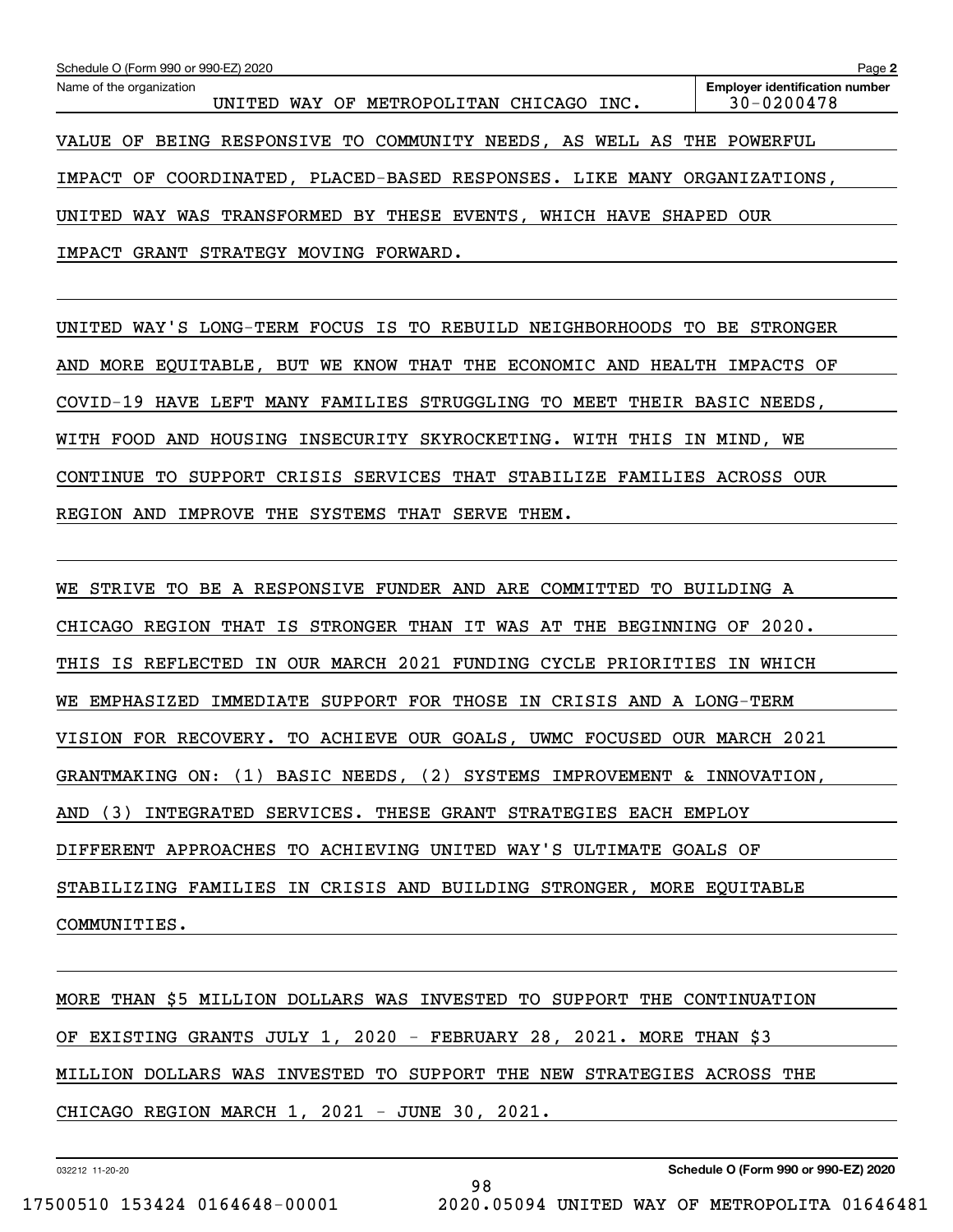Schedule O (Form 990 or 990-EZ) 2020

Name of the organization: UNITED WAY OF METROPOLITAN CHICAGO INC.

Employer identification number: 30-0200478

VALUE OF BEING RESPONSIVE TO COMMUNITY NEEDS, AS WELL AS THE POWERFUL IMPACT OF COORDINATED, PLACED-BASED RESPONSES. LIKE MANY ORGANIZATIONS, UNITED WAY WAS TRANSFORMED BY THESE EVENTS, WHICH HAVE SHAPED OUR IMPACT GRANT STRATEGY MOVING FORWARD.

UNITED WAY'S LONG-TERM FOCUS IS TO REBUILD NEIGHBORHOODS TO BE STRONGER AND MORE EQUITABLE, BUT WE KNOW THAT THE ECONOMIC AND HEALTH IMPACTS OF COVID-19 HAVE LEFT MANY FAMILIES STRUGGLING TO MEET THEIR BASIC NEEDS, WITH FOOD AND HOUSING INSECURITY SKYROCKETING. WITH THIS IN MIND, WE CONTINUE TO SUPPORT CRISIS SERVICES THAT STABILIZE FAMILIES ACROSS OUR REGION AND IMPROVE THE SYSTEMS THAT SERVE THEM.

WE STRIVE TO BE A RESPONSIVE FUNDER AND ARE COMMITTED TO BUILDING A CHICAGO REGION THAT IS STRONGER THAN IT WAS AT THE BEGINNING OF 2020. THIS IS REFLECTED IN OUR MARCH 2021 FUNDING CYCLE PRIORITIES IN WHICH WE EMPHASIZED IMMEDIATE SUPPORT FOR THOSE IN CRISIS AND A LONG-TERM VISION FOR RECOVERY. TO ACHIEVE OUR GOALS, UWMC FOCUSED OUR MARCH 2021 GRANTMAKING ON: (1) BASIC NEEDS, (2) SYSTEMS IMPROVEMENT & INNOVATION, AND (3) INTEGRATED SERVICES. THESE GRANT STRATEGIES EACH EMPLOY DIFFERENT APPROACHES TO ACHIEVING UNITED WAY'S ULTIMATE GOALS OF STABILIZING FAMILIES IN CRISIS AND BUILDING STRONGER, MORE EQUITABLE COMMUNITIES.

MORE THAN $5 MILLION DOLLARS WAS INVESTED TO SUPPORT THE CONTINUATION OF EXISTING GRANTS JULY 1, 2020 - FEBRUARY 28, 2021. MORE THAN $3 MILLION DOLLARS WAS INVESTED TO SUPPORT THE NEW STRATEGIES ACROSS THE CHICAGO REGION MARCH 1, 2021 - JUNE 30, 2021.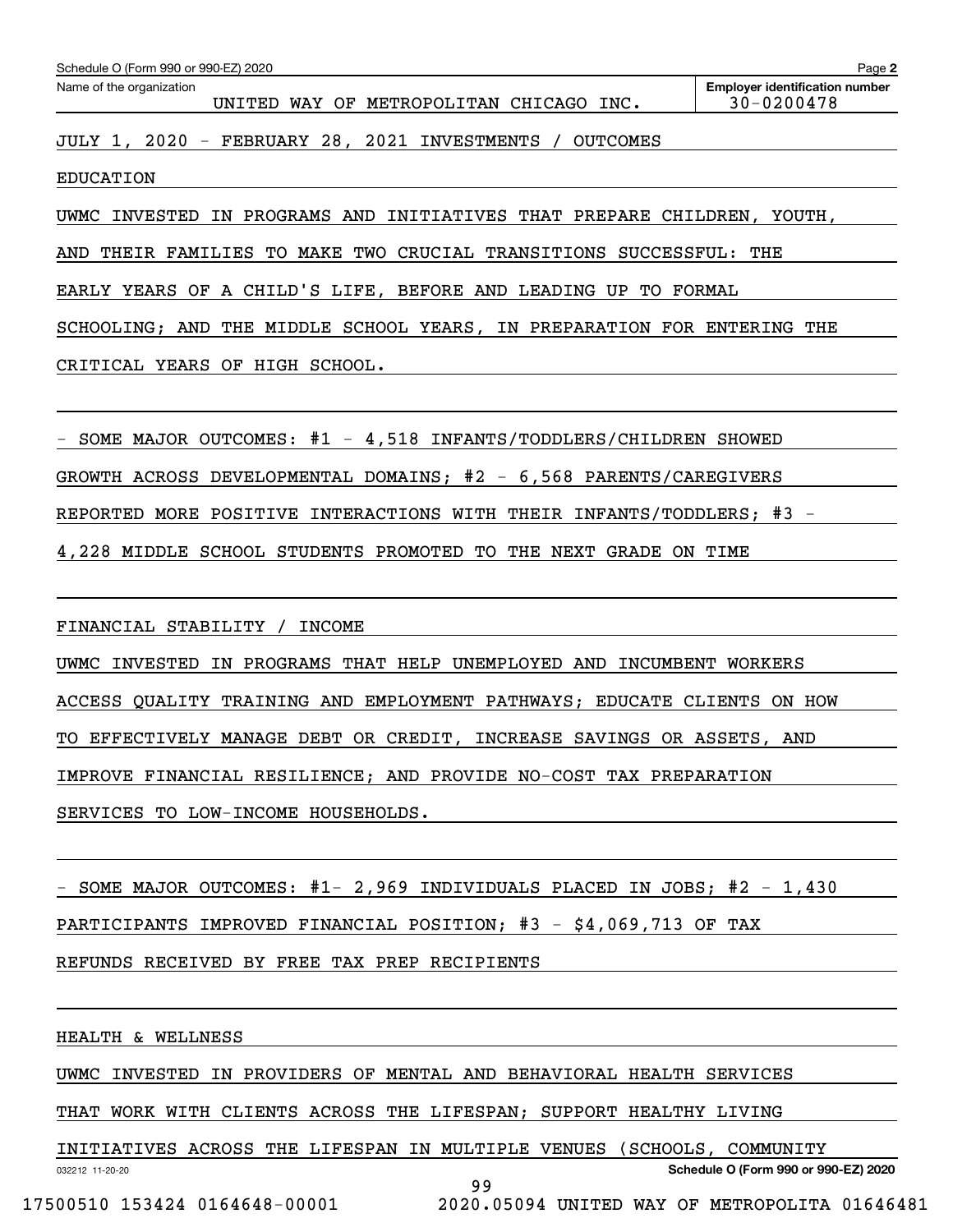Schedule O (Form 990 or 990-EZ) 2020

Name of the organization: UNITED WAY OF METROPOLITAN CHICAGO INC.

Employer identification number: 30-0200478

JULY 1, 2020 - FEBRUARY 28, 2021 INVESTMENTS / OUTCOMES

EDUCATION

UWMC INVESTED IN PROGRAMS AND INITIATIVES THAT PREPARE CHILDREN, YOUTH, AND THEIR FAMILIES TO MAKE TWO CRUCIAL TRANSITIONS SUCCESSFUL: THE EARLY YEARS OF A CHILD'S LIFE, BEFORE AND LEADING UP TO FORMAL SCHOOLING; AND THE MIDDLE SCHOOL YEARS, IN PREPARATION FOR ENTERING THE CRITICAL YEARS OF HIGH SCHOOL.

- SOME MAJOR OUTCOMES: #1 - 4,518 INFANTS/TODDLERS/CHILDREN SHOWED GROWTH ACROSS DEVELOPMENTAL DOMAINS; #2 - 6,568 PARENTS/CAREGIVERS REPORTED MORE POSITIVE INTERACTIONS WITH THEIR INFANTS/TODDLERS; #3 - 4,228 MIDDLE SCHOOL STUDENTS PROMOTED TO THE NEXT GRADE ON TIME

FINANCIAL STABILITY / INCOME

UWMC INVESTED IN PROGRAMS THAT HELP UNEMPLOYED AND INCUMBENT WORKERS ACCESS QUALITY TRAINING AND EMPLOYMENT PATHWAYS; EDUCATE CLIENTS ON HOW TO EFFECTIVELY MANAGE DEBT OR CREDIT, INCREASE SAVINGS OR ASSETS, AND IMPROVE FINANCIAL RESILIENCE; AND PROVIDE NO-COST TAX PREPARATION SERVICES TO LOW-INCOME HOUSEHOLDS.

- SOME MAJOR OUTCOMES: #1- 2,969 INDIVIDUALS PLACED IN JOBS; #2 - 1,430 PARTICIPANTS IMPROVED FINANCIAL POSITION; #3 - $4,069,713 OF TAX REFUNDS RECEIVED BY FREE TAX PREP RECIPIENTS

HEALTH & WELLNESS

UWMC INVESTED IN PROVIDERS OF MENTAL AND BEHAVIORAL HEALTH SERVICES THAT WORK WITH CLIENTS ACROSS THE LIFESPAN; SUPPORT HEALTHY LIVING INITIATIVES ACROSS THE LIFESPAN IN MULTIPLE VENUES (SCHOOLS, COMMUNITY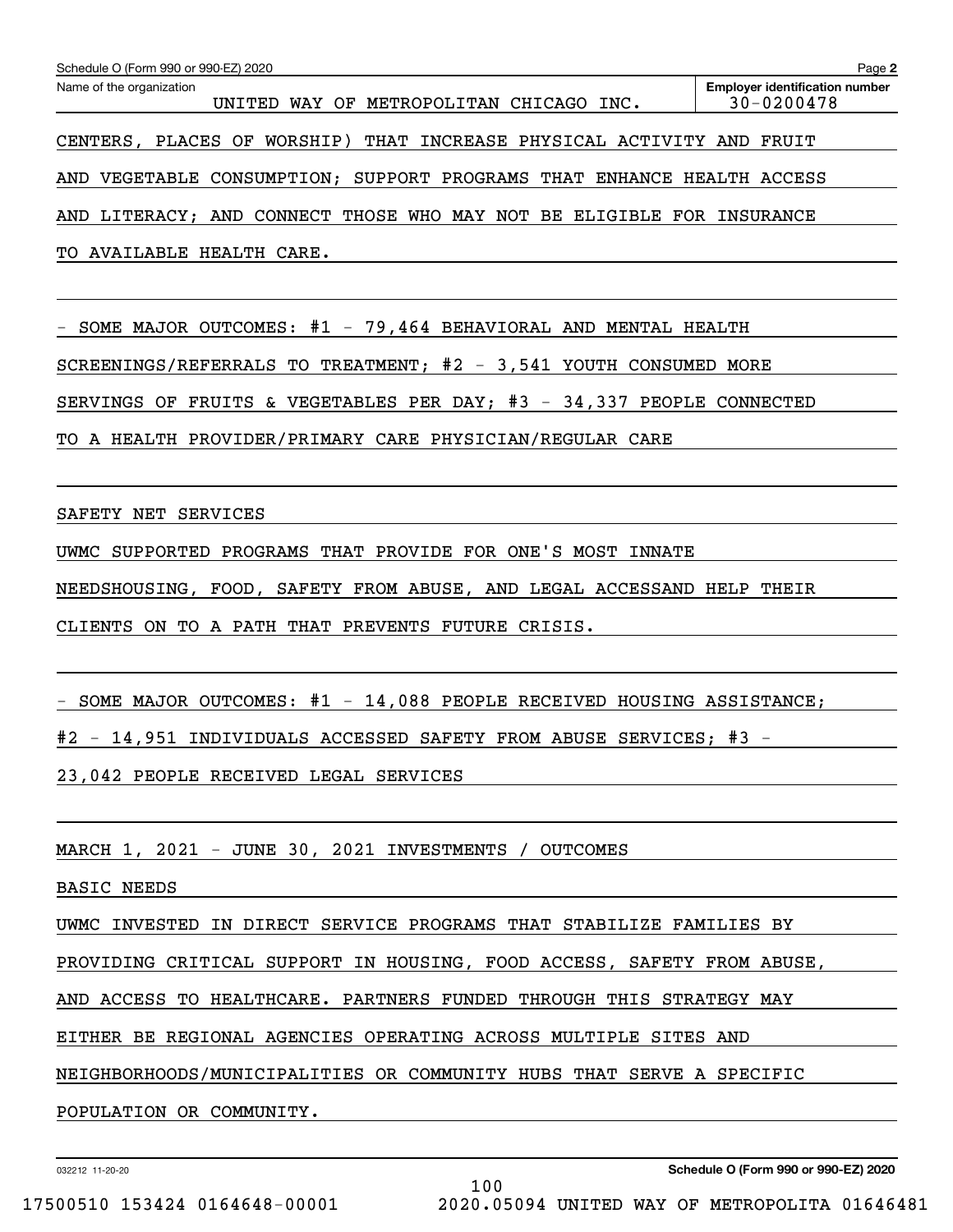Schedule O (Form 990 or 990-EZ) 2020

Name of the organization: UNITED WAY OF METROPOLITAN CHICAGO INC.

Employer identification number: 30-0200478

CENTERS, PLACES OF WORSHIP) THAT INCREASE PHYSICAL ACTIVITY AND FRUIT AND VEGETABLE CONSUMPTION; SUPPORT PROGRAMS THAT ENHANCE HEALTH ACCESS AND LITERACY; AND CONNECT THOSE WHO MAY NOT BE ELIGIBLE FOR INSURANCE TO AVAILABLE HEALTH CARE.

- SOME MAJOR OUTCOMES: #1 - 79,464 BEHAVIORAL AND MENTAL HEALTH SCREENINGS/REFERRALS TO TREATMENT; #2 - 3,541 YOUTH CONSUMED MORE SERVINGS OF FRUITS & VEGETABLES PER DAY; #3 - 34,337 PEOPLE CONNECTED TO A HEALTH PROVIDER/PRIMARY CARE PHYSICIAN/REGULAR CARE

SAFETY NET SERVICES

UWMC SUPPORTED PROGRAMS THAT PROVIDE FOR ONE'S MOST INNATE NEEDSHOUSING, FOOD, SAFETY FROM ABUSE, AND LEGAL ACCESSAND HELP THEIR CLIENTS ON TO A PATH THAT PREVENTS FUTURE CRISIS.

- SOME MAJOR OUTCOMES: #1 - 14,088 PEOPLE RECEIVED HOUSING ASSISTANCE; #2 - 14,951 INDIVIDUALS ACCESSED SAFETY FROM ABUSE SERVICES; #3 - 23,042 PEOPLE RECEIVED LEGAL SERVICES

MARCH 1, 2021 - JUNE 30, 2021 INVESTMENTS / OUTCOMES

BASIC NEEDS

UWMC INVESTED IN DIRECT SERVICE PROGRAMS THAT STABILIZE FAMILIES BY PROVIDING CRITICAL SUPPORT IN HOUSING, FOOD ACCESS, SAFETY FROM ABUSE, AND ACCESS TO HEALTHCARE. PARTNERS FUNDED THROUGH THIS STRATEGY MAY EITHER BE REGIONAL AGENCIES OPERATING ACROSS MULTIPLE SITES AND NEIGHBORHOODS/MUNICIPALITIES OR COMMUNITY HUBS THAT SERVE A SPECIFIC POPULATION OR COMMUNITY.

032212 11-20-20

Schedule O (Form 990 or 990-EZ) 2020

17500510 153424 0164648-00001 2020.05094 UNITED WAY OF METROPOLITA 01646481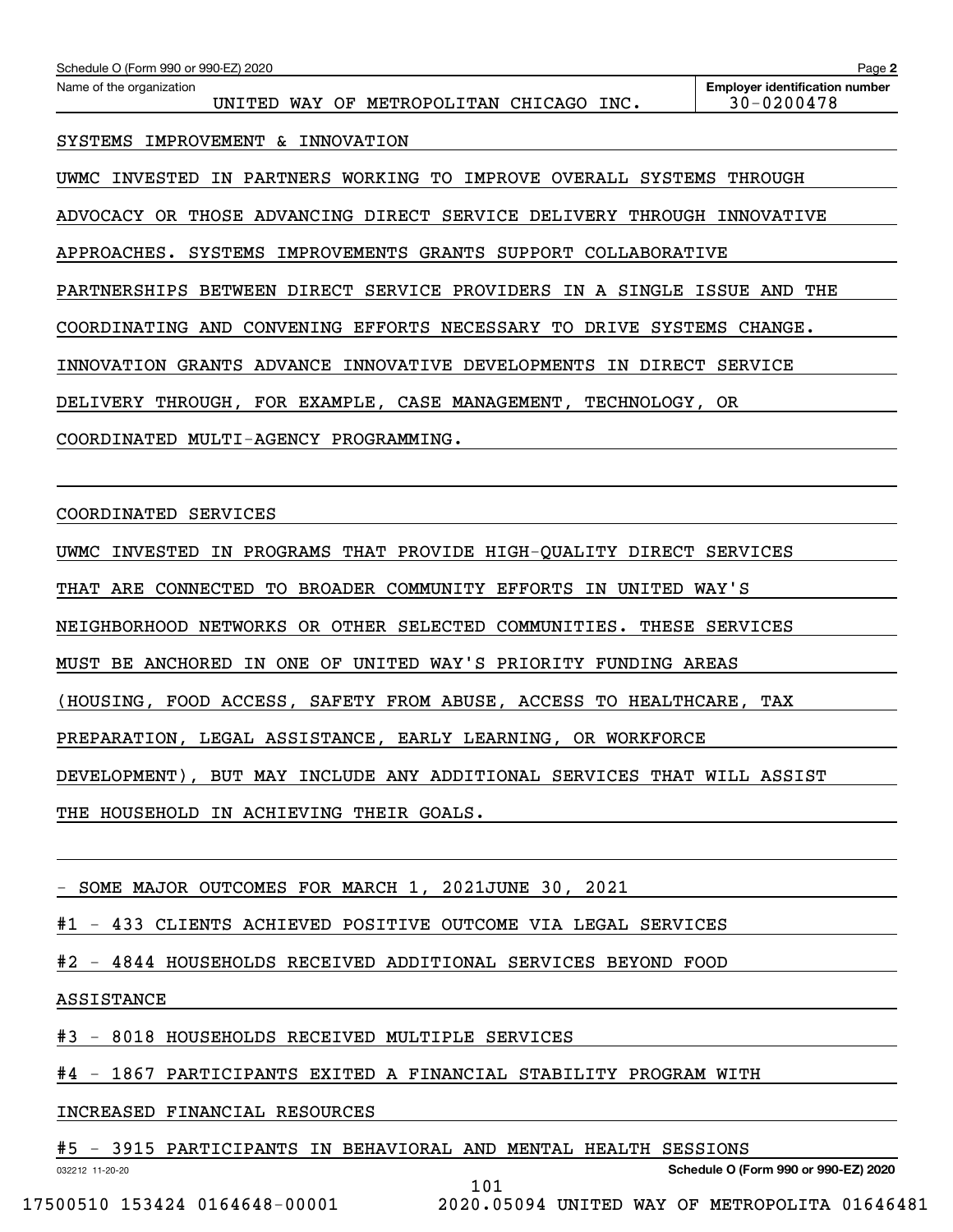Schedule O (Form 990 or 990-EZ) 2020

Name of the organization: UNITED WAY OF METROPOLITAN CHICAGO INC.

Employer identification number: 30-0200478

SYSTEMS IMPROVEMENT & INNOVATION

UWMC INVESTED IN PARTNERS WORKING TO IMPROVE OVERALL SYSTEMS THROUGH ADVOCACY OR THOSE ADVANCING DIRECT SERVICE DELIVERY THROUGH INNOVATIVE APPROACHES. SYSTEMS IMPROVEMENTS GRANTS SUPPORT COLLABORATIVE PARTNERSHIPS BETWEEN DIRECT SERVICE PROVIDERS IN A SINGLE ISSUE AND THE COORDINATING AND CONVENING EFFORTS NECESSARY TO DRIVE SYSTEMS CHANGE. INNOVATION GRANTS ADVANCE INNOVATIVE DEVELOPMENTS IN DIRECT SERVICE DELIVERY THROUGH, FOR EXAMPLE, CASE MANAGEMENT, TECHNOLOGY, OR COORDINATED MULTI-AGENCY PROGRAMMING.

COORDINATED SERVICES

UWMC INVESTED IN PROGRAMS THAT PROVIDE HIGH-QUALITY DIRECT SERVICES THAT ARE CONNECTED TO BROADER COMMUNITY EFFORTS IN UNITED WAY'S NEIGHBORHOOD NETWORKS OR OTHER SELECTED COMMUNITIES. THESE SERVICES MUST BE ANCHORED IN ONE OF UNITED WAY'S PRIORITY FUNDING AREAS (HOUSING, FOOD ACCESS, SAFETY FROM ABUSE, ACCESS TO HEALTHCARE, TAX PREPARATION, LEGAL ASSISTANCE, EARLY LEARNING, OR WORKFORCE DEVELOPMENT), BUT MAY INCLUDE ANY ADDITIONAL SERVICES THAT WILL ASSIST THE HOUSEHOLD IN ACHIEVING THEIR GOALS.

- SOME MAJOR OUTCOMES FOR MARCH 1, 2021JUNE 30, 2021

#1 - 433 CLIENTS ACHIEVED POSITIVE OUTCOME VIA LEGAL SERVICES

#2 - 4844 HOUSEHOLDS RECEIVED ADDITIONAL SERVICES BEYOND FOOD ASSISTANCE

#3 - 8018 HOUSEHOLDS RECEIVED MULTIPLE SERVICES

#4 - 1867 PARTICIPANTS EXITED A FINANCIAL STABILITY PROGRAM WITH INCREASED FINANCIAL RESOURCES

#5 - 3915 PARTICIPANTS IN BEHAVIORAL AND MENTAL HEALTH SESSIONS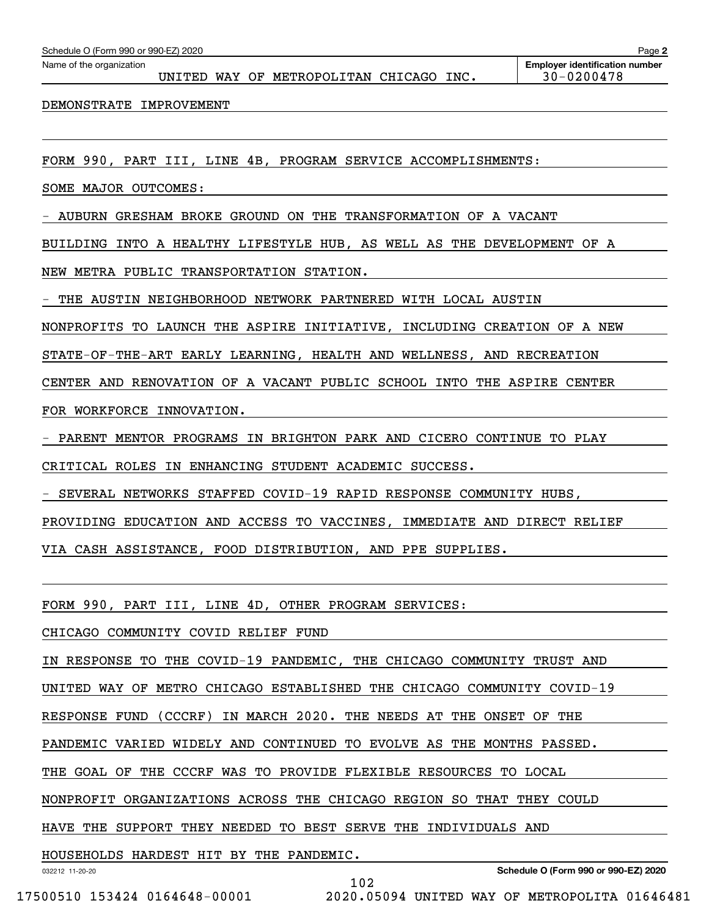Name of the organization: UNITED WAY OF METROPOLITAN CHICAGO INC.

Employer identification number: 30-0200478

DEMONSTRATE IMPROVEMENT

FORM 990, PART III, LINE 4B, PROGRAM SERVICE ACCOMPLISHMENTS:

SOME MAJOR OUTCOMES:

- AUBURN GRESHAM BROKE GROUND ON THE TRANSFORMATION OF A VACANT BUILDING INTO A HEALTHY LIFESTYLE HUB, AS WELL AS THE DEVELOPMENT OF A NEW METRA PUBLIC TRANSPORTATION STATION.
- THE AUSTIN NEIGHBORHOOD NETWORK PARTNERED WITH LOCAL AUSTIN NONPROFITS TO LAUNCH THE ASPIRE INITIATIVE, INCLUDING CREATION OF A NEW STATE-OF-THE-ART EARLY LEARNING, HEALTH AND WELLNESS, AND RECREATION CENTER AND RENOVATION OF A VACANT PUBLIC SCHOOL INTO THE ASPIRE CENTER FOR WORKFORCE INNOVATION.
- PARENT MENTOR PROGRAMS IN BRIGHTON PARK AND CICERO CONTINUE TO PLAY CRITICAL ROLES IN ENHANCING STUDENT ACADEMIC SUCCESS.
- SEVERAL NETWORKS STAFFED COVID-19 RAPID RESPONSE COMMUNITY HUBS, PROVIDING EDUCATION AND ACCESS TO VACCINES, IMMEDIATE AND DIRECT RELIEF VIA CASH ASSISTANCE, FOOD DISTRIBUTION, AND PPE SUPPLIES.

FORM 990, PART III, LINE 4D, OTHER PROGRAM SERVICES:

CHICAGO COMMUNITY COVID RELIEF FUND

IN RESPONSE TO THE COVID-19 PANDEMIC, THE CHICAGO COMMUNITY TRUST AND UNITED WAY OF METRO CHICAGO ESTABLISHED THE CHICAGO COMMUNITY COVID-19 RESPONSE FUND (CCCRF) IN MARCH 2020. THE NEEDS AT THE ONSET OF THE PANDEMIC VARIED WIDELY AND CONTINUED TO EVOLVE AS THE MONTHS PASSED. THE GOAL OF THE CCCRF WAS TO PROVIDE FLEXIBLE RESOURCES TO LOCAL NONPROFIT ORGANIZATIONS ACROSS THE CHICAGO REGION SO THAT THEY COULD HAVE THE SUPPORT THEY NEEDED TO BEST SERVE THE INDIVIDUALS AND HOUSEHOLDS HARDEST HIT BY THE PANDEMIC.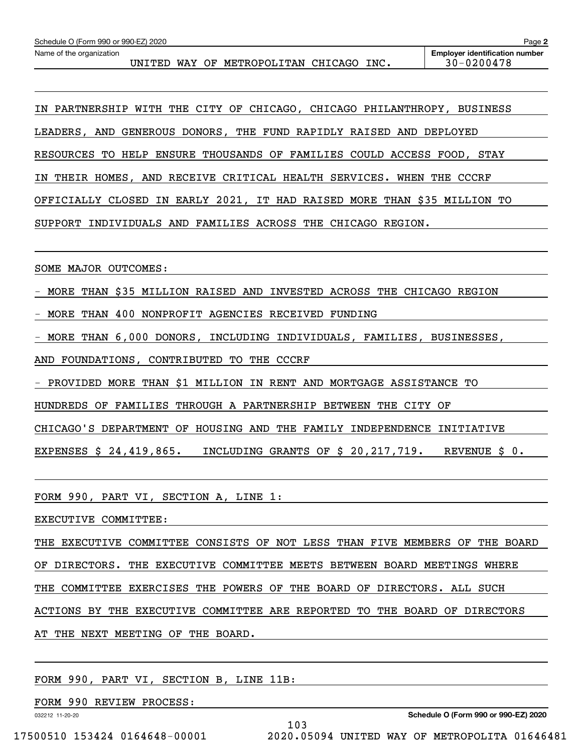Schedule O (Form 990 or 990-EZ) 2020

Name of the organization: UNITED WAY OF METROPOLITAN CHICAGO INC.

Employer identification number: 30-0200478

IN PARTNERSHIP WITH THE CITY OF CHICAGO, CHICAGO PHILANTHROPY, BUSINESS LEADERS, AND GENEROUS DONORS, THE FUND RAPIDLY RAISED AND DEPLOYED RESOURCES TO HELP ENSURE THOUSANDS OF FAMILIES COULD ACCESS FOOD, STAY IN THEIR HOMES, AND RECEIVE CRITICAL HEALTH SERVICES. WHEN THE CCCRF OFFICIALLY CLOSED IN EARLY 2021, IT HAD RAISED MORE THAN $35 MILLION TO SUPPORT INDIVIDUALS AND FAMILIES ACROSS THE CHICAGO REGION.

SOME MAJOR OUTCOMES:

- MORE THAN $35 MILLION RAISED AND INVESTED ACROSS THE CHICAGO REGION
- MORE THAN 400 NONPROFIT AGENCIES RECEIVED FUNDING
- MORE THAN 6,000 DONORS, INCLUDING INDIVIDUALS, FAMILIES, BUSINESSES, AND FOUNDATIONS, CONTRIBUTED TO THE CCCRF
- PROVIDED MORE THAN $1 MILLION IN RENT AND MORTGAGE ASSISTANCE TO HUNDREDS OF FAMILIES THROUGH A PARTNERSHIP BETWEEN THE CITY OF CHICAGO'S DEPARTMENT OF HOUSING AND THE FAMILY INDEPENDENCE INITIATIVE

EXPENSES $ 24,419,865. INCLUDING GRANTS OF $ 20,217,719. REVENUE $ 0.

FORM 990, PART VI, SECTION A, LINE 1:

EXECUTIVE COMMITTEE:

THE EXECUTIVE COMMITTEE CONSISTS OF NOT LESS THAN FIVE MEMBERS OF THE BOARD OF DIRECTORS. THE EXECUTIVE COMMITTEE MEETS BETWEEN BOARD MEETINGS WHERE THE COMMITTEE EXERCISES THE POWERS OF THE BOARD OF DIRECTORS. ALL SUCH ACTIONS BY THE EXECUTIVE COMMITTEE ARE REPORTED TO THE BOARD OF DIRECTORS AT THE NEXT MEETING OF THE BOARD.

FORM 990, PART VI, SECTION B, LINE 11B:

FORM 990 REVIEW PROCESS: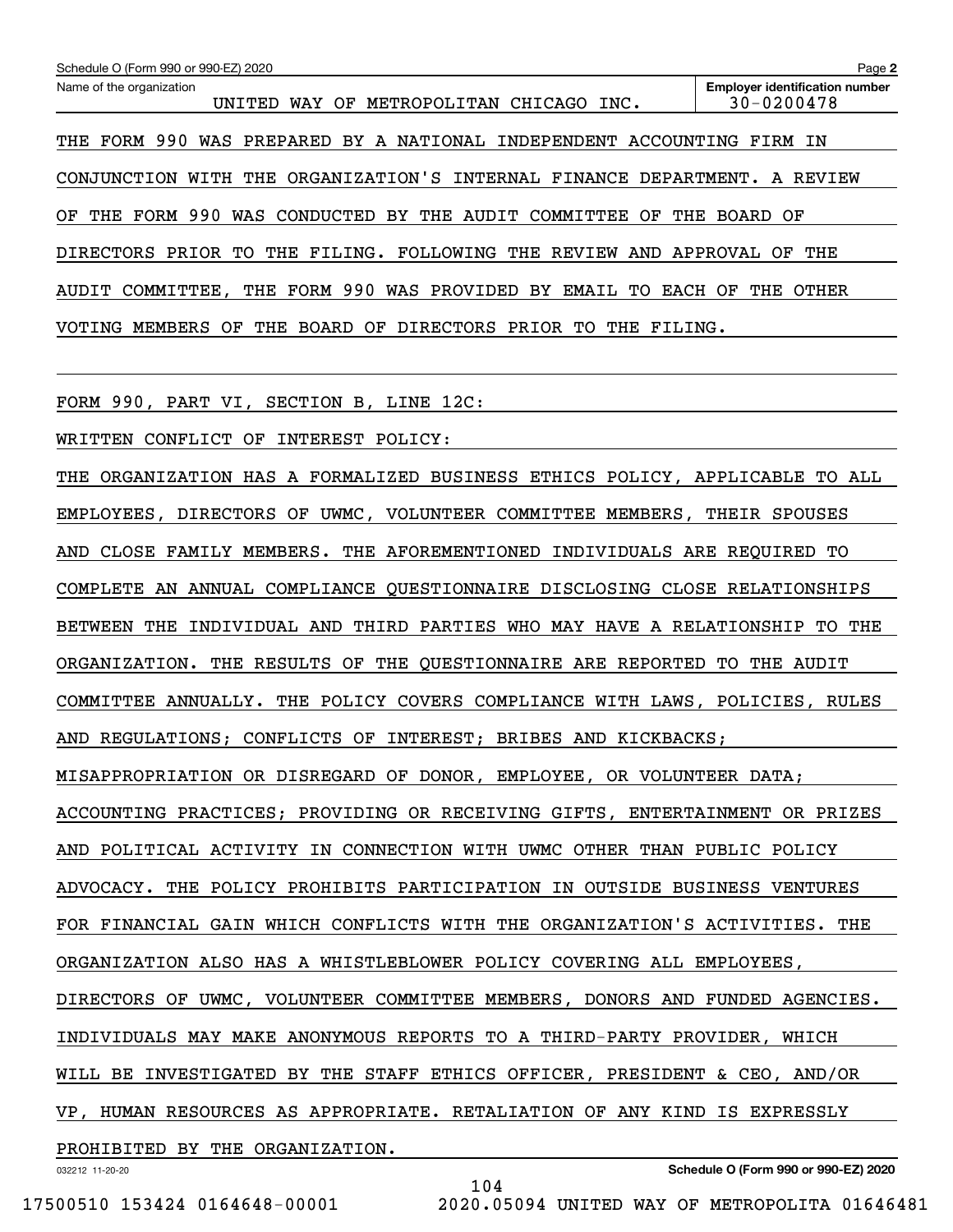Name of the organization: UNITED WAY OF METROPOLITAN CHICAGO INC.

Employer identification number: 30-0200478

THE FORM 990 WAS PREPARED BY A NATIONAL INDEPENDENT ACCOUNTING FIRM IN CONJUNCTION WITH THE ORGANIZATION'S INTERNAL FINANCE DEPARTMENT. A REVIEW OF THE FORM 990 WAS CONDUCTED BY THE AUDIT COMMITTEE OF THE BOARD OF DIRECTORS PRIOR TO THE FILING. FOLLOWING THE REVIEW AND APPROVAL OF THE AUDIT COMMITTEE, THE FORM 990 WAS PROVIDED BY EMAIL TO EACH OF THE OTHER VOTING MEMBERS OF THE BOARD OF DIRECTORS PRIOR TO THE FILING.

FORM 990, PART VI, SECTION B, LINE 12C:

WRITTEN CONFLICT OF INTEREST POLICY:

THE ORGANIZATION HAS A FORMALIZED BUSINESS ETHICS POLICY, APPLICABLE TO ALL EMPLOYEES, DIRECTORS OF UWMC, VOLUNTEER COMMITTEE MEMBERS, THEIR SPOUSES AND CLOSE FAMILY MEMBERS. THE AFOREMENTIONED INDIVIDUALS ARE REQUIRED TO COMPLETE AN ANNUAL COMPLIANCE QUESTIONNAIRE DISCLOSING CLOSE RELATIONSHIPS BETWEEN THE INDIVIDUAL AND THIRD PARTIES WHO MAY HAVE A RELATIONSHIP TO THE ORGANIZATION. THE RESULTS OF THE QUESTIONNAIRE ARE REPORTED TO THE AUDIT COMMITTEE ANNUALLY. THE POLICY COVERS COMPLIANCE WITH LAWS, POLICIES, RULES AND REGULATIONS; CONFLICTS OF INTEREST; BRIBES AND KICKBACKS; MISAPPROPRIATION OR DISREGARD OF DONOR, EMPLOYEE, OR VOLUNTEER DATA; ACCOUNTING PRACTICES; PROVIDING OR RECEIVING GIFTS, ENTERTAINMENT OR PRIZES AND POLITICAL ACTIVITY IN CONNECTION WITH UWMC OTHER THAN PUBLIC POLICY ADVOCACY. THE POLICY PROHIBITS PARTICIPATION IN OUTSIDE BUSINESS VENTURES FOR FINANCIAL GAIN WHICH CONFLICTS WITH THE ORGANIZATION'S ACTIVITIES. THE ORGANIZATION ALSO HAS A WHISTLEBLOWER POLICY COVERING ALL EMPLOYEES, DIRECTORS OF UWMC, VOLUNTEER COMMITTEE MEMBERS, DONORS AND FUNDED AGENCIES. INDIVIDUALS MAY MAKE ANONYMOUS REPORTS TO A THIRD-PARTY PROVIDER, WHICH WILL BE INVESTIGATED BY THE STAFF ETHICS OFFICER, PRESIDENT & CEO, AND/OR VP, HUMAN RESOURCES AS APPROPRIATE. RETALIATION OF ANY KIND IS EXPRESSLY PROHIBITED BY THE ORGANIZATION.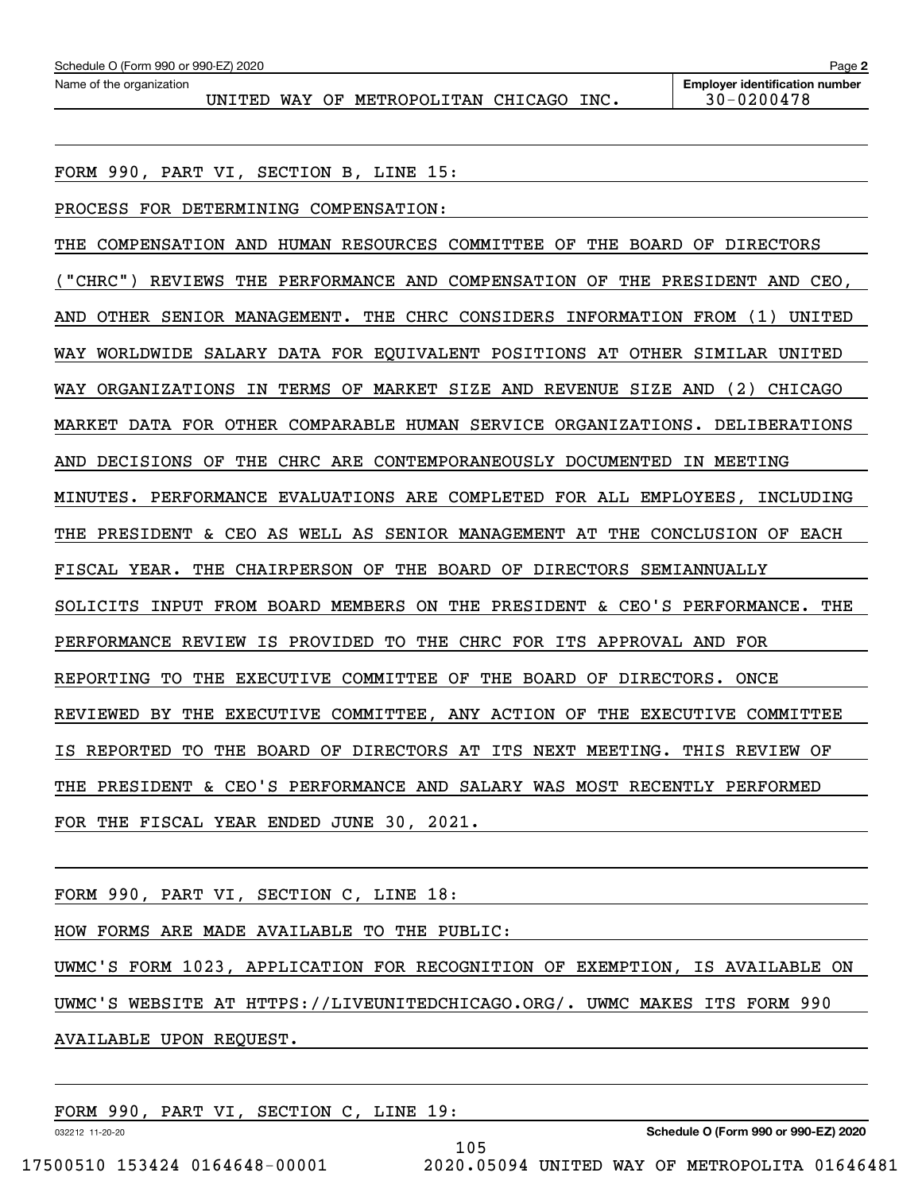Name of the organization: UNITED WAY OF METROPOLITAN CHICAGO INC.

Employer identification number: 30-0200478

FORM 990, PART VI, SECTION B, LINE 15:

PROCESS FOR DETERMINING COMPENSATION:

THE COMPENSATION AND HUMAN RESOURCES COMMITTEE OF THE BOARD OF DIRECTORS ("CHRC") REVIEWS THE PERFORMANCE AND COMPENSATION OF THE PRESIDENT AND CEO, AND OTHER SENIOR MANAGEMENT. THE CHRC CONSIDERS INFORMATION FROM (1) UNITED WAY WORLDWIDE SALARY DATA FOR EQUIVALENT POSITIONS AT OTHER SIMILAR UNITED WAY ORGANIZATIONS IN TERMS OF MARKET SIZE AND REVENUE SIZE AND (2) CHICAGO MARKET DATA FOR OTHER COMPARABLE HUMAN SERVICE ORGANIZATIONS. DELIBERATIONS AND DECISIONS OF THE CHRC ARE CONTEMPORANEOUSLY DOCUMENTED IN MEETING MINUTES. PERFORMANCE EVALUATIONS ARE COMPLETED FOR ALL EMPLOYEES, INCLUDING THE PRESIDENT & CEO AS WELL AS SENIOR MANAGEMENT AT THE CONCLUSION OF EACH FISCAL YEAR. THE CHAIRPERSON OF THE BOARD OF DIRECTORS SEMIANNUALLY SOLICITS INPUT FROM BOARD MEMBERS ON THE PRESIDENT & CEO'S PERFORMANCE. THE PERFORMANCE REVIEW IS PROVIDED TO THE CHRC FOR ITS APPROVAL AND FOR REPORTING TO THE EXECUTIVE COMMITTEE OF THE BOARD OF DIRECTORS. ONCE REVIEWED BY THE EXECUTIVE COMMITTEE, ANY ACTION OF THE EXECUTIVE COMMITTEE IS REPORTED TO THE BOARD OF DIRECTORS AT ITS NEXT MEETING. THIS REVIEW OF THE PRESIDENT & CEO'S PERFORMANCE AND SALARY WAS MOST RECENTLY PERFORMED FOR THE FISCAL YEAR ENDED JUNE 30, 2021.

FORM 990, PART VI, SECTION C, LINE 18:

HOW FORMS ARE MADE AVAILABLE TO THE PUBLIC:

UWMC'S FORM 1023, APPLICATION FOR RECOGNITION OF EXEMPTION, IS AVAILABLE ON UWMC'S WEBSITE AT HTTPS://LIVEUNITEDCHICAGO.ORG/. UWMC MAKES ITS FORM 990 AVAILABLE UPON REQUEST.

FORM 990, PART VI, SECTION C, LINE 19: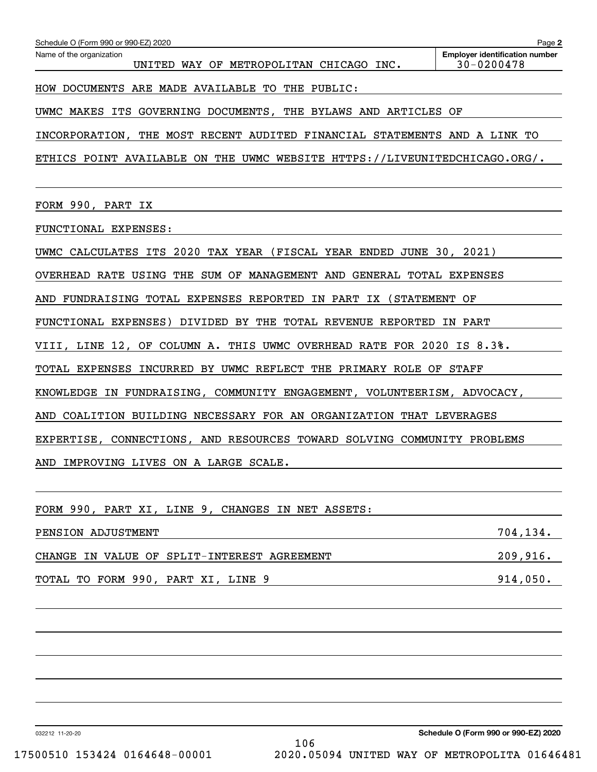Schedule O (Form 990 or 990-EZ) 2020 Page **2**

Name of the organization: UNITED WAY OF METROPOLITAN CHICAGO INC.

**Employer identification number** 30-0200478

HOW DOCUMENTS ARE MADE AVAILABLE TO THE PUBLIC:

UWMC MAKES ITS GOVERNING DOCUMENTS, THE BYLAWS AND ARTICLES OF INCORPORATION, THE MOST RECENT AUDITED FINANCIAL STATEMENTS AND A LINK TO ETHICS POINT AVAILABLE ON THE UWMC WEBSITE HTTPS://LIVEUNITEDCHICAGO.ORG/.

FORM 990, PART IX

FUNCTIONAL EXPENSES:

UWMC CALCULATES ITS 2020 TAX YEAR (FISCAL YEAR ENDED JUNE 30, 2021) OVERHEAD RATE USING THE SUM OF MANAGEMENT AND GENERAL TOTAL EXPENSES AND FUNDRAISING TOTAL EXPENSES REPORTED IN PART IX (STATEMENT OF FUNCTIONAL EXPENSES) DIVIDED BY THE TOTAL REVENUE REPORTED IN PART VIII, LINE 12, OF COLUMN A. THIS UWMC OVERHEAD RATE FOR 2020 IS 8.3%. TOTAL EXPENSES INCURRED BY UWMC REFLECT THE PRIMARY ROLE OF STAFF KNOWLEDGE IN FUNDRAISING, COMMUNITY ENGAGEMENT, VOLUNTEERISM, ADVOCACY, AND COALITION BUILDING NECESSARY FOR AN ORGANIZATION THAT LEVERAGES EXPERTISE, CONNECTIONS, AND RESOURCES TOWARD SOLVING COMMUNITY PROBLEMS AND IMPROVING LIVES ON A LARGE SCALE.

FORM 990, PART XI, LINE 9, CHANGES IN NET ASSETS:

| | |
|---|---|
| PENSION ADJUSTMENT | 704,134. |
| CHANGE IN VALUE OF SPLIT-INTEREST AGREEMENT | 209,916. |
| TOTAL TO FORM 990, PART XI, LINE 9 | 914,050. |

032212 11-20-20 **Schedule O (Form 990 or 990-EZ) 2020**

17500510 153424 0164648-00001 2020.05094 UNITED WAY OF METROPOLITA 01646481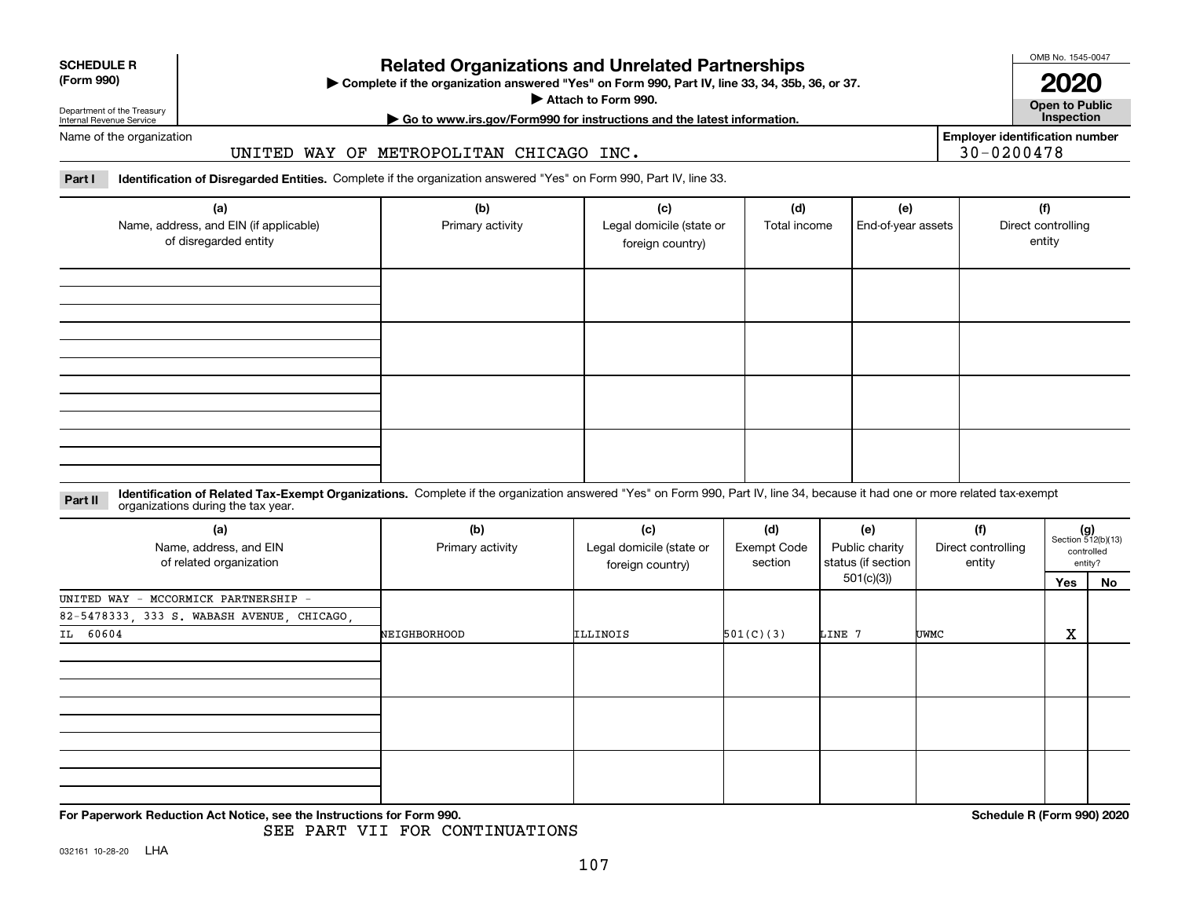**SCHEDULE R (Form 990)**

Department of the Treasury
Internal Revenue Service

# Related Organizations and Unrelated Partnerships

▶ Complete if the organization answered "Yes" on Form 990, Part IV, line 33, 34, 35b, 36, or 37.
▶ Attach to Form 990.
▶ Go to www.irs.gov/Form990 for instructions and the latest information.

OMB No. 1545-0047

**2020**

**Open to Public Inspection**

Name of the organization: UNITED WAY OF METROPOLITAN CHICAGO INC.

Employer identification number: 30-0200478

**Part I** **Identification of Disregarded Entities.** Complete if the organization answered "Yes" on Form 990, Part IV, line 33.

| (a) Name, address, and EIN (if applicable) of disregarded entity | (b) Primary activity | (c) Legal domicile (state or foreign country) | (d) Total income | (e) End-of-year assets | (f) Direct controlling entity |
|---|---|---|---|---|---|
| | | | | | |
| | | | | | |
| | | | | | |
| | | | | | |

**Part II** **Identification of Related Tax-Exempt Organizations.** Complete if the organization answered "Yes" on Form 990, Part IV, line 34, because it had one or more related tax-exempt organizations during the tax year.

| (a) Name, address, and EIN of related organization | (b) Primary activity | (c) Legal domicile (state or foreign country) | (d) Exempt Code section | (e) Public charity status (if section 501(c)(3)) | (f) Direct controlling entity | (g) Section 512(b)(13) controlled entity? Yes | No |
|---|---|---|---|---|---|---|---|
| UNITED WAY - MCCORMICK PARTNERSHIP - 82-5478333, 333 S. WABASH AVENUE, CHICAGO, IL 60604 | NEIGHBORHOOD | ILLINOIS | 501(C)(3) | LINE 7 | UWMC | X | |
| | | | | | | | |
| | | | | | | | |
| | | | | | | | |

**For Paperwork Reduction Act Notice, see the Instructions for Form 990.** **Schedule R (Form 990) 2020**

SEE PART VII FOR CONTINUATIONS

032161 10-28-20 LHA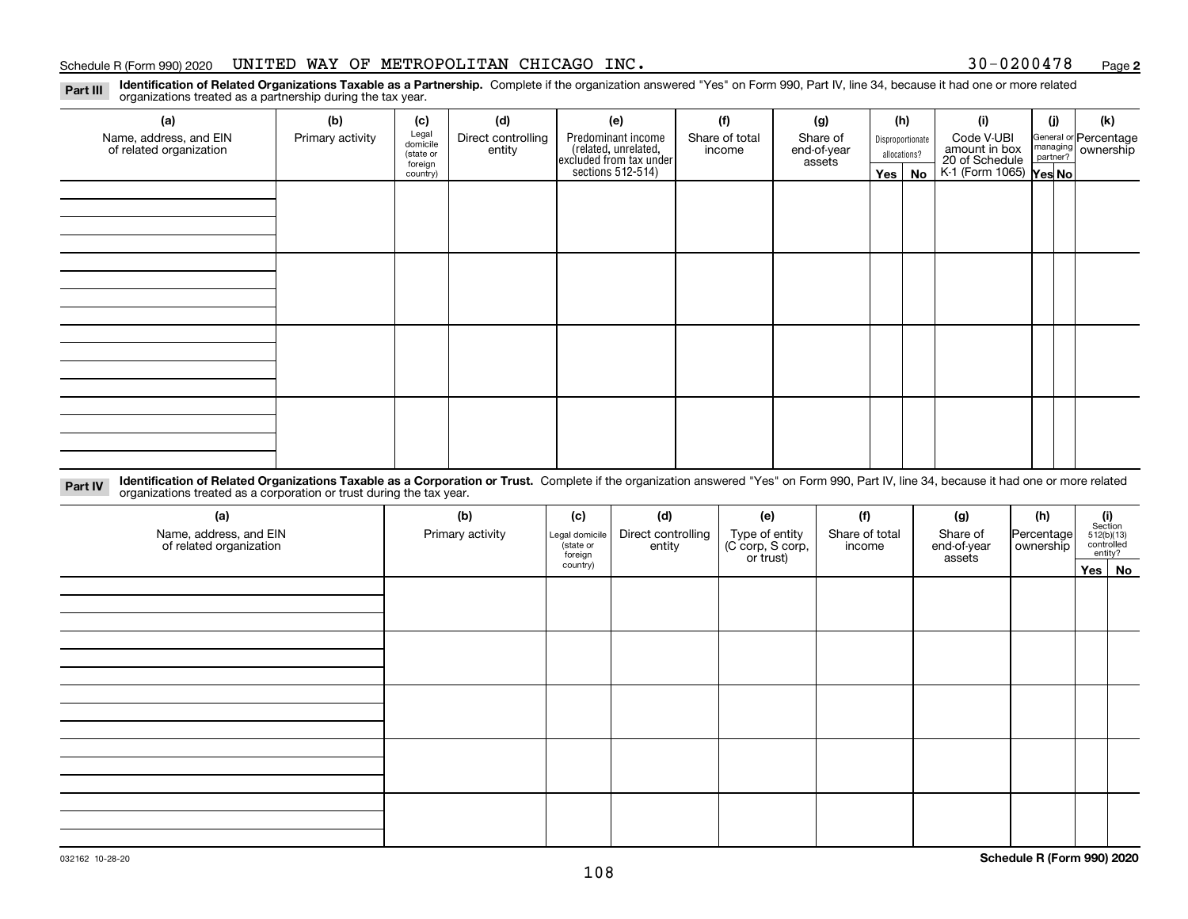Schedule R (Form 990) 2020 UNITED WAY OF METROPOLITAN CHICAGO INC. 30-0200478 Page **2**

**Part III** **Identification of Related Organizations Taxable as a Partnership.** Complete if the organization answered "Yes" on Form 990, Part IV, line 34, because it had one or more related organizations treated as a partnership during the tax year.

| (a) Name, address, and EIN of related organization | (b) Primary activity | (c) Legal domicile (state or foreign country) | (d) Direct controlling entity | (e) Predominant income (related, unrelated, excluded from tax under sections 512-514) | (f) Share of total income | (g) Share of end-of-year assets | (h) Disproportionate allocations? Yes | (h) No | (i) Code V-UBI amount in box 20 of Schedule K-1 (Form 1065) | (j) General or managing partner? Yes | (j) No | (k) Percentage ownership |
|---|---|---|---|---|---|---|---|---|---|---|---|---|
| | | | | | | | | | | | | |
| | | | | | | | | | | | | |
| | | | | | | | | | | | | |
| | | | | | | | | | | | | |

**Part IV** **Identification of Related Organizations Taxable as a Corporation or Trust.** Complete if the organization answered "Yes" on Form 990, Part IV, line 34, because it had one or more related organizations treated as a corporation or trust during the tax year.

| (a) Name, address, and EIN of related organization | (b) Primary activity | (c) Legal domicile (state or foreign country) | (d) Direct controlling entity | (e) Type of entity (C corp, S corp, or trust) | (f) Share of total income | (g) Share of end-of-year assets | (h) Percentage ownership | (i) Section 512(b)(13) controlled entity? Yes | (i) No |
|---|---|---|---|---|---|---|---|---|---|
| | | | | | | | | | |
| | | | | | | | | | |
| | | | | | | | | | |
| | | | | | | | | | |
| | | | | | | | | | |

032162 10-28-20 **Schedule R (Form 990) 2020**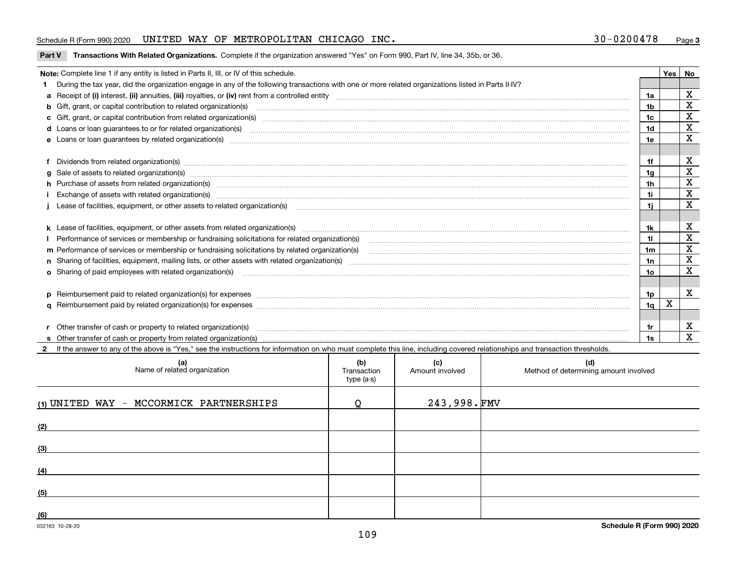Schedule R (Form 990) 2020 UNITED WAY OF METROPOLITAN CHICAGO INC. 30-0200478 Page 3

**Part V Transactions With Related Organizations.** Complete if the organization answered "Yes" on Form 990, Part IV, line 34, 35b, or 36.

| Note: Complete line 1 if any entity is listed in Parts II, III, or IV of this schedule. | | Yes | No |
|---|---|---|---|
| **1** During the tax year, did the organization engage in any of the following transactions with one or more related organizations listed in Parts II-IV? | | | |
| **a** Receipt of (i) interest, (ii) annuities, (iii) royalties, or (iv) rent from a controlled entity | 1a | | X |
| **b** Gift, grant, or capital contribution to related organization(s) | 1b | | X |
| **c** Gift, grant, or capital contribution from related organization(s) | 1c | | X |
| **d** Loans or loan guarantees to or for related organization(s) | 1d | | X |
| **e** Loans or loan guarantees by related organization(s) | 1e | | X |
| **f** Dividends from related organization(s) | 1f | | X |
| **g** Sale of assets to related organization(s) | 1g | | X |
| **h** Purchase of assets from related organization(s) | 1h | | X |
| **i** Exchange of assets with related organization(s) | 1i | | X |
| **j** Lease of facilities, equipment, or other assets to related organization(s) | 1j | | X |
| **k** Lease of facilities, equipment, or other assets from related organization(s) | 1k | | X |
| **l** Performance of services or membership or fundraising solicitations for related organization(s) | 1l | | X |
| **m** Performance of services or membership or fundraising solicitations by related organization(s) | 1m | | X |
| **n** Sharing of facilities, equipment, mailing lists, or other assets with related organization(s) | 1n | | X |
| **o** Sharing of paid employees with related organization(s) | 1o | | X |
| **p** Reimbursement paid to related organization(s) for expenses | 1p | | X |
| **q** Reimbursement paid by related organization(s) for expenses | 1q | X | |
| **r** Other transfer of cash or property to related organization(s) | 1r | | X |
| **s** Other transfer of cash or property from related organization(s) | 1s | | X |

**2** If the answer to any of the above is "Yes," see the instructions for information on who must complete this line, including covered relationships and transaction thresholds.

| (a) Name of related organization | (b) Transaction type (a-s) | (c) Amount involved | (d) Method of determining amount involved |
|---|---|---|---|
| (1) UNITED WAY - MCCORMICK PARTNERSHIPS | Q | 243,998. | FMV |
| (2) | | | |
| (3) | | | |
| (4) | | | |
| (5) | | | |
| (6) | | | |

032163 10-28-20 **Schedule R (Form 990) 2020**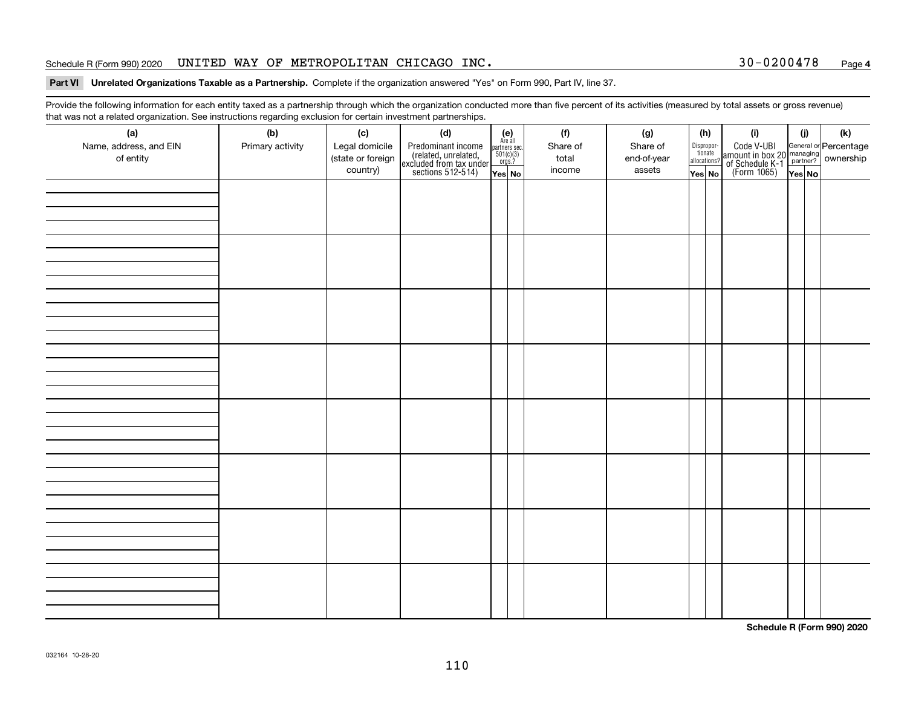Schedule R (Form 990) 2020 UNITED WAY OF METROPOLITAN CHICAGO INC. 30-0200478 Page **4**

**Part VI Unrelated Organizations Taxable as a Partnership.** Complete if the organization answered "Yes" on Form 990, Part IV, line 37.

Provide the following information for each entity taxed as a partnership through which the organization conducted more than five percent of its activities (measured by total assets or gross revenue) that was not a related organization. See instructions regarding exclusion for certain investment partnerships.

| (a) Name, address, and EIN of entity | (b) Primary activity | (c) Legal domicile (state or foreign country) | (d) Predominant income (related, unrelated, excluded from tax under sections 512-514) | (e) Are all partners sec. 501(c)(3) orgs.? | | (f) Share of total income | (g) Share of end-of-year assets | (h) Disproportionate allocations? | | (i) Code V-UBI amount in box 20 of Schedule K-1 (Form 1065) | (j) General or managing partner? | | (k) Percentage ownership |
|---|---|---|---|---|---|---|---|---|---|---|---|---|---|
| | | | | Yes | No | | | Yes | No | | Yes | No | |
| | | | | | | | | | | | | | |
| | | | | | | | | | | | | | |
| | | | | | | | | | | | | | |
| | | | | | | | | | | | | | |
| | | | | | | | | | | | | | |
| | | | | | | | | | | | | | |
| | | | | | | | | | | | | | |
| | | | | | | | | | | | | | |

**Schedule R (Form 990) 2020**

032164 10-28-20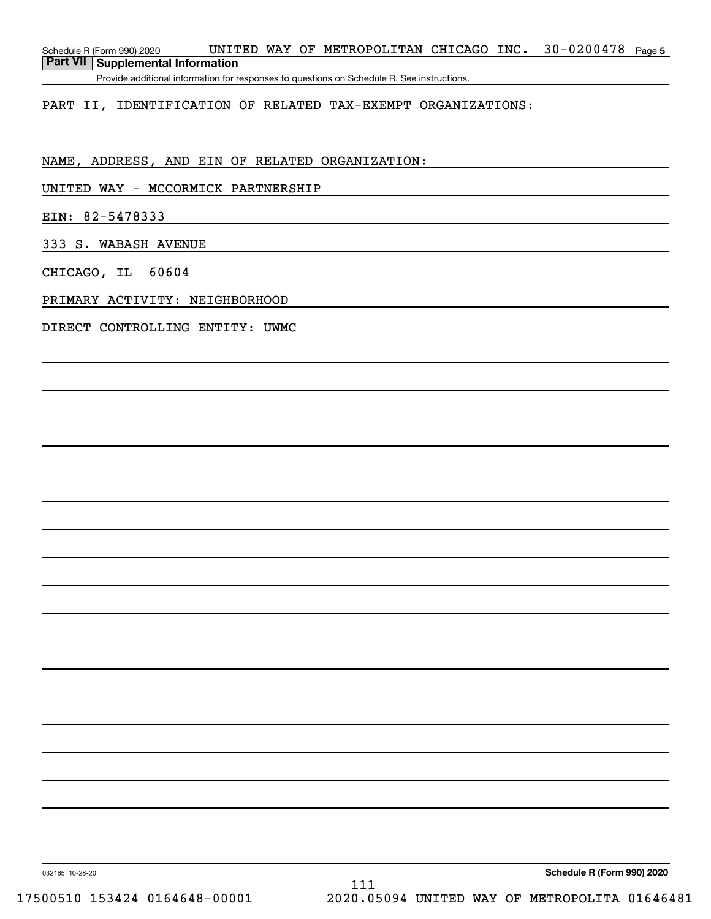## Part VII Supplemental Information

Provide additional information for responses to questions on Schedule R. See instructions.

PART II, IDENTIFICATION OF RELATED TAX-EXEMPT ORGANIZATIONS:

NAME, ADDRESS, AND EIN OF RELATED ORGANIZATION:

UNITED WAY - MCCORMICK PARTNERSHIP

EIN: 82-5478333

333 S. WABASH AVENUE

CHICAGO, IL 60604

PRIMARY ACTIVITY: NEIGHBORHOOD

DIRECT CONTROLLING ENTITY: UWMC